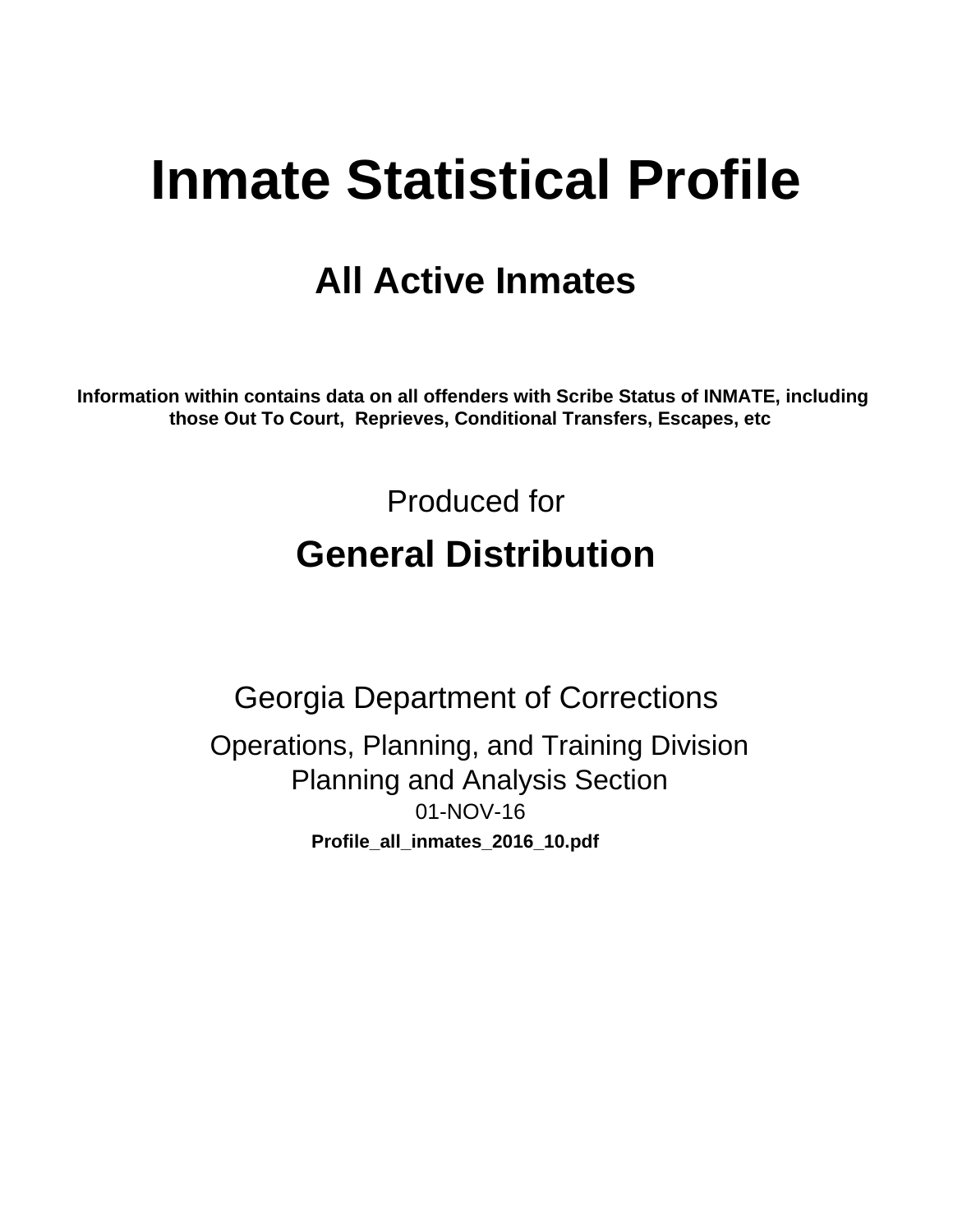# Inmate Statistical Profile

## All Active Inmates

**Information within contains data on all offenders with Scribe Status of INMATE, including those Out To Court, Reprieves, Conditional Transfers, Escapes, etc**

Produced for

## General Distribution

Georgia Department of Corrections

Operations, Planning, and Training Division
Planning and Analysis Section
01-NOV-16

**Profile_all_inmates_2016_10.pdf**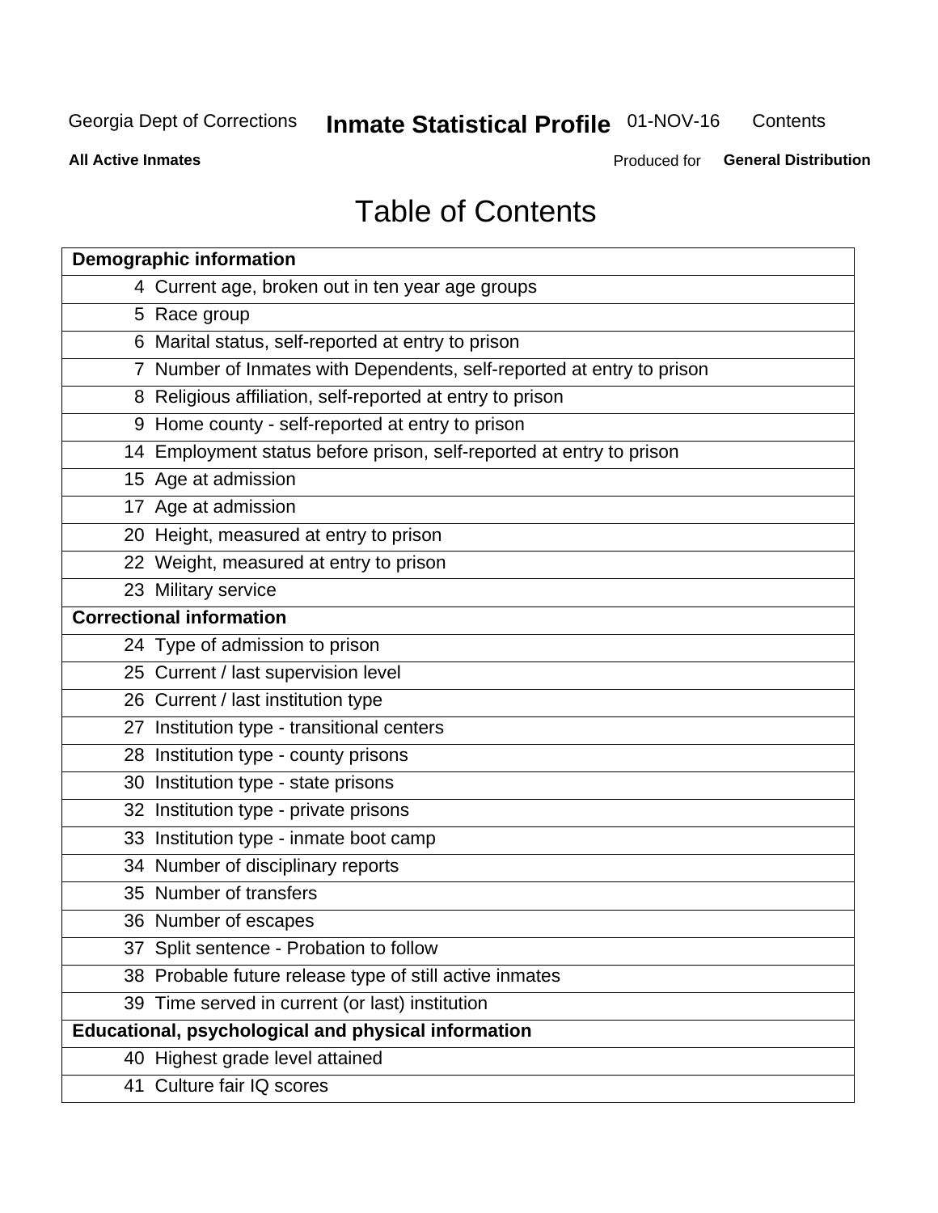# Table of Contents

| Demographic information | |
|---|---|
| 4 | Current age, broken out in ten year age groups |
| 5 | Race group |
| 6 | Marital status, self-reported at entry to prison |
| 7 | Number of Inmates with Dependents, self-reported at entry to prison |
| 8 | Religious affiliation, self-reported at entry to prison |
| 9 | Home county - self-reported at entry to prison |
| 14 | Employment status before prison, self-reported at entry to prison |
| 15 | Age at admission |
| 17 | Age at admission |
| 20 | Height, measured at entry to prison |
| 22 | Weight, measured at entry to prison |
| 23 | Military service |
| **Correctional information** | |
| 24 | Type of admission to prison |
| 25 | Current / last supervision level |
| 26 | Current / last institution type |
| 27 | Institution type - transitional centers |
| 28 | Institution type - county prisons |
| 30 | Institution type - state prisons |
| 32 | Institution type - private prisons |
| 33 | Institution type - inmate boot camp |
| 34 | Number of disciplinary reports |
| 35 | Number of transfers |
| 36 | Number of escapes |
| 37 | Split sentence - Probation to follow |
| 38 | Probable future release type of still active inmates |
| 39 | Time served in current (or last) institution |
| **Educational, psychological and physical information** | |
| 40 | Highest grade level attained |
| 41 | Culture fair IQ scores |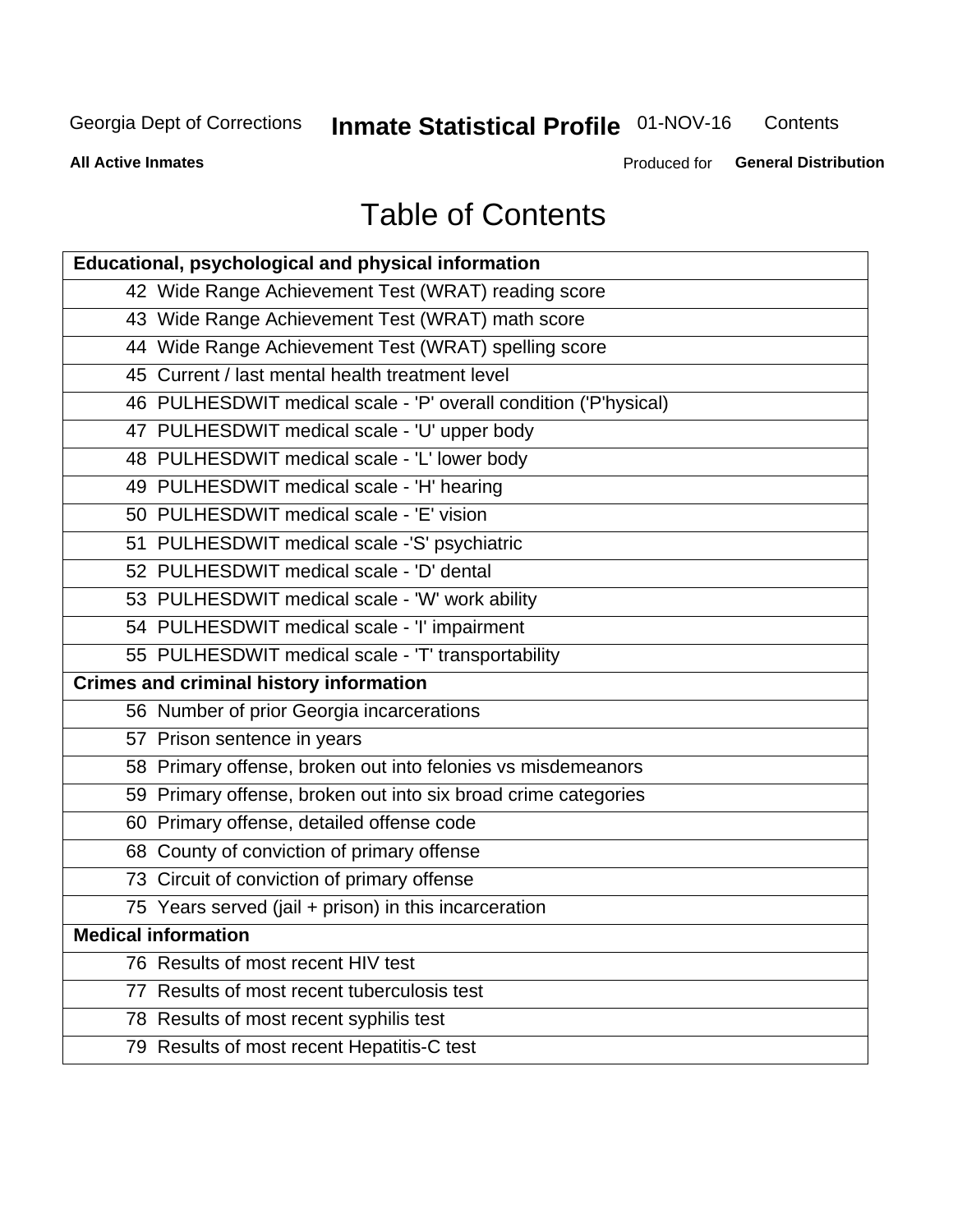# Table of Contents

| Educational, psychological and physical information |
|---|
| 42 Wide Range Achievement Test (WRAT) reading score |
| 43 Wide Range Achievement Test (WRAT) math score |
| 44 Wide Range Achievement Test (WRAT) spelling score |
| 45 Current / last mental health treatment level |
| 46 PULHESDWIT medical scale - 'P' overall condition ('P'hysical) |
| 47 PULHESDWIT medical scale - 'U' upper body |
| 48 PULHESDWIT medical scale - 'L' lower body |
| 49 PULHESDWIT medical scale - 'H' hearing |
| 50 PULHESDWIT medical scale - 'E' vision |
| 51 PULHESDWIT medical scale -'S' psychiatric |
| 52 PULHESDWIT medical scale - 'D' dental |
| 53 PULHESDWIT medical scale - 'W' work ability |
| 54 PULHESDWIT medical scale - 'I' impairment |
| 55 PULHESDWIT medical scale - 'T' transportability |
| **Crimes and criminal history information** |
| 56 Number of prior Georgia incarcerations |
| 57 Prison sentence in years |
| 58 Primary offense, broken out into felonies vs misdemeanors |
| 59 Primary offense, broken out into six broad crime categories |
| 60 Primary offense, detailed offense code |
| 68 County of conviction of primary offense |
| 73 Circuit of conviction of primary offense |
| 75 Years served (jail + prison) in this incarceration |
| **Medical information** |
| 76 Results of most recent HIV test |
| 77 Results of most recent tuberculosis test |
| 78 Results of most recent syphilis test |
| 79 Results of most recent Hepatitis-C test |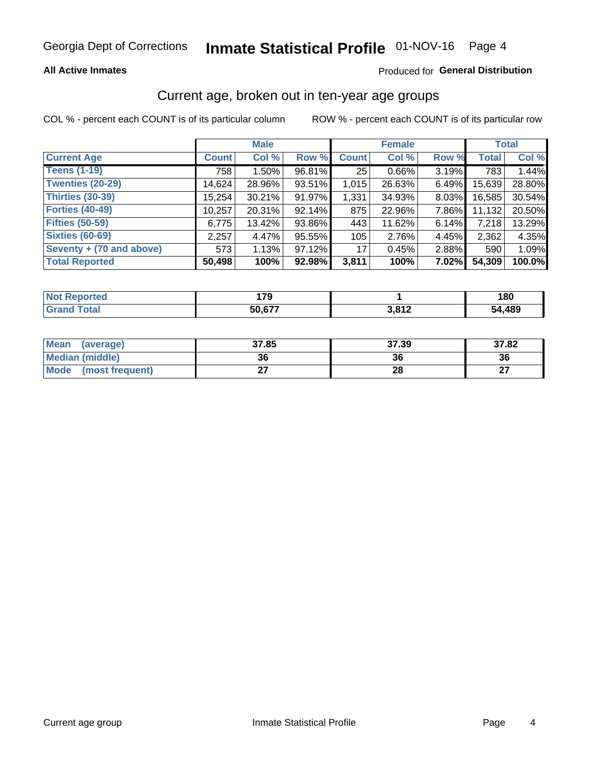Georgia Dept of Corrections **Inmate Statistical Profile** 01-NOV-16

**All Active Inmates**

Produced for **General Distribution**

## Current age, broken out in ten-year age groups

COL % - percent each COUNT is of its particular column

ROW % - percent each COUNT is of its particular row

| | Male | | | Female | | | Total | |
|---|---|---|---|---|---|---|---|---|
| **Current Age** | **Count** | **Col %** | **Row %** | **Count** | **Col %** | **Row %** | **Total** | **Col %** |
| **Teens (1-19)** | 758 | 1.50% | 96.81% | 25 | 0.66% | 3.19% | 783 | 1.44% |
| **Twenties (20-29)** | 14,624 | 28.96% | 93.51% | 1,015 | 26.63% | 6.49% | 15,639 | 28.80% |
| **Thirties (30-39)** | 15,254 | 30.21% | 91.97% | 1,331 | 34.93% | 8.03% | 16,585 | 30.54% |
| **Forties (40-49)** | 10,257 | 20.31% | 92.14% | 875 | 22.96% | 7.86% | 11,132 | 20.50% |
| **Fifties (50-59)** | 6,775 | 13.42% | 93.86% | 443 | 11.62% | 6.14% | 7,218 | 13.29% |
| **Sixties (60-69)** | 2,257 | 4.47% | 95.55% | 105 | 2.76% | 4.45% | 2,362 | 4.35% |
| **Seventy + (70 and above)** | 573 | 1.13% | 97.12% | 17 | 0.45% | 2.88% | 590 | 1.09% |
| **Total Reported** | **50,498** | **100%** | **92.98%** | **3,811** | **100%** | **7.02%** | **54,309** | **100.0%** |

| | Male | Female | Total |
|---|---|---|---|
| **Not Reported** | **179** | **1** | **180** |
| **Grand Total** | **50,677** | **3,812** | **54,489** |

| | Male | Female | Total |
|---|---|---|---|
| **Mean (average)** | **37.85** | **37.39** | **37.82** |
| **Median (middle)** | **36** | **36** | **36** |
| **Mode (most frequent)** | **27** | **28** | **27** |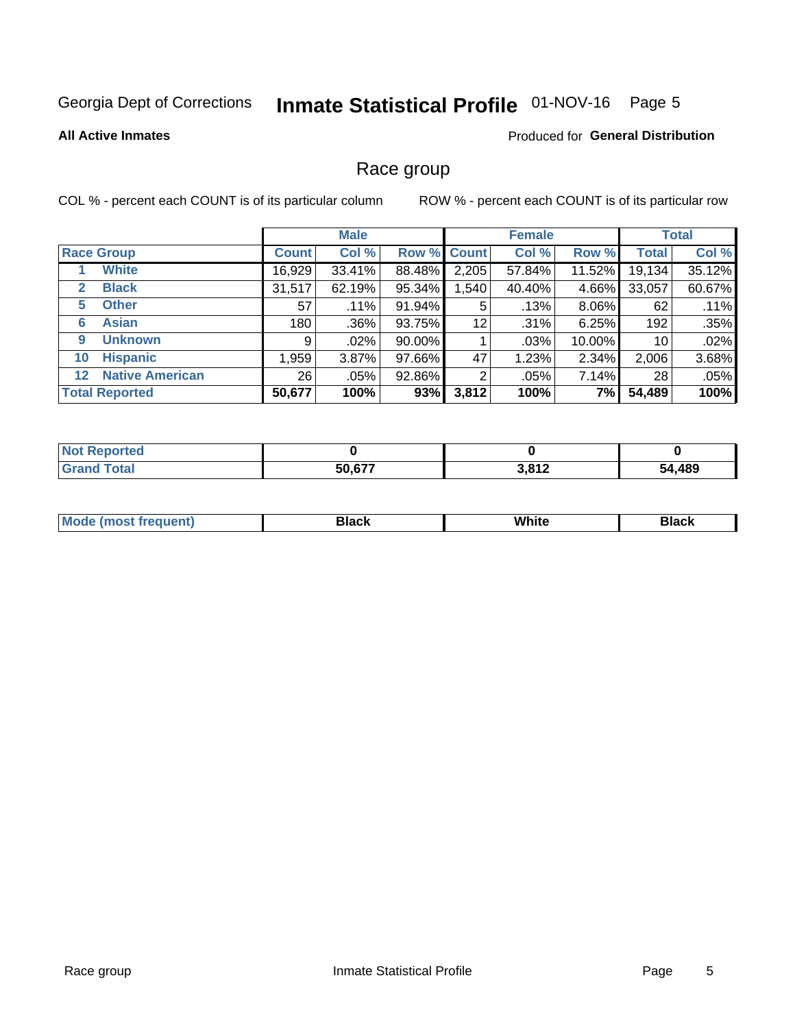Georgia Dept of Corrections **Inmate Statistical Profile** 01-NOV-16 Page 5

**All Active Inmates**

Produced for **General Distribution**

## Race group

COL % - percent each COUNT is of its particular column    ROW % - percent each COUNT is of its particular row

| | | Male | | | Female | | | Total | |
|---|---|---|---|---|---|---|---|---|---|
| **Race Group** | | **Count** | **Col %** | **Row %** | **Count** | **Col %** | **Row %** | **Total** | **Col %** |
| 1 | **White** | 16,929 | 33.41% | 88.48% | 2,205 | 57.84% | 11.52% | 19,134 | 35.12% |
| 2 | **Black** | 31,517 | 62.19% | 95.34% | 1,540 | 40.40% | 4.66% | 33,057 | 60.67% |
| 5 | **Other** | 57 | .11% | 91.94% | 5 | .13% | 8.06% | 62 | .11% |
| 6 | **Asian** | 180 | .36% | 93.75% | 12 | .31% | 6.25% | 192 | .35% |
| 9 | **Unknown** | 9 | .02% | 90.00% | 1 | .03% | 10.00% | 10 | .02% |
| 10 | **Hispanic** | 1,959 | 3.87% | 97.66% | 47 | 1.23% | 2.34% | 2,006 | 3.68% |
| 12 | **Native American** | 26 | .05% | 92.86% | 2 | .05% | 7.14% | 28 | .05% |
| **Total Reported** | | **50,677** | **100%** | **93%** | **3,812** | **100%** | **7%** | **54,489** | **100%** |

| | Male | Female | Total |
|---|---|---|---|
| **Not Reported** | **0** | **0** | **0** |
| **Grand Total** | **50,677** | **3,812** | **54,489** |

| | Male | Female | Total |
|---|---|---|---|
| **Mode (most frequent)** | **Black** | **White** | **Black** |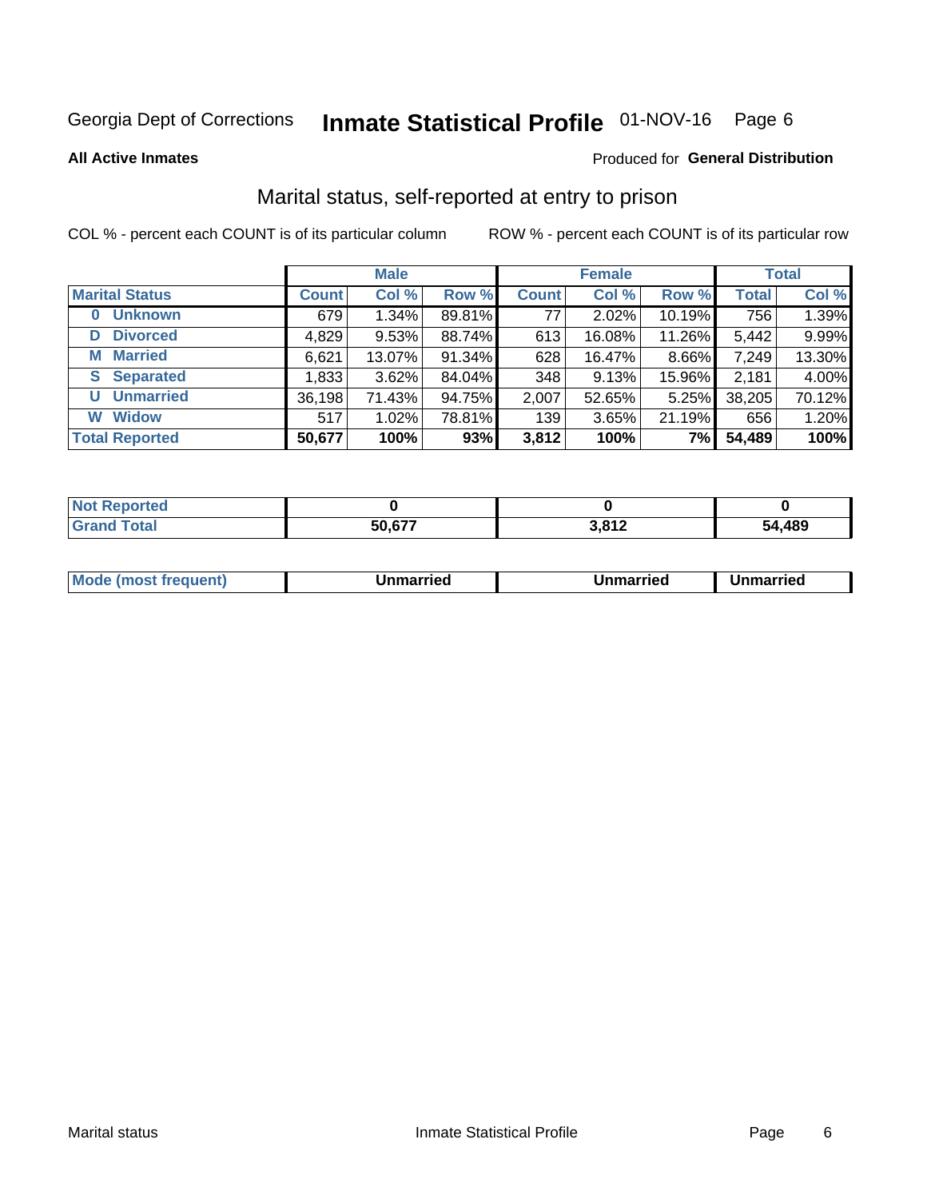Georgia Dept of Corrections **Inmate Statistical Profile** 01-NOV-16 Page 6

**All Active Inmates**

Produced for **General Distribution**

## Marital status, self-reported at entry to prison

COL % - percent each COUNT is of its particular column ROW % - percent each COUNT is of its particular row

| Marital Status | Male | | | Female | | | Total | |
|---|---|---|---|---|---|---|---|---|
| | Count | Col % | Row % | Count | Col % | Row % | Total | Col % |
| 0 Unknown | 679 | 1.34% | 89.81% | 77 | 2.02% | 10.19% | 756 | 1.39% |
| D Divorced | 4,829 | 9.53% | 88.74% | 613 | 16.08% | 11.26% | 5,442 | 9.99% |
| M Married | 6,621 | 13.07% | 91.34% | 628 | 16.47% | 8.66% | 7,249 | 13.30% |
| S Separated | 1,833 | 3.62% | 84.04% | 348 | 9.13% | 15.96% | 2,181 | 4.00% |
| U Unmarried | 36,198 | 71.43% | 94.75% | 2,007 | 52.65% | 5.25% | 38,205 | 70.12% |
| W Widow | 517 | 1.02% | 78.81% | 139 | 3.65% | 21.19% | 656 | 1.20% |
| **Total Reported** | **50,677** | **100%** | **93%** | **3,812** | **100%** | **7%** | **54,489** | **100%** |

| | Male | Female | Total |
|---|---|---|---|
| Not Reported | 0 | 0 | 0 |
| Grand Total | 50,677 | 3,812 | 54,489 |

| | Male | Female | Total |
|---|---|---|---|
| Mode (most frequent) | Unmarried | Unmarried | Unmarried |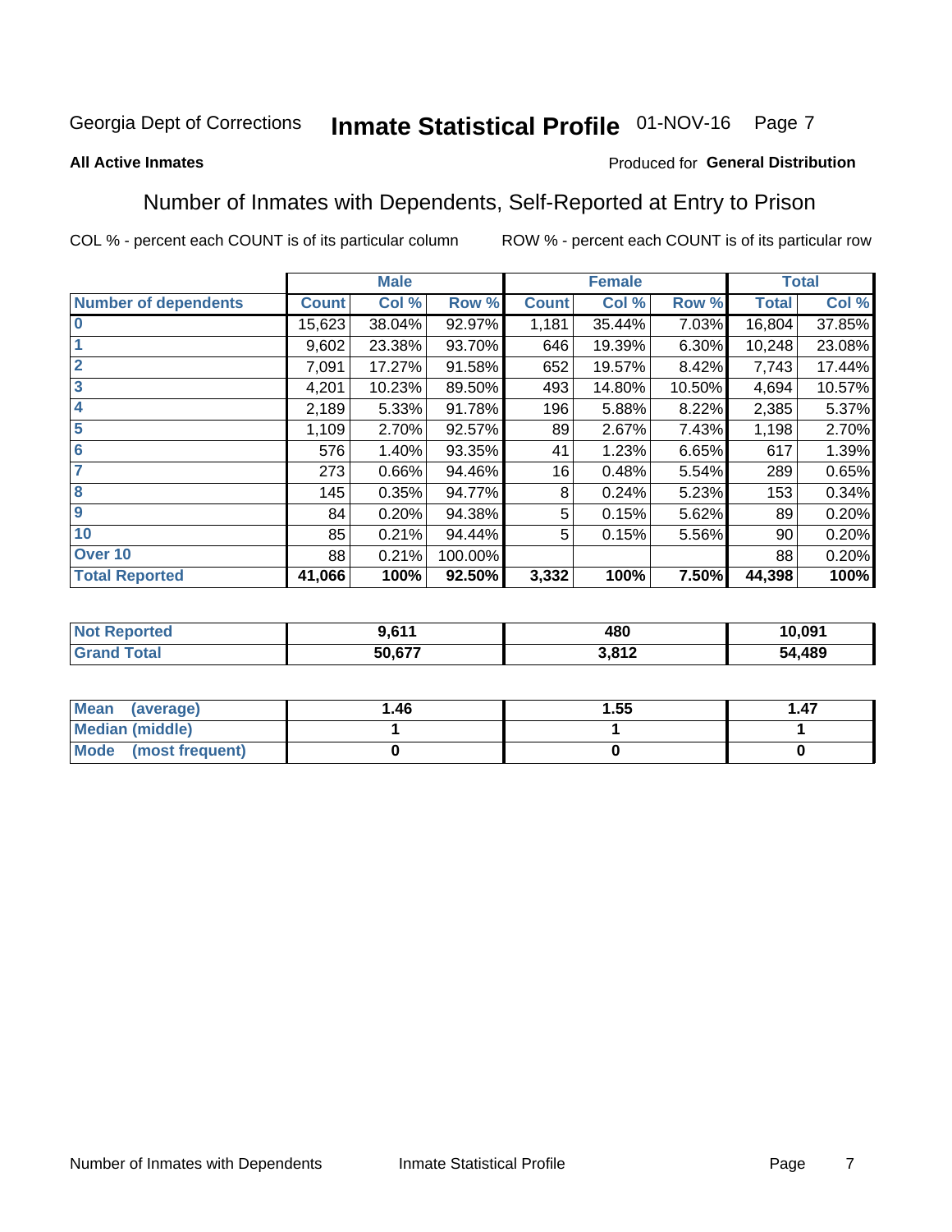Georgia Dept of Corrections **Inmate Statistical Profile** 01-NOV-16 Page 7

**All Active Inmates**

Produced for **General Distribution**

## Number of Inmates with Dependents, Self-Reported at Entry to Prison

COL % - percent each COUNT is of its particular column

ROW % - percent each COUNT is of its particular row

| | Male | | | Female | | | Total | |
|---|---|---|---|---|---|---|---|---|
| **Number of dependents** | **Count** | **Col %** | **Row %** | **Count** | **Col %** | **Row %** | **Total** | **Col %** |
| **0** | 15,623 | 38.04% | 92.97% | 1,181 | 35.44% | 7.03% | 16,804 | 37.85% |
| **1** | 9,602 | 23.38% | 93.70% | 646 | 19.39% | 6.30% | 10,248 | 23.08% |
| **2** | 7,091 | 17.27% | 91.58% | 652 | 19.57% | 8.42% | 7,743 | 17.44% |
| **3** | 4,201 | 10.23% | 89.50% | 493 | 14.80% | 10.50% | 4,694 | 10.57% |
| **4** | 2,189 | 5.33% | 91.78% | 196 | 5.88% | 8.22% | 2,385 | 5.37% |
| **5** | 1,109 | 2.70% | 92.57% | 89 | 2.67% | 7.43% | 1,198 | 2.70% |
| **6** | 576 | 1.40% | 93.35% | 41 | 1.23% | 6.65% | 617 | 1.39% |
| **7** | 273 | 0.66% | 94.46% | 16 | 0.48% | 5.54% | 289 | 0.65% |
| **8** | 145 | 0.35% | 94.77% | 8 | 0.24% | 5.23% | 153 | 0.34% |
| **9** | 84 | 0.20% | 94.38% | 5 | 0.15% | 5.62% | 89 | 0.20% |
| **10** | 85 | 0.21% | 94.44% | 5 | 0.15% | 5.56% | 90 | 0.20% |
| **Over 10** | 88 | 0.21% | 100.00% | | | | 88 | 0.20% |
| **Total Reported** | **41,066** | **100%** | **92.50%** | **3,332** | **100%** | **7.50%** | **44,398** | **100%** |

| | Male | Female | Total |
|---|---|---|---|
| **Not Reported** | **9,611** | **480** | **10,091** |
| **Grand Total** | **50,677** | **3,812** | **54,489** |

| | Male | Female | Total |
|---|---|---|---|
| **Mean (average)** | **1.46** | **1.55** | **1.47** |
| **Median (middle)** | **1** | **1** | **1** |
| **Mode (most frequent)** | **0** | **0** | **0** |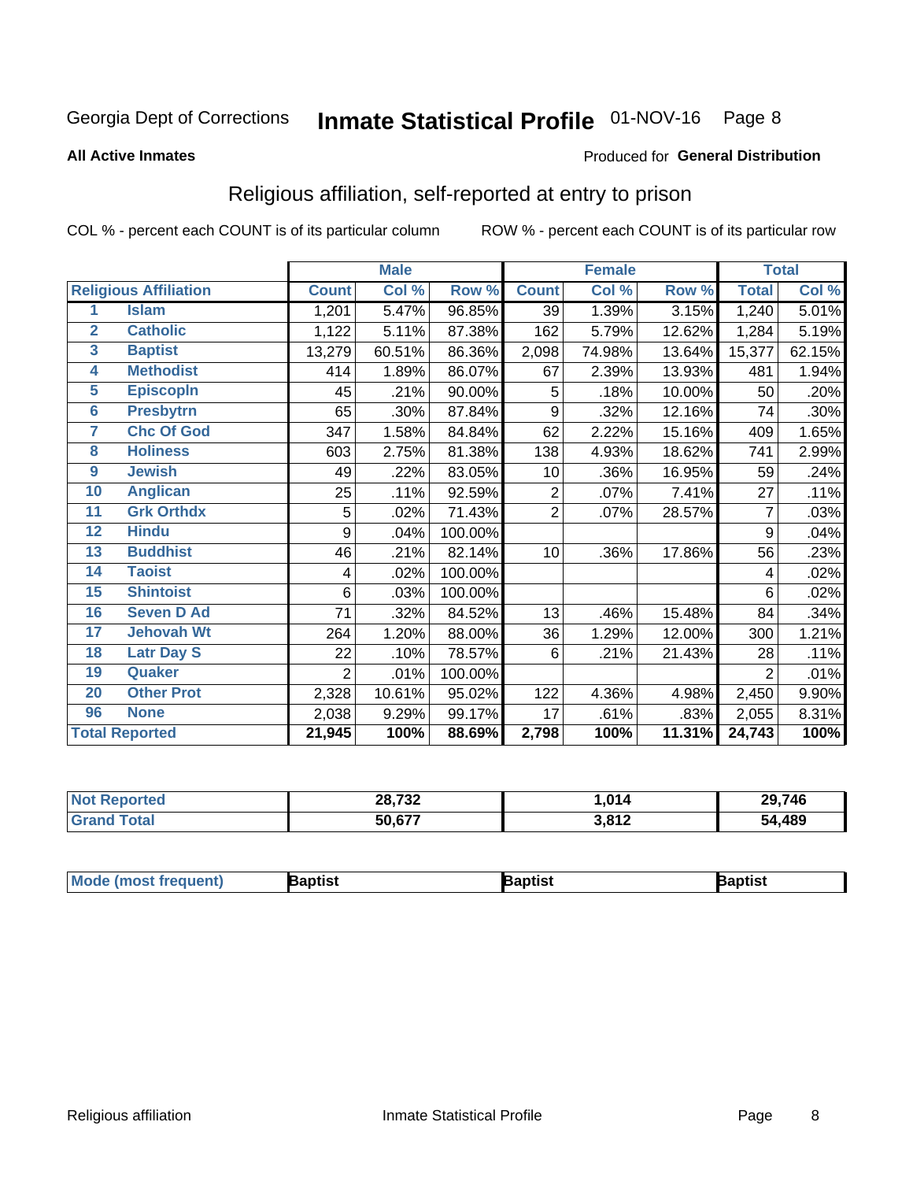Georgia Dept of Corrections **Inmate Statistical Profile** 01-NOV-16

**All Active Inmates**

Produced for **General Distribution**

## Religious affiliation, self-reported at entry to prison

COL % - percent each COUNT is of its particular column ROW % - percent each COUNT is of its particular row

| Religious Affiliation | | Male | | | Female | | | Total | |
|---|---|---|---|---|---|---|---|---|---|
| | | Count | Col % | Row % | Count | Col % | Row % | Total | Col % |
| 1 | Islam | 1,201 | 5.47% | 96.85% | 39 | 1.39% | 3.15% | 1,240 | 5.01% |
| 2 | Catholic | 1,122 | 5.11% | 87.38% | 162 | 5.79% | 12.62% | 1,284 | 5.19% |
| 3 | Baptist | 13,279 | 60.51% | 86.36% | 2,098 | 74.98% | 13.64% | 15,377 | 62.15% |
| 4 | Methodist | 414 | 1.89% | 86.07% | 67 | 2.39% | 13.93% | 481 | 1.94% |
| 5 | Episcopln | 45 | .21% | 90.00% | 5 | .18% | 10.00% | 50 | .20% |
| 6 | Presbytrn | 65 | .30% | 87.84% | 9 | .32% | 12.16% | 74 | .30% |
| 7 | Chc Of God | 347 | 1.58% | 84.84% | 62 | 2.22% | 15.16% | 409 | 1.65% |
| 8 | Holiness | 603 | 2.75% | 81.38% | 138 | 4.93% | 18.62% | 741 | 2.99% |
| 9 | Jewish | 49 | .22% | 83.05% | 10 | .36% | 16.95% | 59 | .24% |
| 10 | Anglican | 25 | .11% | 92.59% | 2 | .07% | 7.41% | 27 | .11% |
| 11 | Grk Orthdx | 5 | .02% | 71.43% | 2 | .07% | 28.57% | 7 | .03% |
| 12 | Hindu | 9 | .04% | 100.00% | | | | 9 | .04% |
| 13 | Buddhist | 46 | .21% | 82.14% | 10 | .36% | 17.86% | 56 | .23% |
| 14 | Taoist | 4 | .02% | 100.00% | | | | 4 | .02% |
| 15 | Shintoist | 6 | .03% | 100.00% | | | | 6 | .02% |
| 16 | Seven D Ad | 71 | .32% | 84.52% | 13 | .46% | 15.48% | 84 | .34% |
| 17 | Jehovah Wt | 264 | 1.20% | 88.00% | 36 | 1.29% | 12.00% | 300 | 1.21% |
| 18 | Latr Day S | 22 | .10% | 78.57% | 6 | .21% | 21.43% | 28 | .11% |
| 19 | Quaker | 2 | .01% | 100.00% | | | | 2 | .01% |
| 20 | Other Prot | 2,328 | 10.61% | 95.02% | 122 | 4.36% | 4.98% | 2,450 | 9.90% |
| 96 | None | 2,038 | 9.29% | 99.17% | 17 | .61% | .83% | 2,055 | 8.31% |
| **Total Reported** | | **21,945** | **100%** | **88.69%** | **2,798** | **100%** | **11.31%** | **24,743** | **100%** |

| | Male | Female | Total |
|---|---|---|---|
| Not Reported | **28,732** | **1,014** | **29,746** |
| Grand Total | **50,677** | **3,812** | **54,489** |

| | Male | Female | Total |
|---|---|---|---|
| Mode (most frequent) | **Baptist** | **Baptist** | **Baptist** |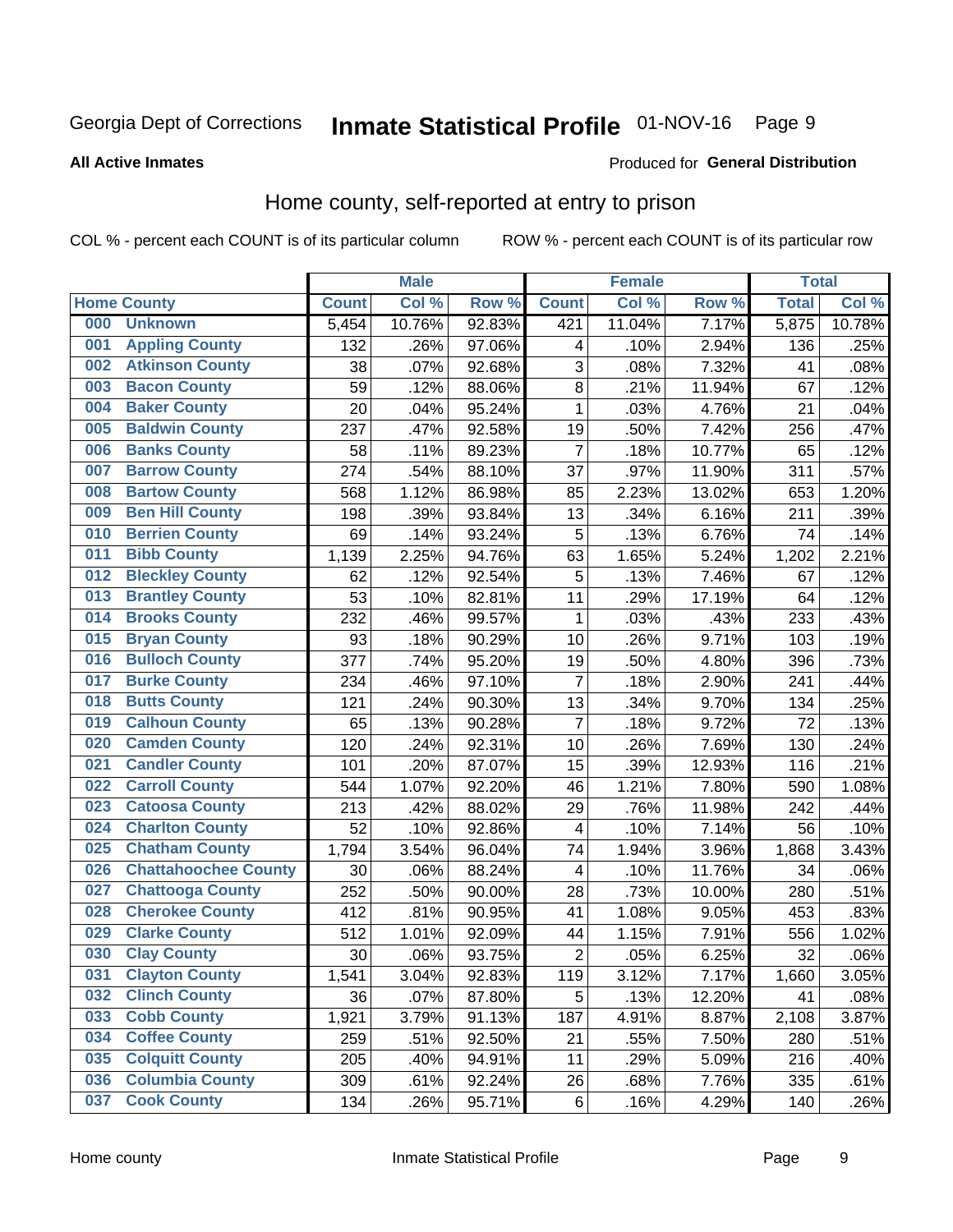Georgia Dept of Corrections **Inmate Statistical Profile** 01-NOV-16

**All Active Inmates**

Produced for **General Distribution**

## Home county, self-reported at entry to prison

COL % - percent each COUNT is of its particular column ROW % - percent each COUNT is of its particular row

| Home County | | Male | | | Female | | | Total | |
|---|---|---|---|---|---|---|---|---|---|
| | | Count | Col % | Row % | Count | Col % | Row % | Total | Col % |
| 000 | Unknown | 5,454 | 10.76% | 92.83% | 421 | 11.04% | 7.17% | 5,875 | 10.78% |
| 001 | Appling County | 132 | .26% | 97.06% | 4 | .10% | 2.94% | 136 | .25% |
| 002 | Atkinson County | 38 | .07% | 92.68% | 3 | .08% | 7.32% | 41 | .08% |
| 003 | Bacon County | 59 | .12% | 88.06% | 8 | .21% | 11.94% | 67 | .12% |
| 004 | Baker County | 20 | .04% | 95.24% | 1 | .03% | 4.76% | 21 | .04% |
| 005 | Baldwin County | 237 | .47% | 92.58% | 19 | .50% | 7.42% | 256 | .47% |
| 006 | Banks County | 58 | .11% | 89.23% | 7 | .18% | 10.77% | 65 | .12% |
| 007 | Barrow County | 274 | .54% | 88.10% | 37 | .97% | 11.90% | 311 | .57% |
| 008 | Bartow County | 568 | 1.12% | 86.98% | 85 | 2.23% | 13.02% | 653 | 1.20% |
| 009 | Ben Hill County | 198 | .39% | 93.84% | 13 | .34% | 6.16% | 211 | .39% |
| 010 | Berrien County | 69 | .14% | 93.24% | 5 | .13% | 6.76% | 74 | .14% |
| 011 | Bibb County | 1,139 | 2.25% | 94.76% | 63 | 1.65% | 5.24% | 1,202 | 2.21% |
| 012 | Bleckley County | 62 | .12% | 92.54% | 5 | .13% | 7.46% | 67 | .12% |
| 013 | Brantley County | 53 | .10% | 82.81% | 11 | .29% | 17.19% | 64 | .12% |
| 014 | Brooks County | 232 | .46% | 99.57% | 1 | .03% | .43% | 233 | .43% |
| 015 | Bryan County | 93 | .18% | 90.29% | 10 | .26% | 9.71% | 103 | .19% |
| 016 | Bulloch County | 377 | .74% | 95.20% | 19 | .50% | 4.80% | 396 | .73% |
| 017 | Burke County | 234 | .46% | 97.10% | 7 | .18% | 2.90% | 241 | .44% |
| 018 | Butts County | 121 | .24% | 90.30% | 13 | .34% | 9.70% | 134 | .25% |
| 019 | Calhoun County | 65 | .13% | 90.28% | 7 | .18% | 9.72% | 72 | .13% |
| 020 | Camden County | 120 | .24% | 92.31% | 10 | .26% | 7.69% | 130 | .24% |
| 021 | Candler County | 101 | .20% | 87.07% | 15 | .39% | 12.93% | 116 | .21% |
| 022 | Carroll County | 544 | 1.07% | 92.20% | 46 | 1.21% | 7.80% | 590 | 1.08% |
| 023 | Catoosa County | 213 | .42% | 88.02% | 29 | .76% | 11.98% | 242 | .44% |
| 024 | Charlton County | 52 | .10% | 92.86% | 4 | .10% | 7.14% | 56 | .10% |
| 025 | Chatham County | 1,794 | 3.54% | 96.04% | 74 | 1.94% | 3.96% | 1,868 | 3.43% |
| 026 | Chattahoochee County | 30 | .06% | 88.24% | 4 | .10% | 11.76% | 34 | .06% |
| 027 | Chattooga County | 252 | .50% | 90.00% | 28 | .73% | 10.00% | 280 | .51% |
| 028 | Cherokee County | 412 | .81% | 90.95% | 41 | 1.08% | 9.05% | 453 | .83% |
| 029 | Clarke County | 512 | 1.01% | 92.09% | 44 | 1.15% | 7.91% | 556 | 1.02% |
| 030 | Clay County | 30 | .06% | 93.75% | 2 | .05% | 6.25% | 32 | .06% |
| 031 | Clayton County | 1,541 | 3.04% | 92.83% | 119 | 3.12% | 7.17% | 1,660 | 3.05% |
| 032 | Clinch County | 36 | .07% | 87.80% | 5 | .13% | 12.20% | 41 | .08% |
| 033 | Cobb County | 1,921 | 3.79% | 91.13% | 187 | 4.91% | 8.87% | 2,108 | 3.87% |
| 034 | Coffee County | 259 | .51% | 92.50% | 21 | .55% | 7.50% | 280 | .51% |
| 035 | Colquitt County | 205 | .40% | 94.91% | 11 | .29% | 5.09% | 216 | .40% |
| 036 | Columbia County | 309 | .61% | 92.24% | 26 | .68% | 7.76% | 335 | .61% |
| 037 | Cook County | 134 | .26% | 95.71% | 6 | .16% | 4.29% | 140 | .26% |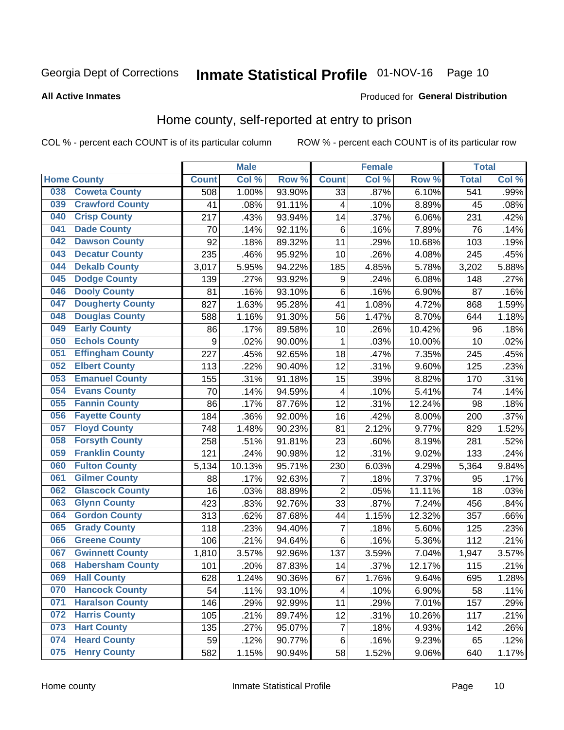Georgia Dept of Corrections **Inmate Statistical Profile** 01-NOV-16 Page 10

**All Active Inmates**

Produced for **General Distribution**

## Home county, self-reported at entry to prison

COL % - percent each COUNT is of its particular column ROW % - percent each COUNT is of its particular row

| Home County | | Male | | | Female | | | Total | |
|---|---|---|---|---|---|---|---|---|---|
| | | Count | Col % | Row % | Count | Col % | Row % | Total | Col % |
| 038 | Coweta County | 508 | 1.00% | 93.90% | 33 | .87% | 6.10% | 541 | .99% |
| 039 | Crawford County | 41 | .08% | 91.11% | 4 | .10% | 8.89% | 45 | .08% |
| 040 | Crisp County | 217 | .43% | 93.94% | 14 | .37% | 6.06% | 231 | .42% |
| 041 | Dade County | 70 | .14% | 92.11% | 6 | .16% | 7.89% | 76 | .14% |
| 042 | Dawson County | 92 | .18% | 89.32% | 11 | .29% | 10.68% | 103 | .19% |
| 043 | Decatur County | 235 | .46% | 95.92% | 10 | .26% | 4.08% | 245 | .45% |
| 044 | Dekalb County | 3,017 | 5.95% | 94.22% | 185 | 4.85% | 5.78% | 3,202 | 5.88% |
| 045 | Dodge County | 139 | .27% | 93.92% | 9 | .24% | 6.08% | 148 | .27% |
| 046 | Dooly County | 81 | .16% | 93.10% | 6 | .16% | 6.90% | 87 | .16% |
| 047 | Dougherty County | 827 | 1.63% | 95.28% | 41 | 1.08% | 4.72% | 868 | 1.59% |
| 048 | Douglas County | 588 | 1.16% | 91.30% | 56 | 1.47% | 8.70% | 644 | 1.18% |
| 049 | Early County | 86 | .17% | 89.58% | 10 | .26% | 10.42% | 96 | .18% |
| 050 | Echols County | 9 | .02% | 90.00% | 1 | .03% | 10.00% | 10 | .02% |
| 051 | Effingham County | 227 | .45% | 92.65% | 18 | .47% | 7.35% | 245 | .45% |
| 052 | Elbert County | 113 | .22% | 90.40% | 12 | .31% | 9.60% | 125 | .23% |
| 053 | Emanuel County | 155 | .31% | 91.18% | 15 | .39% | 8.82% | 170 | .31% |
| 054 | Evans County | 70 | .14% | 94.59% | 4 | .10% | 5.41% | 74 | .14% |
| 055 | Fannin County | 86 | .17% | 87.76% | 12 | .31% | 12.24% | 98 | .18% |
| 056 | Fayette County | 184 | .36% | 92.00% | 16 | .42% | 8.00% | 200 | .37% |
| 057 | Floyd County | 748 | 1.48% | 90.23% | 81 | 2.12% | 9.77% | 829 | 1.52% |
| 058 | Forsyth County | 258 | .51% | 91.81% | 23 | .60% | 8.19% | 281 | .52% |
| 059 | Franklin County | 121 | .24% | 90.98% | 12 | .31% | 9.02% | 133 | .24% |
| 060 | Fulton County | 5,134 | 10.13% | 95.71% | 230 | 6.03% | 4.29% | 5,364 | 9.84% |
| 061 | Gilmer County | 88 | .17% | 92.63% | 7 | .18% | 7.37% | 95 | .17% |
| 062 | Glascock County | 16 | .03% | 88.89% | 2 | .05% | 11.11% | 18 | .03% |
| 063 | Glynn County | 423 | .83% | 92.76% | 33 | .87% | 7.24% | 456 | .84% |
| 064 | Gordon County | 313 | .62% | 87.68% | 44 | 1.15% | 12.32% | 357 | .66% |
| 065 | Grady County | 118 | .23% | 94.40% | 7 | .18% | 5.60% | 125 | .23% |
| 066 | Greene County | 106 | .21% | 94.64% | 6 | .16% | 5.36% | 112 | .21% |
| 067 | Gwinnett County | 1,810 | 3.57% | 92.96% | 137 | 3.59% | 7.04% | 1,947 | 3.57% |
| 068 | Habersham County | 101 | .20% | 87.83% | 14 | .37% | 12.17% | 115 | .21% |
| 069 | Hall County | 628 | 1.24% | 90.36% | 67 | 1.76% | 9.64% | 695 | 1.28% |
| 070 | Hancock County | 54 | .11% | 93.10% | 4 | .10% | 6.90% | 58 | .11% |
| 071 | Haralson County | 146 | .29% | 92.99% | 11 | .29% | 7.01% | 157 | .29% |
| 072 | Harris County | 105 | .21% | 89.74% | 12 | .31% | 10.26% | 117 | .21% |
| 073 | Hart County | 135 | .27% | 95.07% | 7 | .18% | 4.93% | 142 | .26% |
| 074 | Heard County | 59 | .12% | 90.77% | 6 | .16% | 9.23% | 65 | .12% |
| 075 | Henry County | 582 | 1.15% | 90.94% | 58 | 1.52% | 9.06% | 640 | 1.17% |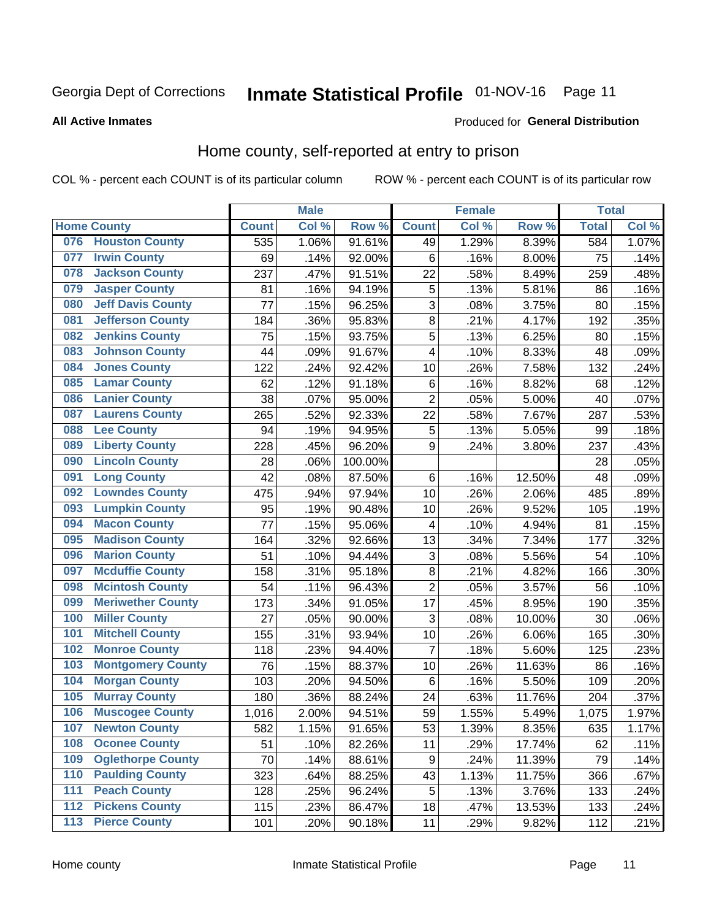Georgia Dept of Corrections **Inmate Statistical Profile** 01-NOV-16 Page 11

**All Active Inmates**

Produced for **General Distribution**

## Home county, self-reported at entry to prison

COL % - percent each COUNT is of its particular column ROW % - percent each COUNT is of its particular row

| Home County | | Male | | | Female | | | Total | |
|---|---|---|---|---|---|---|---|---|---|
| | | Count | Col % | Row % | Count | Col % | Row % | Total | Col % |
| 076 | Houston County | 535 | 1.06% | 91.61% | 49 | 1.29% | 8.39% | 584 | 1.07% |
| 077 | Irwin County | 69 | .14% | 92.00% | 6 | .16% | 8.00% | 75 | .14% |
| 078 | Jackson County | 237 | .47% | 91.51% | 22 | .58% | 8.49% | 259 | .48% |
| 079 | Jasper County | 81 | .16% | 94.19% | 5 | .13% | 5.81% | 86 | .16% |
| 080 | Jeff Davis County | 77 | .15% | 96.25% | 3 | .08% | 3.75% | 80 | .15% |
| 081 | Jefferson County | 184 | .36% | 95.83% | 8 | .21% | 4.17% | 192 | .35% |
| 082 | Jenkins County | 75 | .15% | 93.75% | 5 | .13% | 6.25% | 80 | .15% |
| 083 | Johnson County | 44 | .09% | 91.67% | 4 | .10% | 8.33% | 48 | .09% |
| 084 | Jones County | 122 | .24% | 92.42% | 10 | .26% | 7.58% | 132 | .24% |
| 085 | Lamar County | 62 | .12% | 91.18% | 6 | .16% | 8.82% | 68 | .12% |
| 086 | Lanier County | 38 | .07% | 95.00% | 2 | .05% | 5.00% | 40 | .07% |
| 087 | Laurens County | 265 | .52% | 92.33% | 22 | .58% | 7.67% | 287 | .53% |
| 088 | Lee County | 94 | .19% | 94.95% | 5 | .13% | 5.05% | 99 | .18% |
| 089 | Liberty County | 228 | .45% | 96.20% | 9 | .24% | 3.80% | 237 | .43% |
| 090 | Lincoln County | 28 | .06% | 100.00% | | | | 28 | .05% |
| 091 | Long County | 42 | .08% | 87.50% | 6 | .16% | 12.50% | 48 | .09% |
| 092 | Lowndes County | 475 | .94% | 97.94% | 10 | .26% | 2.06% | 485 | .89% |
| 093 | Lumpkin County | 95 | .19% | 90.48% | 10 | .26% | 9.52% | 105 | .19% |
| 094 | Macon County | 77 | .15% | 95.06% | 4 | .10% | 4.94% | 81 | .15% |
| 095 | Madison County | 164 | .32% | 92.66% | 13 | .34% | 7.34% | 177 | .32% |
| 096 | Marion County | 51 | .10% | 94.44% | 3 | .08% | 5.56% | 54 | .10% |
| 097 | Mcduffie County | 158 | .31% | 95.18% | 8 | .21% | 4.82% | 166 | .30% |
| 098 | Mcintosh County | 54 | .11% | 96.43% | 2 | .05% | 3.57% | 56 | .10% |
| 099 | Meriwether County | 173 | .34% | 91.05% | 17 | .45% | 8.95% | 190 | .35% |
| 100 | Miller County | 27 | .05% | 90.00% | 3 | .08% | 10.00% | 30 | .06% |
| 101 | Mitchell County | 155 | .31% | 93.94% | 10 | .26% | 6.06% | 165 | .30% |
| 102 | Monroe County | 118 | .23% | 94.40% | 7 | .18% | 5.60% | 125 | .23% |
| 103 | Montgomery County | 76 | .15% | 88.37% | 10 | .26% | 11.63% | 86 | .16% |
| 104 | Morgan County | 103 | .20% | 94.50% | 6 | .16% | 5.50% | 109 | .20% |
| 105 | Murray County | 180 | .36% | 88.24% | 24 | .63% | 11.76% | 204 | .37% |
| 106 | Muscogee County | 1,016 | 2.00% | 94.51% | 59 | 1.55% | 5.49% | 1,075 | 1.97% |
| 107 | Newton County | 582 | 1.15% | 91.65% | 53 | 1.39% | 8.35% | 635 | 1.17% |
| 108 | Oconee County | 51 | .10% | 82.26% | 11 | .29% | 17.74% | 62 | .11% |
| 109 | Oglethorpe County | 70 | .14% | 88.61% | 9 | .24% | 11.39% | 79 | .14% |
| 110 | Paulding County | 323 | .64% | 88.25% | 43 | 1.13% | 11.75% | 366 | .67% |
| 111 | Peach County | 128 | .25% | 96.24% | 5 | .13% | 3.76% | 133 | .24% |
| 112 | Pickens County | 115 | .23% | 86.47% | 18 | .47% | 13.53% | 133 | .24% |
| 113 | Pierce County | 101 | .20% | 90.18% | 11 | .29% | 9.82% | 112 | .21% |

Home county Inmate Statistical Profile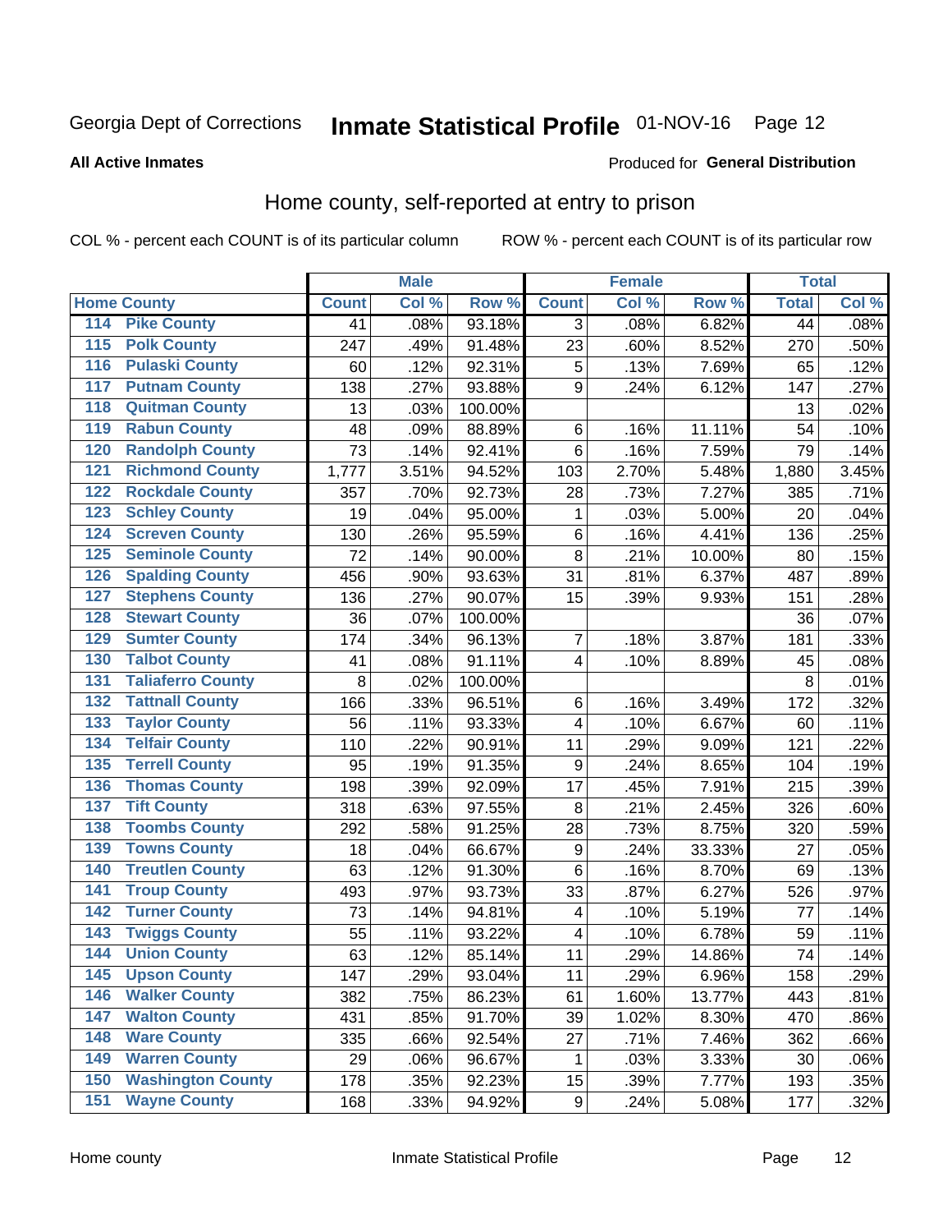Georgia Dept of Corrections **Inmate Statistical Profile** 01-NOV-16

**All Active Inmates**

Produced for **General Distribution**

## Home county, self-reported at entry to prison

COL % - percent each COUNT is of its particular column    ROW % - percent each COUNT is of its particular row

| Home County | | Male | | | Female | | | Total | |
|---|---|---|---|---|---|---|---|---|---|
| | | Count | Col % | Row % | Count | Col % | Row % | Total | Col % |
| 114 | Pike County | 41 | .08% | 93.18% | 3 | .08% | 6.82% | 44 | .08% |
| 115 | Polk County | 247 | .49% | 91.48% | 23 | .60% | 8.52% | 270 | .50% |
| 116 | Pulaski County | 60 | .12% | 92.31% | 5 | .13% | 7.69% | 65 | .12% |
| 117 | Putnam County | 138 | .27% | 93.88% | 9 | .24% | 6.12% | 147 | .27% |
| 118 | Quitman County | 13 | .03% | 100.00% | | | | 13 | .02% |
| 119 | Rabun County | 48 | .09% | 88.89% | 6 | .16% | 11.11% | 54 | .10% |
| 120 | Randolph County | 73 | .14% | 92.41% | 6 | .16% | 7.59% | 79 | .14% |
| 121 | Richmond County | 1,777 | 3.51% | 94.52% | 103 | 2.70% | 5.48% | 1,880 | 3.45% |
| 122 | Rockdale County | 357 | .70% | 92.73% | 28 | .73% | 7.27% | 385 | .71% |
| 123 | Schley County | 19 | .04% | 95.00% | 1 | .03% | 5.00% | 20 | .04% |
| 124 | Screven County | 130 | .26% | 95.59% | 6 | .16% | 4.41% | 136 | .25% |
| 125 | Seminole County | 72 | .14% | 90.00% | 8 | .21% | 10.00% | 80 | .15% |
| 126 | Spalding County | 456 | .90% | 93.63% | 31 | .81% | 6.37% | 487 | .89% |
| 127 | Stephens County | 136 | .27% | 90.07% | 15 | .39% | 9.93% | 151 | .28% |
| 128 | Stewart County | 36 | .07% | 100.00% | | | | 36 | .07% |
| 129 | Sumter County | 174 | .34% | 96.13% | 7 | .18% | 3.87% | 181 | .33% |
| 130 | Talbot County | 41 | .08% | 91.11% | 4 | .10% | 8.89% | 45 | .08% |
| 131 | Taliaferro County | 8 | .02% | 100.00% | | | | 8 | .01% |
| 132 | Tattnall County | 166 | .33% | 96.51% | 6 | .16% | 3.49% | 172 | .32% |
| 133 | Taylor County | 56 | .11% | 93.33% | 4 | .10% | 6.67% | 60 | .11% |
| 134 | Telfair County | 110 | .22% | 90.91% | 11 | .29% | 9.09% | 121 | .22% |
| 135 | Terrell County | 95 | .19% | 91.35% | 9 | .24% | 8.65% | 104 | .19% |
| 136 | Thomas County | 198 | .39% | 92.09% | 17 | .45% | 7.91% | 215 | .39% |
| 137 | Tift County | 318 | .63% | 97.55% | 8 | .21% | 2.45% | 326 | .60% |
| 138 | Toombs County | 292 | .58% | 91.25% | 28 | .73% | 8.75% | 320 | .59% |
| 139 | Towns County | 18 | .04% | 66.67% | 9 | .24% | 33.33% | 27 | .05% |
| 140 | Treutlen County | 63 | .12% | 91.30% | 6 | .16% | 8.70% | 69 | .13% |
| 141 | Troup County | 493 | .97% | 93.73% | 33 | .87% | 6.27% | 526 | .97% |
| 142 | Turner County | 73 | .14% | 94.81% | 4 | .10% | 5.19% | 77 | .14% |
| 143 | Twiggs County | 55 | .11% | 93.22% | 4 | .10% | 6.78% | 59 | .11% |
| 144 | Union County | 63 | .12% | 85.14% | 11 | .29% | 14.86% | 74 | .14% |
| 145 | Upson County | 147 | .29% | 93.04% | 11 | .29% | 6.96% | 158 | .29% |
| 146 | Walker County | 382 | .75% | 86.23% | 61 | 1.60% | 13.77% | 443 | .81% |
| 147 | Walton County | 431 | .85% | 91.70% | 39 | 1.02% | 8.30% | 470 | .86% |
| 148 | Ware County | 335 | .66% | 92.54% | 27 | .71% | 7.46% | 362 | .66% |
| 149 | Warren County | 29 | .06% | 96.67% | 1 | .03% | 3.33% | 30 | .06% |
| 150 | Washington County | 178 | .35% | 92.23% | 15 | .39% | 7.77% | 193 | .35% |
| 151 | Wayne County | 168 | .33% | 94.92% | 9 | .24% | 5.08% | 177 | .32% |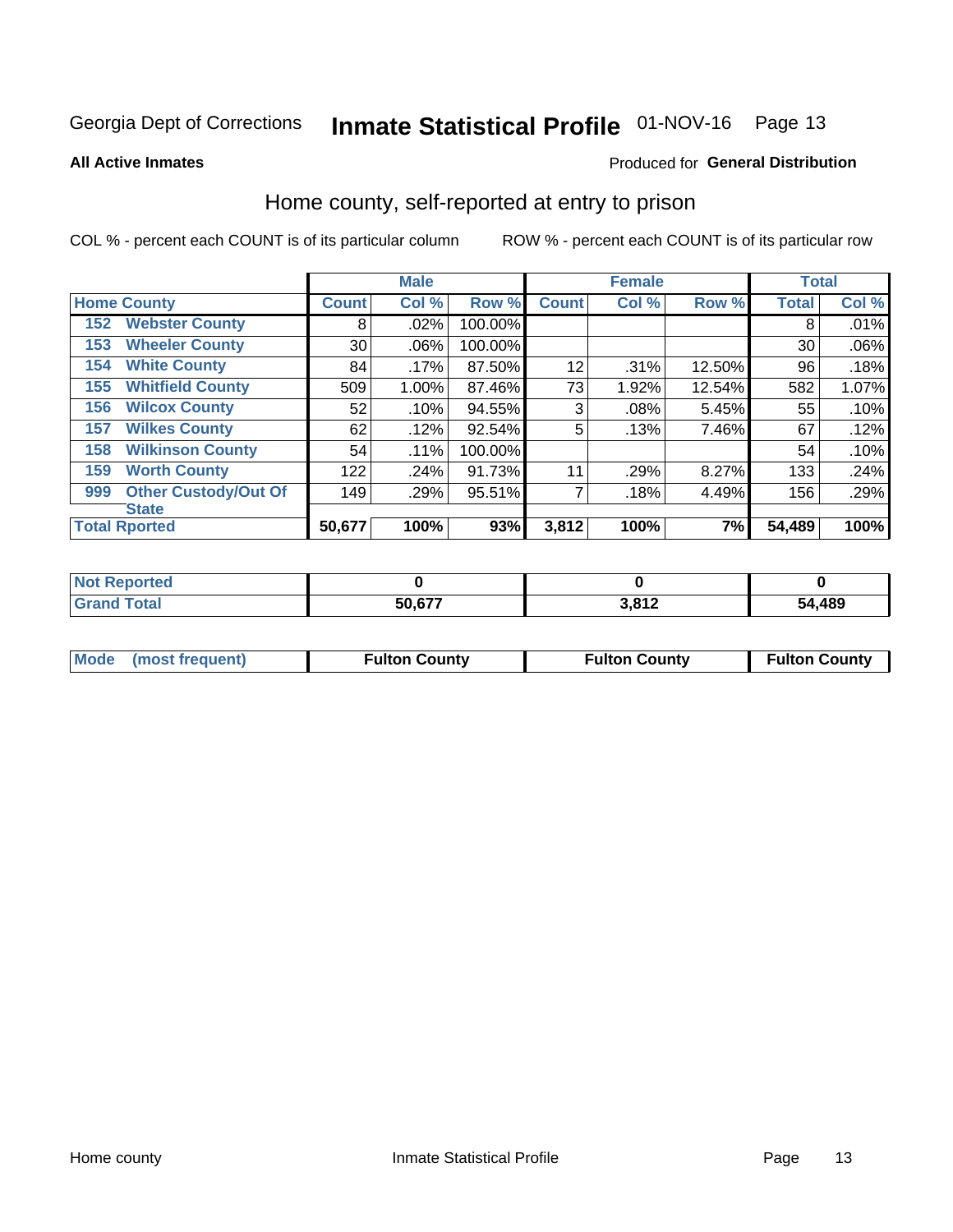Georgia Dept of Corrections **Inmate Statistical Profile** 01-NOV-16 Page 13

**All Active Inmates**

Produced for **General Distribution**

## Home county, self-reported at entry to prison

COL % - percent each COUNT is of its particular column

ROW % - percent each COUNT is of its particular row

| Home County | Male | | | Female | | | Total | |
|---|---|---|---|---|---|---|---|---|
| | Count | Col % | Row % | Count | Col % | Row % | Total | Col % |
| 152 Webster County | 8 | .02% | 100.00% | | | | 8 | .01% |
| 153 Wheeler County | 30 | .06% | 100.00% | | | | 30 | .06% |
| 154 White County | 84 | .17% | 87.50% | 12 | .31% | 12.50% | 96 | .18% |
| 155 Whitfield County | 509 | 1.00% | 87.46% | 73 | 1.92% | 12.54% | 582 | 1.07% |
| 156 Wilcox County | 52 | .10% | 94.55% | 3 | .08% | 5.45% | 55 | .10% |
| 157 Wilkes County | 62 | .12% | 92.54% | 5 | .13% | 7.46% | 67 | .12% |
| 158 Wilkinson County | 54 | .11% | 100.00% | | | | 54 | .10% |
| 159 Worth County | 122 | .24% | 91.73% | 11 | .29% | 8.27% | 133 | .24% |
| 999 Other Custody/Out Of State | 149 | .29% | 95.51% | 7 | .18% | 4.49% | 156 | .29% |
| **Total Rported** | **50,677** | **100%** | **93%** | **3,812** | **100%** | **7%** | **54,489** | **100%** |

| | Male | Female | Total |
|---|---|---|---|
| Not Reported | 0 | 0 | 0 |
| Grand Total | 50,677 | 3,812 | 54,489 |

| | Male | Female | Total |
|---|---|---|---|
| Mode (most frequent) | Fulton County | Fulton County | Fulton County |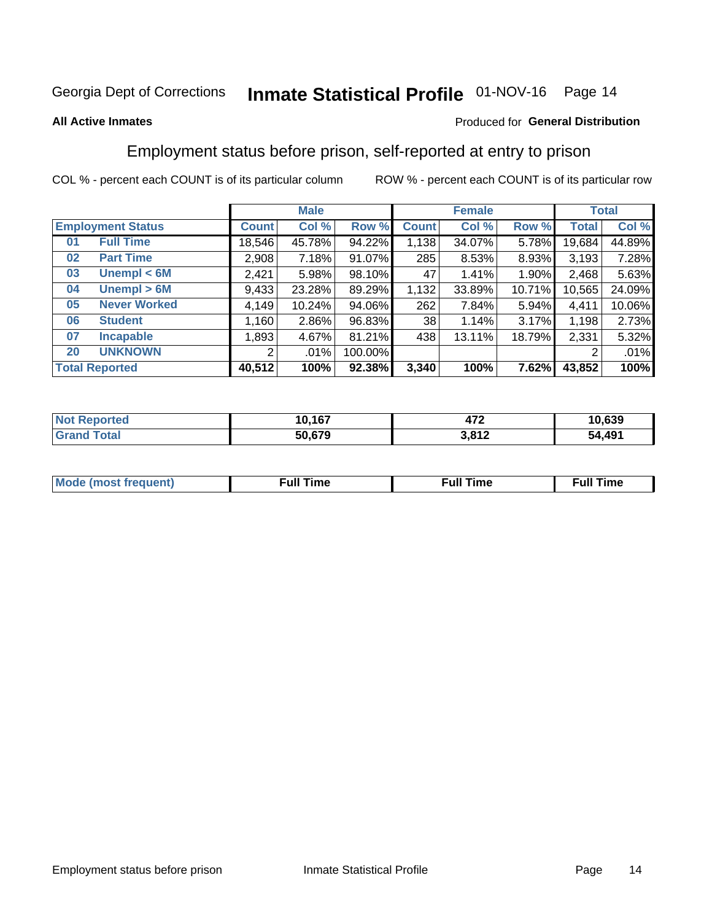Georgia Dept of Corrections **Inmate Statistical Profile** 01-NOV-16 Page 14

**All Active Inmates**

Produced for **General Distribution**

## Employment status before prison, self-reported at entry to prison

COL % - percent each COUNT is of its particular column ROW % - percent each COUNT is of its particular row

| Employment Status | | Male | | | Female | | | Total | |
|---|---|---|---|---|---|---|---|---|---|
| | | Count | Col % | Row % | Count | Col % | Row % | Total | Col % |
| 01 | Full Time | 18,546 | 45.78% | 94.22% | 1,138 | 34.07% | 5.78% | 19,684 | 44.89% |
| 02 | Part Time | 2,908 | 7.18% | 91.07% | 285 | 8.53% | 8.93% | 3,193 | 7.28% |
| 03 | Unempl < 6M | 2,421 | 5.98% | 98.10% | 47 | 1.41% | 1.90% | 2,468 | 5.63% |
| 04 | Unempl > 6M | 9,433 | 23.28% | 89.29% | 1,132 | 33.89% | 10.71% | 10,565 | 24.09% |
| 05 | Never Worked | 4,149 | 10.24% | 94.06% | 262 | 7.84% | 5.94% | 4,411 | 10.06% |
| 06 | Student | 1,160 | 2.86% | 96.83% | 38 | 1.14% | 3.17% | 1,198 | 2.73% |
| 07 | Incapable | 1,893 | 4.67% | 81.21% | 438 | 13.11% | 18.79% | 2,331 | 5.32% |
| 20 | UNKNOWN | 2 | .01% | 100.00% | | | | 2 | .01% |
| **Total Reported** | | **40,512** | **100%** | **92.38%** | **3,340** | **100%** | **7.62%** | **43,852** | **100%** |

| | Male | Female | Total |
|---|---|---|---|
| Not Reported | 10,167 | 472 | 10,639 |
| Grand Total | 50,679 | 3,812 | 54,491 |

| | Male | Female | Total |
|---|---|---|---|
| Mode (most frequent) | Full Time | Full Time | Full Time |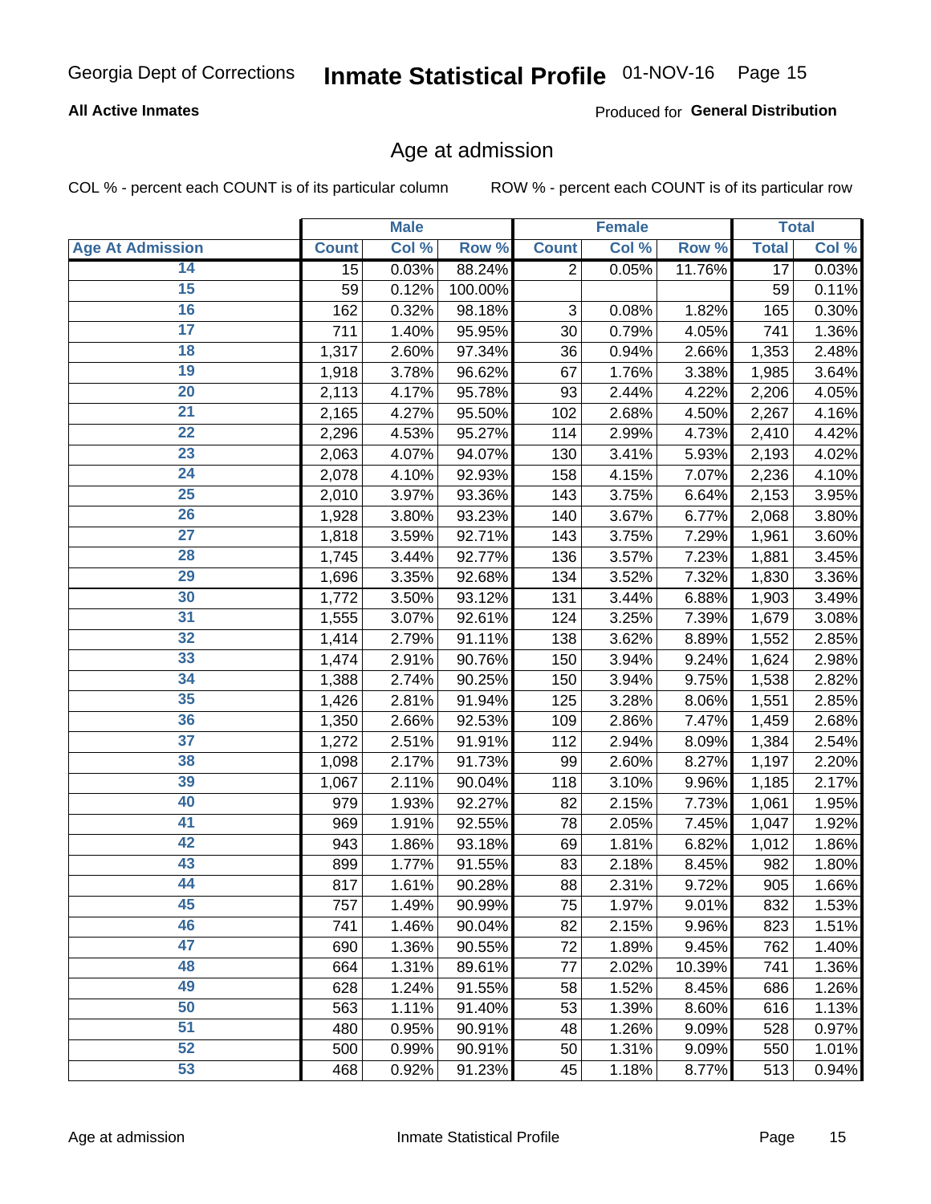Georgia Dept of Corrections **Inmate Statistical Profile** 01-NOV-16

**All Active Inmates**

Produced for **General Distribution**

## Age at admission

COL % - percent each COUNT is of its particular column

ROW % - percent each COUNT is of its particular row

| Age At Admission | Male | | | Female | | | Total | |
|---|---|---|---|---|---|---|---|---|
| | Count | Col % | Row % | Count | Col % | Row % | Total | Col % |
| 14 | 15 | 0.03% | 88.24% | 2 | 0.05% | 11.76% | 17 | 0.03% |
| 15 | 59 | 0.12% | 100.00% | | | | 59 | 0.11% |
| 16 | 162 | 0.32% | 98.18% | 3 | 0.08% | 1.82% | 165 | 0.30% |
| 17 | 711 | 1.40% | 95.95% | 30 | 0.79% | 4.05% | 741 | 1.36% |
| 18 | 1,317 | 2.60% | 97.34% | 36 | 0.94% | 2.66% | 1,353 | 2.48% |
| 19 | 1,918 | 3.78% | 96.62% | 67 | 1.76% | 3.38% | 1,985 | 3.64% |
| 20 | 2,113 | 4.17% | 95.78% | 93 | 2.44% | 4.22% | 2,206 | 4.05% |
| 21 | 2,165 | 4.27% | 95.50% | 102 | 2.68% | 4.50% | 2,267 | 4.16% |
| 22 | 2,296 | 4.53% | 95.27% | 114 | 2.99% | 4.73% | 2,410 | 4.42% |
| 23 | 2,063 | 4.07% | 94.07% | 130 | 3.41% | 5.93% | 2,193 | 4.02% |
| 24 | 2,078 | 4.10% | 92.93% | 158 | 4.15% | 7.07% | 2,236 | 4.10% |
| 25 | 2,010 | 3.97% | 93.36% | 143 | 3.75% | 6.64% | 2,153 | 3.95% |
| 26 | 1,928 | 3.80% | 93.23% | 140 | 3.67% | 6.77% | 2,068 | 3.80% |
| 27 | 1,818 | 3.59% | 92.71% | 143 | 3.75% | 7.29% | 1,961 | 3.60% |
| 28 | 1,745 | 3.44% | 92.77% | 136 | 3.57% | 7.23% | 1,881 | 3.45% |
| 29 | 1,696 | 3.35% | 92.68% | 134 | 3.52% | 7.32% | 1,830 | 3.36% |
| 30 | 1,772 | 3.50% | 93.12% | 131 | 3.44% | 6.88% | 1,903 | 3.49% |
| 31 | 1,555 | 3.07% | 92.61% | 124 | 3.25% | 7.39% | 1,679 | 3.08% |
| 32 | 1,414 | 2.79% | 91.11% | 138 | 3.62% | 8.89% | 1,552 | 2.85% |
| 33 | 1,474 | 2.91% | 90.76% | 150 | 3.94% | 9.24% | 1,624 | 2.98% |
| 34 | 1,388 | 2.74% | 90.25% | 150 | 3.94% | 9.75% | 1,538 | 2.82% |
| 35 | 1,426 | 2.81% | 91.94% | 125 | 3.28% | 8.06% | 1,551 | 2.85% |
| 36 | 1,350 | 2.66% | 92.53% | 109 | 2.86% | 7.47% | 1,459 | 2.68% |
| 37 | 1,272 | 2.51% | 91.91% | 112 | 2.94% | 8.09% | 1,384 | 2.54% |
| 38 | 1,098 | 2.17% | 91.73% | 99 | 2.60% | 8.27% | 1,197 | 2.20% |
| 39 | 1,067 | 2.11% | 90.04% | 118 | 3.10% | 9.96% | 1,185 | 2.17% |
| 40 | 979 | 1.93% | 92.27% | 82 | 2.15% | 7.73% | 1,061 | 1.95% |
| 41 | 969 | 1.91% | 92.55% | 78 | 2.05% | 7.45% | 1,047 | 1.92% |
| 42 | 943 | 1.86% | 93.18% | 69 | 1.81% | 6.82% | 1,012 | 1.86% |
| 43 | 899 | 1.77% | 91.55% | 83 | 2.18% | 8.45% | 982 | 1.80% |
| 44 | 817 | 1.61% | 90.28% | 88 | 2.31% | 9.72% | 905 | 1.66% |
| 45 | 757 | 1.49% | 90.99% | 75 | 1.97% | 9.01% | 832 | 1.53% |
| 46 | 741 | 1.46% | 90.04% | 82 | 2.15% | 9.96% | 823 | 1.51% |
| 47 | 690 | 1.36% | 90.55% | 72 | 1.89% | 9.45% | 762 | 1.40% |
| 48 | 664 | 1.31% | 89.61% | 77 | 2.02% | 10.39% | 741 | 1.36% |
| 49 | 628 | 1.24% | 91.55% | 58 | 1.52% | 8.45% | 686 | 1.26% |
| 50 | 563 | 1.11% | 91.40% | 53 | 1.39% | 8.60% | 616 | 1.13% |
| 51 | 480 | 0.95% | 90.91% | 48 | 1.26% | 9.09% | 528 | 0.97% |
| 52 | 500 | 0.99% | 90.91% | 50 | 1.31% | 9.09% | 550 | 1.01% |
| 53 | 468 | 0.92% | 91.23% | 45 | 1.18% | 8.77% | 513 | 0.94% |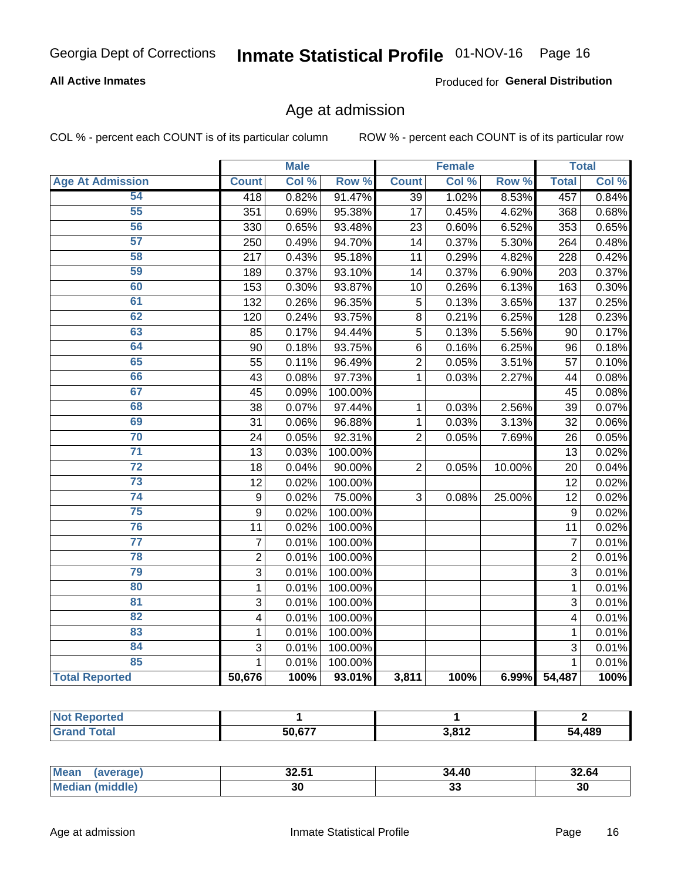Georgia Dept of Corrections **Inmate Statistical Profile** 01-NOV-16 Page 16

**All Active Inmates**

Produced for **General Distribution**

## Age at admission

COL % - percent each COUNT is of its particular column

ROW % - percent each COUNT is of its particular row

| | Male | | | Female | | | Total | |
|---|---|---|---|---|---|---|---|---|
| **Age At Admission** | **Count** | **Col %** | **Row %** | **Count** | **Col %** | **Row %** | **Total** | **Col %** |
| 54 | 418 | 0.82% | 91.47% | 39 | 1.02% | 8.53% | 457 | 0.84% |
| 55 | 351 | 0.69% | 95.38% | 17 | 0.45% | 4.62% | 368 | 0.68% |
| 56 | 330 | 0.65% | 93.48% | 23 | 0.60% | 6.52% | 353 | 0.65% |
| 57 | 250 | 0.49% | 94.70% | 14 | 0.37% | 5.30% | 264 | 0.48% |
| 58 | 217 | 0.43% | 95.18% | 11 | 0.29% | 4.82% | 228 | 0.42% |
| 59 | 189 | 0.37% | 93.10% | 14 | 0.37% | 6.90% | 203 | 0.37% |
| 60 | 153 | 0.30% | 93.87% | 10 | 0.26% | 6.13% | 163 | 0.30% |
| 61 | 132 | 0.26% | 96.35% | 5 | 0.13% | 3.65% | 137 | 0.25% |
| 62 | 120 | 0.24% | 93.75% | 8 | 0.21% | 6.25% | 128 | 0.23% |
| 63 | 85 | 0.17% | 94.44% | 5 | 0.13% | 5.56% | 90 | 0.17% |
| 64 | 90 | 0.18% | 93.75% | 6 | 0.16% | 6.25% | 96 | 0.18% |
| 65 | 55 | 0.11% | 96.49% | 2 | 0.05% | 3.51% | 57 | 0.10% |
| 66 | 43 | 0.08% | 97.73% | 1 | 0.03% | 2.27% | 44 | 0.08% |
| 67 | 45 | 0.09% | 100.00% | | | | 45 | 0.08% |
| 68 | 38 | 0.07% | 97.44% | 1 | 0.03% | 2.56% | 39 | 0.07% |
| 69 | 31 | 0.06% | 96.88% | 1 | 0.03% | 3.13% | 32 | 0.06% |
| 70 | 24 | 0.05% | 92.31% | 2 | 0.05% | 7.69% | 26 | 0.05% |
| 71 | 13 | 0.03% | 100.00% | | | | 13 | 0.02% |
| 72 | 18 | 0.04% | 90.00% | 2 | 0.05% | 10.00% | 20 | 0.04% |
| 73 | 12 | 0.02% | 100.00% | | | | 12 | 0.02% |
| 74 | 9 | 0.02% | 75.00% | 3 | 0.08% | 25.00% | 12 | 0.02% |
| 75 | 9 | 0.02% | 100.00% | | | | 9 | 0.02% |
| 76 | 11 | 0.02% | 100.00% | | | | 11 | 0.02% |
| 77 | 7 | 0.01% | 100.00% | | | | 7 | 0.01% |
| 78 | 2 | 0.01% | 100.00% | | | | 2 | 0.01% |
| 79 | 3 | 0.01% | 100.00% | | | | 3 | 0.01% |
| 80 | 1 | 0.01% | 100.00% | | | | 1 | 0.01% |
| 81 | 3 | 0.01% | 100.00% | | | | 3 | 0.01% |
| 82 | 4 | 0.01% | 100.00% | | | | 4 | 0.01% |
| 83 | 1 | 0.01% | 100.00% | | | | 1 | 0.01% |
| 84 | 3 | 0.01% | 100.00% | | | | 3 | 0.01% |
| 85 | 1 | 0.01% | 100.00% | | | | 1 | 0.01% |
| **Total Reported** | **50,676** | **100%** | **93.01%** | **3,811** | **100%** | **6.99%** | **54,487** | **100%** |

| | Male | Female | Total |
|---|---|---|---|
| **Not Reported** | **1** | **1** | **2** |
| **Grand Total** | **50,677** | **3,812** | **54,489** |

| | Male | Female | Total |
|---|---|---|---|
| **Mean (average)** | **32.51** | **34.40** | **32.64** |
| **Median (middle)** | **30** | **33** | **30** |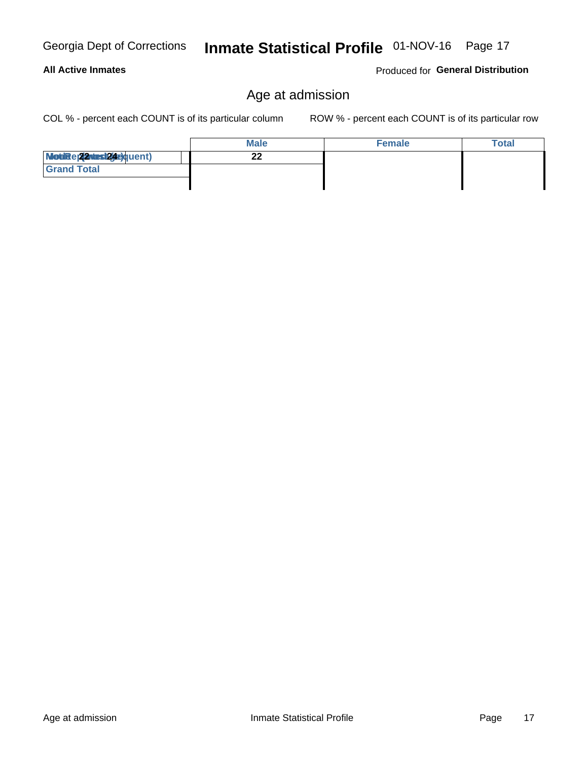Georgia Dept of Corrections **Inmate Statistical Profile** 01-NOV-16

**All Active Inmates** Produced for **General Distribution**

## Age at admission

COL % - percent each COUNT is of its particular column ROW % - percent each COUNT is of its particular row

| | Male | Female | Total |
|---|---|---|---|
| Mode (most frequent) / Median / Count 22 / Count 24 | 22 | | |
| Grand Total | | | |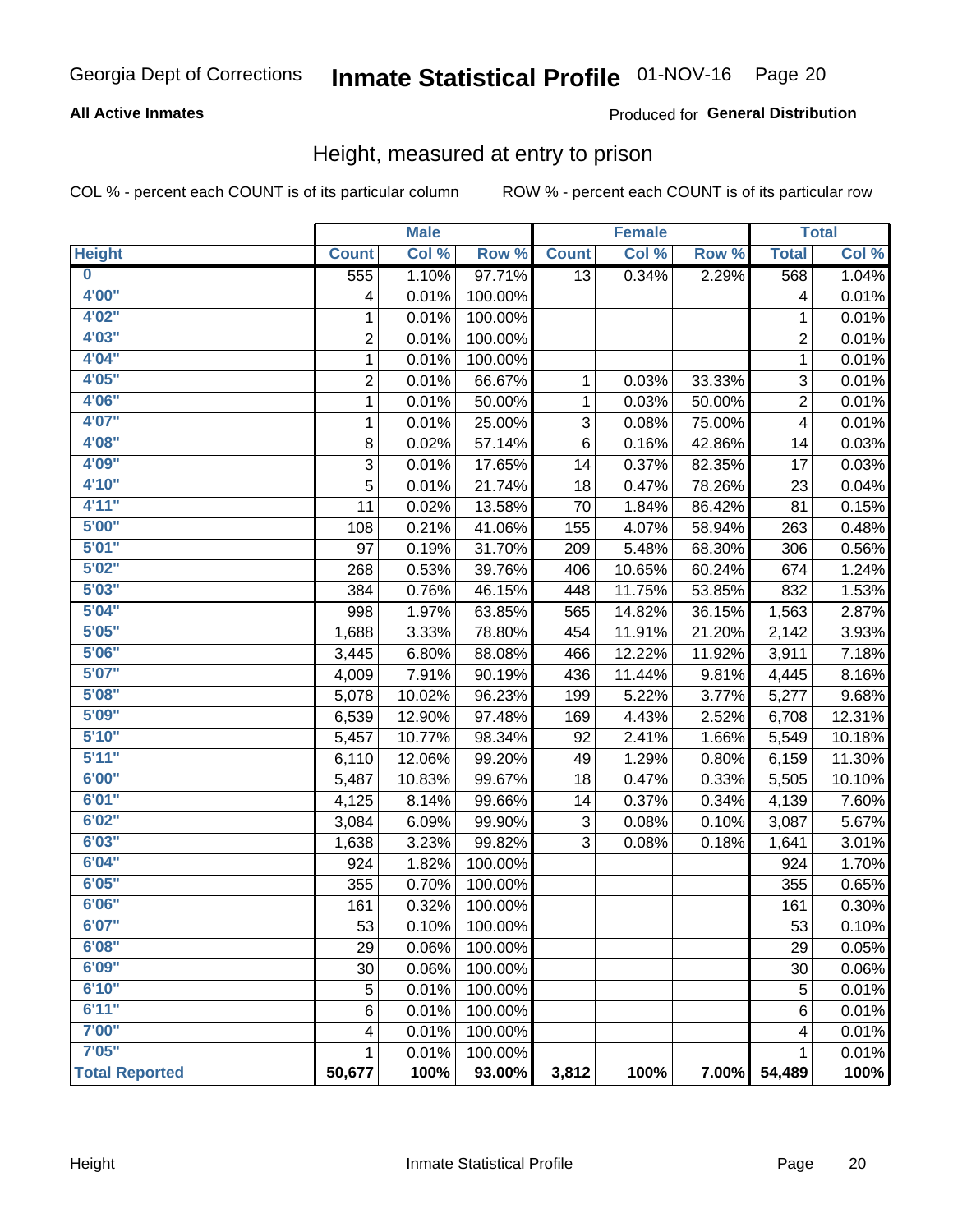Georgia Dept of Corrections **Inmate Statistical Profile** 01-NOV-16

**All Active Inmates**

Produced for **General Distribution**

## Height, measured at entry to prison

COL % - percent each COUNT is of its particular column ROW % - percent each COUNT is of its particular row

| | Male | | | Female | | | Total | |
|---|---|---|---|---|---|---|---|---|
| **Height** | **Count** | **Col %** | **Row %** | **Count** | **Col %** | **Row %** | **Total** | **Col %** |
| **0** | 555 | 1.10% | 97.71% | 13 | 0.34% | 2.29% | 568 | 1.04% |
| **4'00"** | 4 | 0.01% | 100.00% | | | | 4 | 0.01% |
| **4'02"** | 1 | 0.01% | 100.00% | | | | 1 | 0.01% |
| **4'03"** | 2 | 0.01% | 100.00% | | | | 2 | 0.01% |
| **4'04"** | 1 | 0.01% | 100.00% | | | | 1 | 0.01% |
| **4'05"** | 2 | 0.01% | 66.67% | 1 | 0.03% | 33.33% | 3 | 0.01% |
| **4'06"** | 1 | 0.01% | 50.00% | 1 | 0.03% | 50.00% | 2 | 0.01% |
| **4'07"** | 1 | 0.01% | 25.00% | 3 | 0.08% | 75.00% | 4 | 0.01% |
| **4'08"** | 8 | 0.02% | 57.14% | 6 | 0.16% | 42.86% | 14 | 0.03% |
| **4'09"** | 3 | 0.01% | 17.65% | 14 | 0.37% | 82.35% | 17 | 0.03% |
| **4'10"** | 5 | 0.01% | 21.74% | 18 | 0.47% | 78.26% | 23 | 0.04% |
| **4'11"** | 11 | 0.02% | 13.58% | 70 | 1.84% | 86.42% | 81 | 0.15% |
| **5'00"** | 108 | 0.21% | 41.06% | 155 | 4.07% | 58.94% | 263 | 0.48% |
| **5'01"** | 97 | 0.19% | 31.70% | 209 | 5.48% | 68.30% | 306 | 0.56% |
| **5'02"** | 268 | 0.53% | 39.76% | 406 | 10.65% | 60.24% | 674 | 1.24% |
| **5'03"** | 384 | 0.76% | 46.15% | 448 | 11.75% | 53.85% | 832 | 1.53% |
| **5'04"** | 998 | 1.97% | 63.85% | 565 | 14.82% | 36.15% | 1,563 | 2.87% |
| **5'05"** | 1,688 | 3.33% | 78.80% | 454 | 11.91% | 21.20% | 2,142 | 3.93% |
| **5'06"** | 3,445 | 6.80% | 88.08% | 466 | 12.22% | 11.92% | 3,911 | 7.18% |
| **5'07"** | 4,009 | 7.91% | 90.19% | 436 | 11.44% | 9.81% | 4,445 | 8.16% |
| **5'08"** | 5,078 | 10.02% | 96.23% | 199 | 5.22% | 3.77% | 5,277 | 9.68% |
| **5'09"** | 6,539 | 12.90% | 97.48% | 169 | 4.43% | 2.52% | 6,708 | 12.31% |
| **5'10"** | 5,457 | 10.77% | 98.34% | 92 | 2.41% | 1.66% | 5,549 | 10.18% |
| **5'11"** | 6,110 | 12.06% | 99.20% | 49 | 1.29% | 0.80% | 6,159 | 11.30% |
| **6'00"** | 5,487 | 10.83% | 99.67% | 18 | 0.47% | 0.33% | 5,505 | 10.10% |
| **6'01"** | 4,125 | 8.14% | 99.66% | 14 | 0.37% | 0.34% | 4,139 | 7.60% |
| **6'02"** | 3,084 | 6.09% | 99.90% | 3 | 0.08% | 0.10% | 3,087 | 5.67% |
| **6'03"** | 1,638 | 3.23% | 99.82% | 3 | 0.08% | 0.18% | 1,641 | 3.01% |
| **6'04"** | 924 | 1.82% | 100.00% | | | | 924 | 1.70% |
| **6'05"** | 355 | 0.70% | 100.00% | | | | 355 | 0.65% |
| **6'06"** | 161 | 0.32% | 100.00% | | | | 161 | 0.30% |
| **6'07"** | 53 | 0.10% | 100.00% | | | | 53 | 0.10% |
| **6'08"** | 29 | 0.06% | 100.00% | | | | 29 | 0.05% |
| **6'09"** | 30 | 0.06% | 100.00% | | | | 30 | 0.06% |
| **6'10"** | 5 | 0.01% | 100.00% | | | | 5 | 0.01% |
| **6'11"** | 6 | 0.01% | 100.00% | | | | 6 | 0.01% |
| **7'00"** | 4 | 0.01% | 100.00% | | | | 4 | 0.01% |
| **7'05"** | 1 | 0.01% | 100.00% | | | | 1 | 0.01% |
| **Total Reported** | **50,677** | **100%** | **93.00%** | **3,812** | **100%** | **7.00%** | **54,489** | **100%** |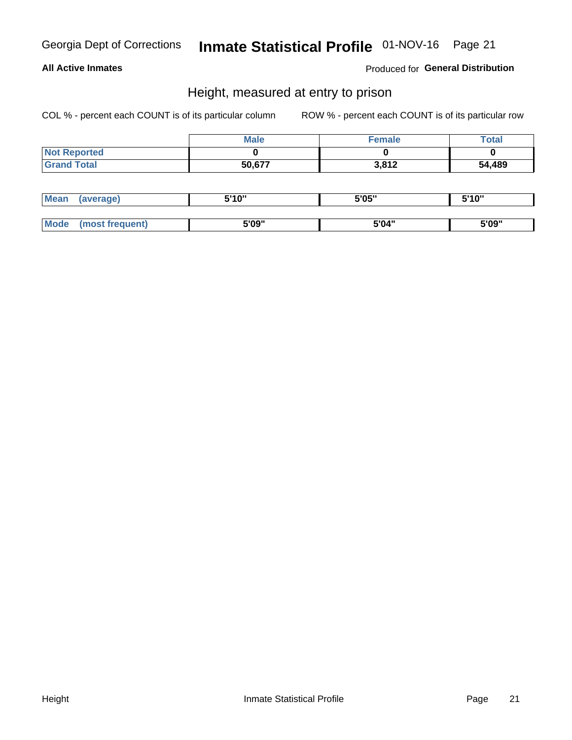## All Active Inmates

Produced for **General Distribution**

### Height, measured at entry to prison

COL % - percent each COUNT is of its particular column

ROW % - percent each COUNT is of its particular row

| | Male | Female | Total |
|---|---|---|---|
| Not Reported | 0 | 0 | 0 |
| Grand Total | 50,677 | 3,812 | 54,489 |

| | Male | Female | Total |
|---|---|---|---|
| Mean (average) | 5'10" | 5'05" | 5'10" |
| Mode (most frequent) | 5'09" | 5'04" | 5'09" |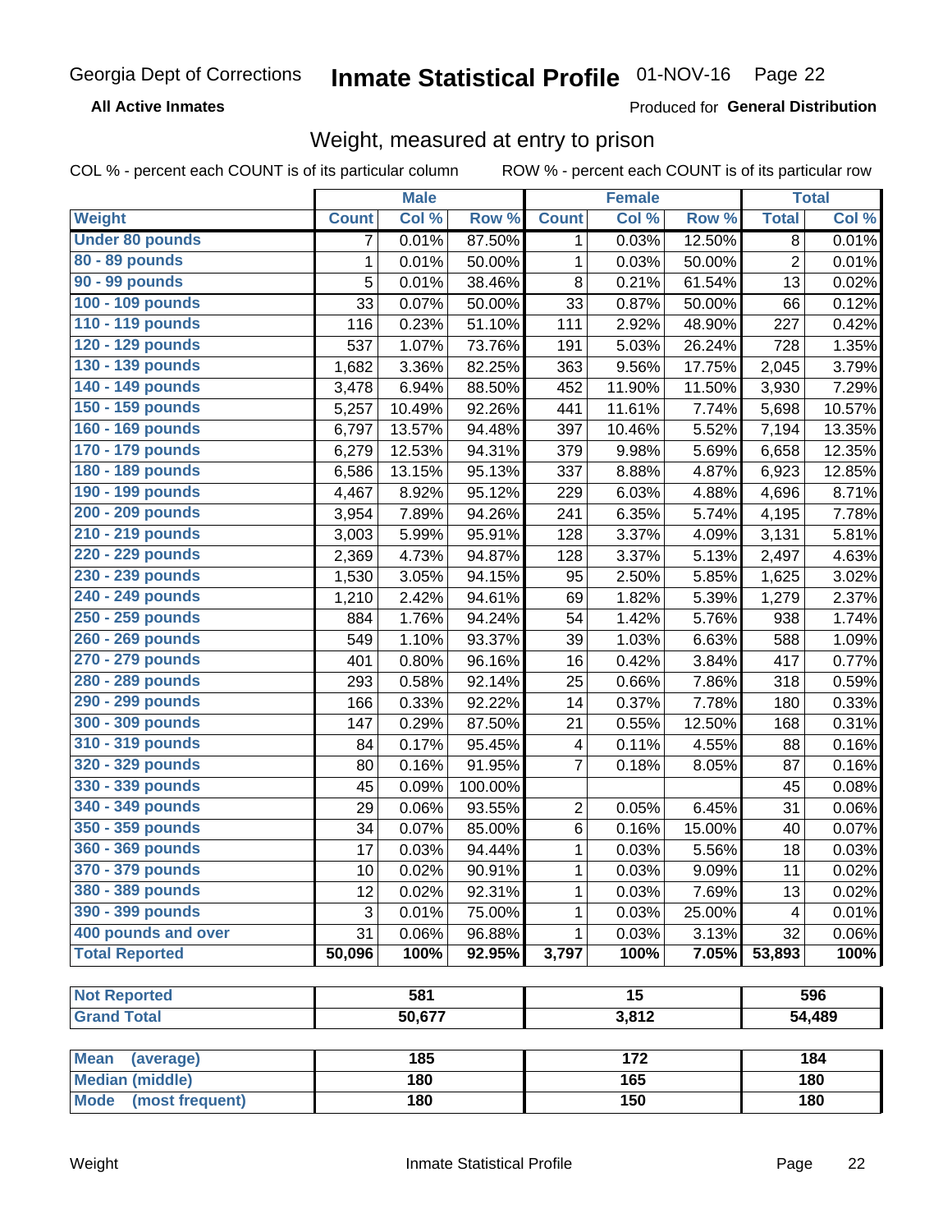Georgia Dept of Corrections **Inmate Statistical Profile** 01-NOV-16

**All Active Inmates** Produced for **General Distribution**

## Weight, measured at entry to prison

COL % - percent each COUNT is of its particular column    ROW % - percent each COUNT is of its particular row

| | Male | | | Female | | | Total | |
|---|---|---|---|---|---|---|---|---|
| **Weight** | **Count** | **Col %** | **Row %** | **Count** | **Col %** | **Row %** | **Total** | **Col %** |
| Under 80 pounds | 7 | 0.01% | 87.50% | 1 | 0.03% | 12.50% | 8 | 0.01% |
| 80 - 89 pounds | 1 | 0.01% | 50.00% | 1 | 0.03% | 50.00% | 2 | 0.01% |
| 90 - 99 pounds | 5 | 0.01% | 38.46% | 8 | 0.21% | 61.54% | 13 | 0.02% |
| 100 - 109 pounds | 33 | 0.07% | 50.00% | 33 | 0.87% | 50.00% | 66 | 0.12% |
| 110 - 119 pounds | 116 | 0.23% | 51.10% | 111 | 2.92% | 48.90% | 227 | 0.42% |
| 120 - 129 pounds | 537 | 1.07% | 73.76% | 191 | 5.03% | 26.24% | 728 | 1.35% |
| 130 - 139 pounds | 1,682 | 3.36% | 82.25% | 363 | 9.56% | 17.75% | 2,045 | 3.79% |
| 140 - 149 pounds | 3,478 | 6.94% | 88.50% | 452 | 11.90% | 11.50% | 3,930 | 7.29% |
| 150 - 159 pounds | 5,257 | 10.49% | 92.26% | 441 | 11.61% | 7.74% | 5,698 | 10.57% |
| 160 - 169 pounds | 6,797 | 13.57% | 94.48% | 397 | 10.46% | 5.52% | 7,194 | 13.35% |
| 170 - 179 pounds | 6,279 | 12.53% | 94.31% | 379 | 9.98% | 5.69% | 6,658 | 12.35% |
| 180 - 189 pounds | 6,586 | 13.15% | 95.13% | 337 | 8.88% | 4.87% | 6,923 | 12.85% |
| 190 - 199 pounds | 4,467 | 8.92% | 95.12% | 229 | 6.03% | 4.88% | 4,696 | 8.71% |
| 200 - 209 pounds | 3,954 | 7.89% | 94.26% | 241 | 6.35% | 5.74% | 4,195 | 7.78% |
| 210 - 219 pounds | 3,003 | 5.99% | 95.91% | 128 | 3.37% | 4.09% | 3,131 | 5.81% |
| 220 - 229 pounds | 2,369 | 4.73% | 94.87% | 128 | 3.37% | 5.13% | 2,497 | 4.63% |
| 230 - 239 pounds | 1,530 | 3.05% | 94.15% | 95 | 2.50% | 5.85% | 1,625 | 3.02% |
| 240 - 249 pounds | 1,210 | 2.42% | 94.61% | 69 | 1.82% | 5.39% | 1,279 | 2.37% |
| 250 - 259 pounds | 884 | 1.76% | 94.24% | 54 | 1.42% | 5.76% | 938 | 1.74% |
| 260 - 269 pounds | 549 | 1.10% | 93.37% | 39 | 1.03% | 6.63% | 588 | 1.09% |
| 270 - 279 pounds | 401 | 0.80% | 96.16% | 16 | 0.42% | 3.84% | 417 | 0.77% |
| 280 - 289 pounds | 293 | 0.58% | 92.14% | 25 | 0.66% | 7.86% | 318 | 0.59% |
| 290 - 299 pounds | 166 | 0.33% | 92.22% | 14 | 0.37% | 7.78% | 180 | 0.33% |
| 300 - 309 pounds | 147 | 0.29% | 87.50% | 21 | 0.55% | 12.50% | 168 | 0.31% |
| 310 - 319 pounds | 84 | 0.17% | 95.45% | 4 | 0.11% | 4.55% | 88 | 0.16% |
| 320 - 329 pounds | 80 | 0.16% | 91.95% | 7 | 0.18% | 8.05% | 87 | 0.16% |
| 330 - 339 pounds | 45 | 0.09% | 100.00% | | | | 45 | 0.08% |
| 340 - 349 pounds | 29 | 0.06% | 93.55% | 2 | 0.05% | 6.45% | 31 | 0.06% |
| 350 - 359 pounds | 34 | 0.07% | 85.00% | 6 | 0.16% | 15.00% | 40 | 0.07% |
| 360 - 369 pounds | 17 | 0.03% | 94.44% | 1 | 0.03% | 5.56% | 18 | 0.03% |
| 370 - 379 pounds | 10 | 0.02% | 90.91% | 1 | 0.03% | 9.09% | 11 | 0.02% |
| 380 - 389 pounds | 12 | 0.02% | 92.31% | 1 | 0.03% | 7.69% | 13 | 0.02% |
| 390 - 399 pounds | 3 | 0.01% | 75.00% | 1 | 0.03% | 25.00% | 4 | 0.01% |
| 400 pounds and over | 31 | 0.06% | 96.88% | 1 | 0.03% | 3.13% | 32 | 0.06% |
| **Total Reported** | **50,096** | **100%** | **92.95%** | **3,797** | **100%** | **7.05%** | **53,893** | **100%** |

| | Male | Female | Total |
|---|---|---|---|
| Not Reported | 581 | 15 | 596 |
| Grand Total | 50,677 | 3,812 | 54,489 |

| | Male | Female | Total |
|---|---|---|---|
| Mean (average) | 185 | 172 | 184 |
| Median (middle) | 180 | 165 | 180 |
| Mode (most frequent) | 180 | 150 | 180 |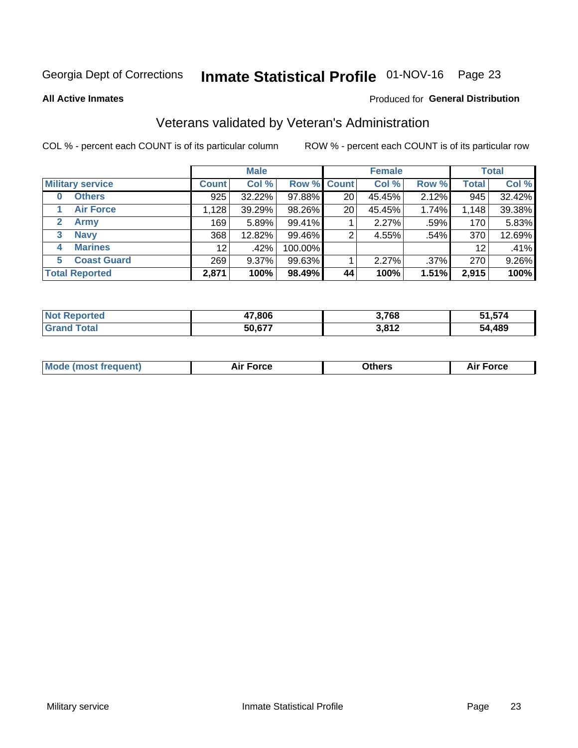Georgia Dept of Corrections **Inmate Statistical Profile** 01-NOV-16

**All Active Inmates**

Produced for **General Distribution**

## Veterans validated by Veteran's Administration

COL % - percent each COUNT is of its particular column

ROW % - percent each COUNT is of its particular row

| Military service | Male | | | Female | | | Total | |
|---|---|---|---|---|---|---|---|---|
| | Count | Col % | Row % | Count | Col % | Row % | Total | Col % |
| 0 Others | 925 | 32.22% | 97.88% | 20 | 45.45% | 2.12% | 945 | 32.42% |
| 1 Air Force | 1,128 | 39.29% | 98.26% | 20 | 45.45% | 1.74% | 1,148 | 39.38% |
| 2 Army | 169 | 5.89% | 99.41% | 1 | 2.27% | .59% | 170 | 5.83% |
| 3 Navy | 368 | 12.82% | 99.46% | 2 | 4.55% | .54% | 370 | 12.69% |
| 4 Marines | 12 | .42% | 100.00% | | | | 12 | .41% |
| 5 Coast Guard | 269 | 9.37% | 99.63% | 1 | 2.27% | .37% | 270 | 9.26% |
| **Total Reported** | **2,871** | **100%** | **98.49%** | **44** | **100%** | **1.51%** | **2,915** | **100%** |

| | Male | Female | Total |
|---|---|---|---|
| Not Reported | 47,806 | 3,768 | 51,574 |
| Grand Total | 50,677 | 3,812 | 54,489 |

| | Male | Female | Total |
|---|---|---|---|
| Mode (most frequent) | Air Force | Others | Air Force |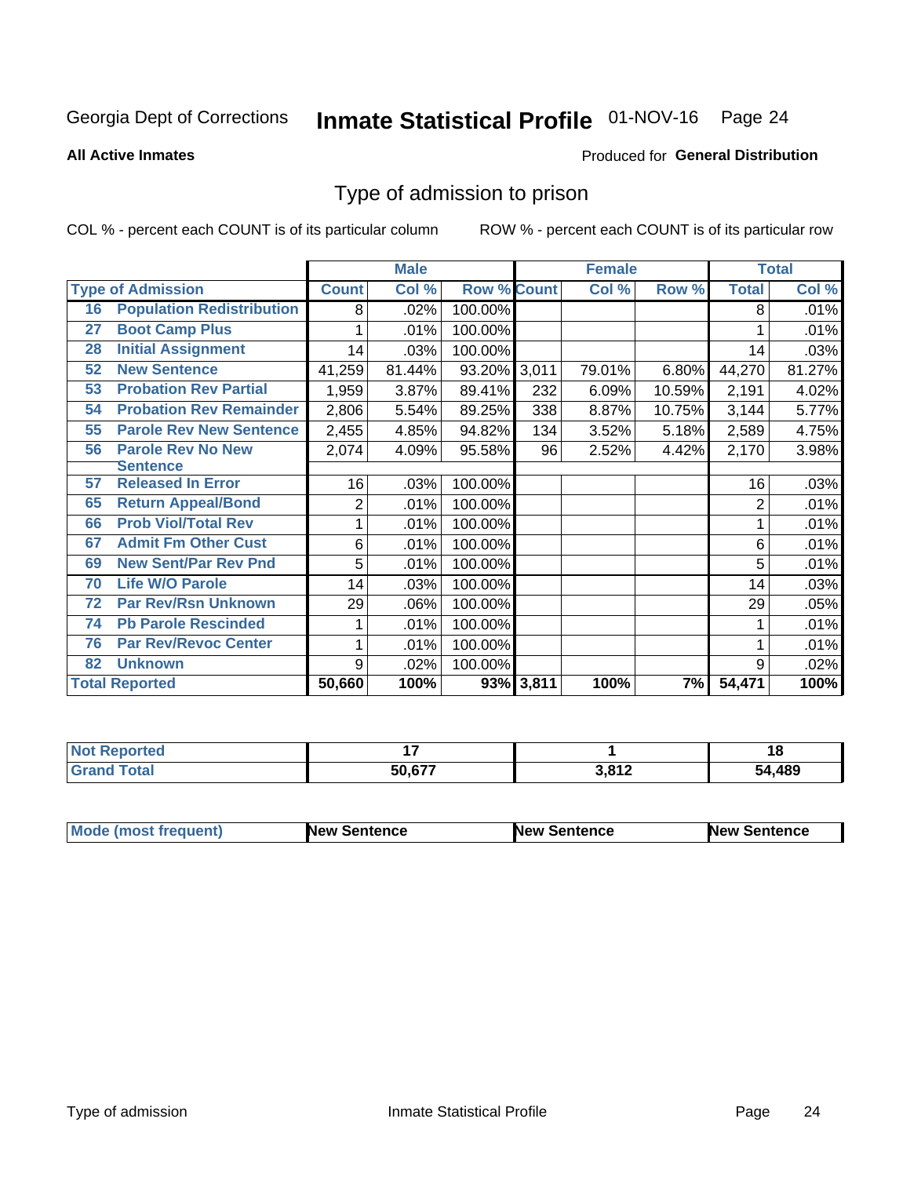Georgia Dept of Corrections **Inmate Statistical Profile** 01-NOV-16

**All Active Inmates**

Produced for **General Distribution**

# Type of admission to prison

COL % - percent each COUNT is of its particular column

ROW % - percent each COUNT is of its particular row

| | | Male | | | Female | | | Total | |
|---|---|---|---|---|---|---|---|---|---|
| **Type of Admission** | | **Count** | **Col %** | **Row %** | **Count** | **Col %** | **Row %** | **Total** | **Col %** |
| 16 | **Population Redistribution** | 8 | .02% | 100.00% | | | | 8 | .01% |
| 27 | **Boot Camp Plus** | 1 | .01% | 100.00% | | | | 1 | .01% |
| 28 | **Initial Assignment** | 14 | .03% | 100.00% | | | | 14 | .03% |
| 52 | **New Sentence** | 41,259 | 81.44% | 93.20% | 3,011 | 79.01% | 6.80% | 44,270 | 81.27% |
| 53 | **Probation Rev Partial** | 1,959 | 3.87% | 89.41% | 232 | 6.09% | 10.59% | 2,191 | 4.02% |
| 54 | **Probation Rev Remainder** | 2,806 | 5.54% | 89.25% | 338 | 8.87% | 10.75% | 3,144 | 5.77% |
| 55 | **Parole Rev New Sentence** | 2,455 | 4.85% | 94.82% | 134 | 3.52% | 5.18% | 2,589 | 4.75% |
| 56 | **Parole Rev No New Sentence** | 2,074 | 4.09% | 95.58% | 96 | 2.52% | 4.42% | 2,170 | 3.98% |
| 57 | **Released In Error** | 16 | .03% | 100.00% | | | | 16 | .03% |
| 65 | **Return Appeal/Bond** | 2 | .01% | 100.00% | | | | 2 | .01% |
| 66 | **Prob Viol/Total Rev** | 1 | .01% | 100.00% | | | | 1 | .01% |
| 67 | **Admit Fm Other Cust** | 6 | .01% | 100.00% | | | | 6 | .01% |
| 69 | **New Sent/Par Rev Pnd** | 5 | .01% | 100.00% | | | | 5 | .01% |
| 70 | **Life W/O Parole** | 14 | .03% | 100.00% | | | | 14 | .03% |
| 72 | **Par Rev/Rsn Unknown** | 29 | .06% | 100.00% | | | | 29 | .05% |
| 74 | **Pb Parole Rescinded** | 1 | .01% | 100.00% | | | | 1 | .01% |
| 76 | **Par Rev/Revoc Center** | 1 | .01% | 100.00% | | | | 1 | .01% |
| 82 | **Unknown** | 9 | .02% | 100.00% | | | | 9 | .02% |
| **Total Reported** | | **50,660** | **100%** | **93%** | **3,811** | **100%** | **7%** | **54,471** | **100%** |

| | Male | Female | Total |
|---|---|---|---|
| **Not Reported** | **17** | **1** | **18** |
| **Grand Total** | **50,677** | **3,812** | **54,489** |

| | Male | Female | Total |
|---|---|---|---|
| **Mode (most frequent)** | **New Sentence** | **New Sentence** | **New Sentence** |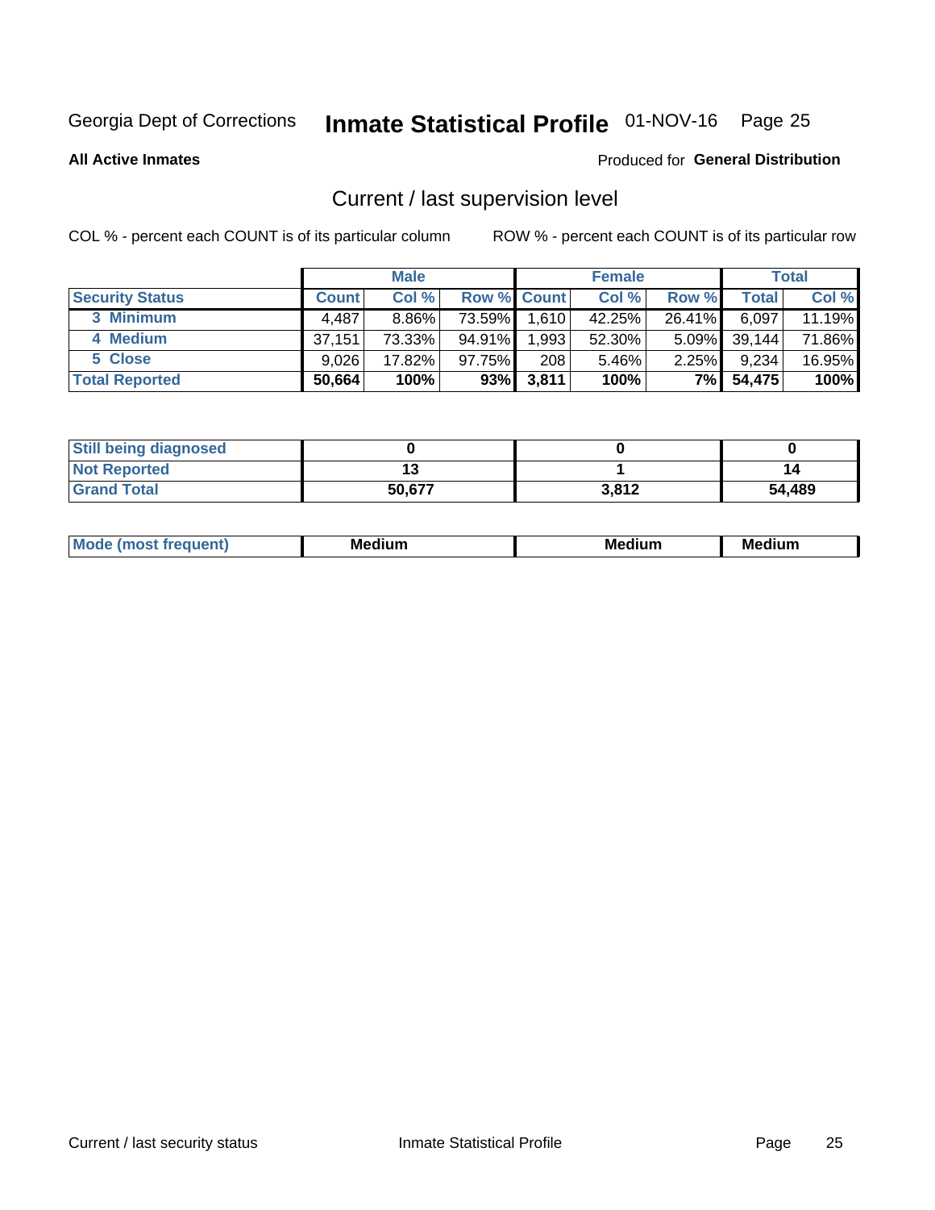Georgia Dept of Corrections **Inmate Statistical Profile** 01-NOV-16 Page 25

**All Active Inmates**

Produced for **General Distribution**

## Current / last supervision level

COL % - percent each COUNT is of its particular column

ROW % - percent each COUNT is of its particular row

| | Male | | | Female | | | Total | |
|---|---|---|---|---|---|---|---|---|
| **Security Status** | **Count** | **Col %** | **Row %** | **Count** | **Col %** | **Row %** | **Total** | **Col %** |
| 3 Minimum | 4,487 | 8.86% | 73.59% | 1,610 | 42.25% | 26.41% | 6,097 | 11.19% |
| 4 Medium | 37,151 | 73.33% | 94.91% | 1,993 | 52.30% | 5.09% | 39,144 | 71.86% |
| 5 Close | 9,026 | 17.82% | 97.75% | 208 | 5.46% | 2.25% | 9,234 | 16.95% |
| **Total Reported** | **50,664** | **100%** | **93%** | **3,811** | **100%** | **7%** | **54,475** | **100%** |

| | Male | Female | Total |
|---|---|---|---|
| Still being diagnosed | 0 | 0 | 0 |
| Not Reported | 13 | 1 | 14 |
| Grand Total | 50,677 | 3,812 | 54,489 |

| | Male | Female | Total |
|---|---|---|---|
| Mode (most frequent) | Medium | Medium | Medium |

Current / last security status

Inmate Statistical Profile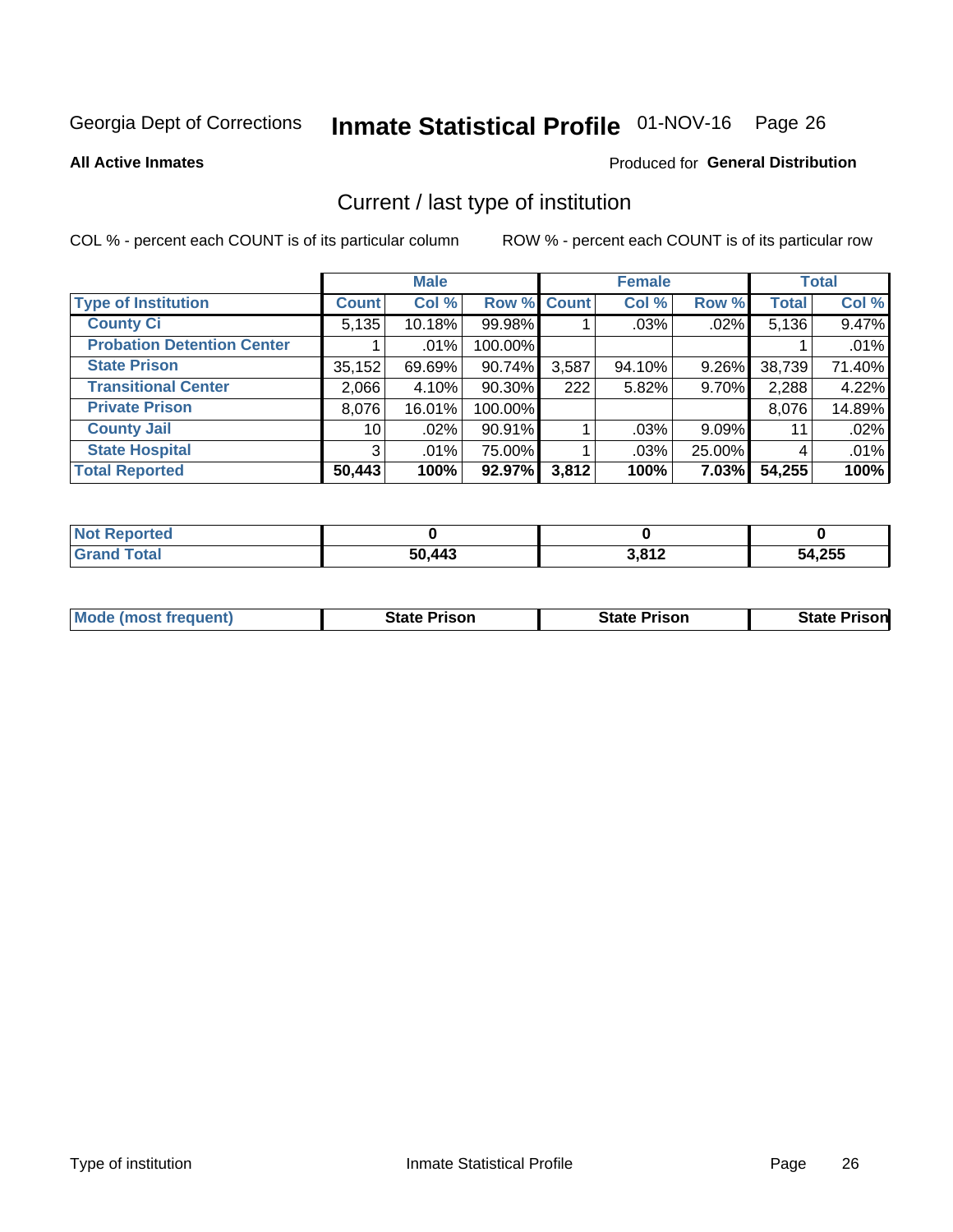Georgia Dept of Corrections **Inmate Statistical Profile** 01-NOV-16

**All Active Inmates**

Produced for **General Distribution**

## Current / last type of institution

COL % - percent each COUNT is of its particular column

ROW % - percent each COUNT is of its particular row

| | Male | | | Female | | | Total | |
|---|---|---|---|---|---|---|---|---|
| **Type of Institution** | **Count** | **Col %** | **Row %** | **Count** | **Col %** | **Row %** | **Total** | **Col %** |
| **County Ci** | 5,135 | 10.18% | 99.98% | 1 | .03% | .02% | 5,136 | 9.47% |
| **Probation Detention Center** | 1 | .01% | 100.00% | | | | 1 | .01% |
| **State Prison** | 35,152 | 69.69% | 90.74% | 3,587 | 94.10% | 9.26% | 38,739 | 71.40% |
| **Transitional Center** | 2,066 | 4.10% | 90.30% | 222 | 5.82% | 9.70% | 2,288 | 4.22% |
| **Private Prison** | 8,076 | 16.01% | 100.00% | | | | 8,076 | 14.89% |
| **County Jail** | 10 | .02% | 90.91% | 1 | .03% | 9.09% | 11 | .02% |
| **State Hospital** | 3 | .01% | 75.00% | 1 | .03% | 25.00% | 4 | .01% |
| **Total Reported** | **50,443** | **100%** | **92.97%** | **3,812** | **100%** | **7.03%** | **54,255** | **100%** |

| | Male | Female | Total |
|---|---|---|---|
| **Not Reported** | **0** | **0** | **0** |
| **Grand Total** | **50,443** | **3,812** | **54,255** |

| | Male | Female | Total |
|---|---|---|---|
| **Mode (most frequent)** | **State Prison** | **State Prison** | **State Prison** |

Type of institution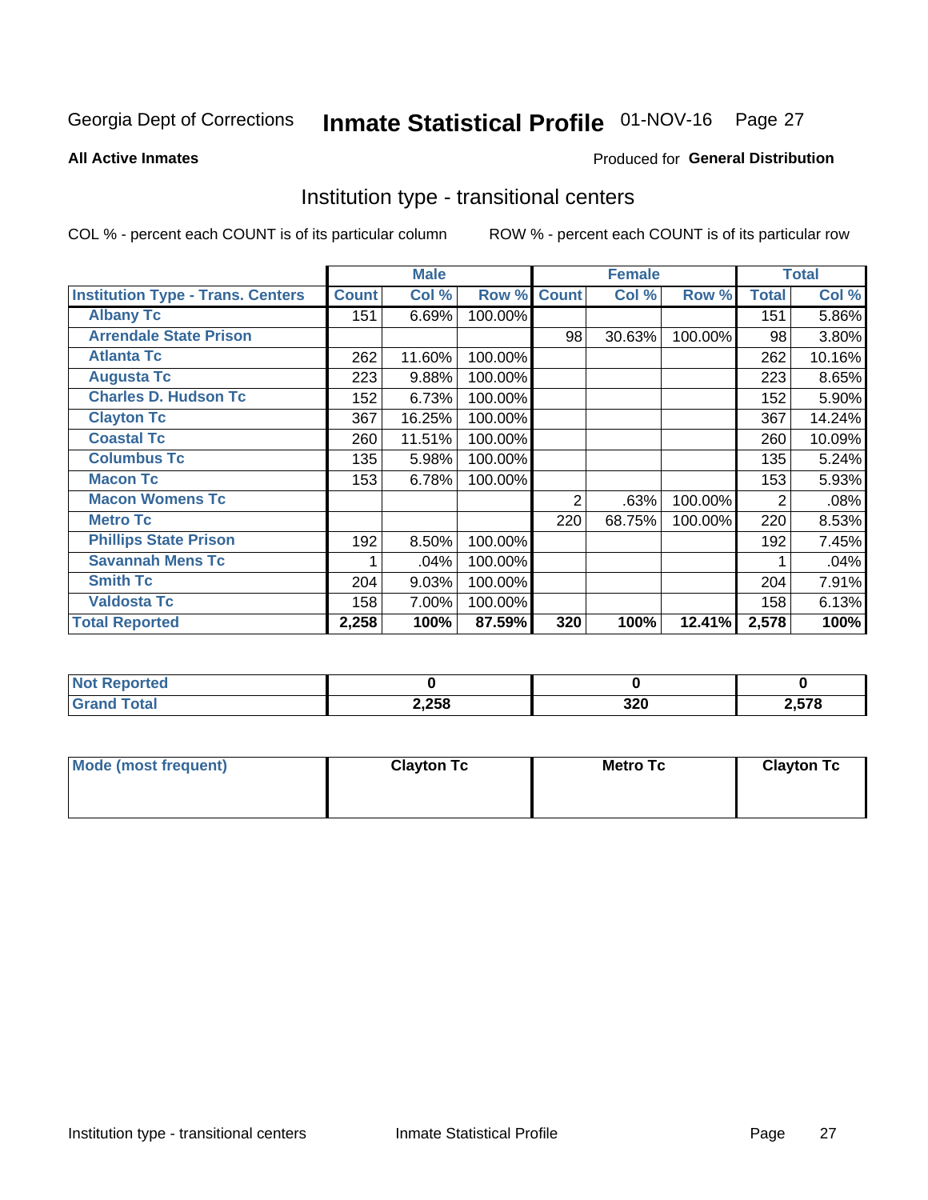Georgia Dept of Corrections **Inmate Statistical Profile** 01-NOV-16 Page 27

**All Active Inmates**

Produced for **General Distribution**

## Institution type - transitional centers

COL % - percent each COUNT is of its particular column ROW % - percent each COUNT is of its particular row

| | Male | | | Female | | | Total | |
|---|---|---|---|---|---|---|---|---|
| **Institution Type - Trans. Centers** | **Count** | **Col %** | **Row %** | **Count** | **Col %** | **Row %** | **Total** | **Col %** |
| **Albany Tc** | 151 | 6.69% | 100.00% | | | | 151 | 5.86% |
| **Arrendale State Prison** | | | | 98 | 30.63% | 100.00% | 98 | 3.80% |
| **Atlanta Tc** | 262 | 11.60% | 100.00% | | | | 262 | 10.16% |
| **Augusta Tc** | 223 | 9.88% | 100.00% | | | | 223 | 8.65% |
| **Charles D. Hudson Tc** | 152 | 6.73% | 100.00% | | | | 152 | 5.90% |
| **Clayton Tc** | 367 | 16.25% | 100.00% | | | | 367 | 14.24% |
| **Coastal Tc** | 260 | 11.51% | 100.00% | | | | 260 | 10.09% |
| **Columbus Tc** | 135 | 5.98% | 100.00% | | | | 135 | 5.24% |
| **Macon Tc** | 153 | 6.78% | 100.00% | | | | 153 | 5.93% |
| **Macon Womens Tc** | | | | 2 | .63% | 100.00% | 2 | .08% |
| **Metro Tc** | | | | 220 | 68.75% | 100.00% | 220 | 8.53% |
| **Phillips State Prison** | 192 | 8.50% | 100.00% | | | | 192 | 7.45% |
| **Savannah Mens Tc** | 1 | .04% | 100.00% | | | | 1 | .04% |
| **Smith Tc** | 204 | 9.03% | 100.00% | | | | 204 | 7.91% |
| **Valdosta Tc** | 158 | 7.00% | 100.00% | | | | 158 | 6.13% |
| **Total Reported** | **2,258** | **100%** | **87.59%** | **320** | **100%** | **12.41%** | **2,578** | **100%** |

| | Male | Female | Total |
|---|---|---|---|
| **Not Reported** | **0** | **0** | **0** |
| **Grand Total** | **2,258** | **320** | **2,578** |

| | Male | Female | Total |
|---|---|---|---|
| **Mode (most frequent)** | **Clayton Tc** | **Metro Tc** | **Clayton Tc** |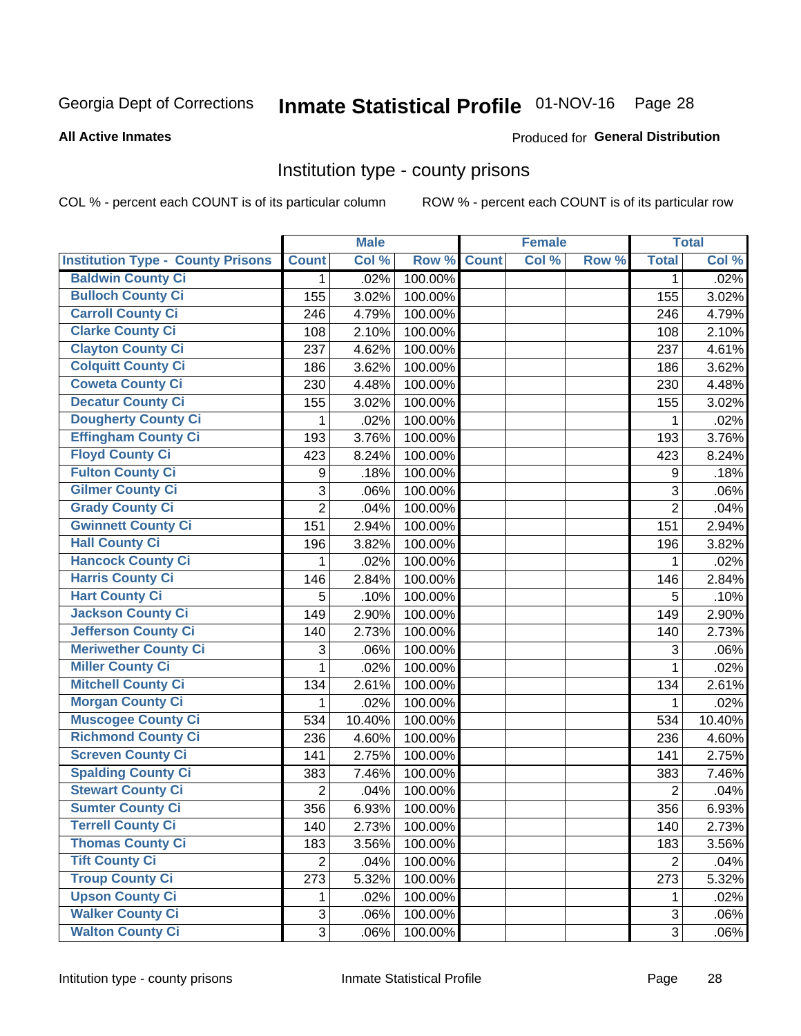Georgia Dept of Corrections **Inmate Statistical Profile** 01-NOV-16

**All Active Inmates**

Produced for **General Distribution**

## Institution type - county prisons

COL % - percent each COUNT is of its particular column

ROW % - percent each COUNT is of its particular row

| | Male | | | Female | | | Total | |
|---|---|---|---|---|---|---|---|---|
| **Institution Type - County Prisons** | **Count** | **Col %** | **Row %** | **Count** | **Col %** | **Row %** | **Total** | **Col %** |
| Baldwin County Ci | 1 | .02% | 100.00% | | | | 1 | .02% |
| Bulloch County Ci | 155 | 3.02% | 100.00% | | | | 155 | 3.02% |
| Carroll County Ci | 246 | 4.79% | 100.00% | | | | 246 | 4.79% |
| Clarke County Ci | 108 | 2.10% | 100.00% | | | | 108 | 2.10% |
| Clayton County Ci | 237 | 4.62% | 100.00% | | | | 237 | 4.61% |
| Colquitt County Ci | 186 | 3.62% | 100.00% | | | | 186 | 3.62% |
| Coweta County Ci | 230 | 4.48% | 100.00% | | | | 230 | 4.48% |
| Decatur County Ci | 155 | 3.02% | 100.00% | | | | 155 | 3.02% |
| Dougherty County Ci | 1 | .02% | 100.00% | | | | 1 | .02% |
| Effingham County Ci | 193 | 3.76% | 100.00% | | | | 193 | 3.76% |
| Floyd County Ci | 423 | 8.24% | 100.00% | | | | 423 | 8.24% |
| Fulton County Ci | 9 | .18% | 100.00% | | | | 9 | .18% |
| Gilmer County Ci | 3 | .06% | 100.00% | | | | 3 | .06% |
| Grady County Ci | 2 | .04% | 100.00% | | | | 2 | .04% |
| Gwinnett County Ci | 151 | 2.94% | 100.00% | | | | 151 | 2.94% |
| Hall County Ci | 196 | 3.82% | 100.00% | | | | 196 | 3.82% |
| Hancock County Ci | 1 | .02% | 100.00% | | | | 1 | .02% |
| Harris County Ci | 146 | 2.84% | 100.00% | | | | 146 | 2.84% |
| Hart County Ci | 5 | .10% | 100.00% | | | | 5 | .10% |
| Jackson County Ci | 149 | 2.90% | 100.00% | | | | 149 | 2.90% |
| Jefferson County Ci | 140 | 2.73% | 100.00% | | | | 140 | 2.73% |
| Meriwether County Ci | 3 | .06% | 100.00% | | | | 3 | .06% |
| Miller County Ci | 1 | .02% | 100.00% | | | | 1 | .02% |
| Mitchell County Ci | 134 | 2.61% | 100.00% | | | | 134 | 2.61% |
| Morgan County Ci | 1 | .02% | 100.00% | | | | 1 | .02% |
| Muscogee County Ci | 534 | 10.40% | 100.00% | | | | 534 | 10.40% |
| Richmond County Ci | 236 | 4.60% | 100.00% | | | | 236 | 4.60% |
| Screven County Ci | 141 | 2.75% | 100.00% | | | | 141 | 2.75% |
| Spalding County Ci | 383 | 7.46% | 100.00% | | | | 383 | 7.46% |
| Stewart County Ci | 2 | .04% | 100.00% | | | | 2 | .04% |
| Sumter County Ci | 356 | 6.93% | 100.00% | | | | 356 | 6.93% |
| Terrell County Ci | 140 | 2.73% | 100.00% | | | | 140 | 2.73% |
| Thomas County Ci | 183 | 3.56% | 100.00% | | | | 183 | 3.56% |
| Tift County Ci | 2 | .04% | 100.00% | | | | 2 | .04% |
| Troup County Ci | 273 | 5.32% | 100.00% | | | | 273 | 5.32% |
| Upson County Ci | 1 | .02% | 100.00% | | | | 1 | .02% |
| Walker County Ci | 3 | .06% | 100.00% | | | | 3 | .06% |
| Walton County Ci | 3 | .06% | 100.00% | | | | 3 | .06% |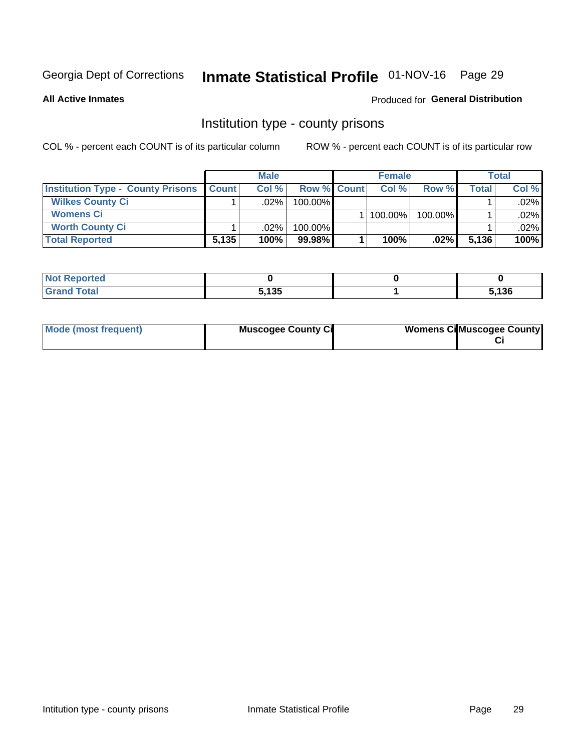Georgia Dept of Corrections **Inmate Statistical Profile** 01-NOV-16

**All Active Inmates**

Produced for **General Distribution**

## Institution type - county prisons

COL % - percent each COUNT is of its particular column

ROW % - percent each COUNT is of its particular row

| | Male | | | Female | | | Total | |
|---|---|---|---|---|---|---|---|---|
| **Institution Type - County Prisons** | **Count** | **Col %** | **Row %** | **Count** | **Col %** | **Row %** | **Total** | **Col %** |
| **Wilkes County Ci** | 1 | .02% | 100.00% | | | | 1 | .02% |
| **Womens Ci** | | | | 1 | 100.00% | 100.00% | 1 | .02% |
| **Worth County Ci** | 1 | .02% | 100.00% | | | | 1 | .02% |
| **Total Reported** | **5,135** | **100%** | **99.98%** | **1** | **100%** | **.02%** | **5,136** | **100%** |

| | Male | Female | Total |
|---|---|---|---|
| **Not Reported** | **0** | **0** | **0** |
| **Grand Total** | **5,135** | **1** | **5,136** |

| | Male | Female | Total |
|---|---|---|---|
| **Mode (most frequent)** | **Muscogee County Ci** | **Womens Ci** | **Muscogee County Ci** |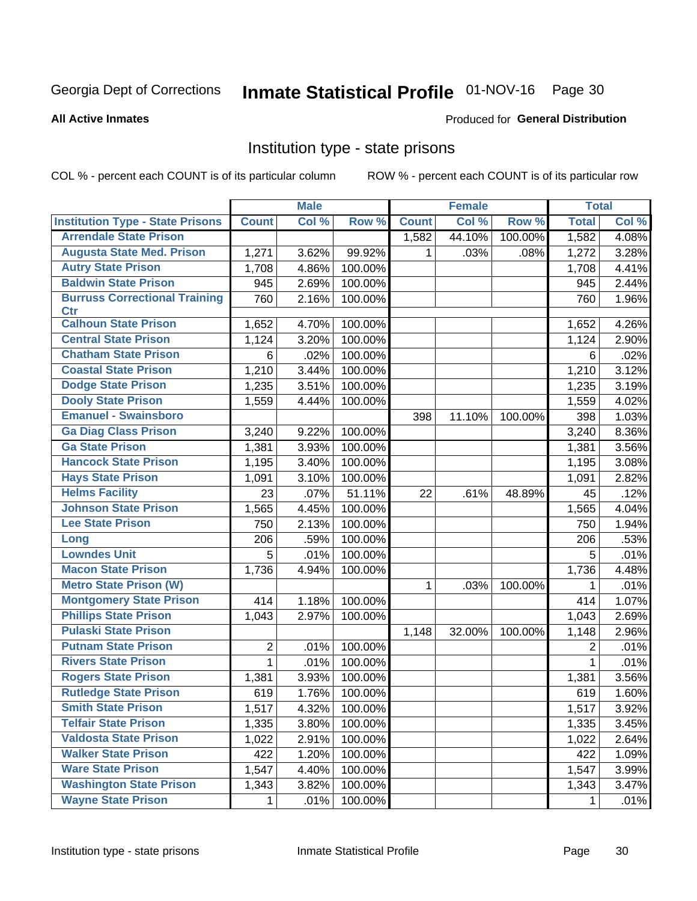Georgia Dept of Corrections **Inmate Statistical Profile** 01-NOV-16

**All Active Inmates**

Produced for **General Distribution**

## Institution type - state prisons

COL % - percent each COUNT is of its particular column ROW % - percent each COUNT is of its particular row

| | Male | | | Female | | | Total | |
|---|---|---|---|---|---|---|---|---|
| **Institution Type - State Prisons** | **Count** | **Col %** | **Row %** | **Count** | **Col %** | **Row %** | **Total** | **Col %** |
| Arrendale State Prison | | | | 1,582 | 44.10% | 100.00% | 1,582 | 4.08% |
| Augusta State Med. Prison | 1,271 | 3.62% | 99.92% | 1 | .03% | .08% | 1,272 | 3.28% |
| Autry State Prison | 1,708 | 4.86% | 100.00% | | | | 1,708 | 4.41% |
| Baldwin State Prison | 945 | 2.69% | 100.00% | | | | 945 | 2.44% |
| Burruss Correctional Training Ctr | 760 | 2.16% | 100.00% | | | | 760 | 1.96% |
| Calhoun State Prison | 1,652 | 4.70% | 100.00% | | | | 1,652 | 4.26% |
| Central State Prison | 1,124 | 3.20% | 100.00% | | | | 1,124 | 2.90% |
| Chatham State Prison | 6 | .02% | 100.00% | | | | 6 | .02% |
| Coastal State Prison | 1,210 | 3.44% | 100.00% | | | | 1,210 | 3.12% |
| Dodge State Prison | 1,235 | 3.51% | 100.00% | | | | 1,235 | 3.19% |
| Dooly State Prison | 1,559 | 4.44% | 100.00% | | | | 1,559 | 4.02% |
| Emanuel - Swainsboro | | | | 398 | 11.10% | 100.00% | 398 | 1.03% |
| Ga Diag Class Prison | 3,240 | 9.22% | 100.00% | | | | 3,240 | 8.36% |
| Ga State Prison | 1,381 | 3.93% | 100.00% | | | | 1,381 | 3.56% |
| Hancock State Prison | 1,195 | 3.40% | 100.00% | | | | 1,195 | 3.08% |
| Hays State Prison | 1,091 | 3.10% | 100.00% | | | | 1,091 | 2.82% |
| Helms Facility | 23 | .07% | 51.11% | 22 | .61% | 48.89% | 45 | .12% |
| Johnson State Prison | 1,565 | 4.45% | 100.00% | | | | 1,565 | 4.04% |
| Lee State Prison | 750 | 2.13% | 100.00% | | | | 750 | 1.94% |
| Long | 206 | .59% | 100.00% | | | | 206 | .53% |
| Lowndes Unit | 5 | .01% | 100.00% | | | | 5 | .01% |
| Macon State Prison | 1,736 | 4.94% | 100.00% | | | | 1,736 | 4.48% |
| Metro State Prison (W) | | | | 1 | .03% | 100.00% | 1 | .01% |
| Montgomery State Prison | 414 | 1.18% | 100.00% | | | | 414 | 1.07% |
| Phillips State Prison | 1,043 | 2.97% | 100.00% | | | | 1,043 | 2.69% |
| Pulaski State Prison | | | | 1,148 | 32.00% | 100.00% | 1,148 | 2.96% |
| Putnam State Prison | 2 | .01% | 100.00% | | | | 2 | .01% |
| Rivers State Prison | 1 | .01% | 100.00% | | | | 1 | .01% |
| Rogers State Prison | 1,381 | 3.93% | 100.00% | | | | 1,381 | 3.56% |
| Rutledge State Prison | 619 | 1.76% | 100.00% | | | | 619 | 1.60% |
| Smith State Prison | 1,517 | 4.32% | 100.00% | | | | 1,517 | 3.92% |
| Telfair State Prison | 1,335 | 3.80% | 100.00% | | | | 1,335 | 3.45% |
| Valdosta State Prison | 1,022 | 2.91% | 100.00% | | | | 1,022 | 2.64% |
| Walker State Prison | 422 | 1.20% | 100.00% | | | | 422 | 1.09% |
| Ware State Prison | 1,547 | 4.40% | 100.00% | | | | 1,547 | 3.99% |
| Washington State Prison | 1,343 | 3.82% | 100.00% | | | | 1,343 | 3.47% |
| Wayne State Prison | 1 | .01% | 100.00% | | | | 1 | .01% |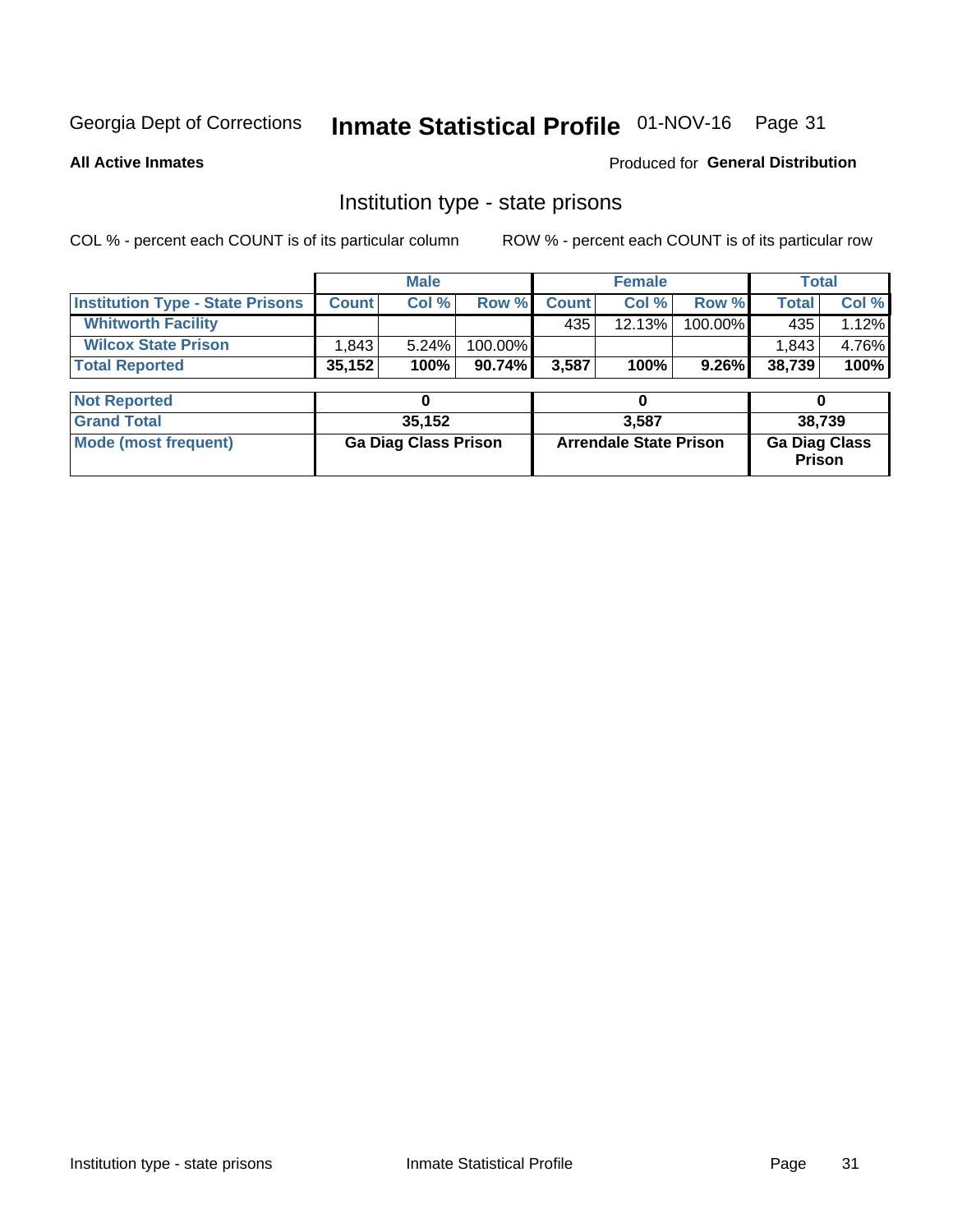Georgia Dept of Corrections **Inmate Statistical Profile** 01-NOV-16 Page 31

**All Active Inmates**

Produced for **General Distribution**

## Institution type - state prisons

COL % - percent each COUNT is of its particular column

ROW % - percent each COUNT is of its particular row

| | Male | | | Female | | | Total | |
|---|---|---|---|---|---|---|---|---|
| **Institution Type - State Prisons** | **Count** | **Col %** | **Row %** | **Count** | **Col %** | **Row %** | **Total** | **Col %** |
| **Whitworth Facility** | | | | 435 | 12.13% | 100.00% | 435 | 1.12% |
| **Wilcox State Prison** | 1,843 | 5.24% | 100.00% | | | | 1,843 | 4.76% |
| **Total Reported** | **35,152** | **100%** | **90.74%** | **3,587** | **100%** | **9.26%** | **38,739** | **100%** |

| | Male | Female | Total |
|---|---|---|---|
| **Not Reported** | **0** | **0** | **0** |
| **Grand Total** | **35,152** | **3,587** | **38,739** |
| **Mode (most frequent)** | **Ga Diag Class Prison** | **Arrendale State Prison** | **Ga Diag Class Prison** |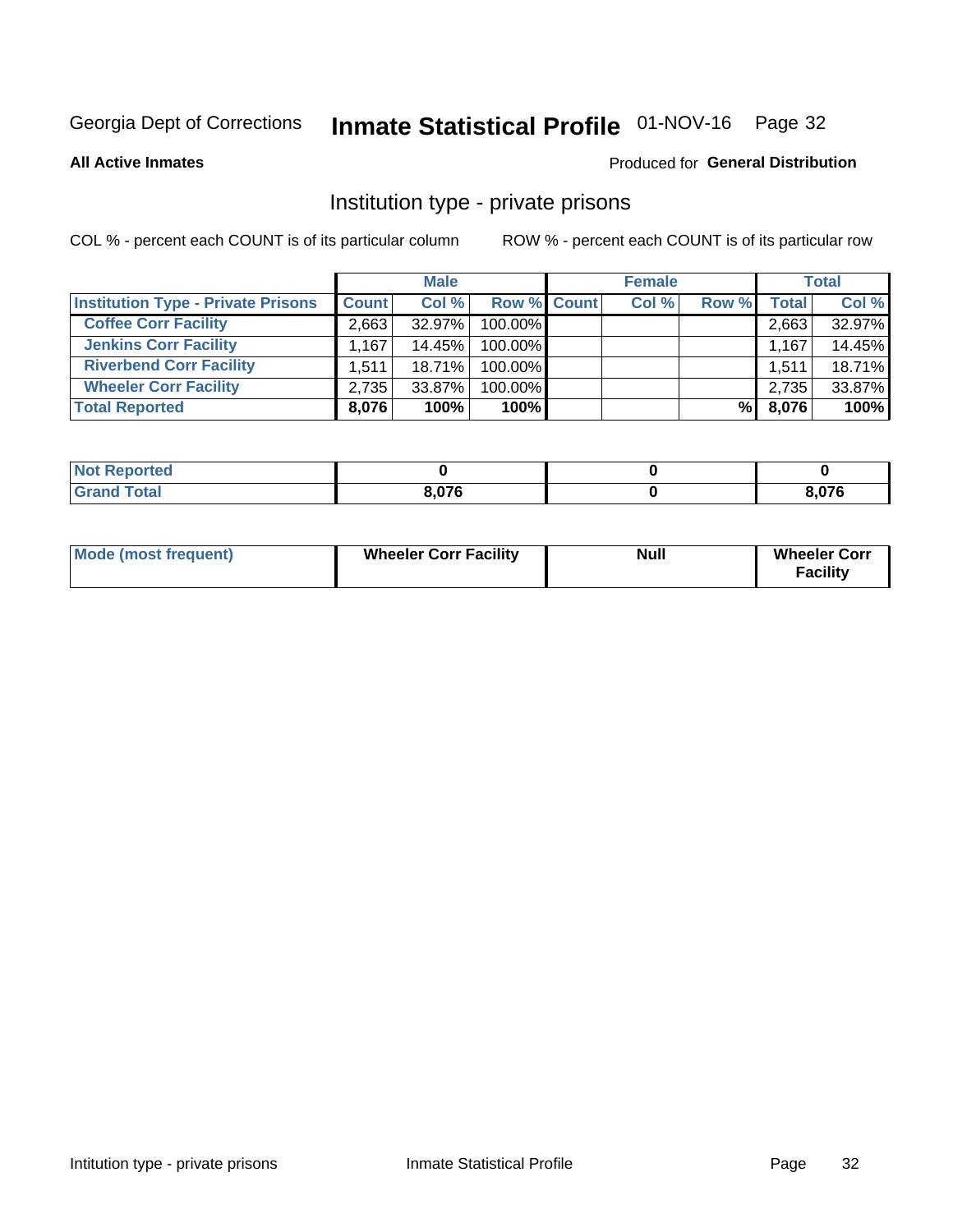Georgia Dept of Corrections **Inmate Statistical Profile** 01-NOV-16

**All Active Inmates**

Produced for **General Distribution**

## Institution type - private prisons

COL % - percent each COUNT is of its particular column

ROW % - percent each COUNT is of its particular row

| | Male | | | Female | | | Total | |
|---|---|---|---|---|---|---|---|---|
| **Institution Type - Private Prisons** | **Count** | **Col %** | **Row %** | **Count** | **Col %** | **Row %** | **Total** | **Col %** |
| **Coffee Corr Facility** | 2,663 | 32.97% | 100.00% | | | | 2,663 | 32.97% |
| **Jenkins Corr Facility** | 1,167 | 14.45% | 100.00% | | | | 1,167 | 14.45% |
| **Riverbend Corr Facility** | 1,511 | 18.71% | 100.00% | | | | 1,511 | 18.71% |
| **Wheeler Corr Facility** | 2,735 | 33.87% | 100.00% | | | | 2,735 | 33.87% |
| **Total Reported** | **8,076** | **100%** | **100%** | | | **%** | **8,076** | **100%** |

| | Male | Female | Total |
|---|---|---|---|
| **Not Reported** | **0** | **0** | **0** |
| **Grand Total** | **8,076** | **0** | **8,076** |

| | Male | Female | Total |
|---|---|---|---|
| **Mode (most frequent)** | **Wheeler Corr Facility** | **Null** | **Wheeler Corr Facility** |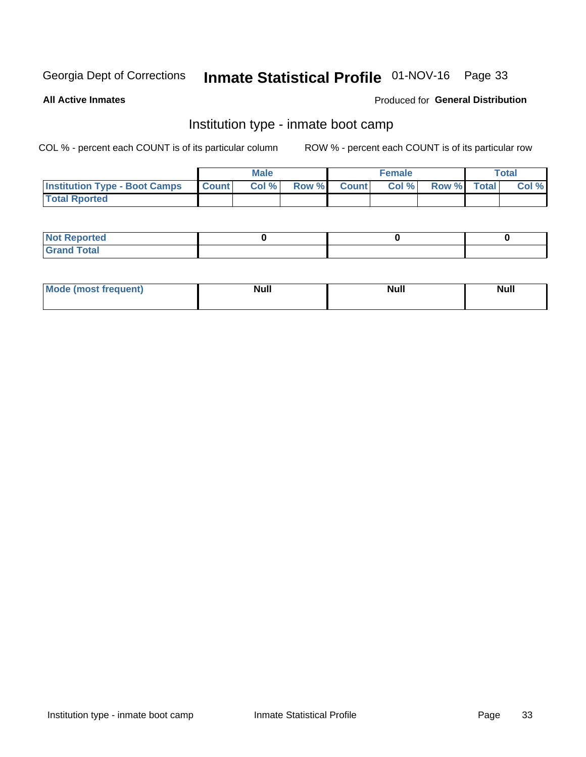Georgia Dept of Corrections **Inmate Statistical Profile** 01-NOV-16

**All Active Inmates**

Produced for **General Distribution**

## Institution type - inmate boot camp

COL % - percent each COUNT is of its particular column

ROW % - percent each COUNT is of its particular row

| | Male | | | Female | | | Total | |
|---|---|---|---|---|---|---|---|---|
| **Institution Type - Boot Camps** | **Count** | **Col %** | **Row %** | **Count** | **Col %** | **Row %** | **Total** | **Col %** |
| **Total Rported** | | | | | | | | |

| | Male | Female | Total |
|---|---|---|---|
| **Not Reported** | **0** | **0** | **0** |
| **Grand Total** | | | |

| | Male | Female | Total |
|---|---|---|---|
| **Mode (most frequent)** | **Null** | **Null** | **Null** |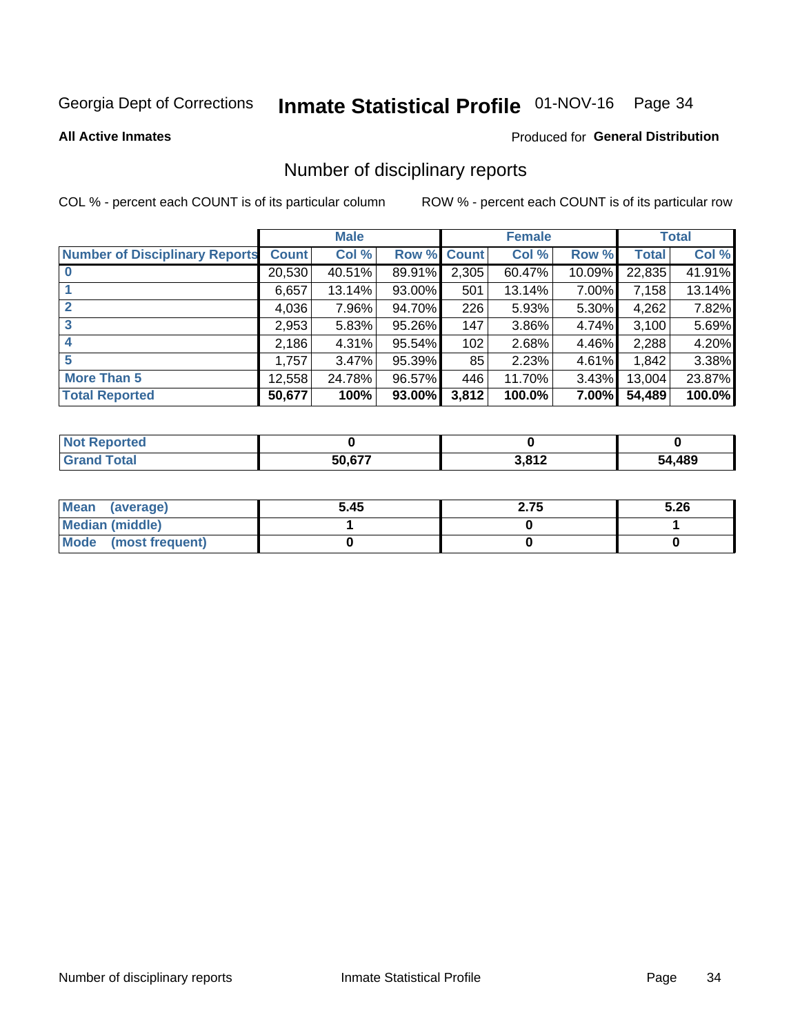Georgia Dept of Corrections **Inmate Statistical Profile** 01-NOV-16

**All Active Inmates**

Produced for **General Distribution**

## Number of disciplinary reports

COL % - percent each COUNT is of its particular column ROW % - percent each COUNT is of its particular row

| | Male | | | Female | | | Total | |
|---|---|---|---|---|---|---|---|---|
| **Number of Disciplinary Reports** | **Count** | **Col %** | **Row %** | **Count** | **Col %** | **Row %** | **Total** | **Col %** |
| **0** | 20,530 | 40.51% | 89.91% | 2,305 | 60.47% | 10.09% | 22,835 | 41.91% |
| **1** | 6,657 | 13.14% | 93.00% | 501 | 13.14% | 7.00% | 7,158 | 13.14% |
| **2** | 4,036 | 7.96% | 94.70% | 226 | 5.93% | 5.30% | 4,262 | 7.82% |
| **3** | 2,953 | 5.83% | 95.26% | 147 | 3.86% | 4.74% | 3,100 | 5.69% |
| **4** | 2,186 | 4.31% | 95.54% | 102 | 2.68% | 4.46% | 2,288 | 4.20% |
| **5** | 1,757 | 3.47% | 95.39% | 85 | 2.23% | 4.61% | 1,842 | 3.38% |
| **More Than 5** | 12,558 | 24.78% | 96.57% | 446 | 11.70% | 3.43% | 13,004 | 23.87% |
| **Total Reported** | **50,677** | **100%** | **93.00%** | **3,812** | **100.0%** | **7.00%** | **54,489** | **100.0%** |

| | Male | Female | Total |
|---|---|---|---|
| **Not Reported** | **0** | **0** | **0** |
| **Grand Total** | **50,677** | **3,812** | **54,489** |

| | Male | Female | Total |
|---|---|---|---|
| **Mean (average)** | **5.45** | **2.75** | **5.26** |
| **Median (middle)** | **1** | **0** | **1** |
| **Mode (most frequent)** | **0** | **0** | **0** |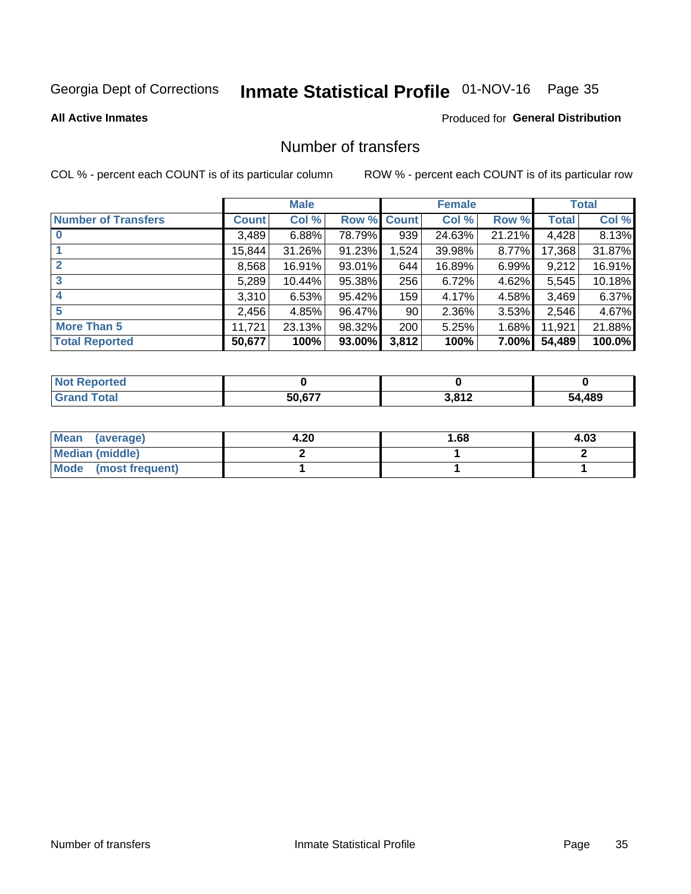Georgia Dept of Corrections **Inmate Statistical Profile** 01-NOV-16

**All Active Inmates**

Produced for **General Distribution**

## Number of transfers

COL % - percent each COUNT is of its particular column

ROW % - percent each COUNT is of its particular row

| | Male | | | Female | | | Total | |
|---|---|---|---|---|---|---|---|---|
| **Number of Transfers** | **Count** | **Col %** | **Row %** | **Count** | **Col %** | **Row %** | **Total** | **Col %** |
| **0** | 3,489 | 6.88% | 78.79% | 939 | 24.63% | 21.21% | 4,428 | 8.13% |
| **1** | 15,844 | 31.26% | 91.23% | 1,524 | 39.98% | 8.77% | 17,368 | 31.87% |
| **2** | 8,568 | 16.91% | 93.01% | 644 | 16.89% | 6.99% | 9,212 | 16.91% |
| **3** | 5,289 | 10.44% | 95.38% | 256 | 6.72% | 4.62% | 5,545 | 10.18% |
| **4** | 3,310 | 6.53% | 95.42% | 159 | 4.17% | 4.58% | 3,469 | 6.37% |
| **5** | 2,456 | 4.85% | 96.47% | 90 | 2.36% | 3.53% | 2,546 | 4.67% |
| **More Than 5** | 11,721 | 23.13% | 98.32% | 200 | 5.25% | 1.68% | 11,921 | 21.88% |
| **Total Reported** | **50,677** | **100%** | **93.00%** | **3,812** | **100%** | **7.00%** | **54,489** | **100.0%** |

| | Male | Female | Total |
|---|---|---|---|
| **Not Reported** | **0** | **0** | **0** |
| **Grand Total** | **50,677** | **3,812** | **54,489** |

| | Male | Female | Total |
|---|---|---|---|
| **Mean (average)** | **4.20** | **1.68** | **4.03** |
| **Median (middle)** | **2** | **1** | **2** |
| **Mode (most frequent)** | **1** | **1** | **1** |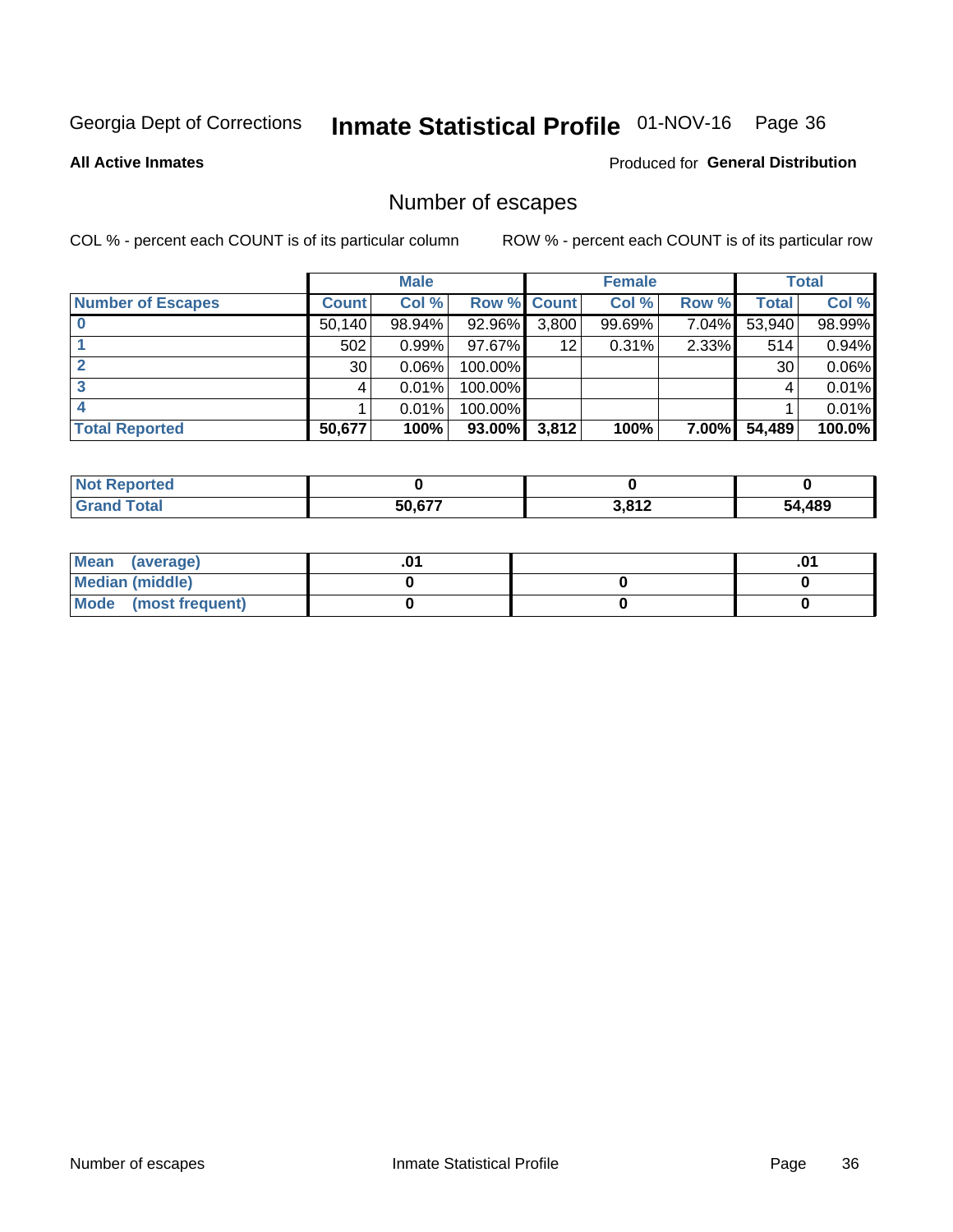# Georgia Dept of Corrections — Inmate Statistical Profile — 01-NOV-16

**All Active Inmates**

Produced for **General Distribution**

## Number of escapes

COL % - percent each COUNT is of its particular column

ROW % - percent each COUNT is of its particular row

| | Male | | | Female | | | Total | |
|---|---|---|---|---|---|---|---|---|
| **Number of Escapes** | **Count** | **Col %** | **Row %** | **Count** | **Col %** | **Row %** | **Total** | **Col %** |
| 0 | 50,140 | 98.94% | 92.96% | 3,800 | 99.69% | 7.04% | 53,940 | 98.99% |
| 1 | 502 | 0.99% | 97.67% | 12 | 0.31% | 2.33% | 514 | 0.94% |
| 2 | 30 | 0.06% | 100.00% | | | | 30 | 0.06% |
| 3 | 4 | 0.01% | 100.00% | | | | 4 | 0.01% |
| 4 | 1 | 0.01% | 100.00% | | | | 1 | 0.01% |
| **Total Reported** | **50,677** | **100%** | **93.00%** | **3,812** | **100%** | **7.00%** | **54,489** | **100.0%** |

| | Male | Female | Total |
|---|---|---|---|
| **Not Reported** | **0** | **0** | **0** |
| **Grand Total** | **50,677** | **3,812** | **54,489** |

| | Male | Female | Total |
|---|---|---|---|
| **Mean (average)** | **.01** | | **.01** |
| **Median (middle)** | **0** | **0** | **0** |
| **Mode (most frequent)** | **0** | **0** | **0** |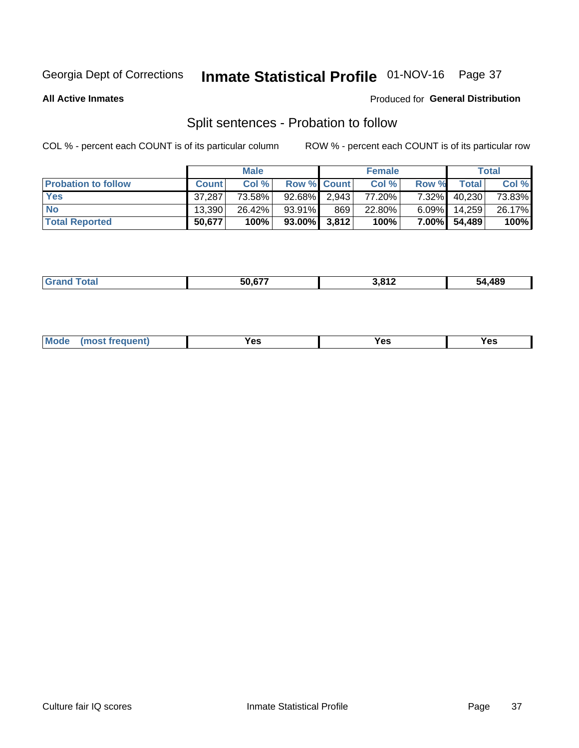Georgia Dept of Corrections **Inmate Statistical Profile** 01-NOV-16

**All Active Inmates**

Produced for **General Distribution**

## Split sentences - Probation to follow

COL % - percent each COUNT is of its particular column

ROW % - percent each COUNT is of its particular row

| | Male | | | Female | | | Total | |
|---|---|---|---|---|---|---|---|---|
| **Probation to follow** | **Count** | **Col %** | **Row %** | **Count** | **Col %** | **Row %** | **Total** | **Col %** |
| **Yes** | 37,287 | 73.58% | 92.68% | 2,943 | 77.20% | 7.32% | 40,230 | 73.83% |
| **No** | 13,390 | 26.42% | 93.91% | 869 | 22.80% | 6.09% | 14,259 | 26.17% |
| **Total Reported** | **50,677** | **100%** | **93.00%** | **3,812** | **100%** | **7.00%** | **54,489** | **100%** |

| | Male | Female | Total |
|---|---|---|---|
| **Grand Total** | **50,677** | **3,812** | **54,489** |

| | Male | Female | Total |
|---|---|---|---|
| **Mode (most frequent)** | **Yes** | **Yes** | **Yes** |

Culture fair IQ scores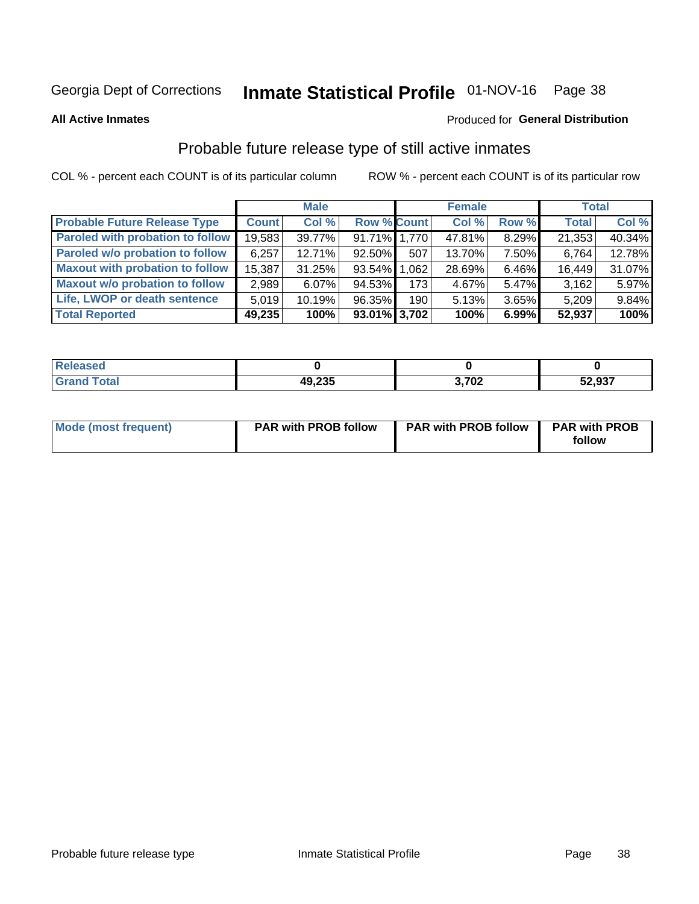Georgia Dept of Corrections **Inmate Statistical Profile** 01-NOV-16

**All Active Inmates**

Produced for **General Distribution**

## Probable future release type of still active inmates

COL % - percent each COUNT is of its particular column ROW % - percent each COUNT is of its particular row

| | Male | | | Female | | | Total | |
|---|---|---|---|---|---|---|---|---|
| **Probable Future Release Type** | **Count** | **Col %** | **Row %** | **Count** | **Col %** | **Row %** | **Total** | **Col %** |
| **Paroled with probation to follow** | 19,583 | 39.77% | 91.71% | 1,770 | 47.81% | 8.29% | 21,353 | 40.34% |
| **Paroled w/o probation to follow** | 6,257 | 12.71% | 92.50% | 507 | 13.70% | 7.50% | 6,764 | 12.78% |
| **Maxout with probation to follow** | 15,387 | 31.25% | 93.54% | 1,062 | 28.69% | 6.46% | 16,449 | 31.07% |
| **Maxout w/o probation to follow** | 2,989 | 6.07% | 94.53% | 173 | 4.67% | 5.47% | 3,162 | 5.97% |
| **Life, LWOP or death sentence** | 5,019 | 10.19% | 96.35% | 190 | 5.13% | 3.65% | 5,209 | 9.84% |
| **Total Reported** | **49,235** | **100%** | **93.01%** | **3,702** | **100%** | **6.99%** | **52,937** | **100%** |

| | Male | Female | Total |
|---|---|---|---|
| **Released** | **0** | **0** | **0** |
| **Grand Total** | **49,235** | **3,702** | **52,937** |

| | Male | Female | Total |
|---|---|---|---|
| **Mode (most frequent)** | **PAR with PROB follow** | **PAR with PROB follow** | **PAR with PROB follow** |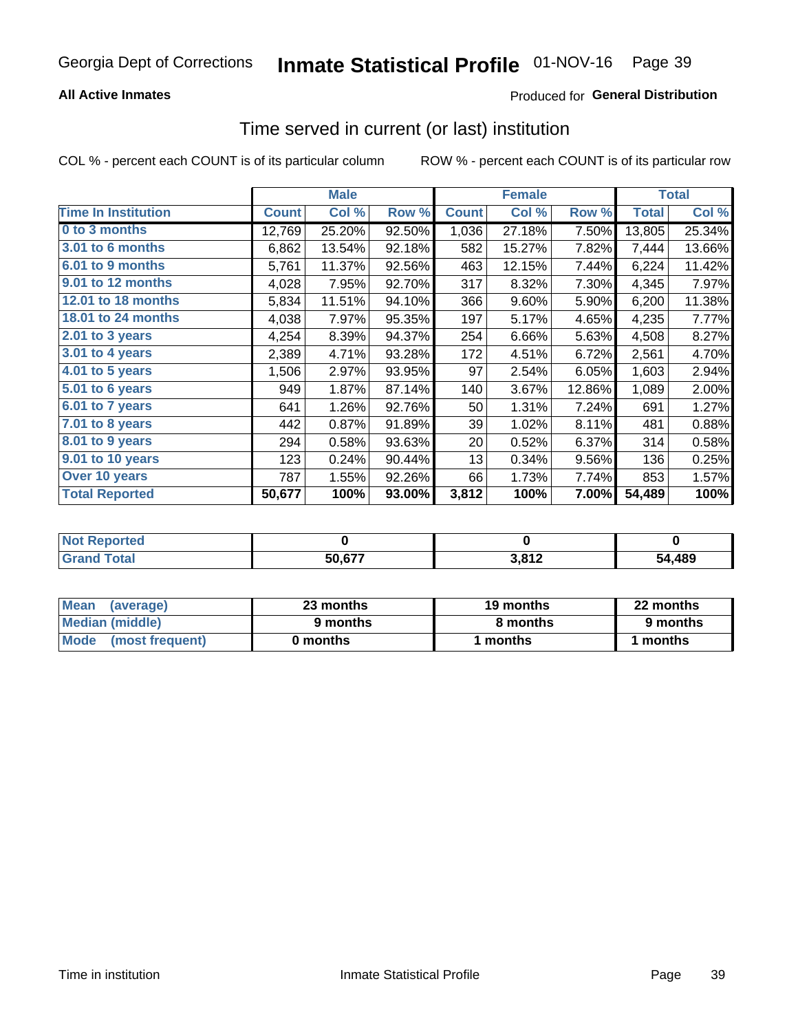Georgia Dept of Corrections **Inmate Statistical Profile** 01-NOV-16

**All Active Inmates**

Produced for **General Distribution**

## Time served in current (or last) institution

COL % - percent each COUNT is of its particular column ROW % - percent each COUNT is of its particular row

| | Male | | | Female | | | Total | |
|---|---|---|---|---|---|---|---|---|
| **Time In Institution** | **Count** | **Col %** | **Row %** | **Count** | **Col %** | **Row %** | **Total** | **Col %** |
| **0 to 3 months** | 12,769 | 25.20% | 92.50% | 1,036 | 27.18% | 7.50% | 13,805 | 25.34% |
| **3.01 to 6 months** | 6,862 | 13.54% | 92.18% | 582 | 15.27% | 7.82% | 7,444 | 13.66% |
| **6.01 to 9 months** | 5,761 | 11.37% | 92.56% | 463 | 12.15% | 7.44% | 6,224 | 11.42% |
| **9.01 to 12 months** | 4,028 | 7.95% | 92.70% | 317 | 8.32% | 7.30% | 4,345 | 7.97% |
| **12.01 to 18 months** | 5,834 | 11.51% | 94.10% | 366 | 9.60% | 5.90% | 6,200 | 11.38% |
| **18.01 to 24 months** | 4,038 | 7.97% | 95.35% | 197 | 5.17% | 4.65% | 4,235 | 7.77% |
| **2.01 to 3 years** | 4,254 | 8.39% | 94.37% | 254 | 6.66% | 5.63% | 4,508 | 8.27% |
| **3.01 to 4 years** | 2,389 | 4.71% | 93.28% | 172 | 4.51% | 6.72% | 2,561 | 4.70% |
| **4.01 to 5 years** | 1,506 | 2.97% | 93.95% | 97 | 2.54% | 6.05% | 1,603 | 2.94% |
| **5.01 to 6 years** | 949 | 1.87% | 87.14% | 140 | 3.67% | 12.86% | 1,089 | 2.00% |
| **6.01 to 7 years** | 641 | 1.26% | 92.76% | 50 | 1.31% | 7.24% | 691 | 1.27% |
| **7.01 to 8 years** | 442 | 0.87% | 91.89% | 39 | 1.02% | 8.11% | 481 | 0.88% |
| **8.01 to 9 years** | 294 | 0.58% | 93.63% | 20 | 0.52% | 6.37% | 314 | 0.58% |
| **9.01 to 10 years** | 123 | 0.24% | 90.44% | 13 | 0.34% | 9.56% | 136 | 0.25% |
| **Over 10 years** | 787 | 1.55% | 92.26% | 66 | 1.73% | 7.74% | 853 | 1.57% |
| **Total Reported** | **50,677** | **100%** | **93.00%** | **3,812** | **100%** | **7.00%** | **54,489** | **100%** |

| | Male | Female | Total |
|---|---|---|---|
| **Not Reported** | **0** | **0** | **0** |
| **Grand Total** | **50,677** | **3,812** | **54,489** |

| | Male | Female | Total |
|---|---|---|---|
| **Mean (average)** | **23 months** | **19 months** | **22 months** |
| **Median (middle)** | **9 months** | **8 months** | **9 months** |
| **Mode (most frequent)** | **0 months** | **1 months** | **1 months** |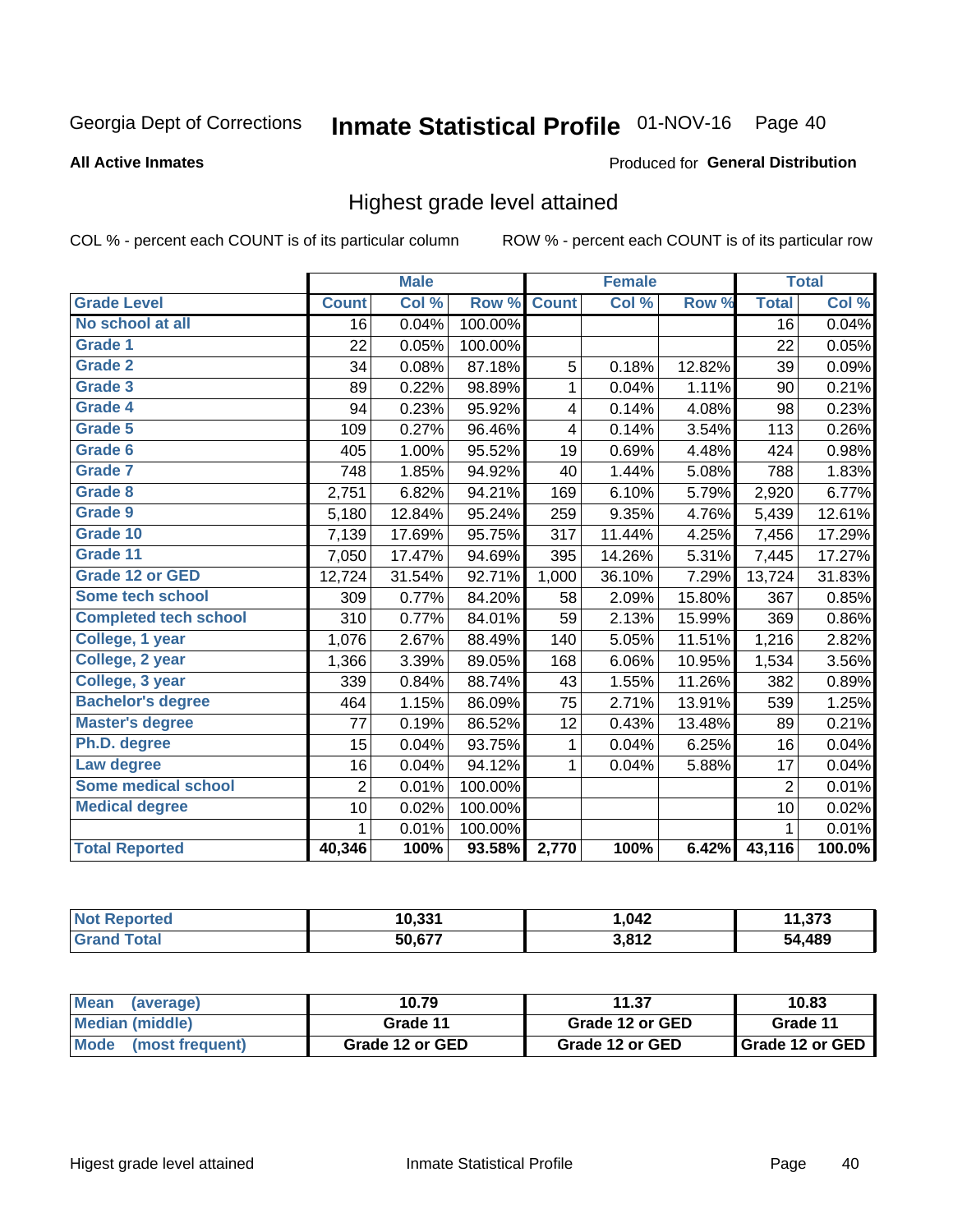Georgia Dept of Corrections **Inmate Statistical Profile** 01-NOV-16

**All Active Inmates**

Produced for **General Distribution**

## Highest grade level attained

COL % - percent each COUNT is of its particular column    ROW % - percent each COUNT is of its particular row

| | Male | | | Female | | | Total | |
|---|---|---|---|---|---|---|---|---|
| **Grade Level** | **Count** | **Col %** | **Row %** | **Count** | **Col %** | **Row %** | **Total** | **Col %** |
| No school at all | 16 | 0.04% | 100.00% | | | | 16 | 0.04% |
| Grade 1 | 22 | 0.05% | 100.00% | | | | 22 | 0.05% |
| Grade 2 | 34 | 0.08% | 87.18% | 5 | 0.18% | 12.82% | 39 | 0.09% |
| Grade 3 | 89 | 0.22% | 98.89% | 1 | 0.04% | 1.11% | 90 | 0.21% |
| Grade 4 | 94 | 0.23% | 95.92% | 4 | 0.14% | 4.08% | 98 | 0.23% |
| Grade 5 | 109 | 0.27% | 96.46% | 4 | 0.14% | 3.54% | 113 | 0.26% |
| Grade 6 | 405 | 1.00% | 95.52% | 19 | 0.69% | 4.48% | 424 | 0.98% |
| Grade 7 | 748 | 1.85% | 94.92% | 40 | 1.44% | 5.08% | 788 | 1.83% |
| Grade 8 | 2,751 | 6.82% | 94.21% | 169 | 6.10% | 5.79% | 2,920 | 6.77% |
| Grade 9 | 5,180 | 12.84% | 95.24% | 259 | 9.35% | 4.76% | 5,439 | 12.61% |
| Grade 10 | 7,139 | 17.69% | 95.75% | 317 | 11.44% | 4.25% | 7,456 | 17.29% |
| Grade 11 | 7,050 | 17.47% | 94.69% | 395 | 14.26% | 5.31% | 7,445 | 17.27% |
| Grade 12 or GED | 12,724 | 31.54% | 92.71% | 1,000 | 36.10% | 7.29% | 13,724 | 31.83% |
| Some tech school | 309 | 0.77% | 84.20% | 58 | 2.09% | 15.80% | 367 | 0.85% |
| Completed tech school | 310 | 0.77% | 84.01% | 59 | 2.13% | 15.99% | 369 | 0.86% |
| College, 1 year | 1,076 | 2.67% | 88.49% | 140 | 5.05% | 11.51% | 1,216 | 2.82% |
| College, 2 year | 1,366 | 3.39% | 89.05% | 168 | 6.06% | 10.95% | 1,534 | 3.56% |
| College, 3 year | 339 | 0.84% | 88.74% | 43 | 1.55% | 11.26% | 382 | 0.89% |
| Bachelor's degree | 464 | 1.15% | 86.09% | 75 | 2.71% | 13.91% | 539 | 1.25% |
| Master's degree | 77 | 0.19% | 86.52% | 12 | 0.43% | 13.48% | 89 | 0.21% |
| Ph.D. degree | 15 | 0.04% | 93.75% | 1 | 0.04% | 6.25% | 16 | 0.04% |
| Law degree | 16 | 0.04% | 94.12% | 1 | 0.04% | 5.88% | 17 | 0.04% |
| Some medical school | 2 | 0.01% | 100.00% | | | | 2 | 0.01% |
| Medical degree | 10 | 0.02% | 100.00% | | | | 10 | 0.02% |
| | 1 | 0.01% | 100.00% | | | | 1 | 0.01% |
| **Total Reported** | **40,346** | **100%** | **93.58%** | **2,770** | **100%** | **6.42%** | **43,116** | **100.0%** |

| | Male | Female | Total |
|---|---|---|---|
| Not Reported | 10,331 | 1,042 | 11,373 |
| Grand Total | 50,677 | 3,812 | 54,489 |

| | Male | Female | Total |
|---|---|---|---|
| Mean (average) | 10.79 | 11.37 | 10.83 |
| Median (middle) | Grade 11 | Grade 12 or GED | Grade 11 |
| Mode (most frequent) | Grade 12 or GED | Grade 12 or GED | Grade 12 or GED |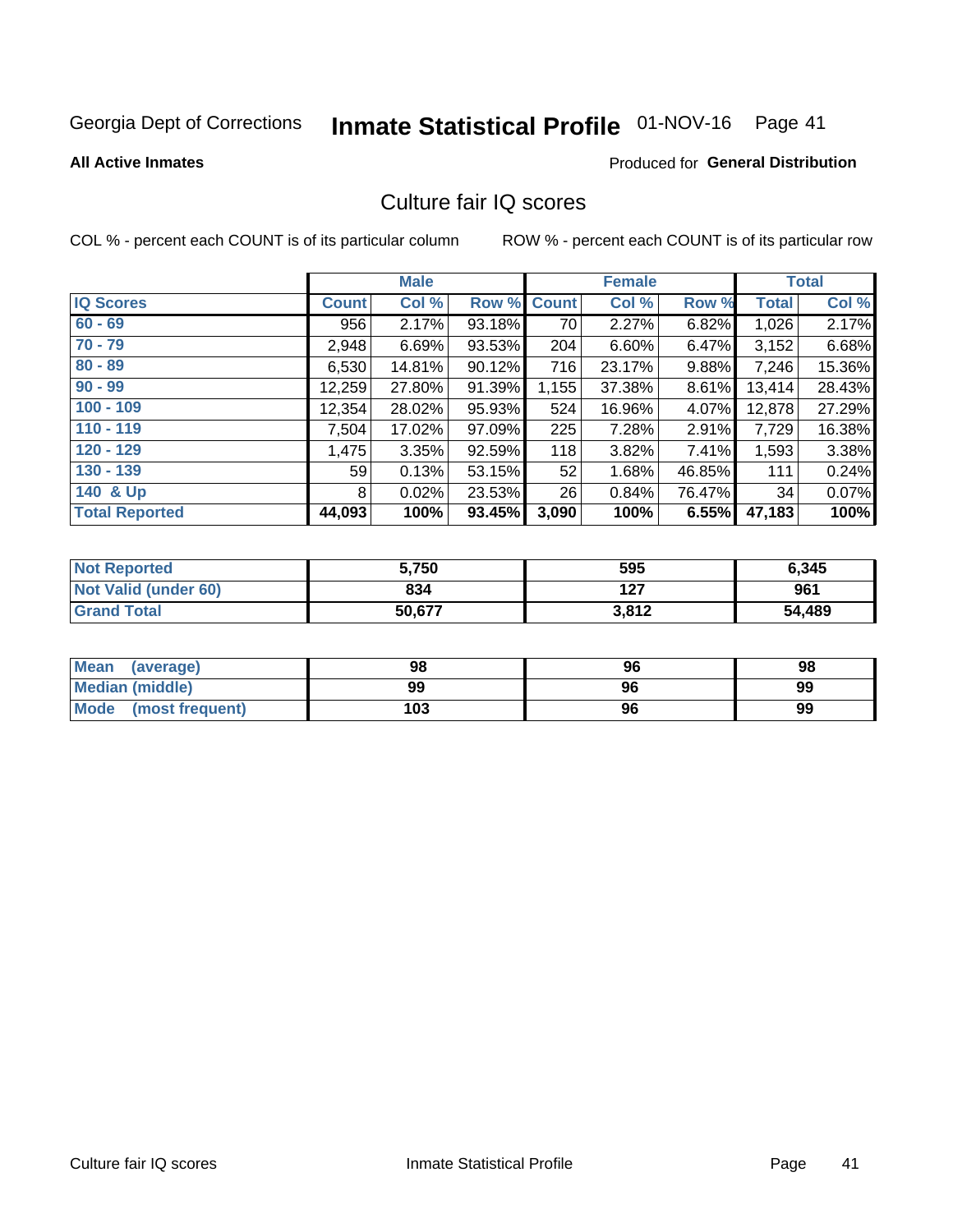Georgia Dept of Corrections **Inmate Statistical Profile** 01-NOV-16

**All Active Inmates**

Produced for **General Distribution**

## Culture fair IQ scores

COL % - percent each COUNT is of its particular column

ROW % - percent each COUNT is of its particular row

| | Male | | | Female | | | Total | |
|---|---|---|---|---|---|---|---|---|
| **IQ Scores** | **Count** | **Col %** | **Row %** | **Count** | **Col %** | **Row %** | **Total** | **Col %** |
| 60 - 69 | 956 | 2.17% | 93.18% | 70 | 2.27% | 6.82% | 1,026 | 2.17% |
| 70 - 79 | 2,948 | 6.69% | 93.53% | 204 | 6.60% | 6.47% | 3,152 | 6.68% |
| 80 - 89 | 6,530 | 14.81% | 90.12% | 716 | 23.17% | 9.88% | 7,246 | 15.36% |
| 90 - 99 | 12,259 | 27.80% | 91.39% | 1,155 | 37.38% | 8.61% | 13,414 | 28.43% |
| 100 - 109 | 12,354 | 28.02% | 95.93% | 524 | 16.96% | 4.07% | 12,878 | 27.29% |
| 110 - 119 | 7,504 | 17.02% | 97.09% | 225 | 7.28% | 2.91% | 7,729 | 16.38% |
| 120 - 129 | 1,475 | 3.35% | 92.59% | 118 | 3.82% | 7.41% | 1,593 | 3.38% |
| 130 - 139 | 59 | 0.13% | 53.15% | 52 | 1.68% | 46.85% | 111 | 0.24% |
| 140 & Up | 8 | 0.02% | 23.53% | 26 | 0.84% | 76.47% | 34 | 0.07% |
| **Total Reported** | **44,093** | **100%** | **93.45%** | **3,090** | **100%** | **6.55%** | **47,183** | **100%** |

| | Male | Female | Total |
|---|---|---|---|
| Not Reported | 5,750 | 595 | 6,345 |
| Not Valid (under 60) | 834 | 127 | 961 |
| Grand Total | 50,677 | 3,812 | 54,489 |

| | Male | Female | Total |
|---|---|---|---|
| Mean (average) | 98 | 96 | 98 |
| Median (middle) | 99 | 96 | 99 |
| Mode (most frequent) | 103 | 96 | 99 |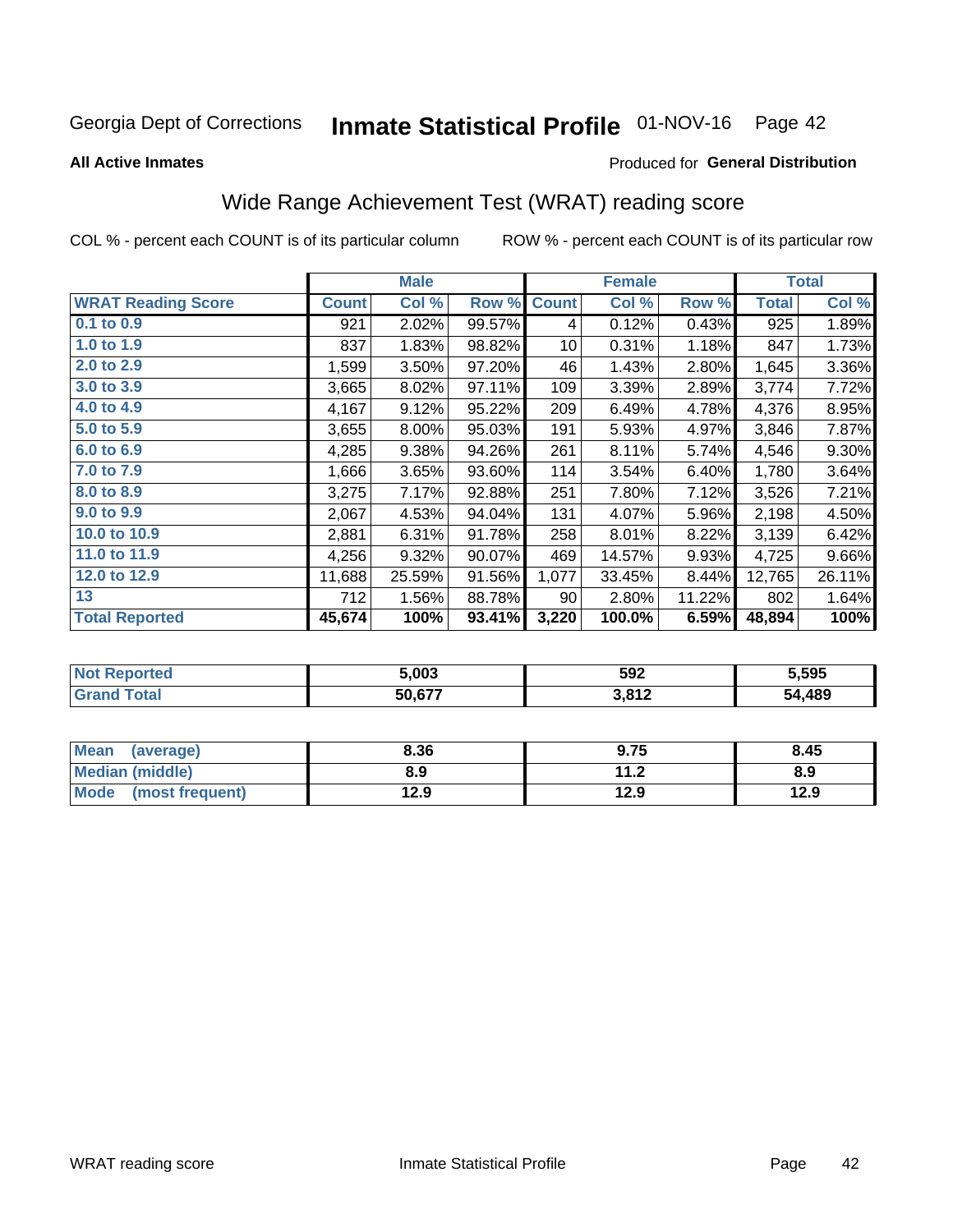Georgia Dept of Corrections **Inmate Statistical Profile** 01-NOV-16 Page 42

**All Active Inmates**

Produced for **General Distribution**

## Wide Range Achievement Test (WRAT) reading score

COL % - percent each COUNT is of its particular column ROW % - percent each COUNT is of its particular row

| | Male | | | Female | | | Total | |
|---|---|---|---|---|---|---|---|---|
| **WRAT Reading Score** | **Count** | **Col %** | **Row %** | **Count** | **Col %** | **Row %** | **Total** | **Col %** |
| 0.1 to 0.9 | 921 | 2.02% | 99.57% | 4 | 0.12% | 0.43% | 925 | 1.89% |
| 1.0 to 1.9 | 837 | 1.83% | 98.82% | 10 | 0.31% | 1.18% | 847 | 1.73% |
| 2.0 to 2.9 | 1,599 | 3.50% | 97.20% | 46 | 1.43% | 2.80% | 1,645 | 3.36% |
| 3.0 to 3.9 | 3,665 | 8.02% | 97.11% | 109 | 3.39% | 2.89% | 3,774 | 7.72% |
| 4.0 to 4.9 | 4,167 | 9.12% | 95.22% | 209 | 6.49% | 4.78% | 4,376 | 8.95% |
| 5.0 to 5.9 | 3,655 | 8.00% | 95.03% | 191 | 5.93% | 4.97% | 3,846 | 7.87% |
| 6.0 to 6.9 | 4,285 | 9.38% | 94.26% | 261 | 8.11% | 5.74% | 4,546 | 9.30% |
| 7.0 to 7.9 | 1,666 | 3.65% | 93.60% | 114 | 3.54% | 6.40% | 1,780 | 3.64% |
| 8.0 to 8.9 | 3,275 | 7.17% | 92.88% | 251 | 7.80% | 7.12% | 3,526 | 7.21% |
| 9.0 to 9.9 | 2,067 | 4.53% | 94.04% | 131 | 4.07% | 5.96% | 2,198 | 4.50% |
| 10.0 to 10.9 | 2,881 | 6.31% | 91.78% | 258 | 8.01% | 8.22% | 3,139 | 6.42% |
| 11.0 to 11.9 | 4,256 | 9.32% | 90.07% | 469 | 14.57% | 9.93% | 4,725 | 9.66% |
| 12.0 to 12.9 | 11,688 | 25.59% | 91.56% | 1,077 | 33.45% | 8.44% | 12,765 | 26.11% |
| 13 | 712 | 1.56% | 88.78% | 90 | 2.80% | 11.22% | 802 | 1.64% |
| **Total Reported** | **45,674** | **100%** | **93.41%** | **3,220** | **100.0%** | **6.59%** | **48,894** | **100%** |

| | Male | Female | Total |
|---|---|---|---|
| Not Reported | 5,003 | 592 | 5,595 |
| Grand Total | 50,677 | 3,812 | 54,489 |

| | Male | Female | Total |
|---|---|---|---|
| Mean (average) | 8.36 | 9.75 | 8.45 |
| Median (middle) | 8.9 | 11.2 | 8.9 |
| Mode (most frequent) | 12.9 | 12.9 | 12.9 |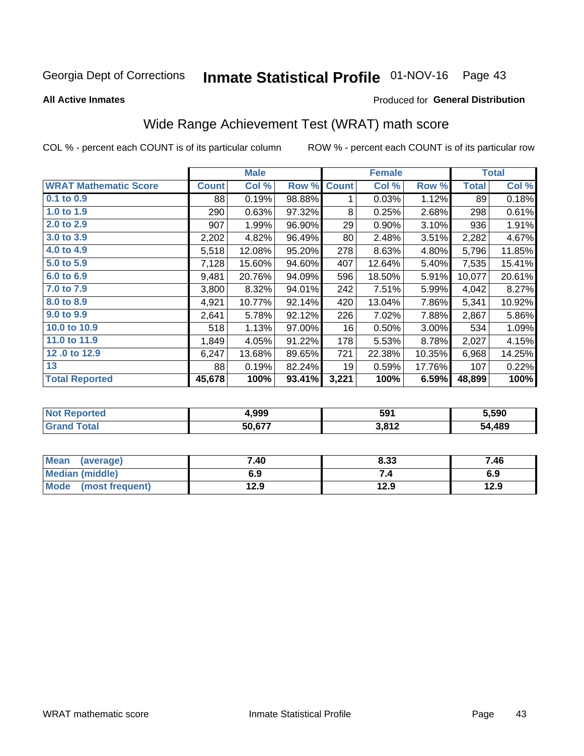Georgia Dept of Corrections **Inmate Statistical Profile** 01-NOV-16

**All Active Inmates**

Produced for **General Distribution**

## Wide Range Achievement Test (WRAT) math score

COL % - percent each COUNT is of its particular column ROW % - percent each COUNT is of its particular row

| | Male | | | Female | | | Total | |
|---|---|---|---|---|---|---|---|---|
| **WRAT Mathematic Score** | **Count** | **Col %** | **Row %** | **Count** | **Col %** | **Row %** | **Total** | **Col %** |
| **0.1 to 0.9** | 88 | 0.19% | 98.88% | 1 | 0.03% | 1.12% | 89 | 0.18% |
| **1.0 to 1.9** | 290 | 0.63% | 97.32% | 8 | 0.25% | 2.68% | 298 | 0.61% |
| **2.0 to 2.9** | 907 | 1.99% | 96.90% | 29 | 0.90% | 3.10% | 936 | 1.91% |
| **3.0 to 3.9** | 2,202 | 4.82% | 96.49% | 80 | 2.48% | 3.51% | 2,282 | 4.67% |
| **4.0 to 4.9** | 5,518 | 12.08% | 95.20% | 278 | 8.63% | 4.80% | 5,796 | 11.85% |
| **5.0 to 5.9** | 7,128 | 15.60% | 94.60% | 407 | 12.64% | 5.40% | 7,535 | 15.41% |
| **6.0 to 6.9** | 9,481 | 20.76% | 94.09% | 596 | 18.50% | 5.91% | 10,077 | 20.61% |
| **7.0 to 7.9** | 3,800 | 8.32% | 94.01% | 242 | 7.51% | 5.99% | 4,042 | 8.27% |
| **8.0 to 8.9** | 4,921 | 10.77% | 92.14% | 420 | 13.04% | 7.86% | 5,341 | 10.92% |
| **9.0 to 9.9** | 2,641 | 5.78% | 92.12% | 226 | 7.02% | 7.88% | 2,867 | 5.86% |
| **10.0 to 10.9** | 518 | 1.13% | 97.00% | 16 | 0.50% | 3.00% | 534 | 1.09% |
| **11.0 to 11.9** | 1,849 | 4.05% | 91.22% | 178 | 5.53% | 8.78% | 2,027 | 4.15% |
| **12 .0 to 12.9** | 6,247 | 13.68% | 89.65% | 721 | 22.38% | 10.35% | 6,968 | 14.25% |
| **13** | 88 | 0.19% | 82.24% | 19 | 0.59% | 17.76% | 107 | 0.22% |
| **Total Reported** | **45,678** | **100%** | **93.41%** | **3,221** | **100%** | **6.59%** | **48,899** | **100%** |

| | Male | Female | Total |
|---|---|---|---|
| **Not Reported** | **4,999** | **591** | **5,590** |
| **Grand Total** | **50,677** | **3,812** | **54,489** |

| | Male | Female | Total |
|---|---|---|---|
| **Mean (average)** | **7.40** | **8.33** | **7.46** |
| **Median (middle)** | **6.9** | **7.4** | **6.9** |
| **Mode (most frequent)** | **12.9** | **12.9** | **12.9** |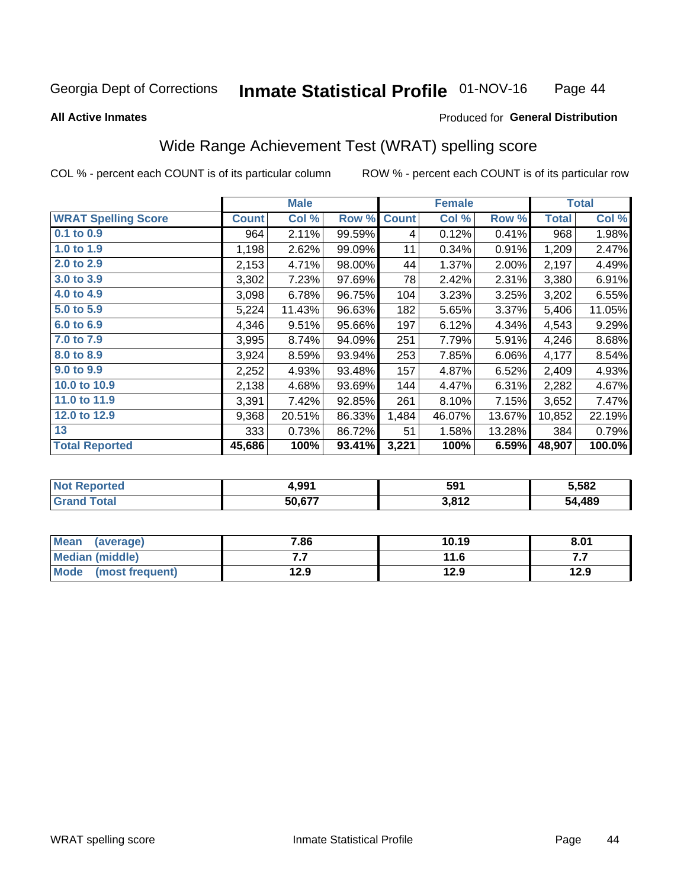Georgia Dept of Corrections **Inmate Statistical Profile** 01-NOV-16

**All Active Inmates**

Produced for **General Distribution**

## Wide Range Achievement Test (WRAT) spelling score

COL % - percent each COUNT is of its particular column     ROW % - percent each COUNT is of its particular row

| | Male | | | Female | | | Total | |
|---|---|---|---|---|---|---|---|---|
| **WRAT Spelling Score** | **Count** | **Col %** | **Row %** | **Count** | **Col %** | **Row %** | **Total** | **Col %** |
| **0.1 to 0.9** | 964 | 2.11% | 99.59% | 4 | 0.12% | 0.41% | 968 | 1.98% |
| **1.0 to 1.9** | 1,198 | 2.62% | 99.09% | 11 | 0.34% | 0.91% | 1,209 | 2.47% |
| **2.0 to 2.9** | 2,153 | 4.71% | 98.00% | 44 | 1.37% | 2.00% | 2,197 | 4.49% |
| **3.0 to 3.9** | 3,302 | 7.23% | 97.69% | 78 | 2.42% | 2.31% | 3,380 | 6.91% |
| **4.0 to 4.9** | 3,098 | 6.78% | 96.75% | 104 | 3.23% | 3.25% | 3,202 | 6.55% |
| **5.0 to 5.9** | 5,224 | 11.43% | 96.63% | 182 | 5.65% | 3.37% | 5,406 | 11.05% |
| **6.0 to 6.9** | 4,346 | 9.51% | 95.66% | 197 | 6.12% | 4.34% | 4,543 | 9.29% |
| **7.0 to 7.9** | 3,995 | 8.74% | 94.09% | 251 | 7.79% | 5.91% | 4,246 | 8.68% |
| **8.0 to 8.9** | 3,924 | 8.59% | 93.94% | 253 | 7.85% | 6.06% | 4,177 | 8.54% |
| **9.0 to 9.9** | 2,252 | 4.93% | 93.48% | 157 | 4.87% | 6.52% | 2,409 | 4.93% |
| **10.0 to 10.9** | 2,138 | 4.68% | 93.69% | 144 | 4.47% | 6.31% | 2,282 | 4.67% |
| **11.0 to 11.9** | 3,391 | 7.42% | 92.85% | 261 | 8.10% | 7.15% | 3,652 | 7.47% |
| **12.0 to 12.9** | 9,368 | 20.51% | 86.33% | 1,484 | 46.07% | 13.67% | 10,852 | 22.19% |
| **13** | 333 | 0.73% | 86.72% | 51 | 1.58% | 13.28% | 384 | 0.79% |
| **Total Reported** | **45,686** | **100%** | **93.41%** | **3,221** | **100%** | **6.59%** | **48,907** | **100.0%** |

| | Male | Female | Total |
|---|---|---|---|
| **Not Reported** | **4,991** | **591** | **5,582** |
| **Grand Total** | **50,677** | **3,812** | **54,489** |

| | Male | Female | Total |
|---|---|---|---|
| **Mean (average)** | **7.86** | **10.19** | **8.01** |
| **Median (middle)** | **7.7** | **11.6** | **7.7** |
| **Mode (most frequent)** | **12.9** | **12.9** | **12.9** |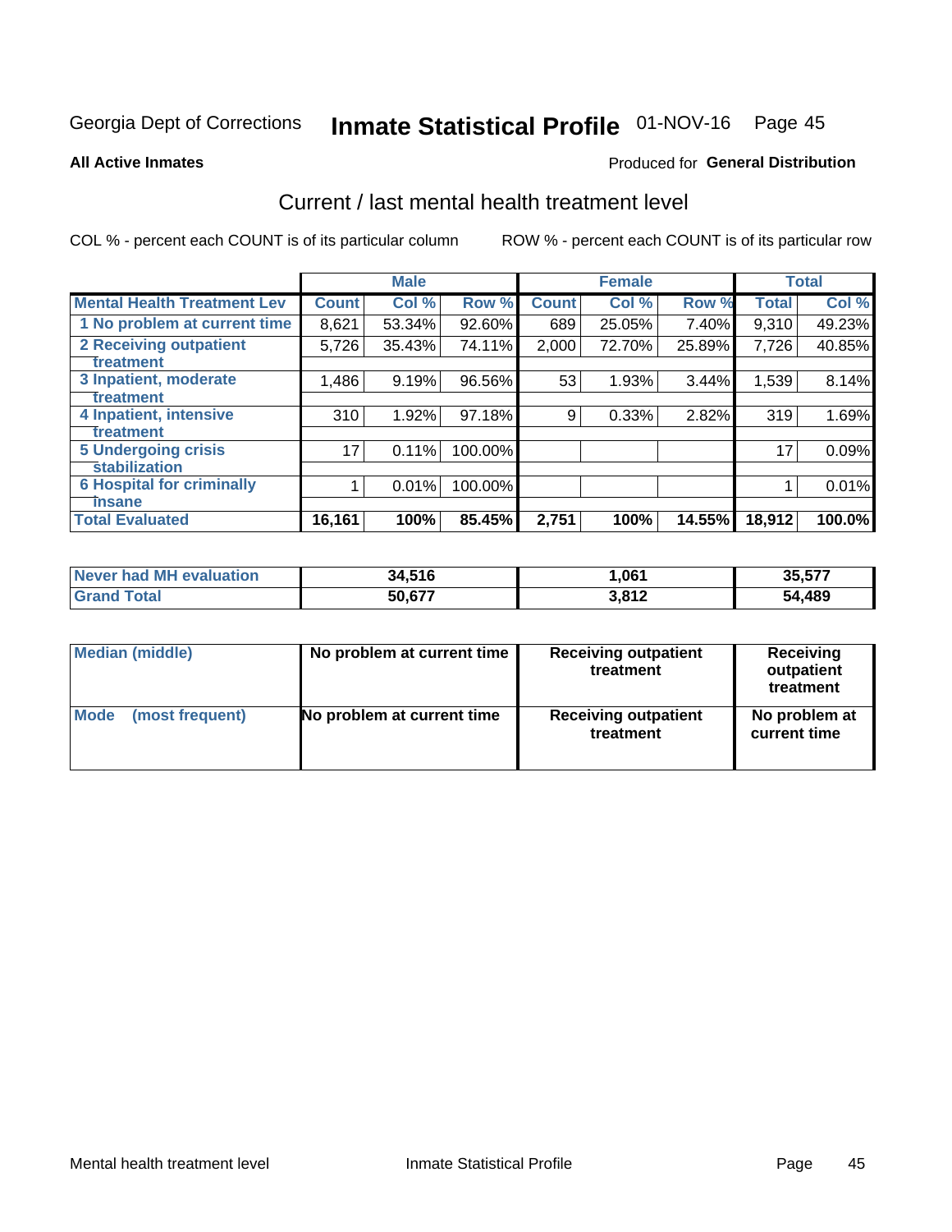Georgia Dept of Corrections **Inmate Statistical Profile** 01-NOV-16 Page 45

**All Active Inmates**

Produced for **General Distribution**

## Current / last mental health treatment level

COL % - percent each COUNT is of its particular column

ROW % - percent each COUNT is of its particular row

| | Male | | | Female | | | Total | |
|---|---|---|---|---|---|---|---|---|
| **Mental Health Treatment Lev** | **Count** | **Col %** | **Row %** | **Count** | **Col %** | **Row %** | **Total** | **Col %** |
| 1 No problem at current time | 8,621 | 53.34% | 92.60% | 689 | 25.05% | 7.40% | 9,310 | 49.23% |
| 2 Receiving outpatient treatment | 5,726 | 35.43% | 74.11% | 2,000 | 72.70% | 25.89% | 7,726 | 40.85% |
| 3 Inpatient, moderate treatment | 1,486 | 9.19% | 96.56% | 53 | 1.93% | 3.44% | 1,539 | 8.14% |
| 4 Inpatient, intensive treatment | 310 | 1.92% | 97.18% | 9 | 0.33% | 2.82% | 319 | 1.69% |
| 5 Undergoing crisis stabilization | 17 | 0.11% | 100.00% | | | | 17 | 0.09% |
| 6 Hospital for criminally insane | 1 | 0.01% | 100.00% | | | | 1 | 0.01% |
| **Total Evaluated** | **16,161** | **100%** | **85.45%** | **2,751** | **100%** | **14.55%** | **18,912** | **100.0%** |

| | Male | Female | Total |
|---|---|---|---|
| **Never had MH evaluation** | **34,516** | **1,061** | **35,577** |
| **Grand Total** | **50,677** | **3,812** | **54,489** |

| | Male | Female | Total |
|---|---|---|---|
| **Median (middle)** | **No problem at current time** | **Receiving outpatient treatment** | **Receiving outpatient treatment** |
| **Mode (most frequent)** | **No problem at current time** | **Receiving outpatient treatment** | **No problem at current time** |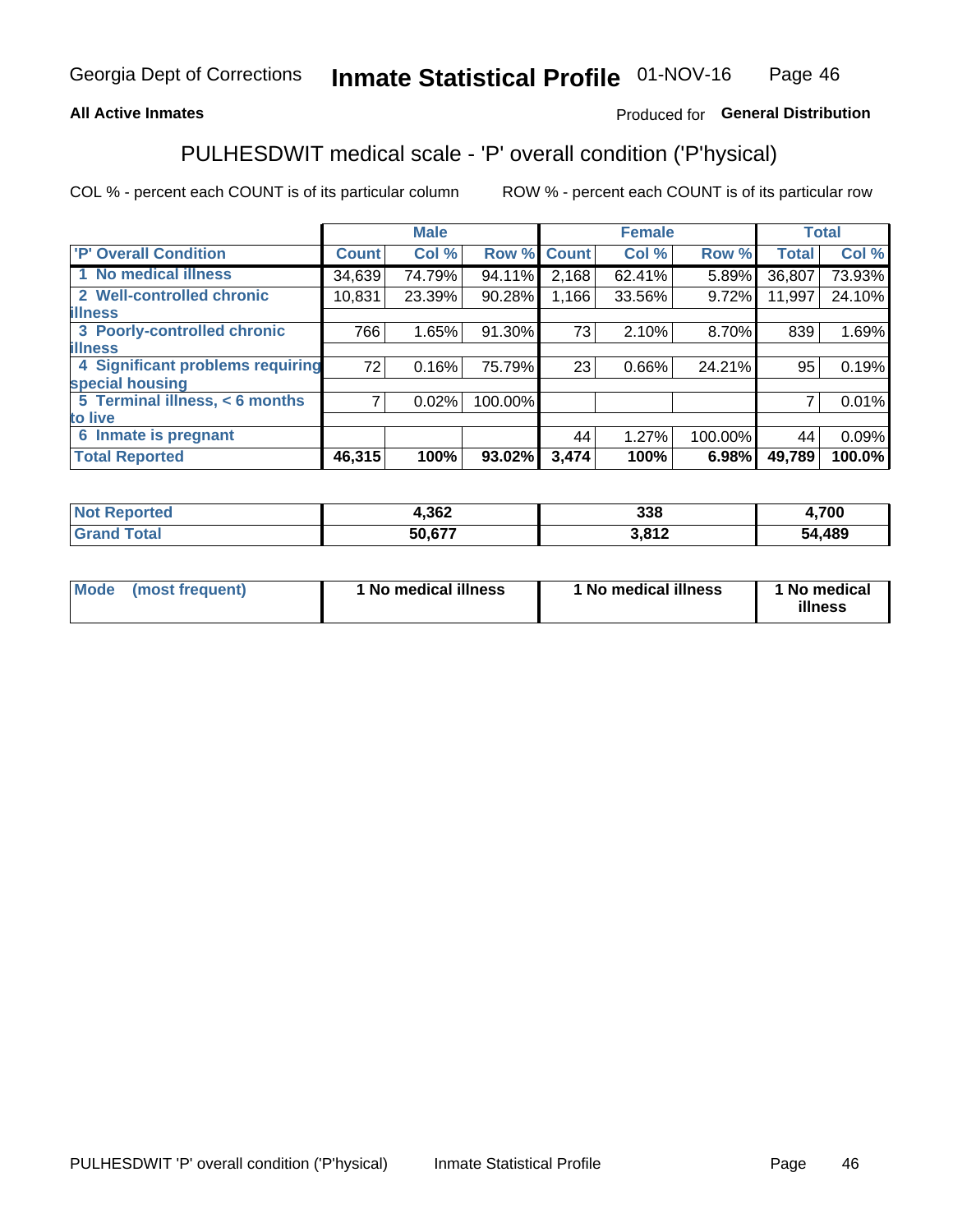Georgia Dept of Corrections **Inmate Statistical Profile** 01-NOV-16

**All Active Inmates**

Produced for **General Distribution**

## PULHESDWIT medical scale - 'P' overall condition ('P'hysical)

COL % - percent each COUNT is of its particular column ROW % - percent each COUNT is of its particular row

| | Male | | | Female | | | Total | |
|---|---|---|---|---|---|---|---|---|
| 'P' Overall Condition | Count | Col % | Row % | Count | Col % | Row % | Total | Col % |
| 1 No medical illness | 34,639 | 74.79% | 94.11% | 2,168 | 62.41% | 5.89% | 36,807 | 73.93% |
| 2 Well-controlled chronic illness | 10,831 | 23.39% | 90.28% | 1,166 | 33.56% | 9.72% | 11,997 | 24.10% |
| 3 Poorly-controlled chronic illness | 766 | 1.65% | 91.30% | 73 | 2.10% | 8.70% | 839 | 1.69% |
| 4 Significant problems requiring special housing | 72 | 0.16% | 75.79% | 23 | 0.66% | 24.21% | 95 | 0.19% |
| 5 Terminal illness, < 6 months to live | 7 | 0.02% | 100.00% | | | | 7 | 0.01% |
| 6 Inmate is pregnant | | | | 44 | 1.27% | 100.00% | 44 | 0.09% |
| **Total Reported** | **46,315** | **100%** | **93.02%** | **3,474** | **100%** | **6.98%** | **49,789** | **100.0%** |

| | Male | Female | Total |
|---|---|---|---|
| Not Reported | 4,362 | 338 | 4,700 |
| Grand Total | 50,677 | 3,812 | 54,489 |

| | Male | Female | Total |
|---|---|---|---|
| Mode (most frequent) | 1 No medical illness | 1 No medical illness | 1 No medical illness |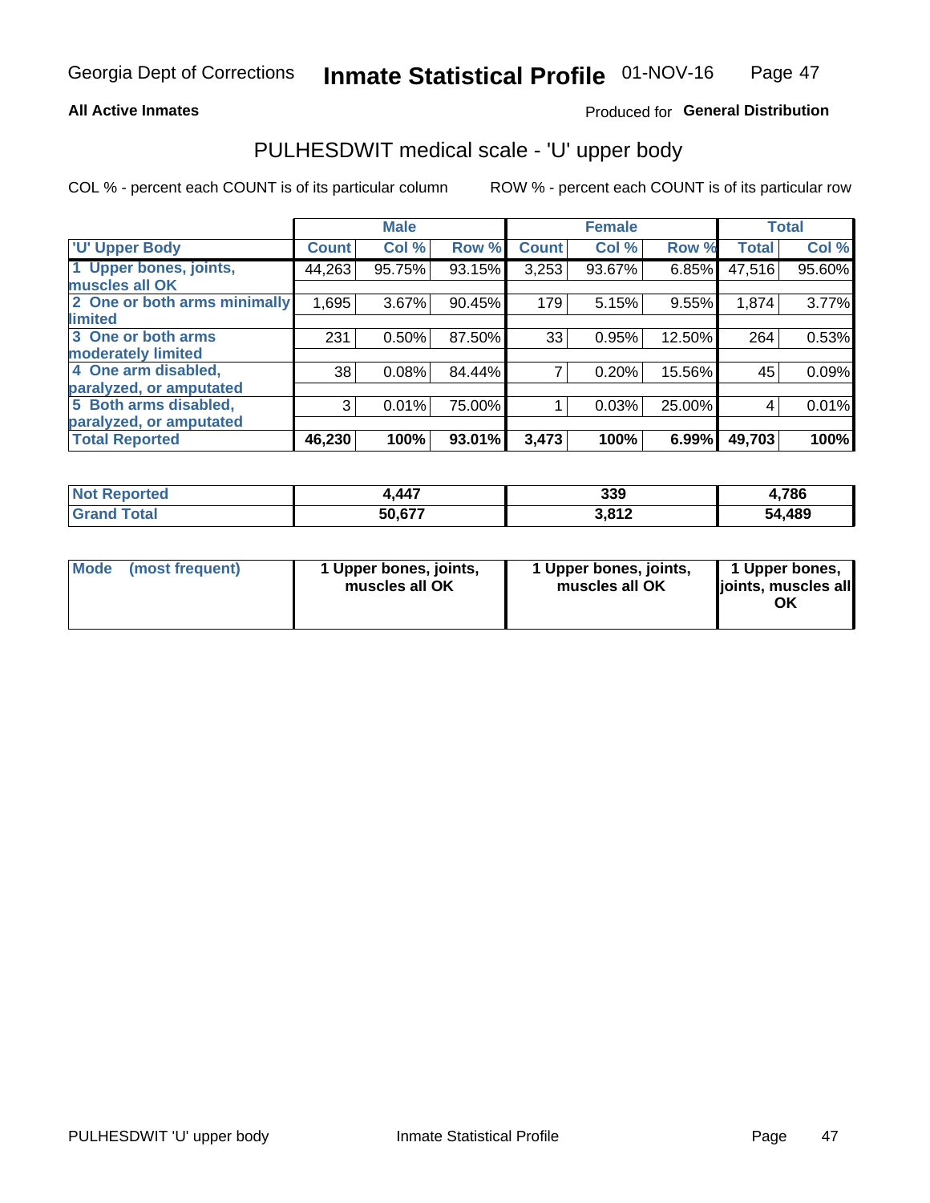Georgia Dept of Corrections **Inmate Statistical Profile** 01-NOV-16

**All Active Inmates**

Produced for **General Distribution**

## PULHESDWIT medical scale - 'U' upper body

COL % - percent each COUNT is of its particular column

ROW % - percent each COUNT is of its particular row

| | Male | | | Female | | | Total | |
|---|---|---|---|---|---|---|---|---|
| 'U' Upper Body | Count | Col % | Row % | Count | Col % | Row % | Total | Col % |
| 1 Upper bones, joints, muscles all OK | 44,263 | 95.75% | 93.15% | 3,253 | 93.67% | 6.85% | 47,516 | 95.60% |
| 2 One or both arms minimally limited | 1,695 | 3.67% | 90.45% | 179 | 5.15% | 9.55% | 1,874 | 3.77% |
| 3 One or both arms moderately limited | 231 | 0.50% | 87.50% | 33 | 0.95% | 12.50% | 264 | 0.53% |
| 4 One arm disabled, paralyzed, or amputated | 38 | 0.08% | 84.44% | 7 | 0.20% | 15.56% | 45 | 0.09% |
| 5 Both arms disabled, paralyzed, or amputated | 3 | 0.01% | 75.00% | 1 | 0.03% | 25.00% | 4 | 0.01% |
| **Total Reported** | **46,230** | **100%** | **93.01%** | **3,473** | **100%** | **6.99%** | **49,703** | **100%** |

| | Male | Female | Total |
|---|---|---|---|
| **Not Reported** | **4,447** | **339** | **4,786** |
| **Grand Total** | **50,677** | **3,812** | **54,489** |

| | Male | Female | Total |
|---|---|---|---|
| **Mode (most frequent)** | **1 Upper bones, joints, muscles all OK** | **1 Upper bones, joints, muscles all OK** | **1 Upper bones, joints, muscles all OK** |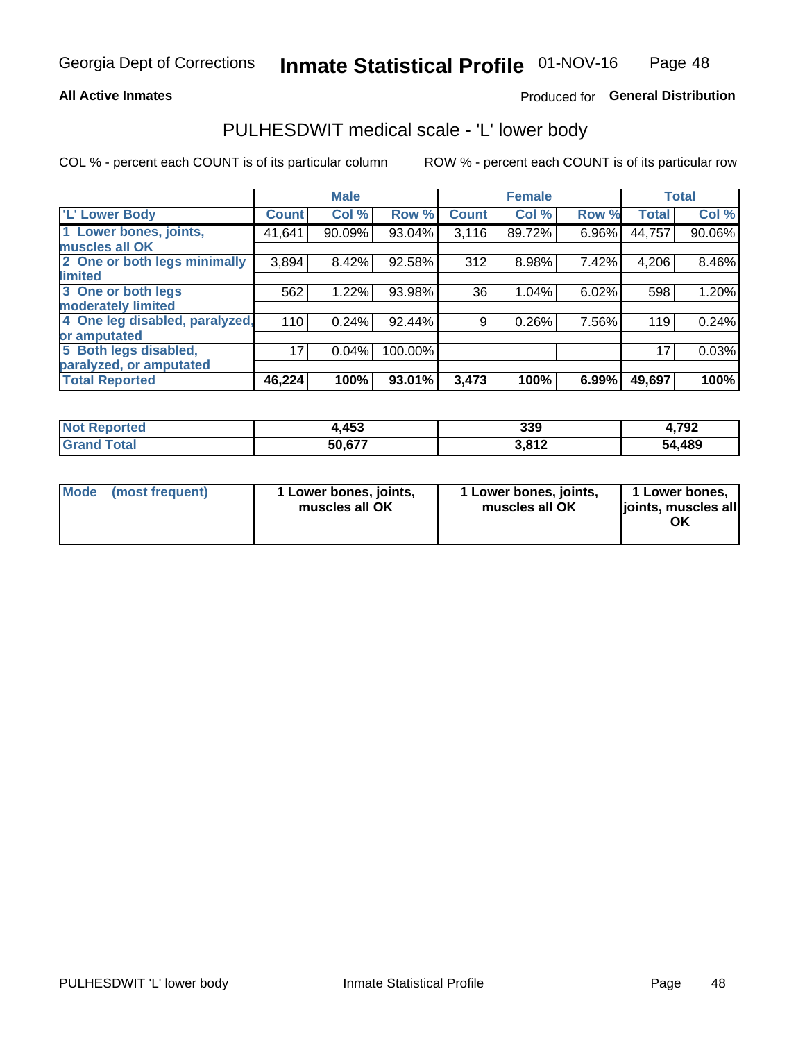Georgia Dept of Corrections **Inmate Statistical Profile** 01-NOV-16

**All Active Inmates**

Produced for **General Distribution**

## PULHESDWIT medical scale - 'L' lower body

COL % - percent each COUNT is of its particular column

ROW % - percent each COUNT is of its particular row

| | Male | | | Female | | | Total | |
|---|---|---|---|---|---|---|---|---|
| 'L' Lower Body | Count | Col % | Row % | Count | Col % | Row % | Total | Col % |
| 1 Lower bones, joints, muscles all OK | 41,641 | 90.09% | 93.04% | 3,116 | 89.72% | 6.96% | 44,757 | 90.06% |
| 2 One or both legs minimally limited | 3,894 | 8.42% | 92.58% | 312 | 8.98% | 7.42% | 4,206 | 8.46% |
| 3 One or both legs moderately limited | 562 | 1.22% | 93.98% | 36 | 1.04% | 6.02% | 598 | 1.20% |
| 4 One leg disabled, paralyzed, or amputated | 110 | 0.24% | 92.44% | 9 | 0.26% | 7.56% | 119 | 0.24% |
| 5 Both legs disabled, paralyzed, or amputated | 17 | 0.04% | 100.00% | | | | 17 | 0.03% |
| **Total Reported** | **46,224** | **100%** | **93.01%** | **3,473** | **100%** | **6.99%** | **49,697** | **100%** |

| | Male | Female | Total |
|---|---|---|---|
| Not Reported | 4,453 | 339 | 4,792 |
| Grand Total | 50,677 | 3,812 | 54,489 |

| | Male | Female | Total |
|---|---|---|---|
| Mode (most frequent) | 1 Lower bones, joints, muscles all OK | 1 Lower bones, joints, muscles all OK | 1 Lower bones, joints, muscles all OK |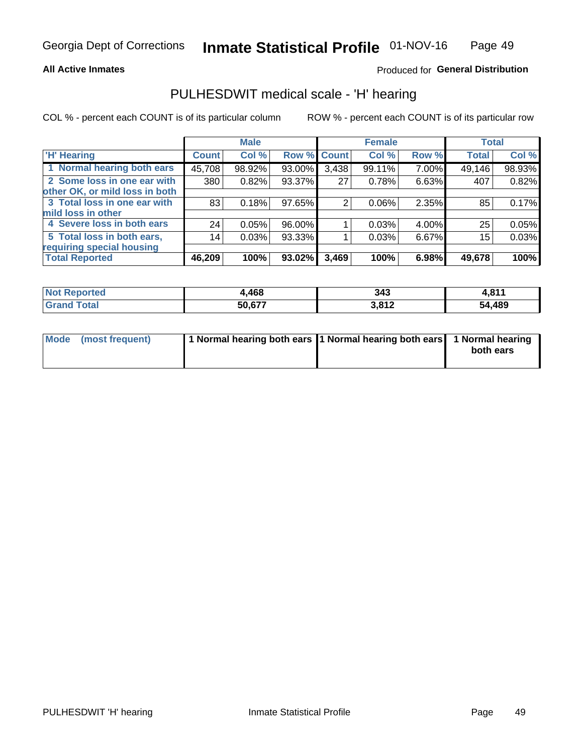Georgia Dept of Corrections **Inmate Statistical Profile** 01-NOV-16

**All Active Inmates**

Produced for **General Distribution**

## PULHESDWIT medical scale - 'H' hearing

COL % - percent each COUNT is of its particular column

ROW % - percent each COUNT is of its particular row

| | Male | | | Female | | | Total | |
|---|---|---|---|---|---|---|---|---|
| **'H' Hearing** | **Count** | **Col %** | **Row %** | **Count** | **Col %** | **Row %** | **Total** | **Col %** |
| **1 Normal hearing both ears** | 45,708 | 98.92% | 93.00% | 3,438 | 99.11% | 7.00% | 49,146 | 98.93% |
| **2 Some loss in one ear with other OK, or mild loss in both** | 380 | 0.82% | 93.37% | 27 | 0.78% | 6.63% | 407 | 0.82% |
| **3 Total loss in one ear with mild loss in other** | 83 | 0.18% | 97.65% | 2 | 0.06% | 2.35% | 85 | 0.17% |
| **4 Severe loss in both ears** | 24 | 0.05% | 96.00% | 1 | 0.03% | 4.00% | 25 | 0.05% |
| **5 Total loss in both ears, requiring special housing** | 14 | 0.03% | 93.33% | 1 | 0.03% | 6.67% | 15 | 0.03% |
| **Total Reported** | **46,209** | **100%** | **93.02%** | **3,469** | **100%** | **6.98%** | **49,678** | **100%** |

| | Male | Female | Total |
|---|---|---|---|
| **Not Reported** | **4,468** | **343** | **4,811** |
| **Grand Total** | **50,677** | **3,812** | **54,489** |

| | Male | Female | Total |
|---|---|---|---|
| **Mode (most frequent)** | **1 Normal hearing both ears** | **1 Normal hearing both ears** | **1 Normal hearing both ears** |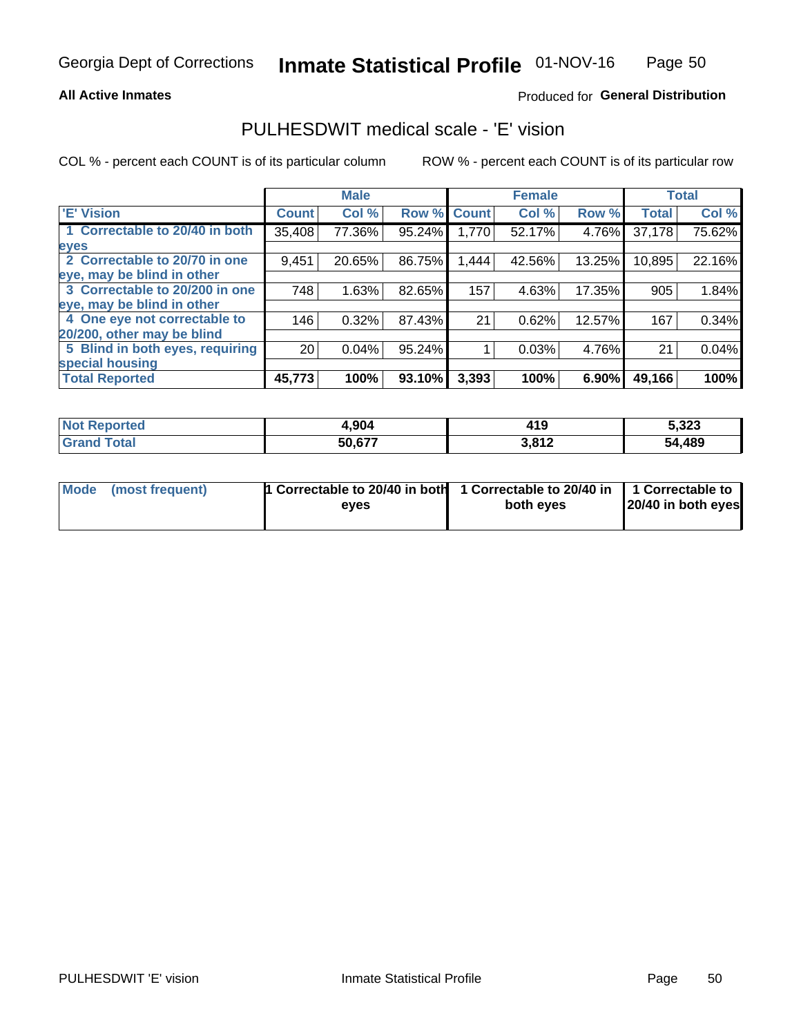Georgia Dept of Corrections **Inmate Statistical Profile** 01-NOV-16

**All Active Inmates**

Produced for **General Distribution**

# PULHESDWIT medical scale - 'E' vision

COL % - percent each COUNT is of its particular column

ROW % - percent each COUNT is of its particular row

| 'E' Vision | Male | | | Female | | | Total | |
|---|---|---|---|---|---|---|---|---|
| | Count | Col % | Row % | Count | Col % | Row % | Total | Col % |
| 1 Correctable to 20/40 in both eyes | 35,408 | 77.36% | 95.24% | 1,770 | 52.17% | 4.76% | 37,178 | 75.62% |
| 2 Correctable to 20/70 in one eye, may be blind in other | 9,451 | 20.65% | 86.75% | 1,444 | 42.56% | 13.25% | 10,895 | 22.16% |
| 3 Correctable to 20/200 in one eye, may be blind in other | 748 | 1.63% | 82.65% | 157 | 4.63% | 17.35% | 905 | 1.84% |
| 4 One eye not correctable to 20/200, other may be blind | 146 | 0.32% | 87.43% | 21 | 0.62% | 12.57% | 167 | 0.34% |
| 5 Blind in both eyes, requiring special housing | 20 | 0.04% | 95.24% | 1 | 0.03% | 4.76% | 21 | 0.04% |
| **Total Reported** | **45,773** | **100%** | **93.10%** | **3,393** | **100%** | **6.90%** | **49,166** | **100%** |

| | Male | Female | Total |
|---|---|---|---|
| **Not Reported** | **4,904** | **419** | **5,323** |
| **Grand Total** | **50,677** | **3,812** | **54,489** |

| | Male | Female | Total |
|---|---|---|---|
| **Mode (most frequent)** | **1 Correctable to 20/40 in both eyes** | **1 Correctable to 20/40 in both eyes** | **1 Correctable to 20/40 in both eyes** |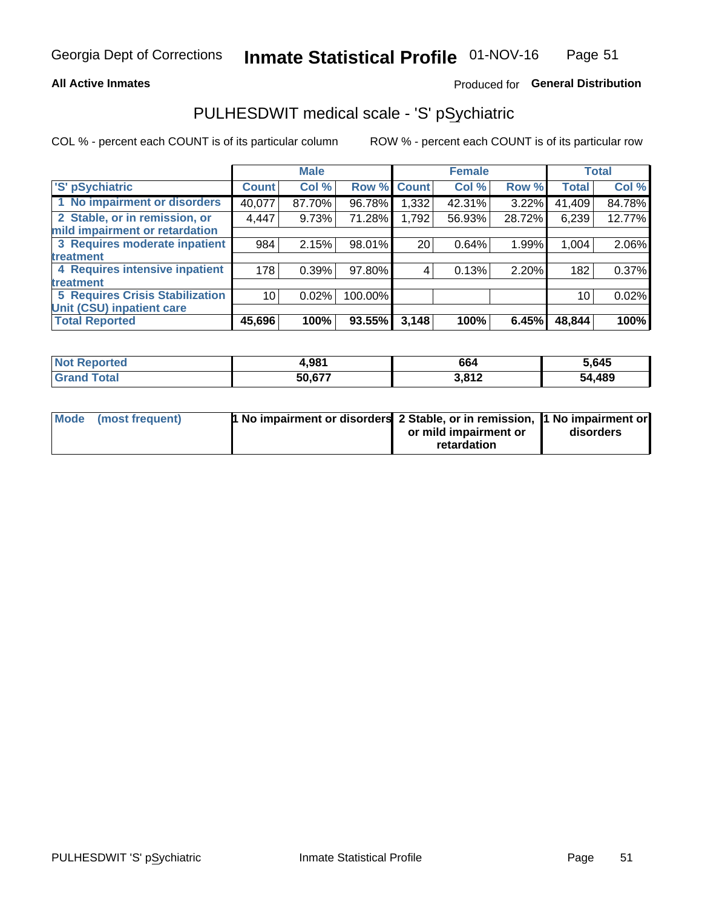Georgia Dept of Corrections **Inmate Statistical Profile** 01-NOV-16

**All Active Inmates**

Produced for **General Distribution**

## PULHESDWIT medical scale - 'S' pSychiatric

COL % - percent each COUNT is of its particular column

ROW % - percent each COUNT is of its particular row

| | Male | | | Female | | | Total | |
|---|---|---|---|---|---|---|---|---|
| 'S' pSychiatric | Count | Col % | Row % | Count | Col % | Row % | Total | Col % |
| 1 No impairment or disorders | 40,077 | 87.70% | 96.78% | 1,332 | 42.31% | 3.22% | 41,409 | 84.78% |
| 2 Stable, or in remission, or mild impairment or retardation | 4,447 | 9.73% | 71.28% | 1,792 | 56.93% | 28.72% | 6,239 | 12.77% |
| 3 Requires moderate inpatient treatment | 984 | 2.15% | 98.01% | 20 | 0.64% | 1.99% | 1,004 | 2.06% |
| 4 Requires intensive inpatient treatment | 178 | 0.39% | 97.80% | 4 | 0.13% | 2.20% | 182 | 0.37% |
| 5 Requires Crisis Stabilization Unit (CSU) inpatient care | 10 | 0.02% | 100.00% | | | | 10 | 0.02% |
| **Total Reported** | **45,696** | **100%** | **93.55%** | **3,148** | **100%** | **6.45%** | **48,844** | **100%** |

| | Male | Female | Total |
|---|---|---|---|
| Not Reported | 4,981 | 664 | 5,645 |
| Grand Total | 50,677 | 3,812 | 54,489 |

| | Male | Female | Total |
|---|---|---|---|
| Mode (most frequent) | 1 No impairment or disorders | 2 Stable, or in remission, or mild impairment or retardation | 1 No impairment or disorders |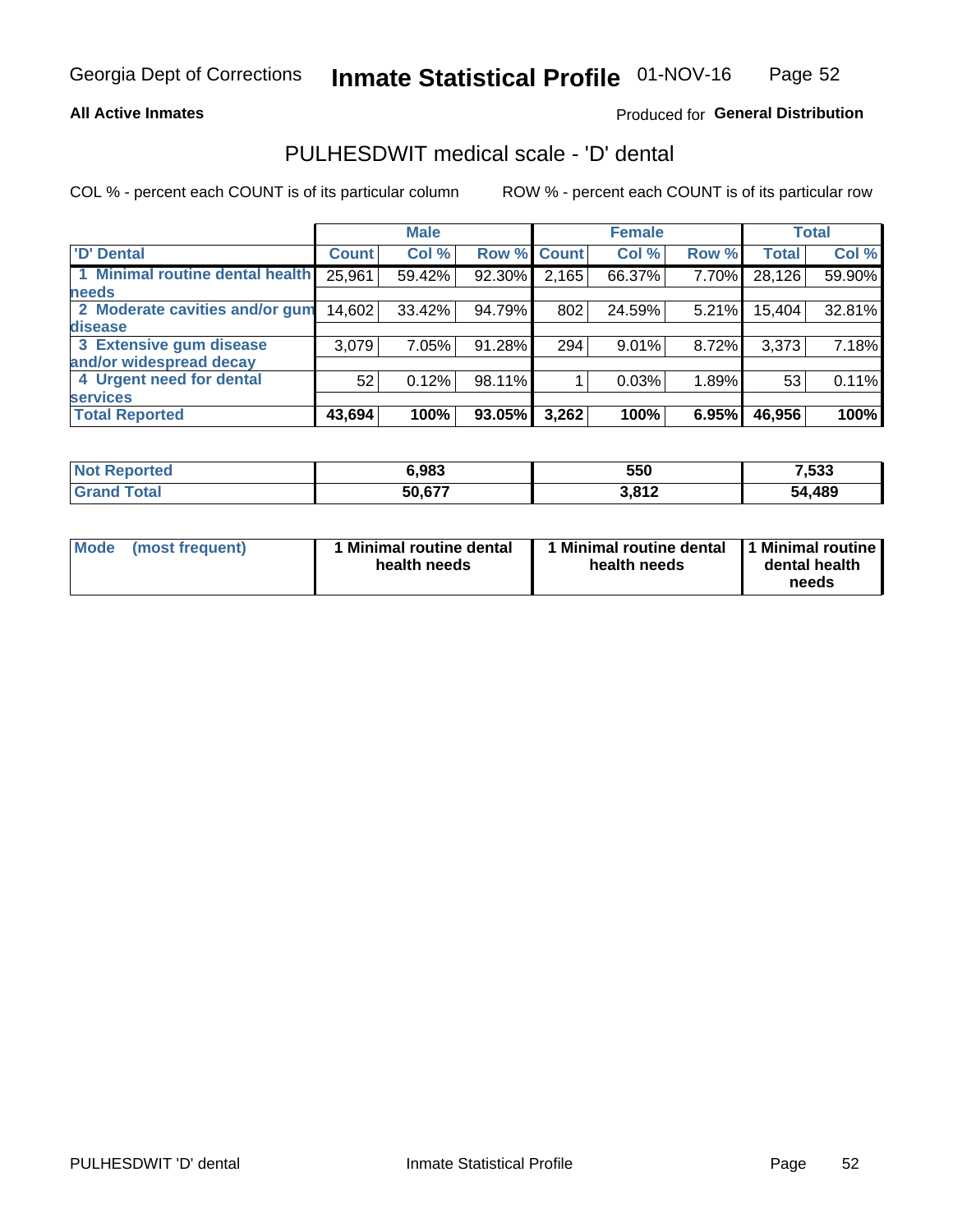Georgia Dept of Corrections **Inmate Statistical Profile** 01-NOV-16

**All Active Inmates**

Produced for **General Distribution**

## PULHESDWIT medical scale - 'D' dental

COL % - percent each COUNT is of its particular column    ROW % - percent each COUNT is of its particular row

| | Male | | | Female | | | Total | |
|---|---|---|---|---|---|---|---|---|
| 'D' Dental | Count | Col % | Row % | Count | Col % | Row % | Total | Col % |
| 1 Minimal routine dental health needs | 25,961 | 59.42% | 92.30% | 2,165 | 66.37% | 7.70% | 28,126 | 59.90% |
| 2 Moderate cavities and/or gum disease | 14,602 | 33.42% | 94.79% | 802 | 24.59% | 5.21% | 15,404 | 32.81% |
| 3 Extensive gum disease and/or widespread decay | 3,079 | 7.05% | 91.28% | 294 | 9.01% | 8.72% | 3,373 | 7.18% |
| 4 Urgent need for dental services | 52 | 0.12% | 98.11% | 1 | 0.03% | 1.89% | 53 | 0.11% |
| **Total Reported** | **43,694** | **100%** | **93.05%** | **3,262** | **100%** | **6.95%** | **46,956** | **100%** |

| | Male | Female | Total |
|---|---|---|---|
| Not Reported | 6,983 | 550 | 7,533 |
| Grand Total | 50,677 | 3,812 | 54,489 |

| | Male | Female | Total |
|---|---|---|---|
| Mode (most frequent) | 1 Minimal routine dental health needs | 1 Minimal routine dental health needs | 1 Minimal routine dental health needs |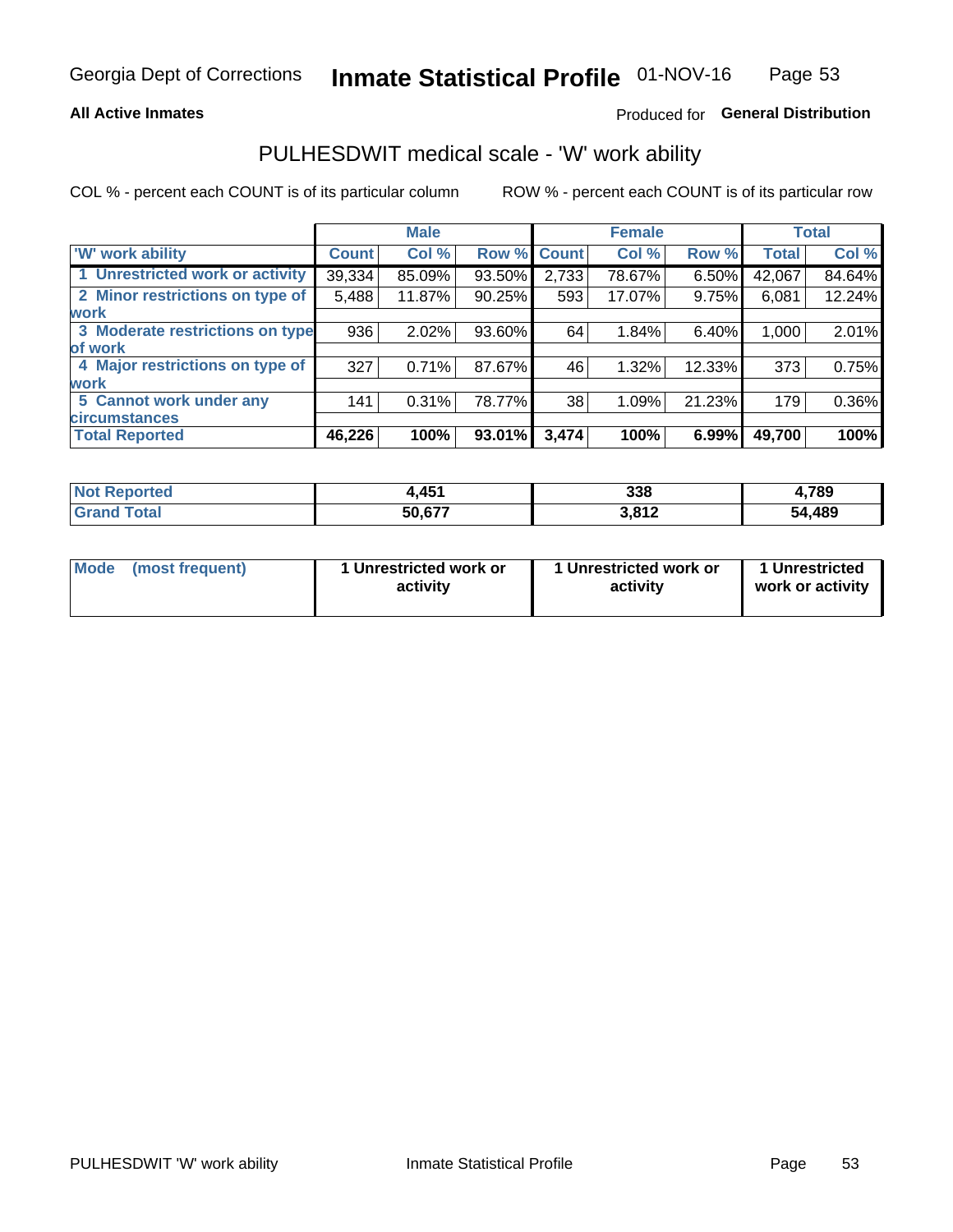Georgia Dept of Corrections **Inmate Statistical Profile** 01-NOV-16

**All Active Inmates**

Produced for **General Distribution**

## PULHESDWIT medical scale - 'W' work ability

COL % - percent each COUNT is of its particular column

ROW % - percent each COUNT is of its particular row

| | Male | | | Female | | | Total | |
|---|---|---|---|---|---|---|---|---|
| 'W' work ability | Count | Col % | Row % | Count | Col % | Row % | Total | Col % |
| 1 Unrestricted work or activity | 39,334 | 85.09% | 93.50% | 2,733 | 78.67% | 6.50% | 42,067 | 84.64% |
| 2 Minor restrictions on type of work | 5,488 | 11.87% | 90.25% | 593 | 17.07% | 9.75% | 6,081 | 12.24% |
| 3 Moderate restrictions on type of work | 936 | 2.02% | 93.60% | 64 | 1.84% | 6.40% | 1,000 | 2.01% |
| 4 Major restrictions on type of work | 327 | 0.71% | 87.67% | 46 | 1.32% | 12.33% | 373 | 0.75% |
| 5 Cannot work under any circumstances | 141 | 0.31% | 78.77% | 38 | 1.09% | 21.23% | 179 | 0.36% |
| **Total Reported** | **46,226** | **100%** | **93.01%** | **3,474** | **100%** | **6.99%** | **49,700** | **100%** |

| | Male | Female | Total |
|---|---|---|---|
| Not Reported | 4,451 | 338 | 4,789 |
| Grand Total | 50,677 | 3,812 | 54,489 |

| | Male | Female | Total |
|---|---|---|---|
| Mode (most frequent) | 1 Unrestricted work or activity | 1 Unrestricted work or activity | 1 Unrestricted work or activity |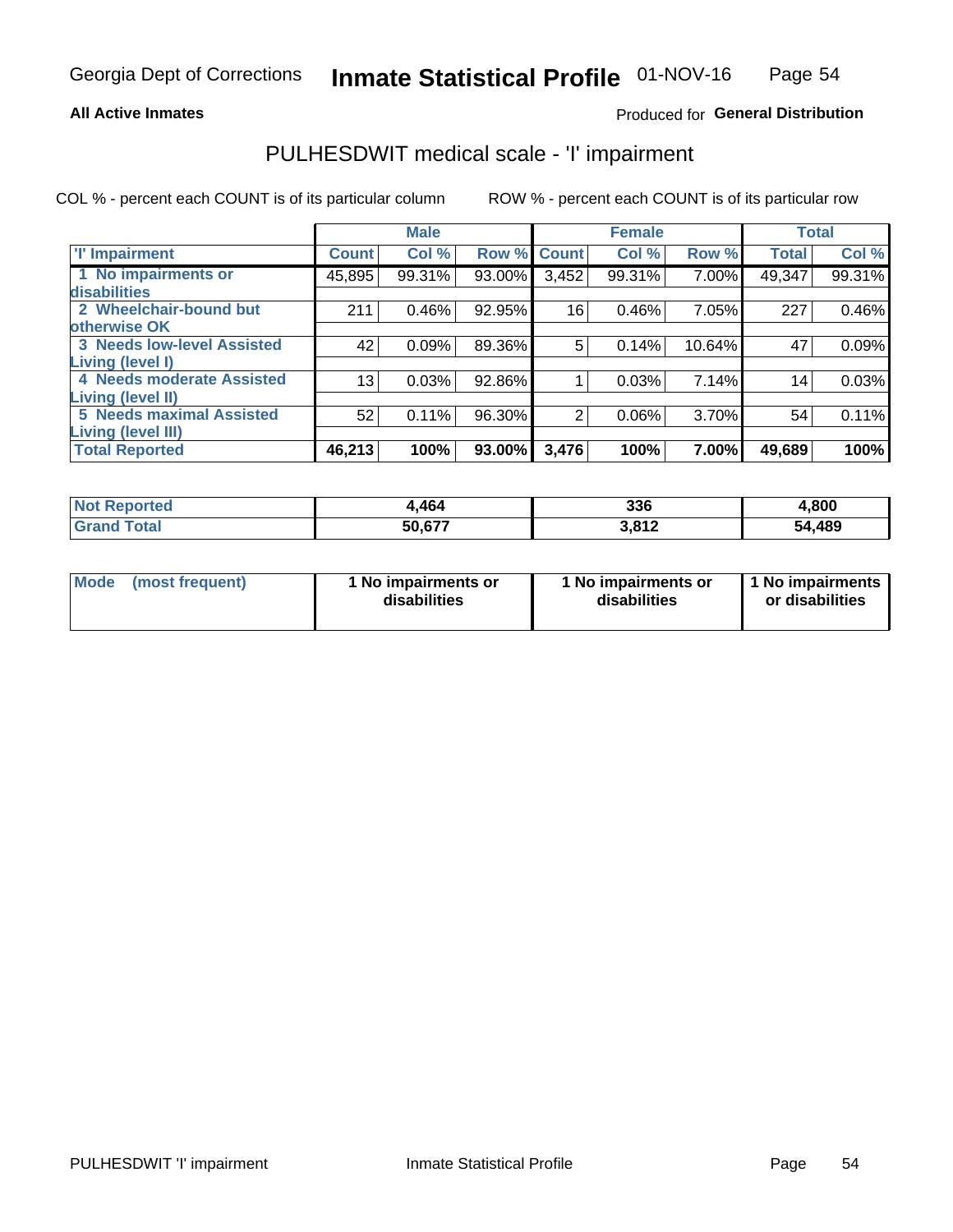Georgia Dept of Corrections **Inmate Statistical Profile** 01-NOV-16

**All Active Inmates**

Produced for **General Distribution**

## PULHESDWIT medical scale - 'I' impairment

COL % - percent each COUNT is of its particular column ROW % - percent each COUNT is of its particular row

| | Male | | | Female | | | Total | |
|---|---|---|---|---|---|---|---|---|
| 'I' Impairment | Count | Col % | Row % | Count | Col % | Row % | Total | Col % |
| 1 No impairments or disabilities | 45,895 | 99.31% | 93.00% | 3,452 | 99.31% | 7.00% | 49,347 | 99.31% |
| 2 Wheelchair-bound but otherwise OK | 211 | 0.46% | 92.95% | 16 | 0.46% | 7.05% | 227 | 0.46% |
| 3 Needs low-level Assisted Living (level I) | 42 | 0.09% | 89.36% | 5 | 0.14% | 10.64% | 47 | 0.09% |
| 4 Needs moderate Assisted Living (level II) | 13 | 0.03% | 92.86% | 1 | 0.03% | 7.14% | 14 | 0.03% |
| 5 Needs maximal Assisted Living (level III) | 52 | 0.11% | 96.30% | 2 | 0.06% | 3.70% | 54 | 0.11% |
| **Total Reported** | **46,213** | **100%** | **93.00%** | **3,476** | **100%** | **7.00%** | **49,689** | **100%** |

| | Male | Female | Total |
|---|---|---|---|
| Not Reported | 4,464 | 336 | 4,800 |
| Grand Total | 50,677 | 3,812 | 54,489 |

| | Male | Female | Total |
|---|---|---|---|
| Mode (most frequent) | 1 No impairments or disabilities | 1 No impairments or disabilities | 1 No impairments or disabilities |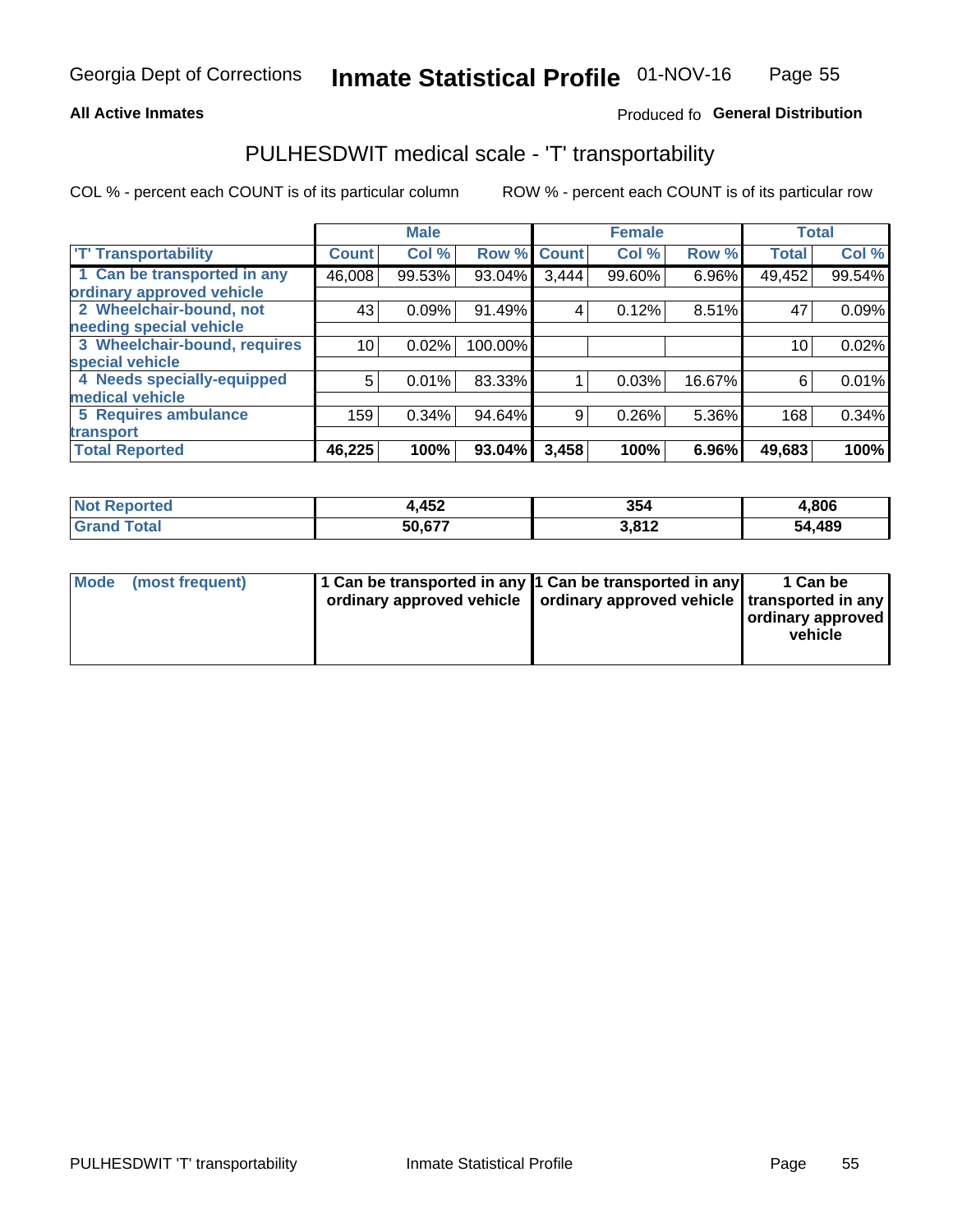Georgia Dept of Corrections **Inmate Statistical Profile** 01-NOV-16

**All Active Inmates**

Produced fo **General Distribution**

## PULHESDWIT medical scale - 'T' transportability

COL % - percent each COUNT is of its particular column

ROW % - percent each COUNT is of its particular row

| | Male | | | Female | | | Total | |
|---|---|---|---|---|---|---|---|---|
| 'T' Transportability | Count | Col % | Row % | Count | Col % | Row % | Total | Col % |
| 1 Can be transported in any ordinary approved vehicle | 46,008 | 99.53% | 93.04% | 3,444 | 99.60% | 6.96% | 49,452 | 99.54% |
| 2 Wheelchair-bound, not needing special vehicle | 43 | 0.09% | 91.49% | 4 | 0.12% | 8.51% | 47 | 0.09% |
| 3 Wheelchair-bound, requires special vehicle | 10 | 0.02% | 100.00% | | | | 10 | 0.02% |
| 4 Needs specially-equipped medical vehicle | 5 | 0.01% | 83.33% | 1 | 0.03% | 16.67% | 6 | 0.01% |
| 5 Requires ambulance transport | 159 | 0.34% | 94.64% | 9 | 0.26% | 5.36% | 168 | 0.34% |
| **Total Reported** | **46,225** | **100%** | **93.04%** | **3,458** | **100%** | **6.96%** | **49,683** | **100%** |

| | Male | Female | Total |
|---|---|---|---|
| Not Reported | 4,452 | 354 | 4,806 |
| Grand Total | 50,677 | 3,812 | 54,489 |

| | Male | Female | Total |
|---|---|---|---|
| Mode (most frequent) | 1 Can be transported in any ordinary approved vehicle | 1 Can be transported in any ordinary approved vehicle | 1 Can be transported in any ordinary approved vehicle |

PULHESDWIT 'T' transportability Inmate Statistical Profile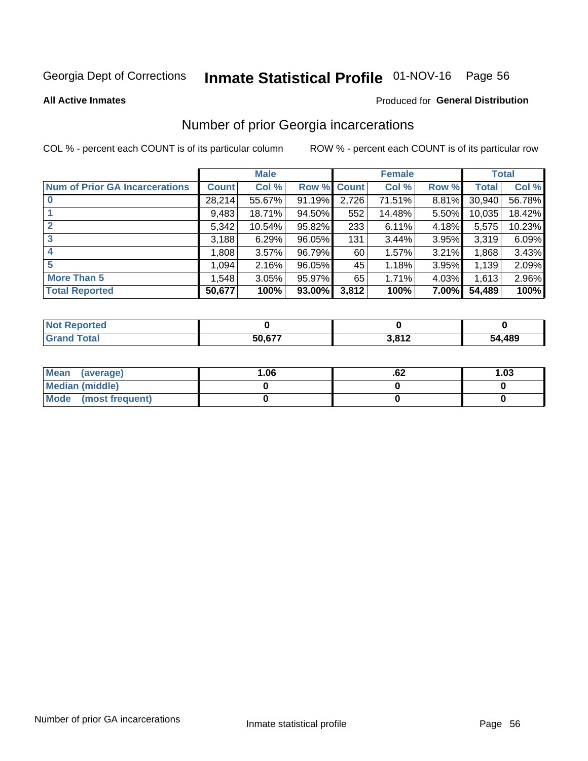Georgia Dept of Corrections **Inmate Statistical Profile** 01-NOV-16 Page 56

**All Active Inmates**

Produced for **General Distribution**

## Number of prior Georgia incarcerations

COL % - percent each COUNT is of its particular column

ROW % - percent each COUNT is of its particular row

| | Male | | | Female | | | Total | |
|---|---|---|---|---|---|---|---|---|
| **Num of Prior GA Incarcerations** | **Count** | **Col %** | **Row %** | **Count** | **Col %** | **Row %** | **Total** | **Col %** |
| **0** | 28,214 | 55.67% | 91.19% | 2,726 | 71.51% | 8.81% | 30,940 | 56.78% |
| **1** | 9,483 | 18.71% | 94.50% | 552 | 14.48% | 5.50% | 10,035 | 18.42% |
| **2** | 5,342 | 10.54% | 95.82% | 233 | 6.11% | 4.18% | 5,575 | 10.23% |
| **3** | 3,188 | 6.29% | 96.05% | 131 | 3.44% | 3.95% | 3,319 | 6.09% |
| **4** | 1,808 | 3.57% | 96.79% | 60 | 1.57% | 3.21% | 1,868 | 3.43% |
| **5** | 1,094 | 2.16% | 96.05% | 45 | 1.18% | 3.95% | 1,139 | 2.09% |
| **More Than 5** | 1,548 | 3.05% | 95.97% | 65 | 1.71% | 4.03% | 1,613 | 2.96% |
| **Total Reported** | **50,677** | **100%** | **93.00%** | **3,812** | **100%** | **7.00%** | **54,489** | **100%** |

| | Male | Female | Total |
|---|---|---|---|
| **Not Reported** | **0** | **0** | **0** |
| **Grand Total** | **50,677** | **3,812** | **54,489** |

| | Male | Female | Total |
|---|---|---|---|
| **Mean (average)** | **1.06** | **.62** | **1.03** |
| **Median (middle)** | **0** | **0** | **0** |
| **Mode (most frequent)** | **0** | **0** | **0** |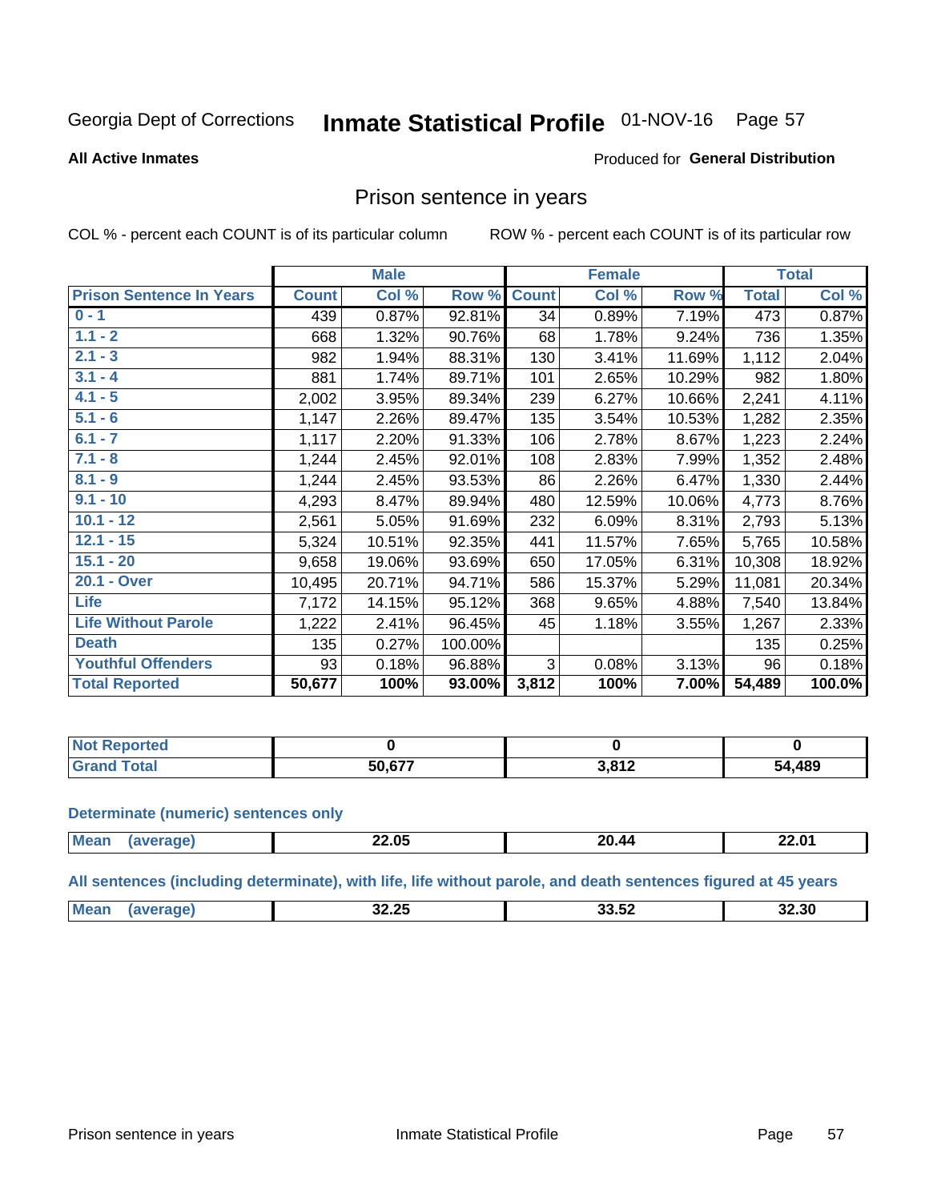Georgia Dept of Corrections **Inmate Statistical Profile** 01-NOV-16

**All Active Inmates**

Produced for **General Distribution**

## Prison sentence in years

COL % - percent each COUNT is of its particular column    ROW % - percent each COUNT is of its particular row

| | Male | | | Female | | | Total | |
|---|---|---|---|---|---|---|---|---|
| **Prison Sentence In Years** | **Count** | **Col %** | **Row %** | **Count** | **Col %** | **Row %** | **Total** | **Col %** |
| 0 - 1 | 439 | 0.87% | 92.81% | 34 | 0.89% | 7.19% | 473 | 0.87% |
| 1.1 - 2 | 668 | 1.32% | 90.76% | 68 | 1.78% | 9.24% | 736 | 1.35% |
| 2.1 - 3 | 982 | 1.94% | 88.31% | 130 | 3.41% | 11.69% | 1,112 | 2.04% |
| 3.1 - 4 | 881 | 1.74% | 89.71% | 101 | 2.65% | 10.29% | 982 | 1.80% |
| 4.1 - 5 | 2,002 | 3.95% | 89.34% | 239 | 6.27% | 10.66% | 2,241 | 4.11% |
| 5.1 - 6 | 1,147 | 2.26% | 89.47% | 135 | 3.54% | 10.53% | 1,282 | 2.35% |
| 6.1 - 7 | 1,117 | 2.20% | 91.33% | 106 | 2.78% | 8.67% | 1,223 | 2.24% |
| 7.1 - 8 | 1,244 | 2.45% | 92.01% | 108 | 2.83% | 7.99% | 1,352 | 2.48% |
| 8.1 - 9 | 1,244 | 2.45% | 93.53% | 86 | 2.26% | 6.47% | 1,330 | 2.44% |
| 9.1 - 10 | 4,293 | 8.47% | 89.94% | 480 | 12.59% | 10.06% | 4,773 | 8.76% |
| 10.1 - 12 | 2,561 | 5.05% | 91.69% | 232 | 6.09% | 8.31% | 2,793 | 5.13% |
| 12.1 - 15 | 5,324 | 10.51% | 92.35% | 441 | 11.57% | 7.65% | 5,765 | 10.58% |
| 15.1 - 20 | 9,658 | 19.06% | 93.69% | 650 | 17.05% | 6.31% | 10,308 | 18.92% |
| 20.1 - Over | 10,495 | 20.71% | 94.71% | 586 | 15.37% | 5.29% | 11,081 | 20.34% |
| Life | 7,172 | 14.15% | 95.12% | 368 | 9.65% | 4.88% | 7,540 | 13.84% |
| Life Without Parole | 1,222 | 2.41% | 96.45% | 45 | 1.18% | 3.55% | 1,267 | 2.33% |
| Death | 135 | 0.27% | 100.00% | | | | 135 | 0.25% |
| Youthful Offenders | 93 | 0.18% | 96.88% | 3 | 0.08% | 3.13% | 96 | 0.18% |
| **Total Reported** | **50,677** | **100%** | **93.00%** | **3,812** | **100%** | **7.00%** | **54,489** | **100.0%** |

| | Male | Female | Total |
|---|---|---|---|
| Not Reported | **0** | **0** | **0** |
| Grand Total | **50,677** | **3,812** | **54,489** |

**Determinate (numeric) sentences only**

| | Male | Female | Total |
|---|---|---|---|
| Mean (average) | **22.05** | **20.44** | **22.01** |

**All sentences (including determinate), with life, life without parole, and death sentences figured at 45 years**

| | Male | Female | Total |
|---|---|---|---|
| Mean (average) | **32.25** | **33.52** | **32.30** |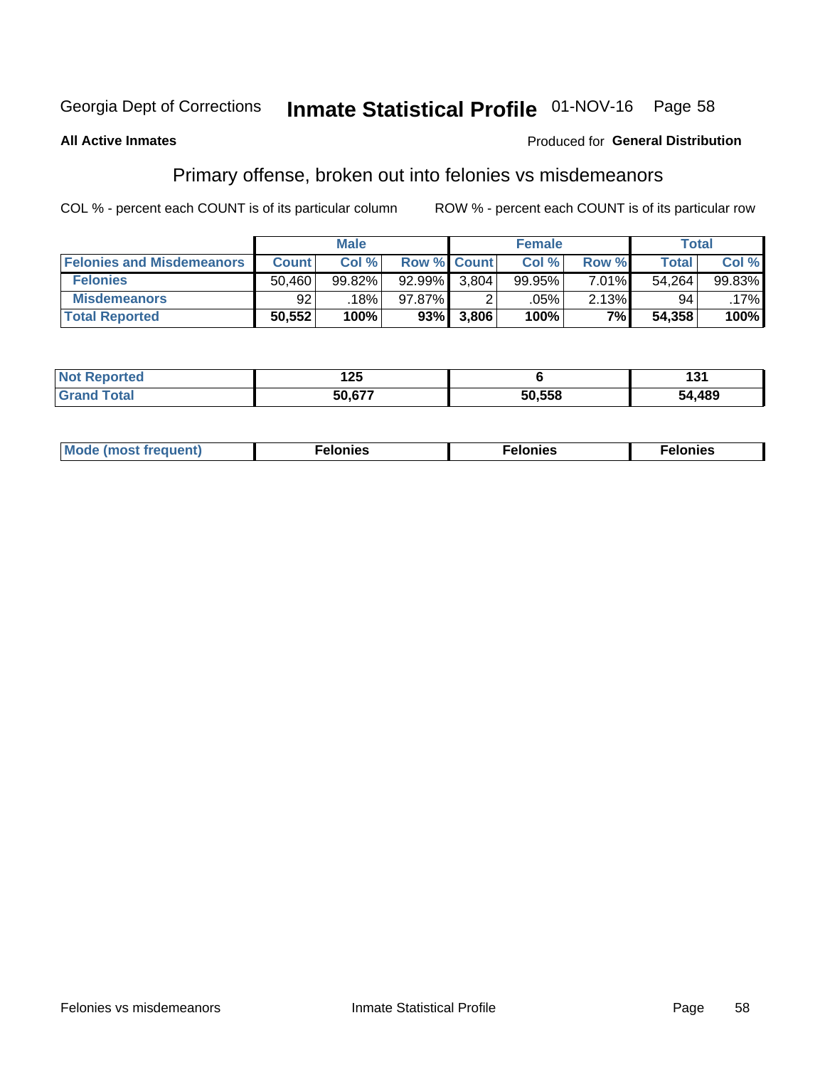Georgia Dept of Corrections **Inmate Statistical Profile** 01-NOV-16

**All Active Inmates**

Produced for **General Distribution**

## Primary offense, broken out into felonies vs misdemeanors

COL % - percent each COUNT is of its particular column ROW % - percent each COUNT is of its particular row

| | Male | | | Female | | | Total | |
|---|---|---|---|---|---|---|---|---|
| **Felonies and Misdemeanors** | **Count** | **Col %** | **Row %** | **Count** | **Col %** | **Row %** | **Total** | **Col %** |
| **Felonies** | 50,460 | 99.82% | 92.99% | 3,804 | 99.95% | 7.01% | 54,264 | 99.83% |
| **Misdemeanors** | 92 | .18% | 97.87% | 2 | .05% | 2.13% | 94 | .17% |
| **Total Reported** | **50,552** | **100%** | **93%** | **3,806** | **100%** | **7%** | **54,358** | **100%** |

| | Male | Female | Total |
|---|---|---|---|
| **Not Reported** | **125** | **6** | **131** |
| **Grand Total** | **50,677** | **50,558** | **54,489** |

| | Male | Female | Total |
|---|---|---|---|
| **Mode (most frequent)** | **Felonies** | **Felonies** | **Felonies** |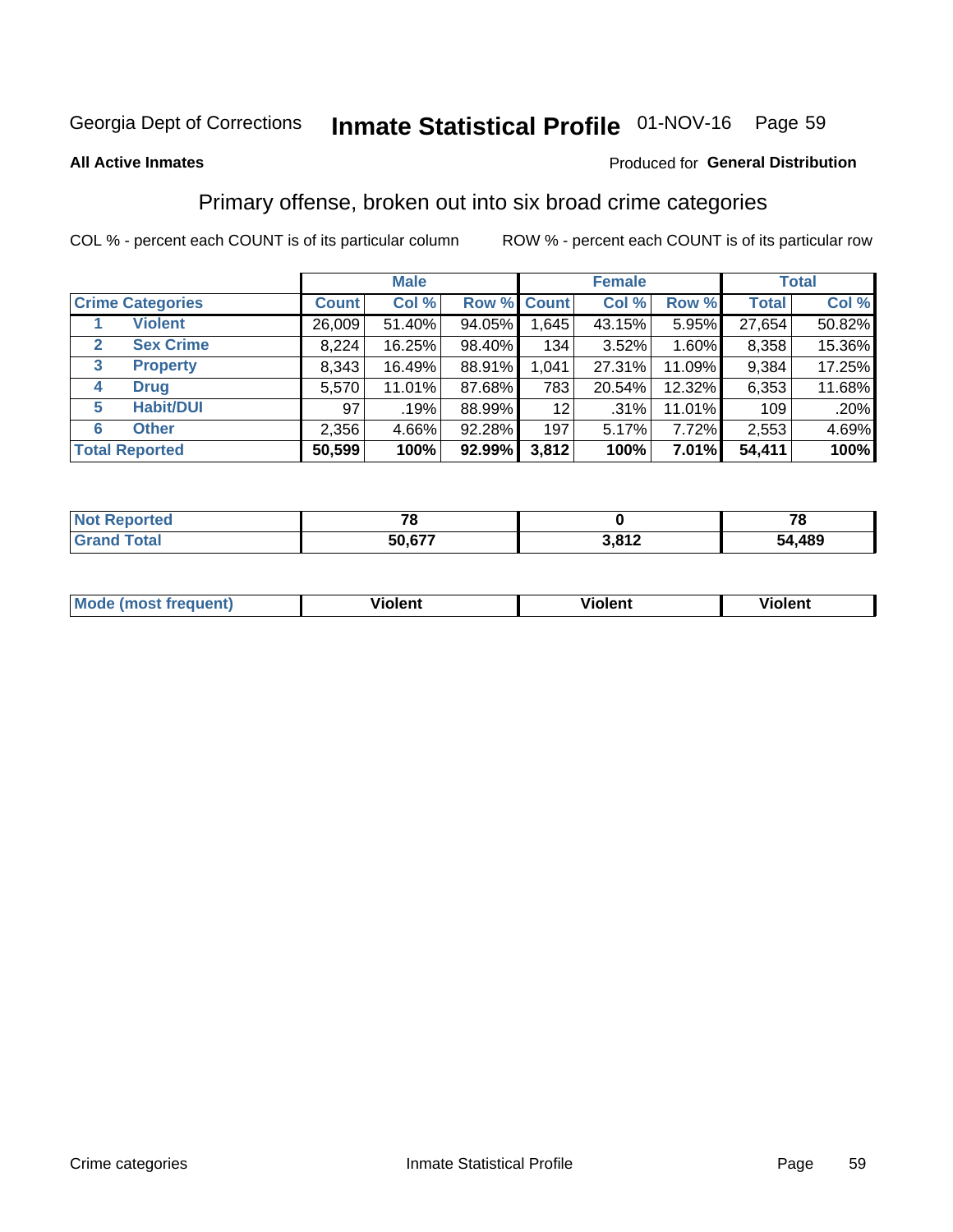Georgia Dept of Corrections **Inmate Statistical Profile** 01-NOV-16

**All Active Inmates**

Produced for **General Distribution**

## Primary offense, broken out into six broad crime categories

COL % - percent each COUNT is of its particular column

ROW % - percent each COUNT is of its particular row

| Crime Categories | | Male | | | Female | | | Total | |
|---|---|---|---|---|---|---|---|---|---|
| | | Count | Col % | Row % | Count | Col % | Row % | Total | Col % |
| 1 | Violent | 26,009 | 51.40% | 94.05% | 1,645 | 43.15% | 5.95% | 27,654 | 50.82% |
| 2 | Sex Crime | 8,224 | 16.25% | 98.40% | 134 | 3.52% | 1.60% | 8,358 | 15.36% |
| 3 | Property | 8,343 | 16.49% | 88.91% | 1,041 | 27.31% | 11.09% | 9,384 | 17.25% |
| 4 | Drug | 5,570 | 11.01% | 87.68% | 783 | 20.54% | 12.32% | 6,353 | 11.68% |
| 5 | Habit/DUI | 97 | .19% | 88.99% | 12 | .31% | 11.01% | 109 | .20% |
| 6 | Other | 2,356 | 4.66% | 92.28% | 197 | 5.17% | 7.72% | 2,553 | 4.69% |
| **Total Reported** | | **50,599** | **100%** | **92.99%** | **3,812** | **100%** | **7.01%** | **54,411** | **100%** |

| | Male | Female | Total |
|---|---|---|---|
| Not Reported | 78 | 0 | 78 |
| Grand Total | 50,677 | 3,812 | 54,489 |

| | Male | Female | Total |
|---|---|---|---|
| Mode (most frequent) | Violent | Violent | Violent |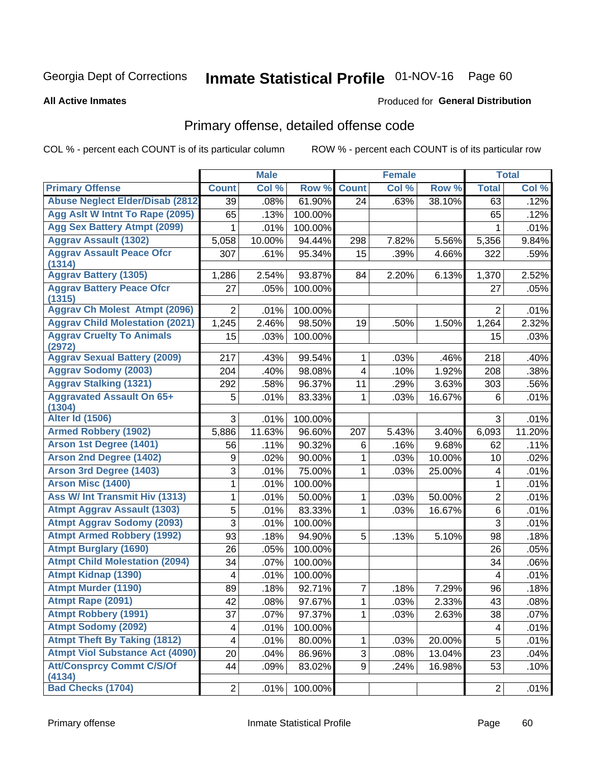Georgia Dept of Corrections **Inmate Statistical Profile** 01-NOV-16 Page 60

**All Active Inmates**

Produced for **General Distribution**

## Primary offense, detailed offense code

COL % - percent each COUNT is of its particular column ROW % - percent each COUNT is of its particular row

| | Male | | | Female | | | Total | |
|---|---|---|---|---|---|---|---|---|
| **Primary Offense** | **Count** | **Col %** | **Row %** | **Count** | **Col %** | **Row %** | **Total** | **Col %** |
| Abuse Neglect Elder/Disab (2812 | 39 | .08% | 61.90% | 24 | .63% | 38.10% | 63 | .12% |
| Agg Aslt W Intnt To Rape (2095) | 65 | .13% | 100.00% | | | | 65 | .12% |
| Agg Sex Battery Atmpt (2099) | 1 | .01% | 100.00% | | | | 1 | .01% |
| Aggrav Assault (1302) | 5,058 | 10.00% | 94.44% | 298 | 7.82% | 5.56% | 5,356 | 9.84% |
| Aggrav Assault Peace Ofcr (1314) | 307 | .61% | 95.34% | 15 | .39% | 4.66% | 322 | .59% |
| Aggrav Battery (1305) | 1,286 | 2.54% | 93.87% | 84 | 2.20% | 6.13% | 1,370 | 2.52% |
| Aggrav Battery Peace Ofcr (1315) | 27 | .05% | 100.00% | | | | 27 | .05% |
| Aggrav Ch Molest Atmpt (2096) | 2 | .01% | 100.00% | | | | 2 | .01% |
| Aggrav Child Molestation (2021) | 1,245 | 2.46% | 98.50% | 19 | .50% | 1.50% | 1,264 | 2.32% |
| Aggrav Cruelty To Animals (2972) | 15 | .03% | 100.00% | | | | 15 | .03% |
| Aggrav Sexual Battery (2009) | 217 | .43% | 99.54% | 1 | .03% | .46% | 218 | .40% |
| Aggrav Sodomy (2003) | 204 | .40% | 98.08% | 4 | .10% | 1.92% | 208 | .38% |
| Aggrav Stalking (1321) | 292 | .58% | 96.37% | 11 | .29% | 3.63% | 303 | .56% |
| Aggravated Assault On 65+ (1304) | 5 | .01% | 83.33% | 1 | .03% | 16.67% | 6 | .01% |
| Alter Id (1506) | 3 | .01% | 100.00% | | | | 3 | .01% |
| Armed Robbery (1902) | 5,886 | 11.63% | 96.60% | 207 | 5.43% | 3.40% | 6,093 | 11.20% |
| Arson 1st Degree (1401) | 56 | .11% | 90.32% | 6 | .16% | 9.68% | 62 | .11% |
| Arson 2nd Degree (1402) | 9 | .02% | 90.00% | 1 | .03% | 10.00% | 10 | .02% |
| Arson 3rd Degree (1403) | 3 | .01% | 75.00% | 1 | .03% | 25.00% | 4 | .01% |
| Arson Misc (1400) | 1 | .01% | 100.00% | | | | 1 | .01% |
| Ass W/ Int Transmit Hiv (1313) | 1 | .01% | 50.00% | 1 | .03% | 50.00% | 2 | .01% |
| Atmpt Aggrav Assault (1303) | 5 | .01% | 83.33% | 1 | .03% | 16.67% | 6 | .01% |
| Atmpt Aggrav Sodomy (2093) | 3 | .01% | 100.00% | | | | 3 | .01% |
| Atmpt Armed Robbery (1992) | 93 | .18% | 94.90% | 5 | .13% | 5.10% | 98 | .18% |
| Atmpt Burglary (1690) | 26 | .05% | 100.00% | | | | 26 | .05% |
| Atmpt Child Molestation (2094) | 34 | .07% | 100.00% | | | | 34 | .06% |
| Atmpt Kidnap (1390) | 4 | .01% | 100.00% | | | | 4 | .01% |
| Atmpt Murder (1190) | 89 | .18% | 92.71% | 7 | .18% | 7.29% | 96 | .18% |
| Atmpt Rape (2091) | 42 | .08% | 97.67% | 1 | .03% | 2.33% | 43 | .08% |
| Atmpt Robbery (1991) | 37 | .07% | 97.37% | 1 | .03% | 2.63% | 38 | .07% |
| Atmpt Sodomy (2092) | 4 | .01% | 100.00% | | | | 4 | .01% |
| Atmpt Theft By Taking (1812) | 4 | .01% | 80.00% | 1 | .03% | 20.00% | 5 | .01% |
| Atmpt Viol Substance Act (4090) | 20 | .04% | 86.96% | 3 | .08% | 13.04% | 23 | .04% |
| Att/Consprcy Commt C/S/Of (4134) | 44 | .09% | 83.02% | 9 | .24% | 16.98% | 53 | .10% |
| Bad Checks (1704) | 2 | .01% | 100.00% | | | | 2 | .01% |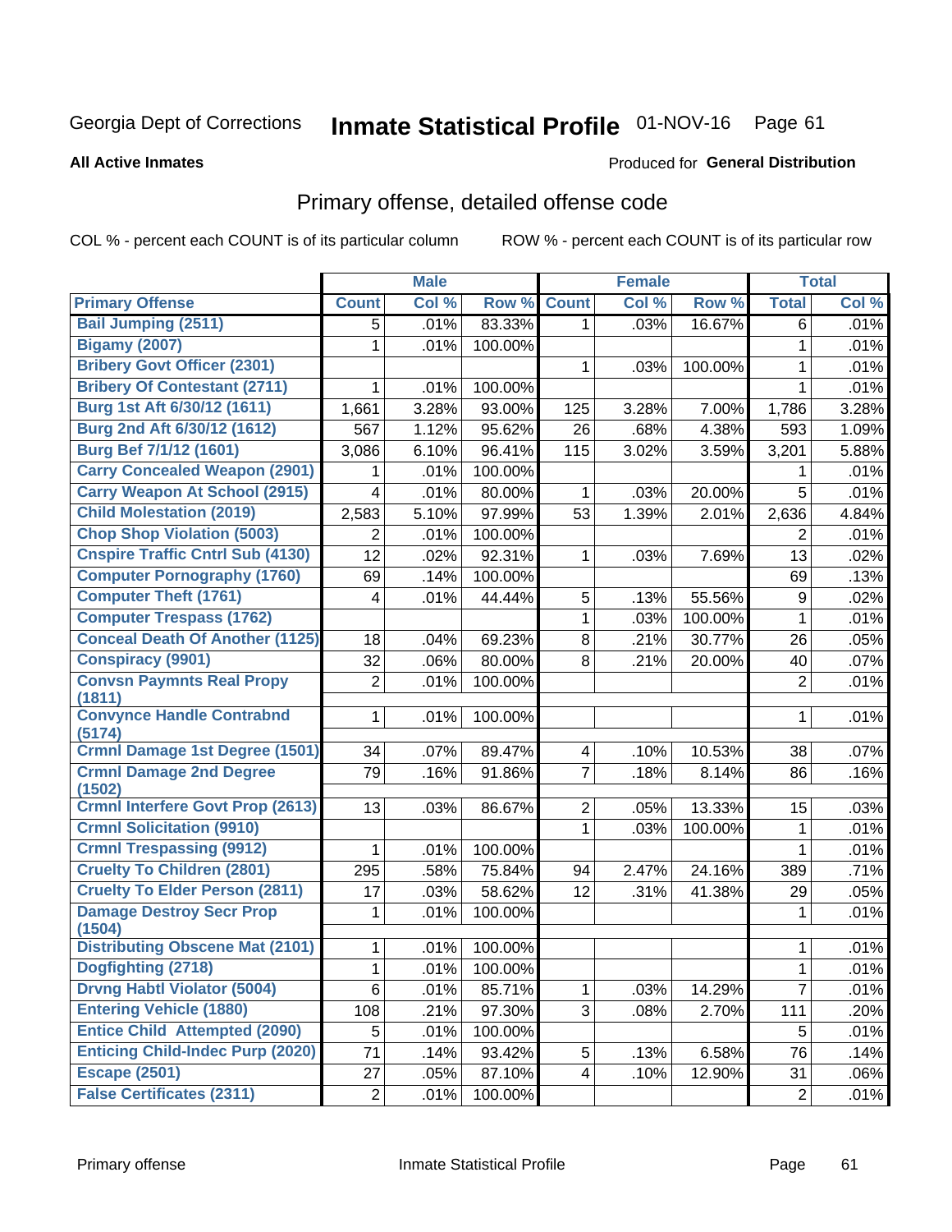Georgia Dept of Corrections **Inmate Statistical Profile** 01-NOV-16

**All Active Inmates**

Produced for **General Distribution**

## Primary offense, detailed offense code

COL % - percent each COUNT is of its particular column ROW % - percent each COUNT is of its particular row

| | Male | | | Female | | | Total | |
|---|---|---|---|---|---|---|---|---|
| **Primary Offense** | **Count** | **Col %** | **Row %** | **Count** | **Col %** | **Row %** | **Total** | **Col %** |
| Bail Jumping (2511) | 5 | .01% | 83.33% | 1 | .03% | 16.67% | 6 | .01% |
| Bigamy (2007) | 1 | .01% | 100.00% | | | | 1 | .01% |
| Bribery Govt Officer (2301) | | | | 1 | .03% | 100.00% | 1 | .01% |
| Bribery Of Contestant (2711) | 1 | .01% | 100.00% | | | | 1 | .01% |
| Burg 1st Aft 6/30/12 (1611) | 1,661 | 3.28% | 93.00% | 125 | 3.28% | 7.00% | 1,786 | 3.28% |
| Burg 2nd Aft 6/30/12 (1612) | 567 | 1.12% | 95.62% | 26 | .68% | 4.38% | 593 | 1.09% |
| Burg Bef 7/1/12 (1601) | 3,086 | 6.10% | 96.41% | 115 | 3.02% | 3.59% | 3,201 | 5.88% |
| Carry Concealed Weapon (2901) | 1 | .01% | 100.00% | | | | 1 | .01% |
| Carry Weapon At School (2915) | 4 | .01% | 80.00% | 1 | .03% | 20.00% | 5 | .01% |
| Child Molestation (2019) | 2,583 | 5.10% | 97.99% | 53 | 1.39% | 2.01% | 2,636 | 4.84% |
| Chop Shop Violation (5003) | 2 | .01% | 100.00% | | | | 2 | .01% |
| Cnspire Traffic Cntrl Sub (4130) | 12 | .02% | 92.31% | 1 | .03% | 7.69% | 13 | .02% |
| Computer Pornography (1760) | 69 | .14% | 100.00% | | | | 69 | .13% |
| Computer Theft (1761) | 4 | .01% | 44.44% | 5 | .13% | 55.56% | 9 | .02% |
| Computer Trespass (1762) | | | | 1 | .03% | 100.00% | 1 | .01% |
| Conceal Death Of Another (1125) | 18 | .04% | 69.23% | 8 | .21% | 30.77% | 26 | .05% |
| Conspiracy (9901) | 32 | .06% | 80.00% | 8 | .21% | 20.00% | 40 | .07% |
| Convsn Paymnts Real Propy (1811) | 2 | .01% | 100.00% | | | | 2 | .01% |
| Convynce Handle Contrabnd (5174) | 1 | .01% | 100.00% | | | | 1 | .01% |
| Crmnl Damage 1st Degree (1501) | 34 | .07% | 89.47% | 4 | .10% | 10.53% | 38 | .07% |
| Crmnl Damage 2nd Degree (1502) | 79 | .16% | 91.86% | 7 | .18% | 8.14% | 86 | .16% |
| Crmnl Interfere Govt Prop (2613) | 13 | .03% | 86.67% | 2 | .05% | 13.33% | 15 | .03% |
| Crmnl Solicitation (9910) | | | | 1 | .03% | 100.00% | 1 | .01% |
| Crmnl Trespassing (9912) | 1 | .01% | 100.00% | | | | 1 | .01% |
| Cruelty To Children (2801) | 295 | .58% | 75.84% | 94 | 2.47% | 24.16% | 389 | .71% |
| Cruelty To Elder Person (2811) | 17 | .03% | 58.62% | 12 | .31% | 41.38% | 29 | .05% |
| Damage Destroy Secr Prop (1504) | 1 | .01% | 100.00% | | | | 1 | .01% |
| Distributing Obscene Mat (2101) | 1 | .01% | 100.00% | | | | 1 | .01% |
| Dogfighting (2718) | 1 | .01% | 100.00% | | | | 1 | .01% |
| Drvng Habtl Violator (5004) | 6 | .01% | 85.71% | 1 | .03% | 14.29% | 7 | .01% |
| Entering Vehicle (1880) | 108 | .21% | 97.30% | 3 | .08% | 2.70% | 111 | .20% |
| Entice Child Attempted (2090) | 5 | .01% | 100.00% | | | | 5 | .01% |
| Enticing Child-Indec Purp (2020) | 71 | .14% | 93.42% | 5 | .13% | 6.58% | 76 | .14% |
| Escape (2501) | 27 | .05% | 87.10% | 4 | .10% | 12.90% | 31 | .06% |
| False Certificates (2311) | 2 | .01% | 100.00% | | | | 2 | .01% |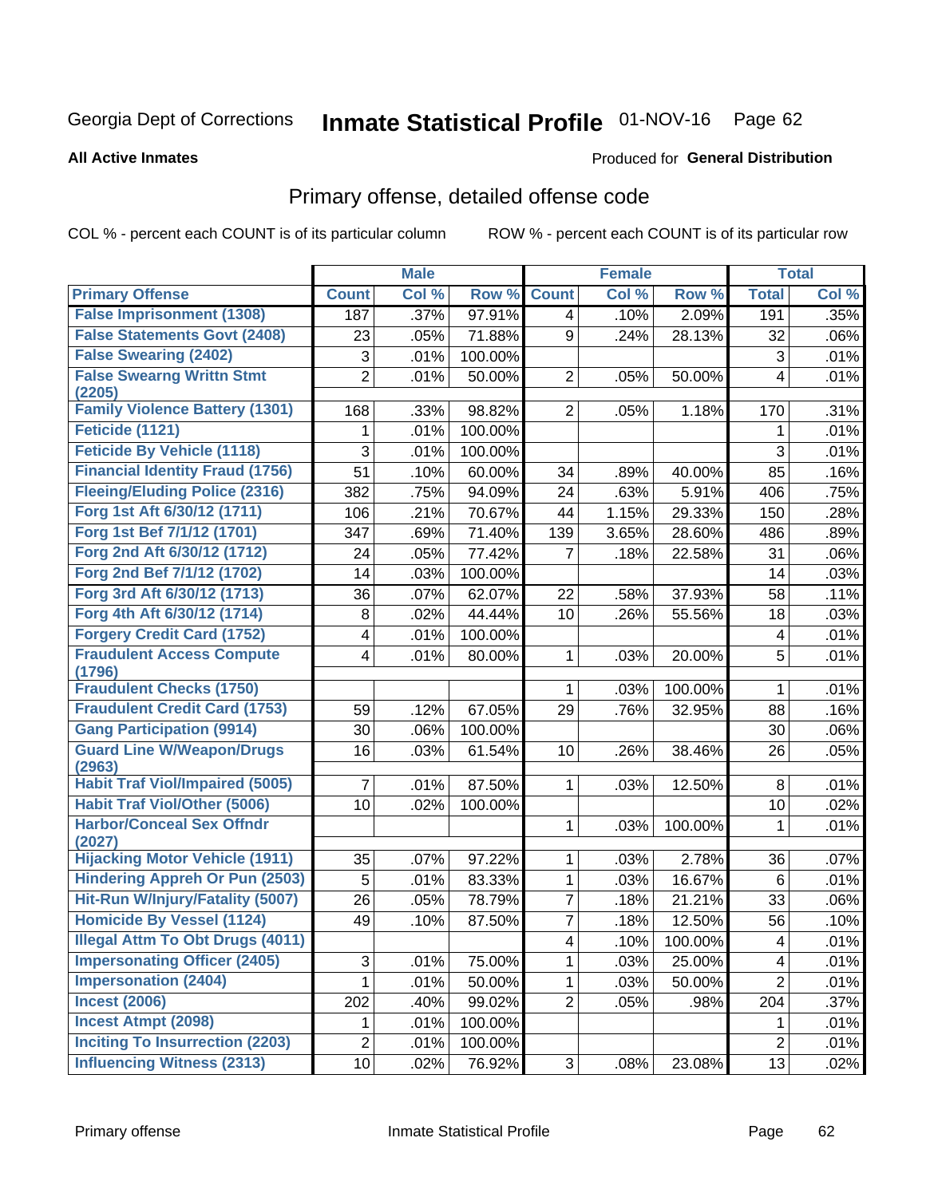Georgia Dept of Corrections **Inmate Statistical Profile** 01-NOV-16

**All Active Inmates**

Produced for **General Distribution**

## Primary offense, detailed offense code

COL % - percent each COUNT is of its particular column

ROW % - percent each COUNT is of its particular row

| | Male | | | Female | | | Total | |
|---|---|---|---|---|---|---|---|---|
| **Primary Offense** | **Count** | **Col %** | **Row %** | **Count** | **Col %** | **Row %** | **Total** | **Col %** |
| False Imprisonment (1308) | 187 | .37% | 97.91% | 4 | .10% | 2.09% | 191 | .35% |
| False Statements Govt (2408) | 23 | .05% | 71.88% | 9 | .24% | 28.13% | 32 | .06% |
| False Swearing (2402) | 3 | .01% | 100.00% | | | | 3 | .01% |
| False Swearng Writtn Stmt (2205) | 2 | .01% | 50.00% | 2 | .05% | 50.00% | 4 | .01% |
| Family Violence Battery (1301) | 168 | .33% | 98.82% | 2 | .05% | 1.18% | 170 | .31% |
| Feticide (1121) | 1 | .01% | 100.00% | | | | 1 | .01% |
| Feticide By Vehicle (1118) | 3 | .01% | 100.00% | | | | 3 | .01% |
| Financial Identity Fraud (1756) | 51 | .10% | 60.00% | 34 | .89% | 40.00% | 85 | .16% |
| Fleeing/Eluding Police (2316) | 382 | .75% | 94.09% | 24 | .63% | 5.91% | 406 | .75% |
| Forg 1st Aft 6/30/12 (1711) | 106 | .21% | 70.67% | 44 | 1.15% | 29.33% | 150 | .28% |
| Forg 1st Bef 7/1/12 (1701) | 347 | .69% | 71.40% | 139 | 3.65% | 28.60% | 486 | .89% |
| Forg 2nd Aft 6/30/12 (1712) | 24 | .05% | 77.42% | 7 | .18% | 22.58% | 31 | .06% |
| Forg 2nd Bef 7/1/12 (1702) | 14 | .03% | 100.00% | | | | 14 | .03% |
| Forg 3rd Aft 6/30/12 (1713) | 36 | .07% | 62.07% | 22 | .58% | 37.93% | 58 | .11% |
| Forg 4th Aft 6/30/12 (1714) | 8 | .02% | 44.44% | 10 | .26% | 55.56% | 18 | .03% |
| Forgery Credit Card (1752) | 4 | .01% | 100.00% | | | | 4 | .01% |
| Fraudulent Access Compute (1796) | 4 | .01% | 80.00% | 1 | .03% | 20.00% | 5 | .01% |
| Fraudulent Checks (1750) | | | | 1 | .03% | 100.00% | 1 | .01% |
| Fraudulent Credit Card (1753) | 59 | .12% | 67.05% | 29 | .76% | 32.95% | 88 | .16% |
| Gang Participation (9914) | 30 | .06% | 100.00% | | | | 30 | .06% |
| Guard Line W/Weapon/Drugs (2963) | 16 | .03% | 61.54% | 10 | .26% | 38.46% | 26 | .05% |
| Habit Traf Viol/Impaired (5005) | 7 | .01% | 87.50% | 1 | .03% | 12.50% | 8 | .01% |
| Habit Traf Viol/Other (5006) | 10 | .02% | 100.00% | | | | 10 | .02% |
| Harbor/Conceal Sex Offndr (2027) | | | | 1 | .03% | 100.00% | 1 | .01% |
| Hijacking Motor Vehicle (1911) | 35 | .07% | 97.22% | 1 | .03% | 2.78% | 36 | .07% |
| Hindering Appreh Or Pun (2503) | 5 | .01% | 83.33% | 1 | .03% | 16.67% | 6 | .01% |
| Hit-Run W/Injury/Fatality (5007) | 26 | .05% | 78.79% | 7 | .18% | 21.21% | 33 | .06% |
| Homicide By Vessel (1124) | 49 | .10% | 87.50% | 7 | .18% | 12.50% | 56 | .10% |
| Illegal Attm To Obt Drugs (4011) | | | | 4 | .10% | 100.00% | 4 | .01% |
| Impersonating Officer (2405) | 3 | .01% | 75.00% | 1 | .03% | 25.00% | 4 | .01% |
| Impersonation (2404) | 1 | .01% | 50.00% | 1 | .03% | 50.00% | 2 | .01% |
| Incest (2006) | 202 | .40% | 99.02% | 2 | .05% | .98% | 204 | .37% |
| Incest Atmpt (2098) | 1 | .01% | 100.00% | | | | 1 | .01% |
| Inciting To Insurrection (2203) | 2 | .01% | 100.00% | | | | 2 | .01% |
| Influencing Witness (2313) | 10 | .02% | 76.92% | 3 | .08% | 23.08% | 13 | .02% |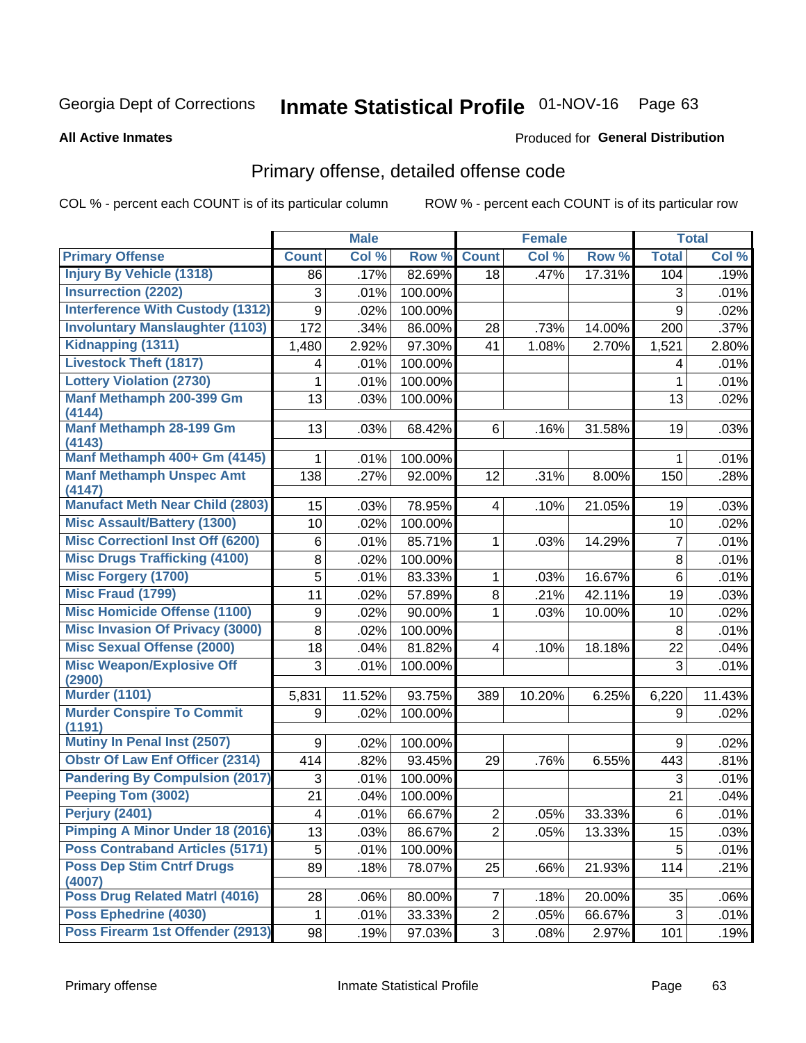Georgia Dept of Corrections **Inmate Statistical Profile** 01-NOV-16

**All Active Inmates**

Produced for **General Distribution**

## Primary offense, detailed offense code

COL % - percent each COUNT is of its particular column

ROW % - percent each COUNT is of its particular row

| | Male | | | Female | | | Total | |
|---|---|---|---|---|---|---|---|---|
| Primary Offense | Count | Col % | Row % | Count | Col % | Row % | Total | Col % |
| Injury By Vehicle (1318) | 86 | .17% | 82.69% | 18 | .47% | 17.31% | 104 | .19% |
| Insurrection (2202) | 3 | .01% | 100.00% | | | | 3 | .01% |
| Interference With Custody (1312) | 9 | .02% | 100.00% | | | | 9 | .02% |
| Involuntary Manslaughter (1103) | 172 | .34% | 86.00% | 28 | .73% | 14.00% | 200 | .37% |
| Kidnapping (1311) | 1,480 | 2.92% | 97.30% | 41 | 1.08% | 2.70% | 1,521 | 2.80% |
| Livestock Theft (1817) | 4 | .01% | 100.00% | | | | 4 | .01% |
| Lottery Violation (2730) | 1 | .01% | 100.00% | | | | 1 | .01% |
| Manf Methamph 200-399 Gm (4144) | 13 | .03% | 100.00% | | | | 13 | .02% |
| Manf Methamph 28-199 Gm (4143) | 13 | .03% | 68.42% | 6 | .16% | 31.58% | 19 | .03% |
| Manf Methamph 400+ Gm (4145) | 1 | .01% | 100.00% | | | | 1 | .01% |
| Manf Methamph Unspec Amt (4147) | 138 | .27% | 92.00% | 12 | .31% | 8.00% | 150 | .28% |
| Manufact Meth Near Child (2803) | 15 | .03% | 78.95% | 4 | .10% | 21.05% | 19 | .03% |
| Misc Assault/Battery (1300) | 10 | .02% | 100.00% | | | | 10 | .02% |
| Misc Correctionl Inst Off (6200) | 6 | .01% | 85.71% | 1 | .03% | 14.29% | 7 | .01% |
| Misc Drugs Trafficking (4100) | 8 | .02% | 100.00% | | | | 8 | .01% |
| Misc Forgery (1700) | 5 | .01% | 83.33% | 1 | .03% | 16.67% | 6 | .01% |
| Misc Fraud (1799) | 11 | .02% | 57.89% | 8 | .21% | 42.11% | 19 | .03% |
| Misc Homicide Offense (1100) | 9 | .02% | 90.00% | 1 | .03% | 10.00% | 10 | .02% |
| Misc Invasion Of Privacy (3000) | 8 | .02% | 100.00% | | | | 8 | .01% |
| Misc Sexual Offense (2000) | 18 | .04% | 81.82% | 4 | .10% | 18.18% | 22 | .04% |
| Misc Weapon/Explosive Off (2900) | 3 | .01% | 100.00% | | | | 3 | .01% |
| Murder (1101) | 5,831 | 11.52% | 93.75% | 389 | 10.20% | 6.25% | 6,220 | 11.43% |
| Murder Conspire To Commit (1191) | 9 | .02% | 100.00% | | | | 9 | .02% |
| Mutiny In Penal Inst (2507) | 9 | .02% | 100.00% | | | | 9 | .02% |
| Obstr Of Law Enf Officer (2314) | 414 | .82% | 93.45% | 29 | .76% | 6.55% | 443 | .81% |
| Pandering By Compulsion (2017) | 3 | .01% | 100.00% | | | | 3 | .01% |
| Peeping Tom (3002) | 21 | .04% | 100.00% | | | | 21 | .04% |
| Perjury (2401) | 4 | .01% | 66.67% | 2 | .05% | 33.33% | 6 | .01% |
| Pimping A Minor Under 18 (2016) | 13 | .03% | 86.67% | 2 | .05% | 13.33% | 15 | .03% |
| Poss Contraband Articles (5171) | 5 | .01% | 100.00% | | | | 5 | .01% |
| Poss Dep Stim Cntrf Drugs (4007) | 89 | .18% | 78.07% | 25 | .66% | 21.93% | 114 | .21% |
| Poss Drug Related Matrl (4016) | 28 | .06% | 80.00% | 7 | .18% | 20.00% | 35 | .06% |
| Poss Ephedrine (4030) | 1 | .01% | 33.33% | 2 | .05% | 66.67% | 3 | .01% |
| Poss Firearm 1st Offender (2913) | 98 | .19% | 97.03% | 3 | .08% | 2.97% | 101 | .19% |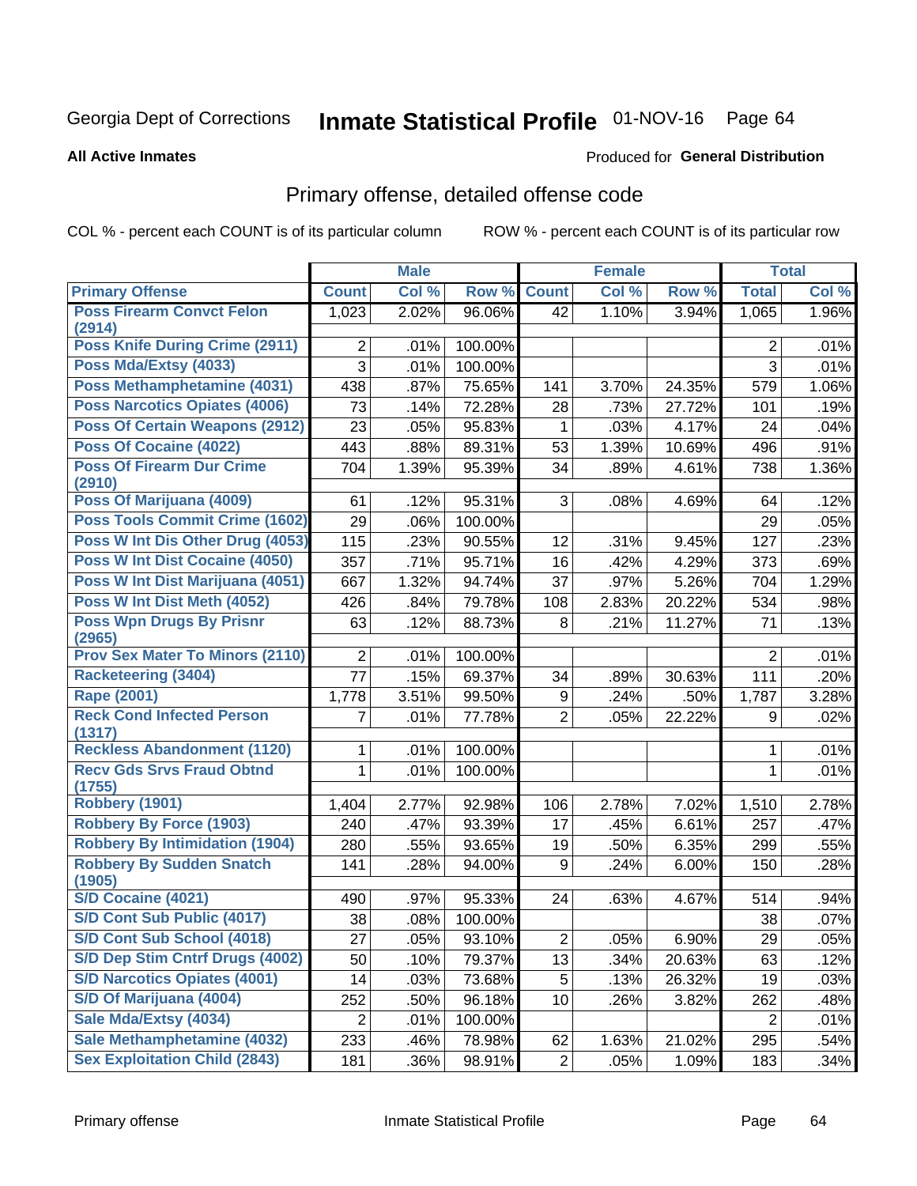Georgia Dept of Corrections **Inmate Statistical Profile** 01-NOV-16

**All Active Inmates**

Produced for **General Distribution**

## Primary offense, detailed offense code

COL % - percent each COUNT is of its particular column    ROW % - percent each COUNT is of its particular row

| | Male | | | Female | | | Total | |
|---|---|---|---|---|---|---|---|---|
| **Primary Offense** | **Count** | **Col %** | **Row %** | **Count** | **Col %** | **Row %** | **Total** | **Col %** |
| Poss Firearm Convct Felon (2914) | 1,023 | 2.02% | 96.06% | 42 | 1.10% | 3.94% | 1,065 | 1.96% |
| Poss Knife During Crime (2911) | 2 | .01% | 100.00% | | | | 2 | .01% |
| Poss Mda/Extsy (4033) | 3 | .01% | 100.00% | | | | 3 | .01% |
| Poss Methamphetamine (4031) | 438 | .87% | 75.65% | 141 | 3.70% | 24.35% | 579 | 1.06% |
| Poss Narcotics Opiates (4006) | 73 | .14% | 72.28% | 28 | .73% | 27.72% | 101 | .19% |
| Poss Of Certain Weapons (2912) | 23 | .05% | 95.83% | 1 | .03% | 4.17% | 24 | .04% |
| Poss Of Cocaine (4022) | 443 | .88% | 89.31% | 53 | 1.39% | 10.69% | 496 | .91% |
| Poss Of Firearm Dur Crime (2910) | 704 | 1.39% | 95.39% | 34 | .89% | 4.61% | 738 | 1.36% |
| Poss Of Marijuana (4009) | 61 | .12% | 95.31% | 3 | .08% | 4.69% | 64 | .12% |
| Poss Tools Commit Crime (1602) | 29 | .06% | 100.00% | | | | 29 | .05% |
| Poss W Int Dis Other Drug (4053) | 115 | .23% | 90.55% | 12 | .31% | 9.45% | 127 | .23% |
| Poss W Int Dist Cocaine (4050) | 357 | .71% | 95.71% | 16 | .42% | 4.29% | 373 | .69% |
| Poss W Int Dist Marijuana (4051) | 667 | 1.32% | 94.74% | 37 | .97% | 5.26% | 704 | 1.29% |
| Poss W Int Dist Meth (4052) | 426 | .84% | 79.78% | 108 | 2.83% | 20.22% | 534 | .98% |
| Poss Wpn Drugs By Prisnr (2965) | 63 | .12% | 88.73% | 8 | .21% | 11.27% | 71 | .13% |
| Prov Sex Mater To Minors (2110) | 2 | .01% | 100.00% | | | | 2 | .01% |
| Racketeering (3404) | 77 | .15% | 69.37% | 34 | .89% | 30.63% | 111 | .20% |
| Rape (2001) | 1,778 | 3.51% | 99.50% | 9 | .24% | .50% | 1,787 | 3.28% |
| Reck Cond Infected Person (1317) | 7 | .01% | 77.78% | 2 | .05% | 22.22% | 9 | .02% |
| Reckless Abandonment (1120) | 1 | .01% | 100.00% | | | | 1 | .01% |
| Recv Gds Srvs Fraud Obtnd (1755) | 1 | .01% | 100.00% | | | | 1 | .01% |
| Robbery (1901) | 1,404 | 2.77% | 92.98% | 106 | 2.78% | 7.02% | 1,510 | 2.78% |
| Robbery By Force (1903) | 240 | .47% | 93.39% | 17 | .45% | 6.61% | 257 | .47% |
| Robbery By Intimidation (1904) | 280 | .55% | 93.65% | 19 | .50% | 6.35% | 299 | .55% |
| Robbery By Sudden Snatch (1905) | 141 | .28% | 94.00% | 9 | .24% | 6.00% | 150 | .28% |
| S/D Cocaine (4021) | 490 | .97% | 95.33% | 24 | .63% | 4.67% | 514 | .94% |
| S/D Cont Sub Public (4017) | 38 | .08% | 100.00% | | | | 38 | .07% |
| S/D Cont Sub School (4018) | 27 | .05% | 93.10% | 2 | .05% | 6.90% | 29 | .05% |
| S/D Dep Stim Cntrf Drugs (4002) | 50 | .10% | 79.37% | 13 | .34% | 20.63% | 63 | .12% |
| S/D Narcotics Opiates (4001) | 14 | .03% | 73.68% | 5 | .13% | 26.32% | 19 | .03% |
| S/D Of Marijuana (4004) | 252 | .50% | 96.18% | 10 | .26% | 3.82% | 262 | .48% |
| Sale Mda/Extsy (4034) | 2 | .01% | 100.00% | | | | 2 | .01% |
| Sale Methamphetamine (4032) | 233 | .46% | 78.98% | 62 | 1.63% | 21.02% | 295 | .54% |
| Sex Exploitation Child (2843) | 181 | .36% | 98.91% | 2 | .05% | 1.09% | 183 | .34% |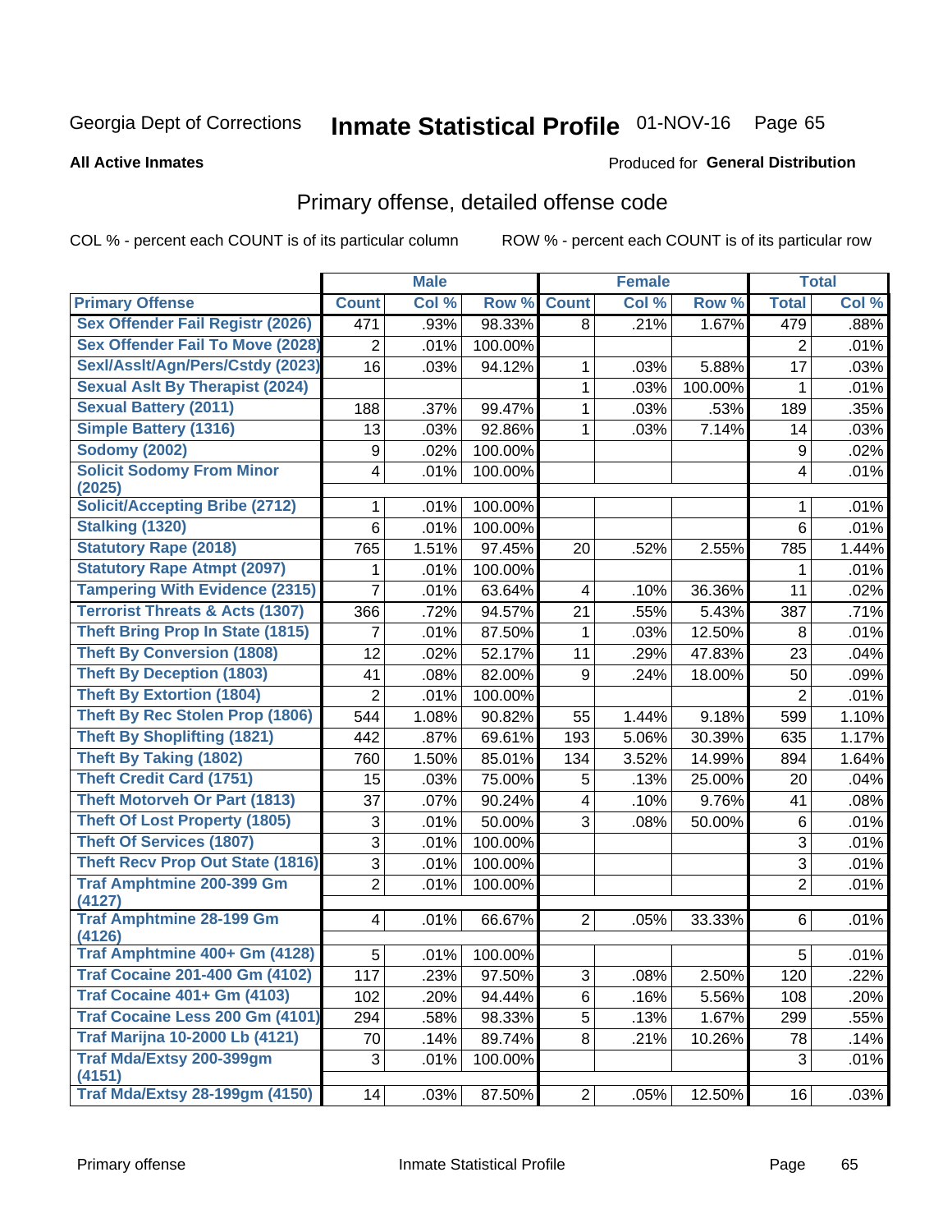Georgia Dept of Corrections **Inmate Statistical Profile** 01-NOV-16 Page 65

**All Active Inmates**

Produced for **General Distribution**

## Primary offense, detailed offense code

COL % - percent each COUNT is of its particular column ROW % - percent each COUNT is of its particular row

| | Male | | | Female | | | Total | |
|---|---|---|---|---|---|---|---|---|
| Primary Offense | Count | Col % | Row % | Count | Col % | Row % | Total | Col % |
| Sex Offender Fail Registr (2026) | 471 | .93% | 98.33% | 8 | .21% | 1.67% | 479 | .88% |
| Sex Offender Fail To Move (2028) | 2 | .01% | 100.00% | | | | 2 | .01% |
| Sexl/Asslt/Agn/Pers/Cstdy (2023) | 16 | .03% | 94.12% | 1 | .03% | 5.88% | 17 | .03% |
| Sexual Aslt By Therapist (2024) | | | | 1 | .03% | 100.00% | 1 | .01% |
| Sexual Battery (2011) | 188 | .37% | 99.47% | 1 | .03% | .53% | 189 | .35% |
| Simple Battery (1316) | 13 | .03% | 92.86% | 1 | .03% | 7.14% | 14 | .03% |
| Sodomy (2002) | 9 | .02% | 100.00% | | | | 9 | .02% |
| Solicit Sodomy From Minor (2025) | 4 | .01% | 100.00% | | | | 4 | .01% |
| Solicit/Accepting Bribe (2712) | 1 | .01% | 100.00% | | | | 1 | .01% |
| Stalking (1320) | 6 | .01% | 100.00% | | | | 6 | .01% |
| Statutory Rape (2018) | 765 | 1.51% | 97.45% | 20 | .52% | 2.55% | 785 | 1.44% |
| Statutory Rape Atmpt (2097) | 1 | .01% | 100.00% | | | | 1 | .01% |
| Tampering With Evidence (2315) | 7 | .01% | 63.64% | 4 | .10% | 36.36% | 11 | .02% |
| Terrorist Threats & Acts (1307) | 366 | .72% | 94.57% | 21 | .55% | 5.43% | 387 | .71% |
| Theft Bring Prop In State (1815) | 7 | .01% | 87.50% | 1 | .03% | 12.50% | 8 | .01% |
| Theft By Conversion (1808) | 12 | .02% | 52.17% | 11 | .29% | 47.83% | 23 | .04% |
| Theft By Deception (1803) | 41 | .08% | 82.00% | 9 | .24% | 18.00% | 50 | .09% |
| Theft By Extortion (1804) | 2 | .01% | 100.00% | | | | 2 | .01% |
| Theft By Rec Stolen Prop (1806) | 544 | 1.08% | 90.82% | 55 | 1.44% | 9.18% | 599 | 1.10% |
| Theft By Shoplifting (1821) | 442 | .87% | 69.61% | 193 | 5.06% | 30.39% | 635 | 1.17% |
| Theft By Taking (1802) | 760 | 1.50% | 85.01% | 134 | 3.52% | 14.99% | 894 | 1.64% |
| Theft Credit Card (1751) | 15 | .03% | 75.00% | 5 | .13% | 25.00% | 20 | .04% |
| Theft Motorveh Or Part (1813) | 37 | .07% | 90.24% | 4 | .10% | 9.76% | 41 | .08% |
| Theft Of Lost Property (1805) | 3 | .01% | 50.00% | 3 | .08% | 50.00% | 6 | .01% |
| Theft Of Services (1807) | 3 | .01% | 100.00% | | | | 3 | .01% |
| Theft Recv Prop Out State (1816) | 3 | .01% | 100.00% | | | | 3 | .01% |
| Traf Amphtmine 200-399 Gm (4127) | 2 | .01% | 100.00% | | | | 2 | .01% |
| Traf Amphtmine 28-199 Gm (4126) | 4 | .01% | 66.67% | 2 | .05% | 33.33% | 6 | .01% |
| Traf Amphtmine 400+ Gm (4128) | 5 | .01% | 100.00% | | | | 5 | .01% |
| Traf Cocaine 201-400 Gm (4102) | 117 | .23% | 97.50% | 3 | .08% | 2.50% | 120 | .22% |
| Traf Cocaine 401+ Gm (4103) | 102 | .20% | 94.44% | 6 | .16% | 5.56% | 108 | .20% |
| Traf Cocaine Less 200 Gm (4101) | 294 | .58% | 98.33% | 5 | .13% | 1.67% | 299 | .55% |
| Traf Marijna 10-2000 Lb (4121) | 70 | .14% | 89.74% | 8 | .21% | 10.26% | 78 | .14% |
| Traf Mda/Extsy 200-399gm (4151) | 3 | .01% | 100.00% | | | | 3 | .01% |
| Traf Mda/Extsy 28-199gm (4150) | 14 | .03% | 87.50% | 2 | .05% | 12.50% | 16 | .03% |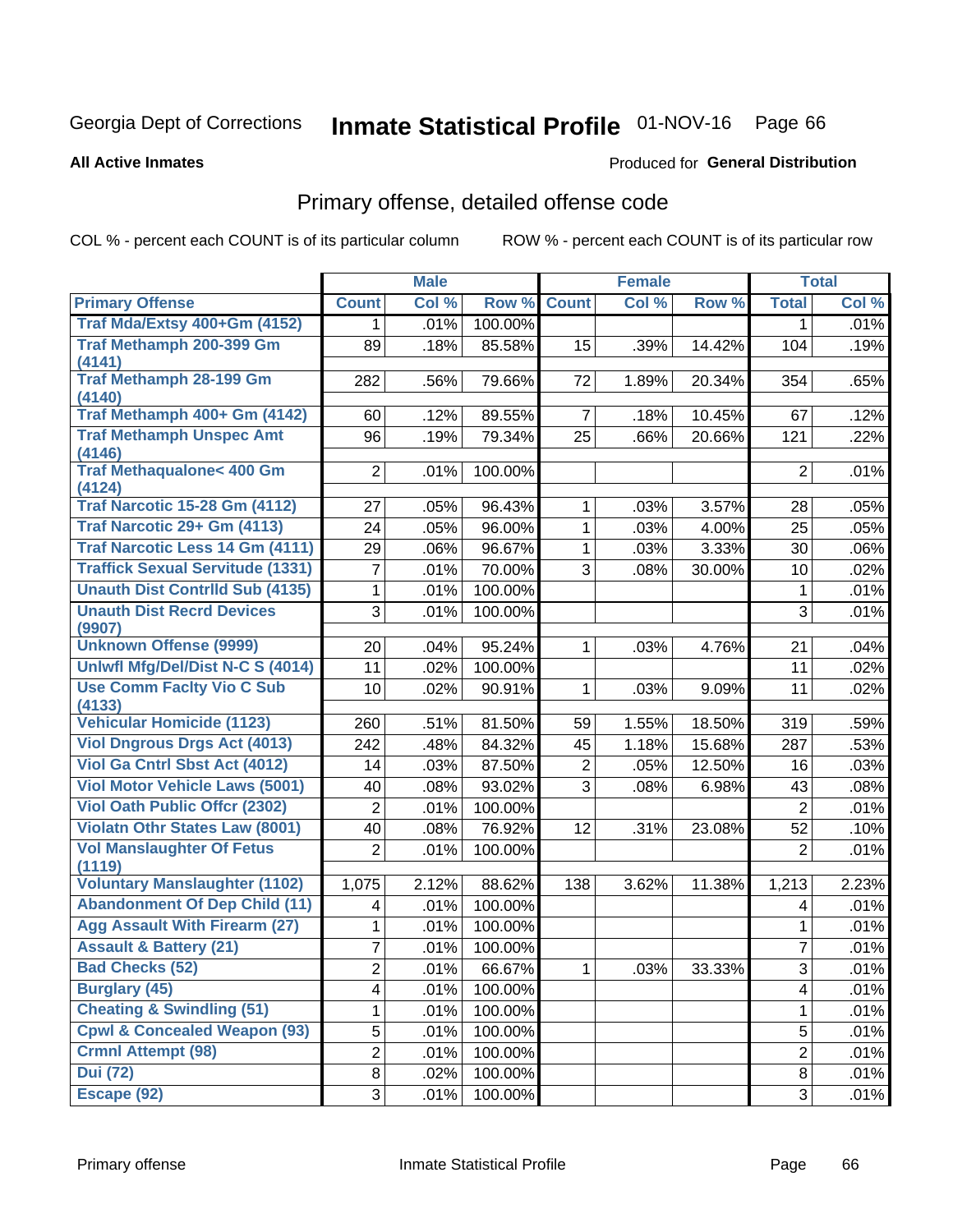Georgia Dept of Corrections **Inmate Statistical Profile** 01-NOV-16 Page 66

**All Active Inmates**

Produced for **General Distribution**

## Primary offense, detailed offense code

COL % - percent each COUNT is of its particular column ROW % - percent each COUNT is of its particular row

| | Male | | | Female | | | Total | |
|---|---|---|---|---|---|---|---|---|
| **Primary Offense** | **Count** | **Col %** | **Row %** | **Count** | **Col %** | **Row %** | **Total** | **Col %** |
| Traf Mda/Extsy 400+Gm (4152) | 1 | .01% | 100.00% | | | | 1 | .01% |
| Traf Methamph 200-399 Gm (4141) | 89 | .18% | 85.58% | 15 | .39% | 14.42% | 104 | .19% |
| Traf Methamph 28-199 Gm (4140) | 282 | .56% | 79.66% | 72 | 1.89% | 20.34% | 354 | .65% |
| Traf Methamph 400+ Gm (4142) | 60 | .12% | 89.55% | 7 | .18% | 10.45% | 67 | .12% |
| Traf Methamph Unspec Amt (4146) | 96 | .19% | 79.34% | 25 | .66% | 20.66% | 121 | .22% |
| Traf Methaqualone< 400 Gm (4124) | 2 | .01% | 100.00% | | | | 2 | .01% |
| Traf Narcotic 15-28 Gm (4112) | 27 | .05% | 96.43% | 1 | .03% | 3.57% | 28 | .05% |
| Traf Narcotic 29+ Gm (4113) | 24 | .05% | 96.00% | 1 | .03% | 4.00% | 25 | .05% |
| Traf Narcotic Less 14 Gm (4111) | 29 | .06% | 96.67% | 1 | .03% | 3.33% | 30 | .06% |
| Traffick Sexual Servitude (1331) | 7 | .01% | 70.00% | 3 | .08% | 30.00% | 10 | .02% |
| Unauth Dist Contrlld Sub (4135) | 1 | .01% | 100.00% | | | | 1 | .01% |
| Unauth Dist Recrd Devices (9907) | 3 | .01% | 100.00% | | | | 3 | .01% |
| Unknown Offense (9999) | 20 | .04% | 95.24% | 1 | .03% | 4.76% | 21 | .04% |
| Unlwfl Mfg/Del/Dist N-C S (4014) | 11 | .02% | 100.00% | | | | 11 | .02% |
| Use Comm Faclty Vio C Sub (4133) | 10 | .02% | 90.91% | 1 | .03% | 9.09% | 11 | .02% |
| Vehicular Homicide (1123) | 260 | .51% | 81.50% | 59 | 1.55% | 18.50% | 319 | .59% |
| Viol Dngrous Drgs Act (4013) | 242 | .48% | 84.32% | 45 | 1.18% | 15.68% | 287 | .53% |
| Viol Ga Cntrl Sbst Act (4012) | 14 | .03% | 87.50% | 2 | .05% | 12.50% | 16 | .03% |
| Viol Motor Vehicle Laws (5001) | 40 | .08% | 93.02% | 3 | .08% | 6.98% | 43 | .08% |
| Viol Oath Public Offcr (2302) | 2 | .01% | 100.00% | | | | 2 | .01% |
| Violatn Othr States Law (8001) | 40 | .08% | 76.92% | 12 | .31% | 23.08% | 52 | .10% |
| Vol Manslaughter Of Fetus (1119) | 2 | .01% | 100.00% | | | | 2 | .01% |
| Voluntary Manslaughter (1102) | 1,075 | 2.12% | 88.62% | 138 | 3.62% | 11.38% | 1,213 | 2.23% |
| Abandonment Of Dep Child (11) | 4 | .01% | 100.00% | | | | 4 | .01% |
| Agg Assault With Firearm (27) | 1 | .01% | 100.00% | | | | 1 | .01% |
| Assault & Battery (21) | 7 | .01% | 100.00% | | | | 7 | .01% |
| Bad Checks (52) | 2 | .01% | 66.67% | 1 | .03% | 33.33% | 3 | .01% |
| Burglary (45) | 4 | .01% | 100.00% | | | | 4 | .01% |
| Cheating & Swindling (51) | 1 | .01% | 100.00% | | | | 1 | .01% |
| Cpwl & Concealed Weapon (93) | 5 | .01% | 100.00% | | | | 5 | .01% |
| Crmnl Attempt (98) | 2 | .01% | 100.00% | | | | 2 | .01% |
| Dui (72) | 8 | .02% | 100.00% | | | | 8 | .01% |
| Escape (92) | 3 | .01% | 100.00% | | | | 3 | .01% |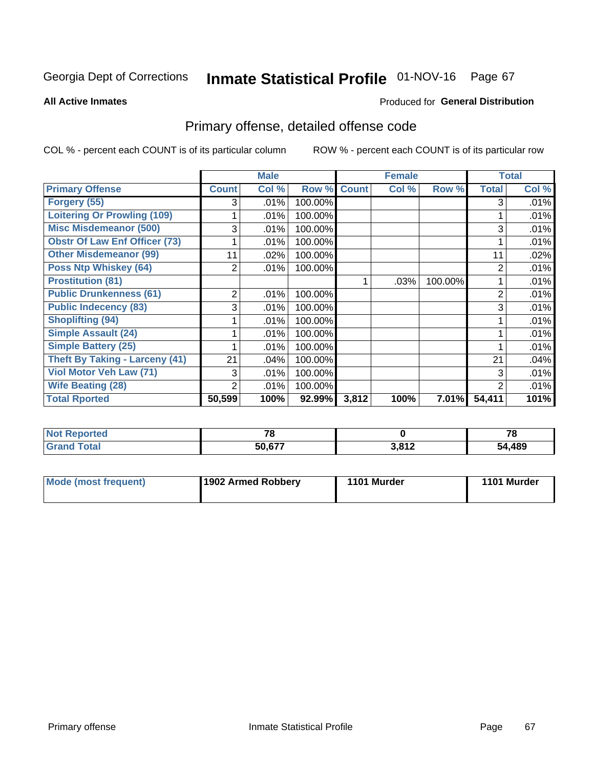Georgia Dept of Corrections **Inmate Statistical Profile** 01-NOV-16 Page 67

**All Active Inmates**

Produced for **General Distribution**

## Primary offense, detailed offense code

COL % - percent each COUNT is of its particular column

ROW % - percent each COUNT is of its particular row

| | Male | | | Female | | | Total | |
|---|---|---|---|---|---|---|---|---|
| **Primary Offense** | **Count** | **Col %** | **Row %** | **Count** | **Col %** | **Row %** | **Total** | **Col %** |
| **Forgery (55)** | 3 | .01% | 100.00% | | | | 3 | .01% |
| **Loitering Or Prowling (109)** | 1 | .01% | 100.00% | | | | 1 | .01% |
| **Misc Misdemeanor (500)** | 3 | .01% | 100.00% | | | | 3 | .01% |
| **Obstr Of Law Enf Officer (73)** | 1 | .01% | 100.00% | | | | 1 | .01% |
| **Other Misdemeanor (99)** | 11 | .02% | 100.00% | | | | 11 | .02% |
| **Poss Ntp Whiskey (64)** | 2 | .01% | 100.00% | | | | 2 | .01% |
| **Prostitution (81)** | | | | 1 | .03% | 100.00% | 1 | .01% |
| **Public Drunkenness (61)** | 2 | .01% | 100.00% | | | | 2 | .01% |
| **Public Indecency (83)** | 3 | .01% | 100.00% | | | | 3 | .01% |
| **Shoplifting (94)** | 1 | .01% | 100.00% | | | | 1 | .01% |
| **Simple Assault (24)** | 1 | .01% | 100.00% | | | | 1 | .01% |
| **Simple Battery (25)** | 1 | .01% | 100.00% | | | | 1 | .01% |
| **Theft By Taking - Larceny (41)** | 21 | .04% | 100.00% | | | | 21 | .04% |
| **Viol Motor Veh Law (71)** | 3 | .01% | 100.00% | | | | 3 | .01% |
| **Wife Beating (28)** | 2 | .01% | 100.00% | | | | 2 | .01% |
| **Total Rported** | **50,599** | **100%** | **92.99%** | **3,812** | **100%** | **7.01%** | **54,411** | **101%** |

| | Male | Female | Total |
|---|---|---|---|
| **Not Reported** | **78** | **0** | **78** |
| **Grand Total** | **50,677** | **3,812** | **54,489** |

| | Male | Female | Total |
|---|---|---|---|
| **Mode (most frequent)** | **1902 Armed Robbery** | **1101 Murder** | **1101 Murder** |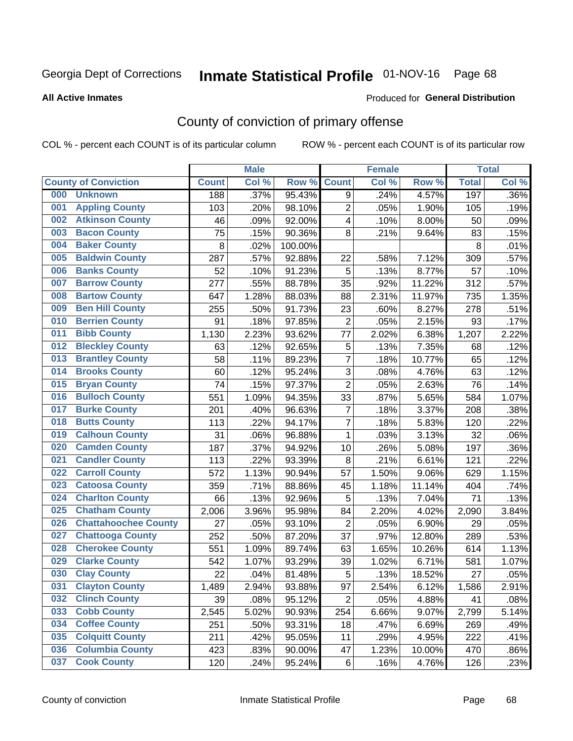Georgia Dept of Corrections **Inmate Statistical Profile** 01-NOV-16

**All Active Inmates** Produced for **General Distribution**

## County of conviction of primary offense

COL % - percent each COUNT is of its particular column ROW % - percent each COUNT is of its particular row

| County of Conviction | Male | | | Female | | | Total | |
|---|---|---|---|---|---|---|---|---|
| | Count | Col % | Row % | Count | Col % | Row % | Total | Col % |
| 000 Unknown | 188 | .37% | 95.43% | 9 | .24% | 4.57% | 197 | .36% |
| 001 Appling County | 103 | .20% | 98.10% | 2 | .05% | 1.90% | 105 | .19% |
| 002 Atkinson County | 46 | .09% | 92.00% | 4 | .10% | 8.00% | 50 | .09% |
| 003 Bacon County | 75 | .15% | 90.36% | 8 | .21% | 9.64% | 83 | .15% |
| 004 Baker County | 8 | .02% | 100.00% | | | | 8 | .01% |
| 005 Baldwin County | 287 | .57% | 92.88% | 22 | .58% | 7.12% | 309 | .57% |
| 006 Banks County | 52 | .10% | 91.23% | 5 | .13% | 8.77% | 57 | .10% |
| 007 Barrow County | 277 | .55% | 88.78% | 35 | .92% | 11.22% | 312 | .57% |
| 008 Bartow County | 647 | 1.28% | 88.03% | 88 | 2.31% | 11.97% | 735 | 1.35% |
| 009 Ben Hill County | 255 | .50% | 91.73% | 23 | .60% | 8.27% | 278 | .51% |
| 010 Berrien County | 91 | .18% | 97.85% | 2 | .05% | 2.15% | 93 | .17% |
| 011 Bibb County | 1,130 | 2.23% | 93.62% | 77 | 2.02% | 6.38% | 1,207 | 2.22% |
| 012 Bleckley County | 63 | .12% | 92.65% | 5 | .13% | 7.35% | 68 | .12% |
| 013 Brantley County | 58 | .11% | 89.23% | 7 | .18% | 10.77% | 65 | .12% |
| 014 Brooks County | 60 | .12% | 95.24% | 3 | .08% | 4.76% | 63 | .12% |
| 015 Bryan County | 74 | .15% | 97.37% | 2 | .05% | 2.63% | 76 | .14% |
| 016 Bulloch County | 551 | 1.09% | 94.35% | 33 | .87% | 5.65% | 584 | 1.07% |
| 017 Burke County | 201 | .40% | 96.63% | 7 | .18% | 3.37% | 208 | .38% |
| 018 Butts County | 113 | .22% | 94.17% | 7 | .18% | 5.83% | 120 | .22% |
| 019 Calhoun County | 31 | .06% | 96.88% | 1 | .03% | 3.13% | 32 | .06% |
| 020 Camden County | 187 | .37% | 94.92% | 10 | .26% | 5.08% | 197 | .36% |
| 021 Candler County | 113 | .22% | 93.39% | 8 | .21% | 6.61% | 121 | .22% |
| 022 Carroll County | 572 | 1.13% | 90.94% | 57 | 1.50% | 9.06% | 629 | 1.15% |
| 023 Catoosa County | 359 | .71% | 88.86% | 45 | 1.18% | 11.14% | 404 | .74% |
| 024 Charlton County | 66 | .13% | 92.96% | 5 | .13% | 7.04% | 71 | .13% |
| 025 Chatham County | 2,006 | 3.96% | 95.98% | 84 | 2.20% | 4.02% | 2,090 | 3.84% |
| 026 Chattahoochee County | 27 | .05% | 93.10% | 2 | .05% | 6.90% | 29 | .05% |
| 027 Chattooga County | 252 | .50% | 87.20% | 37 | .97% | 12.80% | 289 | .53% |
| 028 Cherokee County | 551 | 1.09% | 89.74% | 63 | 1.65% | 10.26% | 614 | 1.13% |
| 029 Clarke County | 542 | 1.07% | 93.29% | 39 | 1.02% | 6.71% | 581 | 1.07% |
| 030 Clay County | 22 | .04% | 81.48% | 5 | .13% | 18.52% | 27 | .05% |
| 031 Clayton County | 1,489 | 2.94% | 93.88% | 97 | 2.54% | 6.12% | 1,586 | 2.91% |
| 032 Clinch County | 39 | .08% | 95.12% | 2 | .05% | 4.88% | 41 | .08% |
| 033 Cobb County | 2,545 | 5.02% | 90.93% | 254 | 6.66% | 9.07% | 2,799 | 5.14% |
| 034 Coffee County | 251 | .50% | 93.31% | 18 | .47% | 6.69% | 269 | .49% |
| 035 Colquitt County | 211 | .42% | 95.05% | 11 | .29% | 4.95% | 222 | .41% |
| 036 Columbia County | 423 | .83% | 90.00% | 47 | 1.23% | 10.00% | 470 | .86% |
| 037 Cook County | 120 | .24% | 95.24% | 6 | .16% | 4.76% | 126 | .23% |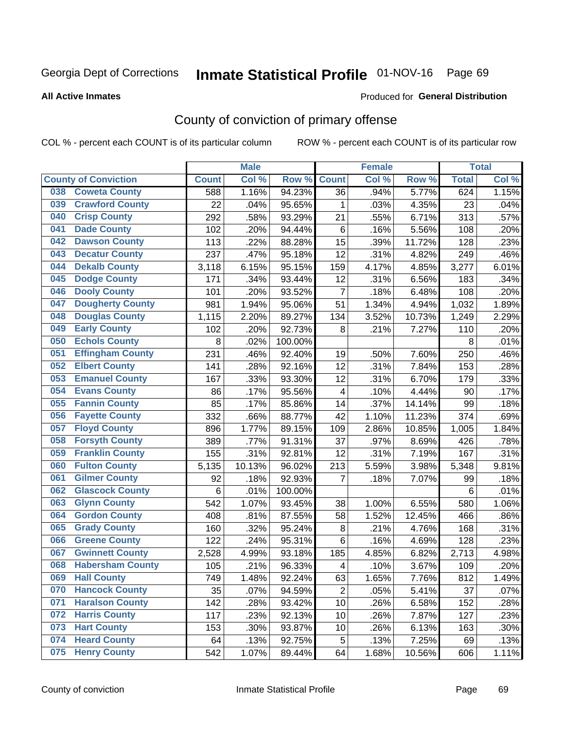Georgia Dept of Corrections **Inmate Statistical Profile** 01-NOV-16 Page 69

**All Active Inmates**

Produced for **General Distribution**

## County of conviction of primary offense

COL % - percent each COUNT is of its particular column ROW % - percent each COUNT is of its particular row

| County of Conviction | Male | | | Female | | | Total | |
|---|---|---|---|---|---|---|---|---|
| | Count | Col % | Row % | Count | Col % | Row % | Total | Col % |
| 038 Coweta County | 588 | 1.16% | 94.23% | 36 | .94% | 5.77% | 624 | 1.15% |
| 039 Crawford County | 22 | .04% | 95.65% | 1 | .03% | 4.35% | 23 | .04% |
| 040 Crisp County | 292 | .58% | 93.29% | 21 | .55% | 6.71% | 313 | .57% |
| 041 Dade County | 102 | .20% | 94.44% | 6 | .16% | 5.56% | 108 | .20% |
| 042 Dawson County | 113 | .22% | 88.28% | 15 | .39% | 11.72% | 128 | .23% |
| 043 Decatur County | 237 | .47% | 95.18% | 12 | .31% | 4.82% | 249 | .46% |
| 044 Dekalb County | 3,118 | 6.15% | 95.15% | 159 | 4.17% | 4.85% | 3,277 | 6.01% |
| 045 Dodge County | 171 | .34% | 93.44% | 12 | .31% | 6.56% | 183 | .34% |
| 046 Dooly County | 101 | .20% | 93.52% | 7 | .18% | 6.48% | 108 | .20% |
| 047 Dougherty County | 981 | 1.94% | 95.06% | 51 | 1.34% | 4.94% | 1,032 | 1.89% |
| 048 Douglas County | 1,115 | 2.20% | 89.27% | 134 | 3.52% | 10.73% | 1,249 | 2.29% |
| 049 Early County | 102 | .20% | 92.73% | 8 | .21% | 7.27% | 110 | .20% |
| 050 Echols County | 8 | .02% | 100.00% | | | | 8 | .01% |
| 051 Effingham County | 231 | .46% | 92.40% | 19 | .50% | 7.60% | 250 | .46% |
| 052 Elbert County | 141 | .28% | 92.16% | 12 | .31% | 7.84% | 153 | .28% |
| 053 Emanuel County | 167 | .33% | 93.30% | 12 | .31% | 6.70% | 179 | .33% |
| 054 Evans County | 86 | .17% | 95.56% | 4 | .10% | 4.44% | 90 | .17% |
| 055 Fannin County | 85 | .17% | 85.86% | 14 | .37% | 14.14% | 99 | .18% |
| 056 Fayette County | 332 | .66% | 88.77% | 42 | 1.10% | 11.23% | 374 | .69% |
| 057 Floyd County | 896 | 1.77% | 89.15% | 109 | 2.86% | 10.85% | 1,005 | 1.84% |
| 058 Forsyth County | 389 | .77% | 91.31% | 37 | .97% | 8.69% | 426 | .78% |
| 059 Franklin County | 155 | .31% | 92.81% | 12 | .31% | 7.19% | 167 | .31% |
| 060 Fulton County | 5,135 | 10.13% | 96.02% | 213 | 5.59% | 3.98% | 5,348 | 9.81% |
| 061 Gilmer County | 92 | .18% | 92.93% | 7 | .18% | 7.07% | 99 | .18% |
| 062 Glascock County | 6 | .01% | 100.00% | | | | 6 | .01% |
| 063 Glynn County | 542 | 1.07% | 93.45% | 38 | 1.00% | 6.55% | 580 | 1.06% |
| 064 Gordon County | 408 | .81% | 87.55% | 58 | 1.52% | 12.45% | 466 | .86% |
| 065 Grady County | 160 | .32% | 95.24% | 8 | .21% | 4.76% | 168 | .31% |
| 066 Greene County | 122 | .24% | 95.31% | 6 | .16% | 4.69% | 128 | .23% |
| 067 Gwinnett County | 2,528 | 4.99% | 93.18% | 185 | 4.85% | 6.82% | 2,713 | 4.98% |
| 068 Habersham County | 105 | .21% | 96.33% | 4 | .10% | 3.67% | 109 | .20% |
| 069 Hall County | 749 | 1.48% | 92.24% | 63 | 1.65% | 7.76% | 812 | 1.49% |
| 070 Hancock County | 35 | .07% | 94.59% | 2 | .05% | 5.41% | 37 | .07% |
| 071 Haralson County | 142 | .28% | 93.42% | 10 | .26% | 6.58% | 152 | .28% |
| 072 Harris County | 117 | .23% | 92.13% | 10 | .26% | 7.87% | 127 | .23% |
| 073 Hart County | 153 | .30% | 93.87% | 10 | .26% | 6.13% | 163 | .30% |
| 074 Heard County | 64 | .13% | 92.75% | 5 | .13% | 7.25% | 69 | .13% |
| 075 Henry County | 542 | 1.07% | 89.44% | 64 | 1.68% | 10.56% | 606 | 1.11% |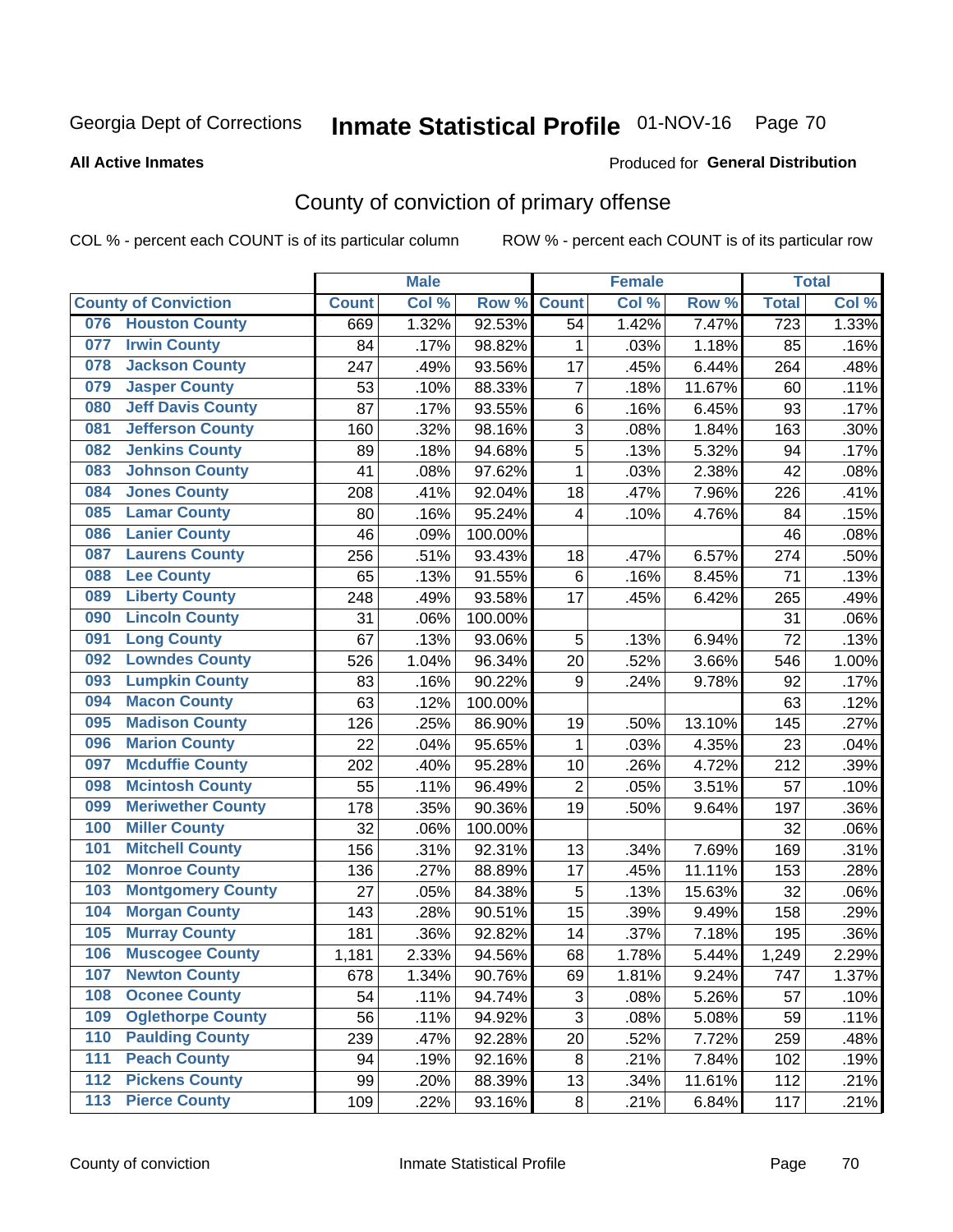Georgia Dept of Corrections **Inmate Statistical Profile** 01-NOV-16 Page 70

**All Active Inmates**

Produced for **General Distribution**

## County of conviction of primary offense

COL % - percent each COUNT is of its particular column ROW % - percent each COUNT is of its particular row

| County of Conviction | Male | | | Female | | | Total | |
|---|---|---|---|---|---|---|---|---|
| | Count | Col % | Row % | Count | Col % | Row % | Total | Col % |
| 076 Houston County | 669 | 1.32% | 92.53% | 54 | 1.42% | 7.47% | 723 | 1.33% |
| 077 Irwin County | 84 | .17% | 98.82% | 1 | .03% | 1.18% | 85 | .16% |
| 078 Jackson County | 247 | .49% | 93.56% | 17 | .45% | 6.44% | 264 | .48% |
| 079 Jasper County | 53 | .10% | 88.33% | 7 | .18% | 11.67% | 60 | .11% |
| 080 Jeff Davis County | 87 | .17% | 93.55% | 6 | .16% | 6.45% | 93 | .17% |
| 081 Jefferson County | 160 | .32% | 98.16% | 3 | .08% | 1.84% | 163 | .30% |
| 082 Jenkins County | 89 | .18% | 94.68% | 5 | .13% | 5.32% | 94 | .17% |
| 083 Johnson County | 41 | .08% | 97.62% | 1 | .03% | 2.38% | 42 | .08% |
| 084 Jones County | 208 | .41% | 92.04% | 18 | .47% | 7.96% | 226 | .41% |
| 085 Lamar County | 80 | .16% | 95.24% | 4 | .10% | 4.76% | 84 | .15% |
| 086 Lanier County | 46 | .09% | 100.00% | | | | 46 | .08% |
| 087 Laurens County | 256 | .51% | 93.43% | 18 | .47% | 6.57% | 274 | .50% |
| 088 Lee County | 65 | .13% | 91.55% | 6 | .16% | 8.45% | 71 | .13% |
| 089 Liberty County | 248 | .49% | 93.58% | 17 | .45% | 6.42% | 265 | .49% |
| 090 Lincoln County | 31 | .06% | 100.00% | | | | 31 | .06% |
| 091 Long County | 67 | .13% | 93.06% | 5 | .13% | 6.94% | 72 | .13% |
| 092 Lowndes County | 526 | 1.04% | 96.34% | 20 | .52% | 3.66% | 546 | 1.00% |
| 093 Lumpkin County | 83 | .16% | 90.22% | 9 | .24% | 9.78% | 92 | .17% |
| 094 Macon County | 63 | .12% | 100.00% | | | | 63 | .12% |
| 095 Madison County | 126 | .25% | 86.90% | 19 | .50% | 13.10% | 145 | .27% |
| 096 Marion County | 22 | .04% | 95.65% | 1 | .03% | 4.35% | 23 | .04% |
| 097 Mcduffie County | 202 | .40% | 95.28% | 10 | .26% | 4.72% | 212 | .39% |
| 098 Mcintosh County | 55 | .11% | 96.49% | 2 | .05% | 3.51% | 57 | .10% |
| 099 Meriwether County | 178 | .35% | 90.36% | 19 | .50% | 9.64% | 197 | .36% |
| 100 Miller County | 32 | .06% | 100.00% | | | | 32 | .06% |
| 101 Mitchell County | 156 | .31% | 92.31% | 13 | .34% | 7.69% | 169 | .31% |
| 102 Monroe County | 136 | .27% | 88.89% | 17 | .45% | 11.11% | 153 | .28% |
| 103 Montgomery County | 27 | .05% | 84.38% | 5 | .13% | 15.63% | 32 | .06% |
| 104 Morgan County | 143 | .28% | 90.51% | 15 | .39% | 9.49% | 158 | .29% |
| 105 Murray County | 181 | .36% | 92.82% | 14 | .37% | 7.18% | 195 | .36% |
| 106 Muscogee County | 1,181 | 2.33% | 94.56% | 68 | 1.78% | 5.44% | 1,249 | 2.29% |
| 107 Newton County | 678 | 1.34% | 90.76% | 69 | 1.81% | 9.24% | 747 | 1.37% |
| 108 Oconee County | 54 | .11% | 94.74% | 3 | .08% | 5.26% | 57 | .10% |
| 109 Oglethorpe County | 56 | .11% | 94.92% | 3 | .08% | 5.08% | 59 | .11% |
| 110 Paulding County | 239 | .47% | 92.28% | 20 | .52% | 7.72% | 259 | .48% |
| 111 Peach County | 94 | .19% | 92.16% | 8 | .21% | 7.84% | 102 | .19% |
| 112 Pickens County | 99 | .20% | 88.39% | 13 | .34% | 11.61% | 112 | .21% |
| 113 Pierce County | 109 | .22% | 93.16% | 8 | .21% | 6.84% | 117 | .21% |

County of conviction Inmate Statistical Profile Page 70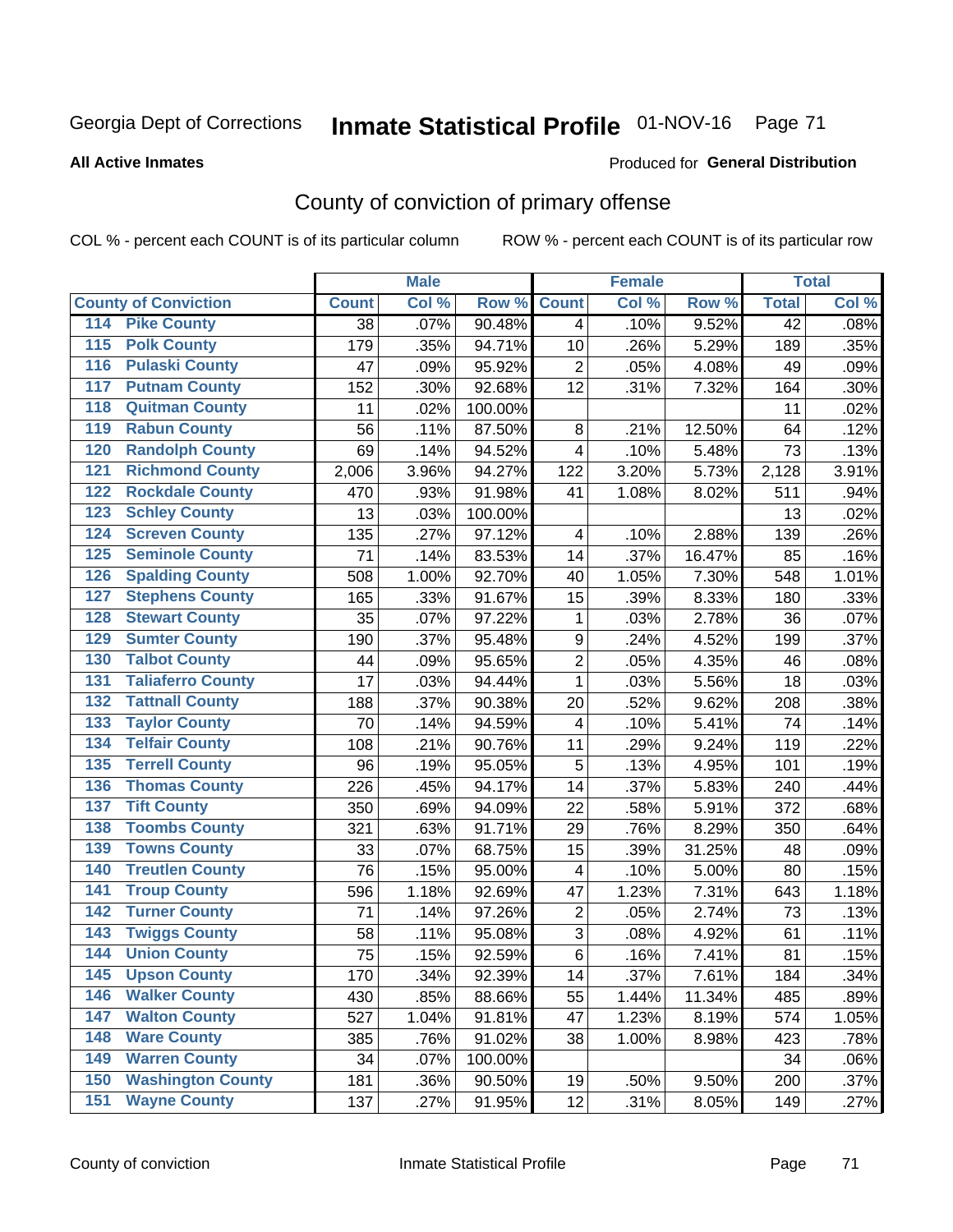Georgia Dept of Corrections **Inmate Statistical Profile** 01-NOV-16

**All Active Inmates**

Produced for **General Distribution**

## County of conviction of primary offense

COL % - percent each COUNT is of its particular column ROW % - percent each COUNT is of its particular row

| County of Conviction | Male | | | Female | | | Total | |
|---|---|---|---|---|---|---|---|---|
| | Count | Col % | Row % | Count | Col % | Row % | Total | Col % |
| 114 Pike County | 38 | .07% | 90.48% | 4 | .10% | 9.52% | 42 | .08% |
| 115 Polk County | 179 | .35% | 94.71% | 10 | .26% | 5.29% | 189 | .35% |
| 116 Pulaski County | 47 | .09% | 95.92% | 2 | .05% | 4.08% | 49 | .09% |
| 117 Putnam County | 152 | .30% | 92.68% | 12 | .31% | 7.32% | 164 | .30% |
| 118 Quitman County | 11 | .02% | 100.00% | | | | 11 | .02% |
| 119 Rabun County | 56 | .11% | 87.50% | 8 | .21% | 12.50% | 64 | .12% |
| 120 Randolph County | 69 | .14% | 94.52% | 4 | .10% | 5.48% | 73 | .13% |
| 121 Richmond County | 2,006 | 3.96% | 94.27% | 122 | 3.20% | 5.73% | 2,128 | 3.91% |
| 122 Rockdale County | 470 | .93% | 91.98% | 41 | 1.08% | 8.02% | 511 | .94% |
| 123 Schley County | 13 | .03% | 100.00% | | | | 13 | .02% |
| 124 Screven County | 135 | .27% | 97.12% | 4 | .10% | 2.88% | 139 | .26% |
| 125 Seminole County | 71 | .14% | 83.53% | 14 | .37% | 16.47% | 85 | .16% |
| 126 Spalding County | 508 | 1.00% | 92.70% | 40 | 1.05% | 7.30% | 548 | 1.01% |
| 127 Stephens County | 165 | .33% | 91.67% | 15 | .39% | 8.33% | 180 | .33% |
| 128 Stewart County | 35 | .07% | 97.22% | 1 | .03% | 2.78% | 36 | .07% |
| 129 Sumter County | 190 | .37% | 95.48% | 9 | .24% | 4.52% | 199 | .37% |
| 130 Talbot County | 44 | .09% | 95.65% | 2 | .05% | 4.35% | 46 | .08% |
| 131 Taliaferro County | 17 | .03% | 94.44% | 1 | .03% | 5.56% | 18 | .03% |
| 132 Tattnall County | 188 | .37% | 90.38% | 20 | .52% | 9.62% | 208 | .38% |
| 133 Taylor County | 70 | .14% | 94.59% | 4 | .10% | 5.41% | 74 | .14% |
| 134 Telfair County | 108 | .21% | 90.76% | 11 | .29% | 9.24% | 119 | .22% |
| 135 Terrell County | 96 | .19% | 95.05% | 5 | .13% | 4.95% | 101 | .19% |
| 136 Thomas County | 226 | .45% | 94.17% | 14 | .37% | 5.83% | 240 | .44% |
| 137 Tift County | 350 | .69% | 94.09% | 22 | .58% | 5.91% | 372 | .68% |
| 138 Toombs County | 321 | .63% | 91.71% | 29 | .76% | 8.29% | 350 | .64% |
| 139 Towns County | 33 | .07% | 68.75% | 15 | .39% | 31.25% | 48 | .09% |
| 140 Treutlen County | 76 | .15% | 95.00% | 4 | .10% | 5.00% | 80 | .15% |
| 141 Troup County | 596 | 1.18% | 92.69% | 47 | 1.23% | 7.31% | 643 | 1.18% |
| 142 Turner County | 71 | .14% | 97.26% | 2 | .05% | 2.74% | 73 | .13% |
| 143 Twiggs County | 58 | .11% | 95.08% | 3 | .08% | 4.92% | 61 | .11% |
| 144 Union County | 75 | .15% | 92.59% | 6 | .16% | 7.41% | 81 | .15% |
| 145 Upson County | 170 | .34% | 92.39% | 14 | .37% | 7.61% | 184 | .34% |
| 146 Walker County | 430 | .85% | 88.66% | 55 | 1.44% | 11.34% | 485 | .89% |
| 147 Walton County | 527 | 1.04% | 91.81% | 47 | 1.23% | 8.19% | 574 | 1.05% |
| 148 Ware County | 385 | .76% | 91.02% | 38 | 1.00% | 8.98% | 423 | .78% |
| 149 Warren County | 34 | .07% | 100.00% | | | | 34 | .06% |
| 150 Washington County | 181 | .36% | 90.50% | 19 | .50% | 9.50% | 200 | .37% |
| 151 Wayne County | 137 | .27% | 91.95% | 12 | .31% | 8.05% | 149 | .27% |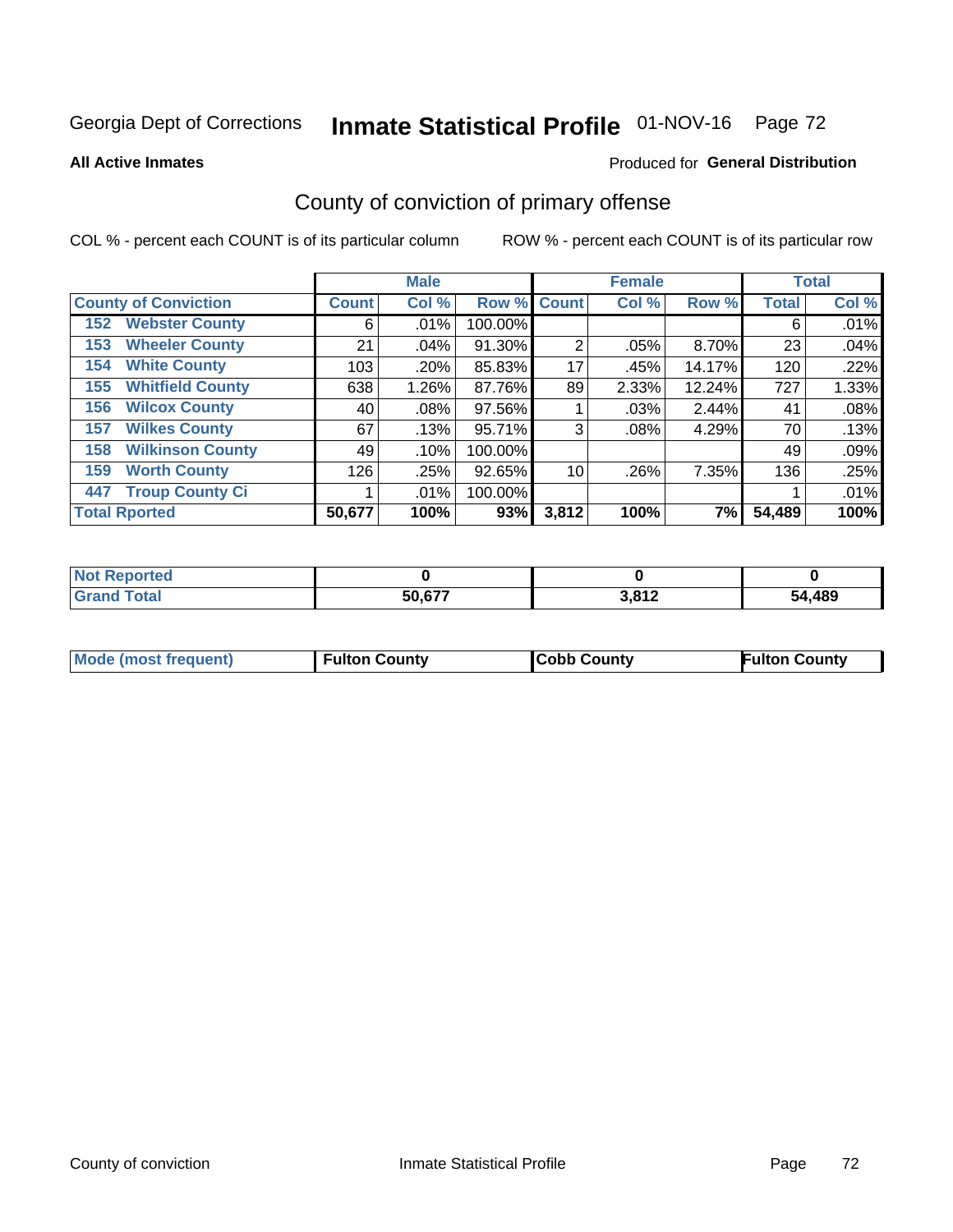Georgia Dept of Corrections **Inmate Statistical Profile** 01-NOV-16 Page 72

**All Active Inmates**

Produced for **General Distribution**

## County of conviction of primary offense

COL % - percent each COUNT is of its particular column ROW % - percent each COUNT is of its particular row

| County of Conviction | Male | | | Female | | | Total | |
|---|---|---|---|---|---|---|---|---|
| | Count | Col % | Row % | Count | Col % | Row % | Total | Col % |
| 152 Webster County | 6 | .01% | 100.00% | | | | 6 | .01% |
| 153 Wheeler County | 21 | .04% | 91.30% | 2 | .05% | 8.70% | 23 | .04% |
| 154 White County | 103 | .20% | 85.83% | 17 | .45% | 14.17% | 120 | .22% |
| 155 Whitfield County | 638 | 1.26% | 87.76% | 89 | 2.33% | 12.24% | 727 | 1.33% |
| 156 Wilcox County | 40 | .08% | 97.56% | 1 | .03% | 2.44% | 41 | .08% |
| 157 Wilkes County | 67 | .13% | 95.71% | 3 | .08% | 4.29% | 70 | .13% |
| 158 Wilkinson County | 49 | .10% | 100.00% | | | | 49 | .09% |
| 159 Worth County | 126 | .25% | 92.65% | 10 | .26% | 7.35% | 136 | .25% |
| 447 Troup County Ci | 1 | .01% | 100.00% | | | | 1 | .01% |
| **Total Rported** | **50,677** | **100%** | **93%** | **3,812** | **100%** | **7%** | **54,489** | **100%** |

| | Male | Female | Total |
|---|---|---|---|
| Not Reported | 0 | 0 | 0 |
| Grand Total | 50,677 | 3,812 | 54,489 |

| | Male | Female | Total |
|---|---|---|---|
| Mode (most frequent) | Fulton County | Cobb County | Fulton County |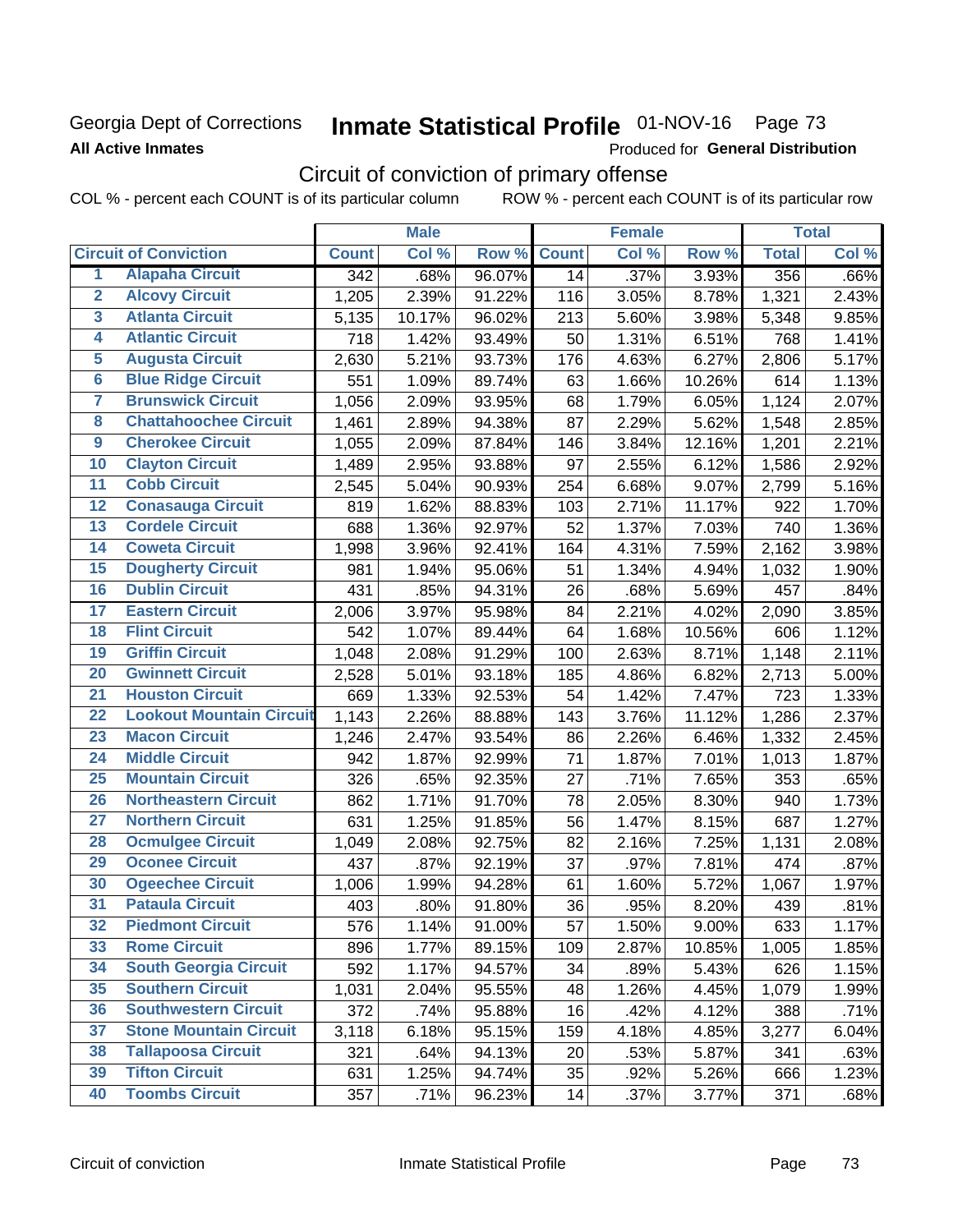Georgia Dept of Corrections
**All Active Inmates**

# Inmate Statistical Profile 01-NOV-16 Page 73

Produced for **General Distribution**

## Circuit of conviction of primary offense

COL % - percent each COUNT is of its particular column ROW % - percent each COUNT is of its particular row

| | Circuit of Conviction | Male | | | Female | | | Total | |
|---|---|---|---|---|---|---|---|---|---|
| | | Count | Col % | Row % | Count | Col % | Row % | Total | Col % |
| 1 | Alapaha Circuit | 342 | .68% | 96.07% | 14 | .37% | 3.93% | 356 | .66% |
| 2 | Alcovy Circuit | 1,205 | 2.39% | 91.22% | 116 | 3.05% | 8.78% | 1,321 | 2.43% |
| 3 | Atlanta Circuit | 5,135 | 10.17% | 96.02% | 213 | 5.60% | 3.98% | 5,348 | 9.85% |
| 4 | Atlantic Circuit | 718 | 1.42% | 93.49% | 50 | 1.31% | 6.51% | 768 | 1.41% |
| 5 | Augusta Circuit | 2,630 | 5.21% | 93.73% | 176 | 4.63% | 6.27% | 2,806 | 5.17% |
| 6 | Blue Ridge Circuit | 551 | 1.09% | 89.74% | 63 | 1.66% | 10.26% | 614 | 1.13% |
| 7 | Brunswick Circuit | 1,056 | 2.09% | 93.95% | 68 | 1.79% | 6.05% | 1,124 | 2.07% |
| 8 | Chattahoochee Circuit | 1,461 | 2.89% | 94.38% | 87 | 2.29% | 5.62% | 1,548 | 2.85% |
| 9 | Cherokee Circuit | 1,055 | 2.09% | 87.84% | 146 | 3.84% | 12.16% | 1,201 | 2.21% |
| 10 | Clayton Circuit | 1,489 | 2.95% | 93.88% | 97 | 2.55% | 6.12% | 1,586 | 2.92% |
| 11 | Cobb Circuit | 2,545 | 5.04% | 90.93% | 254 | 6.68% | 9.07% | 2,799 | 5.16% |
| 12 | Conasauga Circuit | 819 | 1.62% | 88.83% | 103 | 2.71% | 11.17% | 922 | 1.70% |
| 13 | Cordele Circuit | 688 | 1.36% | 92.97% | 52 | 1.37% | 7.03% | 740 | 1.36% |
| 14 | Coweta Circuit | 1,998 | 3.96% | 92.41% | 164 | 4.31% | 7.59% | 2,162 | 3.98% |
| 15 | Dougherty Circuit | 981 | 1.94% | 95.06% | 51 | 1.34% | 4.94% | 1,032 | 1.90% |
| 16 | Dublin Circuit | 431 | .85% | 94.31% | 26 | .68% | 5.69% | 457 | .84% |
| 17 | Eastern Circuit | 2,006 | 3.97% | 95.98% | 84 | 2.21% | 4.02% | 2,090 | 3.85% |
| 18 | Flint Circuit | 542 | 1.07% | 89.44% | 64 | 1.68% | 10.56% | 606 | 1.12% |
| 19 | Griffin Circuit | 1,048 | 2.08% | 91.29% | 100 | 2.63% | 8.71% | 1,148 | 2.11% |
| 20 | Gwinnett Circuit | 2,528 | 5.01% | 93.18% | 185 | 4.86% | 6.82% | 2,713 | 5.00% |
| 21 | Houston Circuit | 669 | 1.33% | 92.53% | 54 | 1.42% | 7.47% | 723 | 1.33% |
| 22 | Lookout Mountain Circuit | 1,143 | 2.26% | 88.88% | 143 | 3.76% | 11.12% | 1,286 | 2.37% |
| 23 | Macon Circuit | 1,246 | 2.47% | 93.54% | 86 | 2.26% | 6.46% | 1,332 | 2.45% |
| 24 | Middle Circuit | 942 | 1.87% | 92.99% | 71 | 1.87% | 7.01% | 1,013 | 1.87% |
| 25 | Mountain Circuit | 326 | .65% | 92.35% | 27 | .71% | 7.65% | 353 | .65% |
| 26 | Northeastern Circuit | 862 | 1.71% | 91.70% | 78 | 2.05% | 8.30% | 940 | 1.73% |
| 27 | Northern Circuit | 631 | 1.25% | 91.85% | 56 | 1.47% | 8.15% | 687 | 1.27% |
| 28 | Ocmulgee Circuit | 1,049 | 2.08% | 92.75% | 82 | 2.16% | 7.25% | 1,131 | 2.08% |
| 29 | Oconee Circuit | 437 | .87% | 92.19% | 37 | .97% | 7.81% | 474 | .87% |
| 30 | Ogeechee Circuit | 1,006 | 1.99% | 94.28% | 61 | 1.60% | 5.72% | 1,067 | 1.97% |
| 31 | Pataula Circuit | 403 | .80% | 91.80% | 36 | .95% | 8.20% | 439 | .81% |
| 32 | Piedmont Circuit | 576 | 1.14% | 91.00% | 57 | 1.50% | 9.00% | 633 | 1.17% |
| 33 | Rome Circuit | 896 | 1.77% | 89.15% | 109 | 2.87% | 10.85% | 1,005 | 1.85% |
| 34 | South Georgia Circuit | 592 | 1.17% | 94.57% | 34 | .89% | 5.43% | 626 | 1.15% |
| 35 | Southern Circuit | 1,031 | 2.04% | 95.55% | 48 | 1.26% | 4.45% | 1,079 | 1.99% |
| 36 | Southwestern Circuit | 372 | .74% | 95.88% | 16 | .42% | 4.12% | 388 | .71% |
| 37 | Stone Mountain Circuit | 3,118 | 6.18% | 95.15% | 159 | 4.18% | 4.85% | 3,277 | 6.04% |
| 38 | Tallapoosa Circuit | 321 | .64% | 94.13% | 20 | .53% | 5.87% | 341 | .63% |
| 39 | Tifton Circuit | 631 | 1.25% | 94.74% | 35 | .92% | 5.26% | 666 | 1.23% |
| 40 | Toombs Circuit | 357 | .71% | 96.23% | 14 | .37% | 3.77% | 371 | .68% |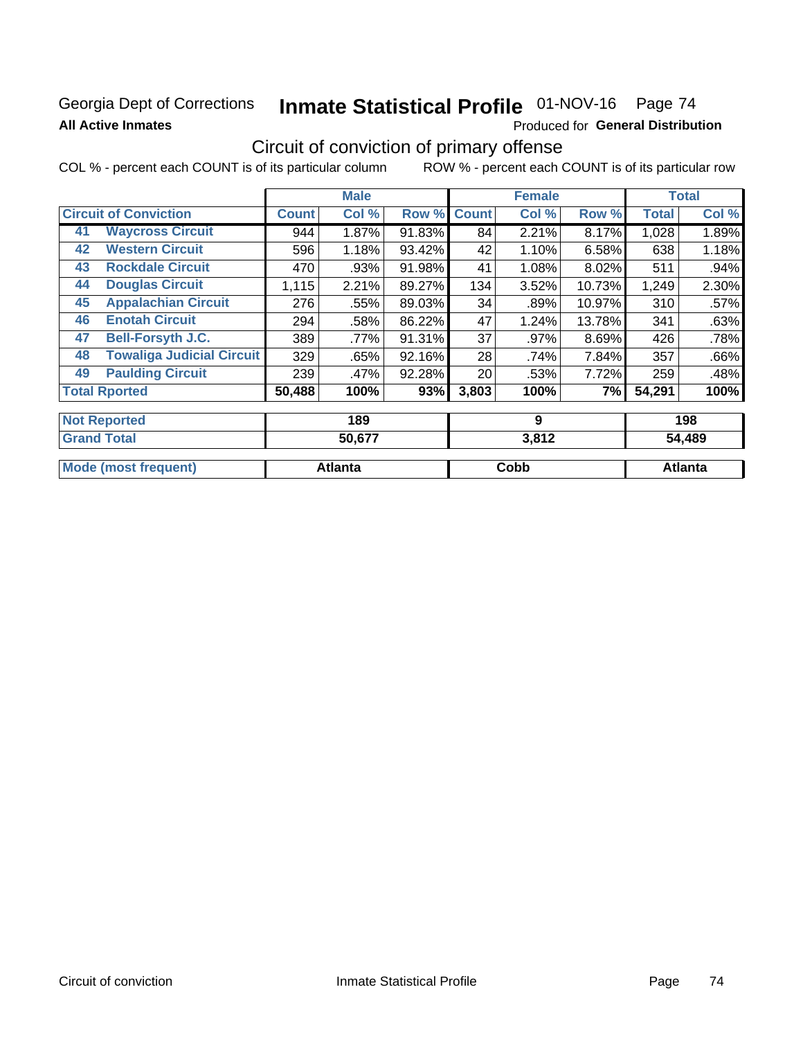Georgia Dept of Corrections **Inmate Statistical Profile** 01-NOV-16 Page 74

**All Active Inmates**

Produced for **General Distribution**

## Circuit of conviction of primary offense

COL % - percent each COUNT is of its particular column ROW % - percent each COUNT is of its particular row

| | | Male | | | Female | | | Total | |
|---|---|---|---|---|---|---|---|---|---|
| **Circuit of Conviction** | | **Count** | **Col %** | **Row %** | **Count** | **Col %** | **Row %** | **Total** | **Col %** |
| 41 | **Waycross Circuit** | 944 | 1.87% | 91.83% | 84 | 2.21% | 8.17% | 1,028 | 1.89% |
| 42 | **Western Circuit** | 596 | 1.18% | 93.42% | 42 | 1.10% | 6.58% | 638 | 1.18% |
| 43 | **Rockdale Circuit** | 470 | .93% | 91.98% | 41 | 1.08% | 8.02% | 511 | .94% |
| 44 | **Douglas Circuit** | 1,115 | 2.21% | 89.27% | 134 | 3.52% | 10.73% | 1,249 | 2.30% |
| 45 | **Appalachian Circuit** | 276 | .55% | 89.03% | 34 | .89% | 10.97% | 310 | .57% |
| 46 | **Enotah Circuit** | 294 | .58% | 86.22% | 47 | 1.24% | 13.78% | 341 | .63% |
| 47 | **Bell-Forsyth J.C.** | 389 | .77% | 91.31% | 37 | .97% | 8.69% | 426 | .78% |
| 48 | **Towaliga Judicial Circuit** | 329 | .65% | 92.16% | 28 | .74% | 7.84% | 357 | .66% |
| 49 | **Paulding Circuit** | 239 | .47% | 92.28% | 20 | .53% | 7.72% | 259 | .48% |
| **Total Rported** | | **50,488** | **100%** | **93%** | **3,803** | **100%** | **7%** | **54,291** | **100%** |

| | Male | Female | Total |
|---|---|---|---|
| **Not Reported** | **189** | **9** | **198** |
| **Grand Total** | **50,677** | **3,812** | **54,489** |

| | Male | Female | Total |
|---|---|---|---|
| **Mode (most frequent)** | **Atlanta** | **Cobb** | **Atlanta** |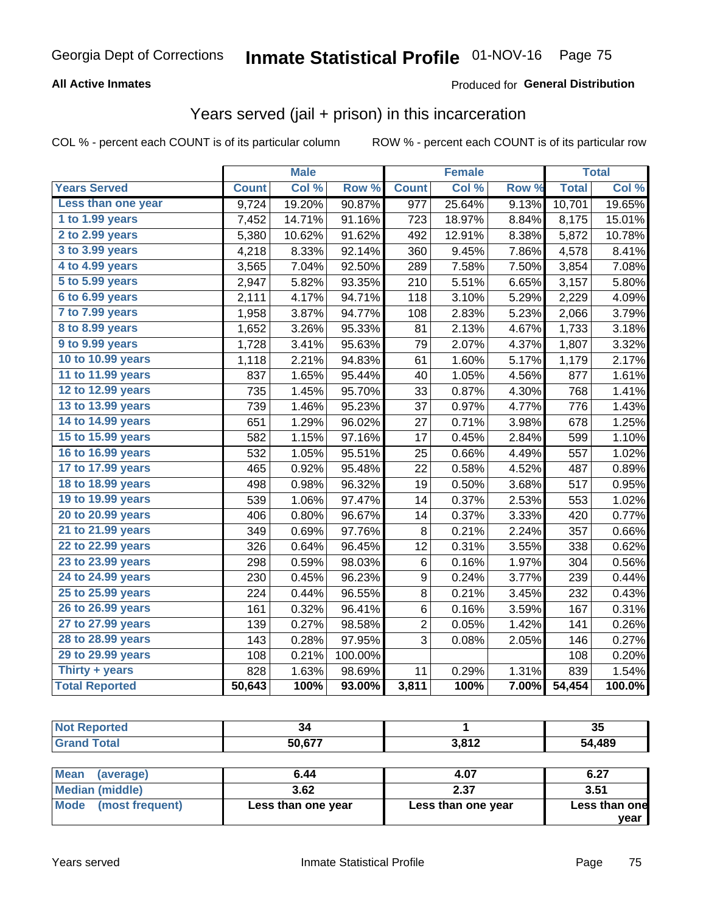Georgia Dept of Corrections **Inmate Statistical Profile** 01-NOV-16

**All Active Inmates**

Produced for **General Distribution**

## Years served (jail + prison) in this incarceration

COL % - percent each COUNT is of its particular column ROW % - percent each COUNT is of its particular row

| | Male | | | Female | | | Total | |
|---|---|---|---|---|---|---|---|---|
| **Years Served** | **Count** | **Col %** | **Row %** | **Count** | **Col %** | **Row %** | **Total** | **Col %** |
| Less than one year | 9,724 | 19.20% | 90.87% | 977 | 25.64% | 9.13% | 10,701 | 19.65% |
| 1 to 1.99 years | 7,452 | 14.71% | 91.16% | 723 | 18.97% | 8.84% | 8,175 | 15.01% |
| 2 to 2.99 years | 5,380 | 10.62% | 91.62% | 492 | 12.91% | 8.38% | 5,872 | 10.78% |
| 3 to 3.99 years | 4,218 | 8.33% | 92.14% | 360 | 9.45% | 7.86% | 4,578 | 8.41% |
| 4 to 4.99 years | 3,565 | 7.04% | 92.50% | 289 | 7.58% | 7.50% | 3,854 | 7.08% |
| 5 to 5.99 years | 2,947 | 5.82% | 93.35% | 210 | 5.51% | 6.65% | 3,157 | 5.80% |
| 6 to 6.99 years | 2,111 | 4.17% | 94.71% | 118 | 3.10% | 5.29% | 2,229 | 4.09% |
| 7 to 7.99 years | 1,958 | 3.87% | 94.77% | 108 | 2.83% | 5.23% | 2,066 | 3.79% |
| 8 to 8.99 years | 1,652 | 3.26% | 95.33% | 81 | 2.13% | 4.67% | 1,733 | 3.18% |
| 9 to 9.99 years | 1,728 | 3.41% | 95.63% | 79 | 2.07% | 4.37% | 1,807 | 3.32% |
| 10 to 10.99 years | 1,118 | 2.21% | 94.83% | 61 | 1.60% | 5.17% | 1,179 | 2.17% |
| 11 to 11.99 years | 837 | 1.65% | 95.44% | 40 | 1.05% | 4.56% | 877 | 1.61% |
| 12 to 12.99 years | 735 | 1.45% | 95.70% | 33 | 0.87% | 4.30% | 768 | 1.41% |
| 13 to 13.99 years | 739 | 1.46% | 95.23% | 37 | 0.97% | 4.77% | 776 | 1.43% |
| 14 to 14.99 years | 651 | 1.29% | 96.02% | 27 | 0.71% | 3.98% | 678 | 1.25% |
| 15 to 15.99 years | 582 | 1.15% | 97.16% | 17 | 0.45% | 2.84% | 599 | 1.10% |
| 16 to 16.99 years | 532 | 1.05% | 95.51% | 25 | 0.66% | 4.49% | 557 | 1.02% |
| 17 to 17.99 years | 465 | 0.92% | 95.48% | 22 | 0.58% | 4.52% | 487 | 0.89% |
| 18 to 18.99 years | 498 | 0.98% | 96.32% | 19 | 0.50% | 3.68% | 517 | 0.95% |
| 19 to 19.99 years | 539 | 1.06% | 97.47% | 14 | 0.37% | 2.53% | 553 | 1.02% |
| 20 to 20.99 years | 406 | 0.80% | 96.67% | 14 | 0.37% | 3.33% | 420 | 0.77% |
| 21 to 21.99 years | 349 | 0.69% | 97.76% | 8 | 0.21% | 2.24% | 357 | 0.66% |
| 22 to 22.99 years | 326 | 0.64% | 96.45% | 12 | 0.31% | 3.55% | 338 | 0.62% |
| 23 to 23.99 years | 298 | 0.59% | 98.03% | 6 | 0.16% | 1.97% | 304 | 0.56% |
| 24 to 24.99 years | 230 | 0.45% | 96.23% | 9 | 0.24% | 3.77% | 239 | 0.44% |
| 25 to 25.99 years | 224 | 0.44% | 96.55% | 8 | 0.21% | 3.45% | 232 | 0.43% |
| 26 to 26.99 years | 161 | 0.32% | 96.41% | 6 | 0.16% | 3.59% | 167 | 0.31% |
| 27 to 27.99 years | 139 | 0.27% | 98.58% | 2 | 0.05% | 1.42% | 141 | 0.26% |
| 28 to 28.99 years | 143 | 0.28% | 97.95% | 3 | 0.08% | 2.05% | 146 | 0.27% |
| 29 to 29.99 years | 108 | 0.21% | 100.00% | | | | 108 | 0.20% |
| Thirty + years | 828 | 1.63% | 98.69% | 11 | 0.29% | 1.31% | 839 | 1.54% |
| **Total Reported** | **50,643** | **100%** | **93.00%** | **3,811** | **100%** | **7.00%** | **54,454** | **100.0%** |

| | Male | Female | Total |
|---|---|---|---|
| Not Reported | **34** | **1** | **35** |
| Grand Total | **50,677** | **3,812** | **54,489** |

| | Male | Female | Total |
|---|---|---|---|
| Mean (average) | **6.44** | **4.07** | **6.27** |
| Median (middle) | **3.62** | **2.37** | **3.51** |
| Mode (most frequent) | **Less than one year** | **Less than one year** | **Less than one year** |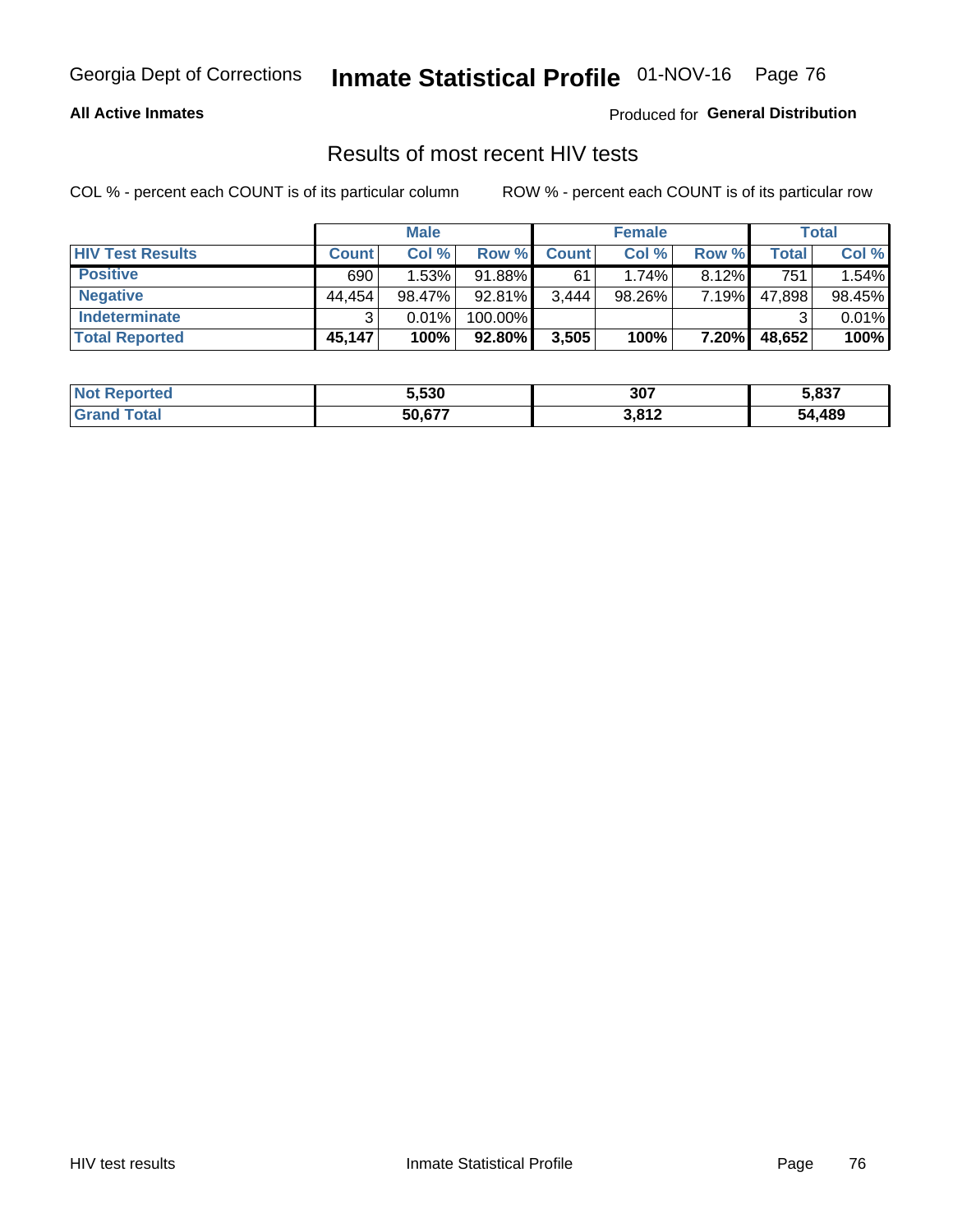Georgia Dept of Corrections **Inmate Statistical Profile** 01-NOV-16

**All Active Inmates**

Produced for **General Distribution**

## Results of most recent HIV tests

COL % - percent each COUNT is of its particular column    ROW % - percent each COUNT is of its particular row

| | Male | | | Female | | | Total | |
|---|---|---|---|---|---|---|---|---|
| **HIV Test Results** | **Count** | **Col %** | **Row %** | **Count** | **Col %** | **Row %** | **Total** | **Col %** |
| **Positive** | 690 | 1.53% | 91.88% | 61 | 1.74% | 8.12% | 751 | 1.54% |
| **Negative** | 44,454 | 98.47% | 92.81% | 3,444 | 98.26% | 7.19% | 47,898 | 98.45% |
| **Indeterminate** | 3 | 0.01% | 100.00% | | | | 3 | 0.01% |
| **Total Reported** | **45,147** | **100%** | **92.80%** | **3,505** | **100%** | **7.20%** | **48,652** | **100%** |

| | Male | Female | Total |
|---|---|---|---|
| **Not Reported** | **5,530** | **307** | **5,837** |
| **Grand Total** | **50,677** | **3,812** | **54,489** |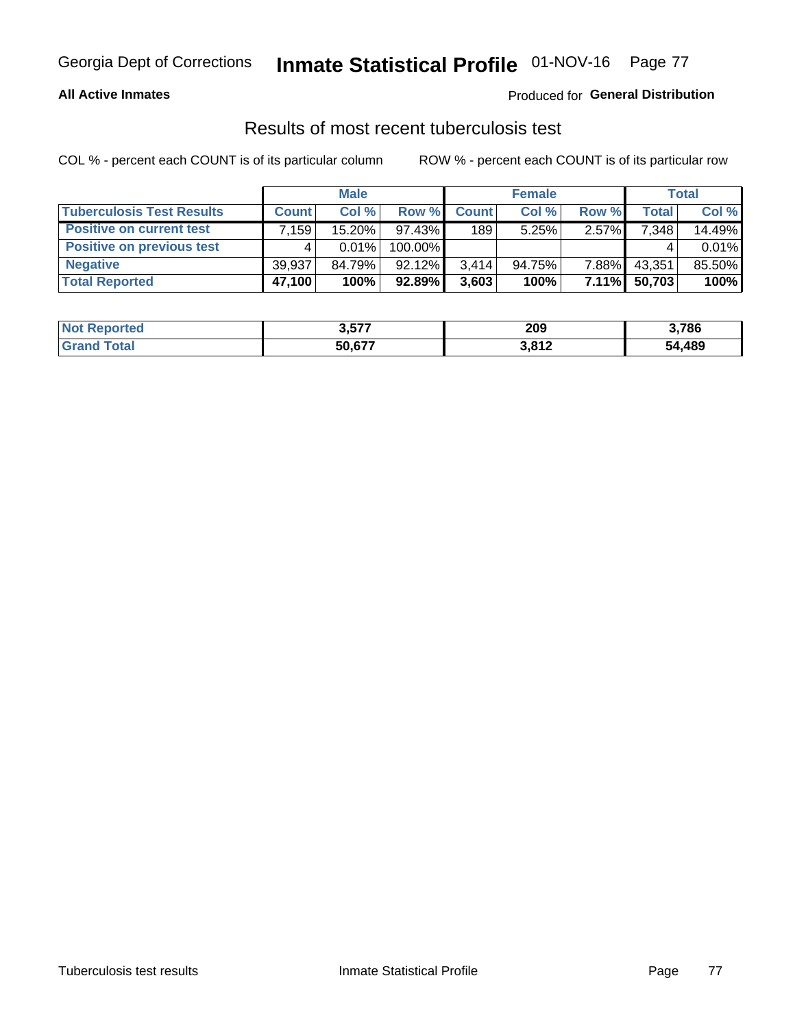Georgia Dept of Corrections **Inmate Statistical Profile** 01-NOV-16

**All Active Inmates**

Produced for **General Distribution**

## Results of most recent tuberculosis test

COL % - percent each COUNT is of its particular column    ROW % - percent each COUNT is of its particular row

| | Male | | | Female | | | Total | |
|---|---|---|---|---|---|---|---|---|
| **Tuberculosis Test Results** | **Count** | **Col %** | **Row %** | **Count** | **Col %** | **Row %** | **Total** | **Col %** |
| **Positive on current test** | 7,159 | 15.20% | 97.43% | 189 | 5.25% | 2.57% | 7,348 | 14.49% |
| **Positive on previous test** | 4 | 0.01% | 100.00% | | | | 4 | 0.01% |
| **Negative** | 39,937 | 84.79% | 92.12% | 3,414 | 94.75% | 7.88% | 43,351 | 85.50% |
| **Total Reported** | **47,100** | **100%** | **92.89%** | **3,603** | **100%** | **7.11%** | **50,703** | **100%** |

| | Male | Female | Total |
|---|---|---|---|
| **Not Reported** | **3,577** | **209** | **3,786** |
| **Grand Total** | **50,677** | **3,812** | **54,489** |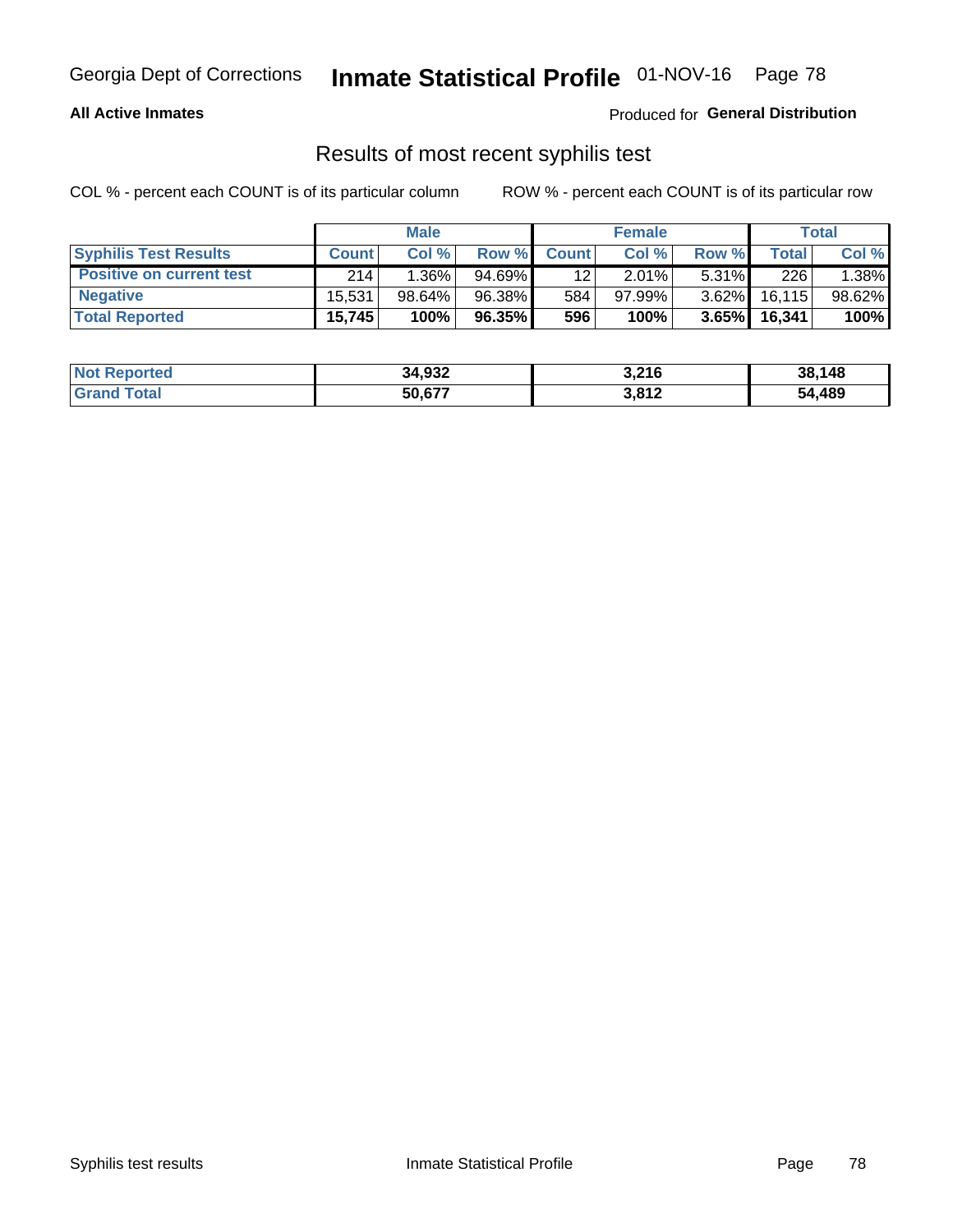**All Active Inmates** Produced for **General Distribution**

## Results of most recent syphilis test

COL % - percent each COUNT is of its particular column ROW % - percent each COUNT is of its particular row

| | Male | | | Female | | | Total | |
|---|---|---|---|---|---|---|---|---|
| **Syphilis Test Results** | **Count** | **Col %** | **Row %** | **Count** | **Col %** | **Row %** | **Total** | **Col %** |
| **Positive on current test** | 214 | 1.36% | 94.69% | 12 | 2.01% | 5.31% | 226 | 1.38% |
| **Negative** | 15,531 | 98.64% | 96.38% | 584 | 97.99% | 3.62% | 16,115 | 98.62% |
| **Total Reported** | **15,745** | **100%** | **96.35%** | **596** | **100%** | **3.65%** | **16,341** | **100%** |

| | Male | Female | Total |
|---|---|---|---|
| **Not Reported** | **34,932** | **3,216** | **38,148** |
| **Grand Total** | **50,677** | **3,812** | **54,489** |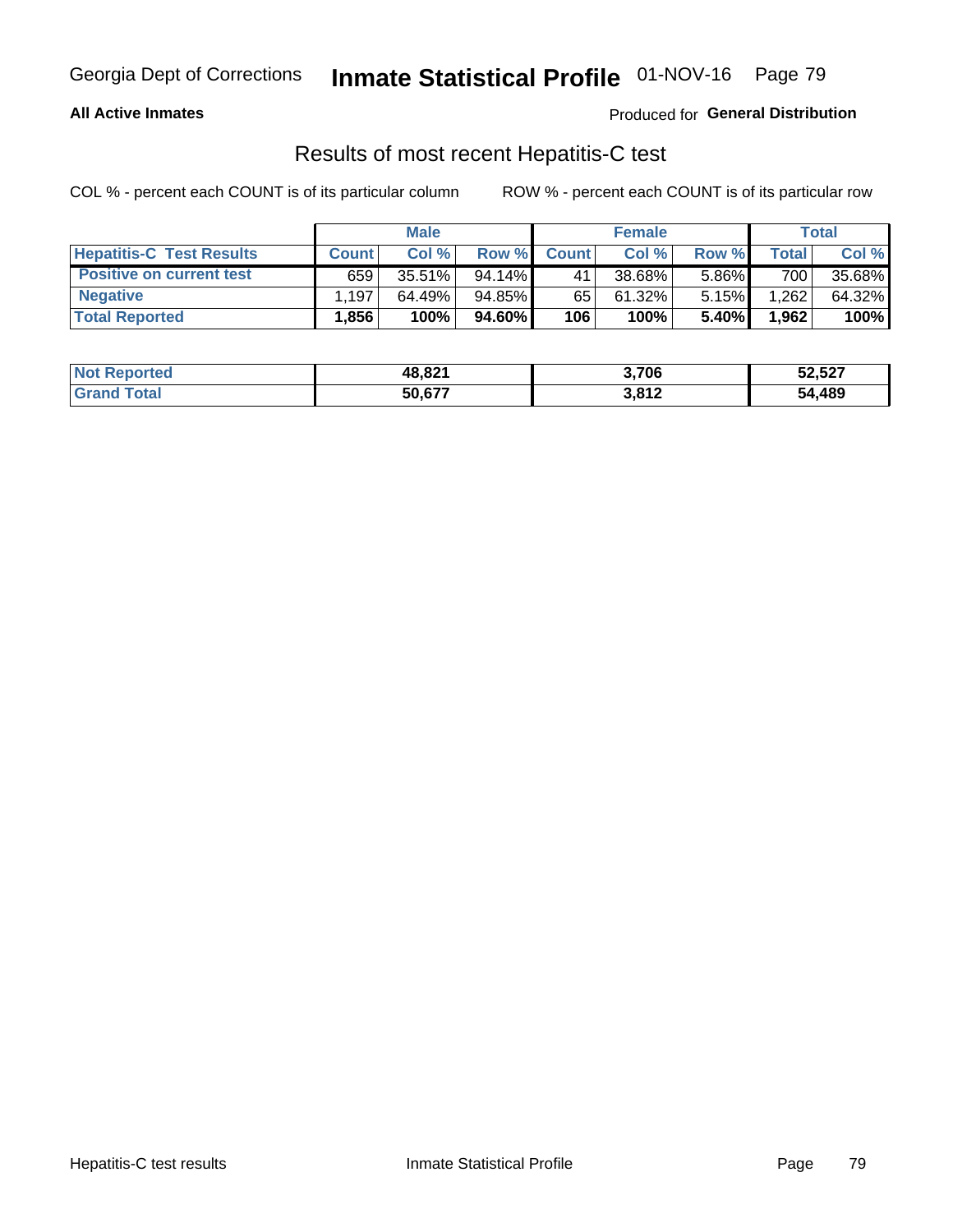**All Active Inmates**

Produced for **General Distribution**

## Results of most recent Hepatitis-C test

COL % - percent each COUNT is of its particular column

ROW % - percent each COUNT is of its particular row

| | Male | | | Female | | | Total | |
|---|---|---|---|---|---|---|---|---|
| **Hepatitis-C Test Results** | **Count** | **Col %** | **Row %** | **Count** | **Col %** | **Row %** | **Total** | **Col %** |
| **Positive on current test** | 659 | 35.51% | 94.14% | 41 | 38.68% | 5.86% | 700 | 35.68% |
| **Negative** | 1,197 | 64.49% | 94.85% | 65 | 61.32% | 5.15% | 1,262 | 64.32% |
| **Total Reported** | **1,856** | **100%** | **94.60%** | **106** | **100%** | **5.40%** | **1,962** | **100%** |

| | Male | Female | Total |
|---|---|---|---|
| **Not Reported** | **48,821** | **3,706** | **52,527** |
| **Grand Total** | **50,677** | **3,812** | **54,489** |